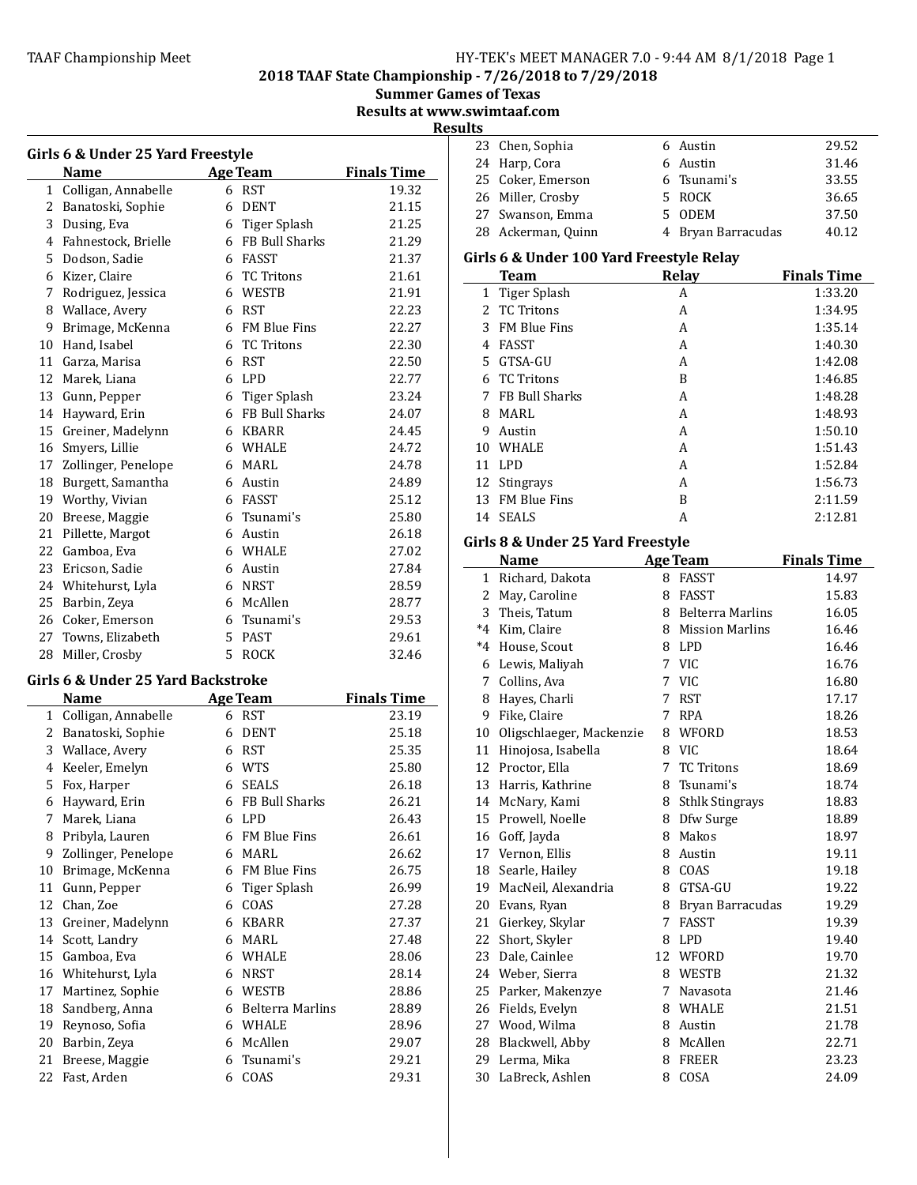2018 TAAF State Championship - 7/26/2018 to 7/29/2018
Summer Games of Texas
Results at www.swimtaaf.com

## Results

### Girls 6 & Under 25 Yard Freestyle

| | Name | Age | Team | Finals Time |
|---|---|---|---|---|
| 1 | Colligan, Annabelle | 6 | RST | 19.32 |
| 2 | Banatoski, Sophie | 6 | DENT | 21.15 |
| 3 | Dusing, Eva | 6 | Tiger Splash | 21.25 |
| 4 | Fahnestock, Brielle | 6 | FB Bull Sharks | 21.29 |
| 5 | Dodson, Sadie | 6 | FASST | 21.37 |
| 6 | Kizer, Claire | 6 | TC Tritons | 21.61 |
| 7 | Rodriguez, Jessica | 6 | WESTB | 21.91 |
| 8 | Wallace, Avery | 6 | RST | 22.23 |
| 9 | Brimage, McKenna | 6 | FM Blue Fins | 22.27 |
| 10 | Hand, Isabel | 6 | TC Tritons | 22.30 |
| 11 | Garza, Marisa | 6 | RST | 22.50 |
| 12 | Marek, Liana | 6 | LPD | 22.77 |
| 13 | Gunn, Pepper | 6 | Tiger Splash | 23.24 |
| 14 | Hayward, Erin | 6 | FB Bull Sharks | 24.07 |
| 15 | Greiner, Madelynn | 6 | KBARR | 24.45 |
| 16 | Smyers, Lillie | 6 | WHALE | 24.72 |
| 17 | Zollinger, Penelope | 6 | MARL | 24.78 |
| 18 | Burgett, Samantha | 6 | Austin | 24.89 |
| 19 | Worthy, Vivian | 6 | FASST | 25.12 |
| 20 | Breese, Maggie | 6 | Tsunami's | 25.80 |
| 21 | Pillette, Margot | 6 | Austin | 26.18 |
| 22 | Gamboa, Eva | 6 | WHALE | 27.02 |
| 23 | Ericson, Sadie | 6 | Austin | 27.84 |
| 24 | Whitehurst, Lyla | 6 | NRST | 28.59 |
| 25 | Barbin, Zeya | 6 | McAllen | 28.77 |
| 26 | Coker, Emerson | 6 | Tsunami's | 29.53 |
| 27 | Towns, Elizabeth | 5 | PAST | 29.61 |
| 28 | Miller, Crosby | 5 | ROCK | 32.46 |

### Girls 6 & Under 25 Yard Backstroke

| | Name | Age | Team | Finals Time |
|---|---|---|---|---|
| 1 | Colligan, Annabelle | 6 | RST | 23.19 |
| 2 | Banatoski, Sophie | 6 | DENT | 25.18 |
| 3 | Wallace, Avery | 6 | RST | 25.35 |
| 4 | Keeler, Emelyn | 6 | WTS | 25.80 |
| 5 | Fox, Harper | 6 | SEALS | 26.18 |
| 6 | Hayward, Erin | 6 | FB Bull Sharks | 26.21 |
| 7 | Marek, Liana | 6 | LPD | 26.43 |
| 8 | Pribyla, Lauren | 6 | FM Blue Fins | 26.61 |
| 9 | Zollinger, Penelope | 6 | MARL | 26.62 |
| 10 | Brimage, McKenna | 6 | FM Blue Fins | 26.75 |
| 11 | Gunn, Pepper | 6 | Tiger Splash | 26.99 |
| 12 | Chan, Zoe | 6 | COAS | 27.28 |
| 13 | Greiner, Madelynn | 6 | KBARR | 27.37 |
| 14 | Scott, Landry | 6 | MARL | 27.48 |
| 15 | Gamboa, Eva | 6 | WHALE | 28.06 |
| 16 | Whitehurst, Lyla | 6 | NRST | 28.14 |
| 17 | Martinez, Sophie | 6 | WESTB | 28.86 |
| 18 | Sandberg, Anna | 6 | Belterra Marlins | 28.89 |
| 19 | Reynoso, Sofia | 6 | WHALE | 28.96 |
| 20 | Barbin, Zeya | 6 | McAllen | 29.07 |
| 21 | Breese, Maggie | 6 | Tsunami's | 29.21 |
| 22 | Fast, Arden | 6 | COAS | 29.31 |
| 23 | Chen, Sophia | 6 | Austin | 29.52 |
| 24 | Harp, Cora | 6 | Austin | 31.46 |
| 25 | Coker, Emerson | 6 | Tsunami's | 33.55 |
| 26 | Miller, Crosby | 5 | ROCK | 36.65 |
| 27 | Swanson, Emma | 5 | ODEM | 37.50 |
| 28 | Ackerman, Quinn | 4 | Bryan Barracudas | 40.12 |

### Girls 6 & Under 100 Yard Freestyle Relay

| | Team | Relay | Finals Time |
|---|---|---|---|
| 1 | Tiger Splash | A | 1:33.20 |
| 2 | TC Tritons | A | 1:34.95 |
| 3 | FM Blue Fins | A | 1:35.14 |
| 4 | FASST | A | 1:40.30 |
| 5 | GTSA-GU | A | 1:42.08 |
| 6 | TC Tritons | B | 1:46.85 |
| 7 | FB Bull Sharks | A | 1:48.28 |
| 8 | MARL | A | 1:48.93 |
| 9 | Austin | A | 1:50.10 |
| 10 | WHALE | A | 1:51.43 |
| 11 | LPD | A | 1:52.84 |
| 12 | Stingrays | A | 1:56.73 |
| 13 | FM Blue Fins | B | 2:11.59 |
| 14 | SEALS | A | 2:12.81 |

### Girls 8 & Under 25 Yard Freestyle

| | Name | Age | Team | Finals Time |
|---|---|---|---|---|
| 1 | Richard, Dakota | 8 | FASST | 14.97 |
| 2 | May, Caroline | 8 | FASST | 15.83 |
| 3 | Theis, Tatum | 8 | Belterra Marlins | 16.05 |
| *4 | Kim, Claire | 8 | Mission Marlins | 16.46 |
| *4 | House, Scout | 8 | LPD | 16.46 |
| 6 | Lewis, Maliyah | 7 | VIC | 16.76 |
| 7 | Collins, Ava | 7 | VIC | 16.80 |
| 8 | Hayes, Charli | 7 | RST | 17.17 |
| 9 | Fike, Claire | 7 | RPA | 18.26 |
| 10 | Oligschlaeger, Mackenzie | 8 | WFORD | 18.53 |
| 11 | Hinojosa, Isabella | 8 | VIC | 18.64 |
| 12 | Proctor, Ella | 7 | TC Tritons | 18.69 |
| 13 | Harris, Kathrine | 8 | Tsunami's | 18.74 |
| 14 | McNary, Kami | 8 | Sthlk Stingrays | 18.83 |
| 15 | Prowell, Noelle | 8 | Dfw Surge | 18.89 |
| 16 | Goff, Jayda | 8 | Makos | 18.97 |
| 17 | Vernon, Ellis | 8 | Austin | 19.11 |
| 18 | Searle, Hailey | 8 | COAS | 19.18 |
| 19 | MacNeil, Alexandria | 8 | GTSA-GU | 19.22 |
| 20 | Evans, Ryan | 8 | Bryan Barracudas | 19.29 |
| 21 | Gierkey, Skylar | 7 | FASST | 19.39 |
| 22 | Short, Skyler | 8 | LPD | 19.40 |
| 23 | Dale, Cainlee | 12 | WFORD | 19.70 |
| 24 | Weber, Sierra | 8 | WESTB | 21.32 |
| 25 | Parker, Makenzye | 7 | Navasota | 21.46 |
| 26 | Fields, Evelyn | 8 | WHALE | 21.51 |
| 27 | Wood, Wilma | 8 | Austin | 21.78 |
| 28 | Blackwell, Abby | 8 | McAllen | 22.71 |
| 29 | Lerma, Mika | 8 | FREER | 23.23 |
| 30 | LaBreck, Ashlen | 8 | COSA | 24.09 |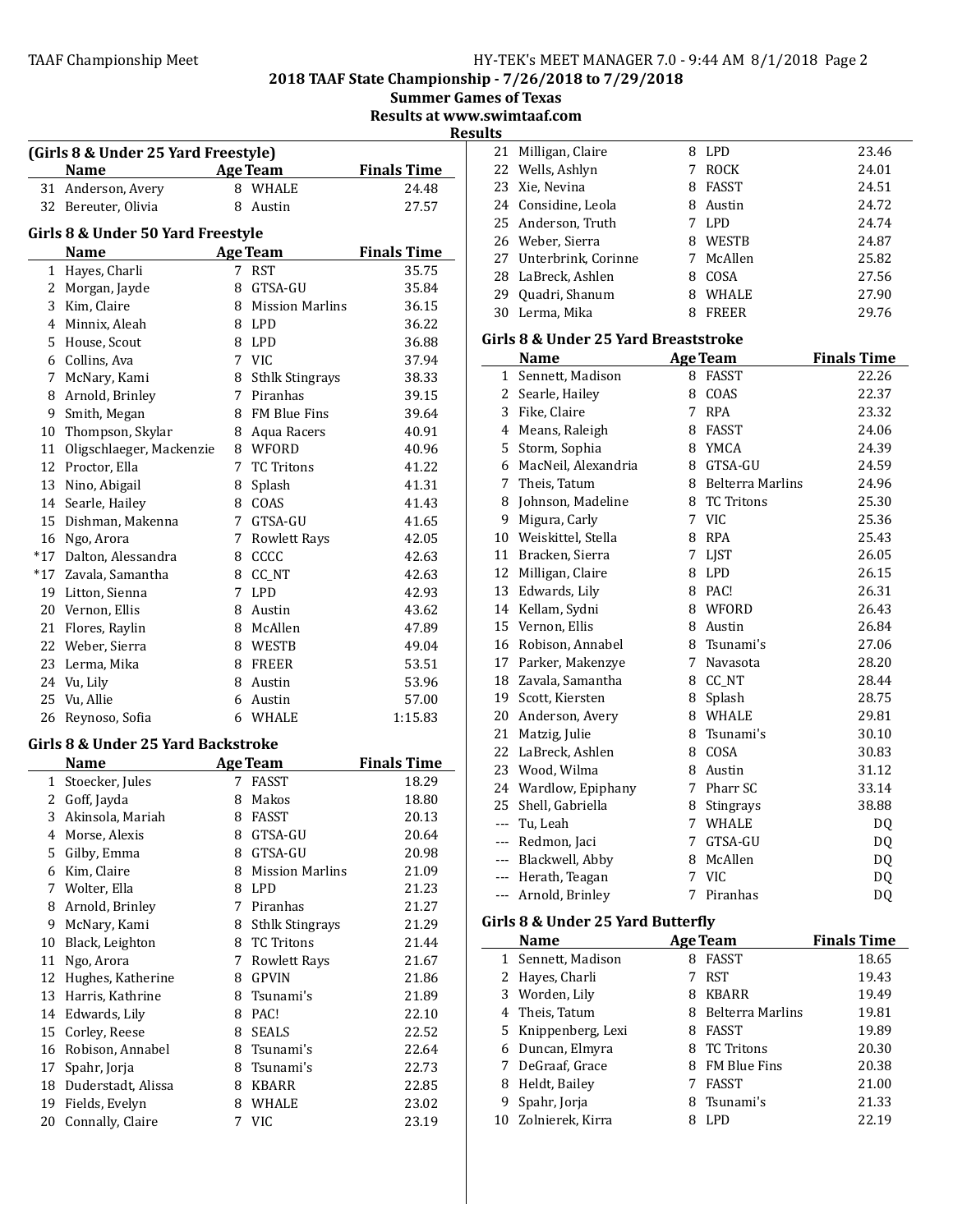2018 TAAF State Championship - 7/26/2018 to 7/29/2018

Summer Games of Texas

Results at www.swimtaaf.com

Results

### (Girls 8 & Under 25 Yard Freestyle)

| | Name | Age | Team | Finals Time |
|---|---|---|---|---|
| 31 | Anderson, Avery | 8 | WHALE | 24.48 |
| 32 | Bereuter, Olivia | 8 | Austin | 27.57 |

### Girls 8 & Under 50 Yard Freestyle

| | Name | Age | Team | Finals Time |
|---|---|---|---|---|
| 1 | Hayes, Charli | 7 | RST | 35.75 |
| 2 | Morgan, Jayde | 8 | GTSA-GU | 35.84 |
| 3 | Kim, Claire | 8 | Mission Marlins | 36.15 |
| 4 | Minnix, Aleah | 8 | LPD | 36.22 |
| 5 | House, Scout | 8 | LPD | 36.88 |
| 6 | Collins, Ava | 7 | VIC | 37.94 |
| 7 | McNary, Kami | 8 | Sthlk Stingrays | 38.33 |
| 8 | Arnold, Brinley | 7 | Piranhas | 39.15 |
| 9 | Smith, Megan | 8 | FM Blue Fins | 39.64 |
| 10 | Thompson, Skylar | 8 | Aqua Racers | 40.91 |
| 11 | Oligschlaeger, Mackenzie | 8 | WFORD | 40.96 |
| 12 | Proctor, Ella | 7 | TC Tritons | 41.22 |
| 13 | Nino, Abigail | 8 | Splash | 41.31 |
| 14 | Searle, Hailey | 8 | COAS | 41.43 |
| 15 | Dishman, Makenna | 7 | GTSA-GU | 41.65 |
| 16 | Ngo, Arora | 7 | Rowlett Rays | 42.05 |
| *17 | Dalton, Alessandra | 8 | CCCC | 42.63 |
| *17 | Zavala, Samantha | 8 | CC_NT | 42.63 |
| 19 | Litton, Sienna | 7 | LPD | 42.93 |
| 20 | Vernon, Ellis | 8 | Austin | 43.62 |
| 21 | Flores, Raylin | 8 | McAllen | 47.89 |
| 22 | Weber, Sierra | 8 | WESTB | 49.04 |
| 23 | Lerma, Mika | 8 | FREER | 53.51 |
| 24 | Vu, Lily | 8 | Austin | 53.96 |
| 25 | Vu, Allie | 6 | Austin | 57.00 |
| 26 | Reynoso, Sofia | 6 | WHALE | 1:15.83 |

### Girls 8 & Under 25 Yard Backstroke

| | Name | Age | Team | Finals Time |
|---|---|---|---|---|
| 1 | Stoecker, Jules | 7 | FASST | 18.29 |
| 2 | Goff, Jayda | 8 | Makos | 18.80 |
| 3 | Akinsola, Mariah | 8 | FASST | 20.13 |
| 4 | Morse, Alexis | 8 | GTSA-GU | 20.64 |
| 5 | Gilby, Emma | 8 | GTSA-GU | 20.98 |
| 6 | Kim, Claire | 8 | Mission Marlins | 21.09 |
| 7 | Wolter, Ella | 8 | LPD | 21.23 |
| 8 | Arnold, Brinley | 7 | Piranhas | 21.27 |
| 9 | McNary, Kami | 8 | Sthlk Stingrays | 21.29 |
| 10 | Black, Leighton | 8 | TC Tritons | 21.44 |
| 11 | Ngo, Arora | 7 | Rowlett Rays | 21.67 |
| 12 | Hughes, Katherine | 8 | GPVIN | 21.86 |
| 13 | Harris, Kathrine | 8 | Tsunami's | 21.89 |
| 14 | Edwards, Lily | 8 | PAC! | 22.10 |
| 15 | Corley, Reese | 8 | SEALS | 22.52 |
| 16 | Robison, Annabel | 8 | Tsunami's | 22.64 |
| 17 | Spahr, Jorja | 8 | Tsunami's | 22.73 |
| 18 | Duderstadt, Alissa | 8 | KBARR | 22.85 |
| 19 | Fields, Evelyn | 8 | WHALE | 23.02 |
| 20 | Connally, Claire | 7 | VIC | 23.19 |
| 21 | Milligan, Claire | 8 | LPD | 23.46 |
| 22 | Wells, Ashlyn | 7 | ROCK | 24.01 |
| 23 | Xie, Nevina | 8 | FASST | 24.51 |
| 24 | Considine, Leola | 8 | Austin | 24.72 |
| 25 | Anderson, Truth | 7 | LPD | 24.74 |
| 26 | Weber, Sierra | 8 | WESTB | 24.87 |
| 27 | Unterbrink, Corinne | 7 | McAllen | 25.82 |
| 28 | LaBreck, Ashlen | 8 | COSA | 27.56 |
| 29 | Quadri, Shanum | 8 | WHALE | 27.90 |
| 30 | Lerma, Mika | 8 | FREER | 29.76 |

### Girls 8 & Under 25 Yard Breaststroke

| | Name | Age | Team | Finals Time |
|---|---|---|---|---|
| 1 | Sennett, Madison | 8 | FASST | 22.26 |
| 2 | Searle, Hailey | 8 | COAS | 22.37 |
| 3 | Fike, Claire | 7 | RPA | 23.32 |
| 4 | Means, Raleigh | 8 | FASST | 24.06 |
| 5 | Storm, Sophia | 8 | YMCA | 24.39 |
| 6 | MacNeil, Alexandria | 8 | GTSA-GU | 24.59 |
| 7 | Theis, Tatum | 8 | Belterra Marlins | 24.96 |
| 8 | Johnson, Madeline | 8 | TC Tritons | 25.30 |
| 9 | Migura, Carly | 7 | VIC | 25.36 |
| 10 | Weiskittel, Stella | 8 | RPA | 25.43 |
| 11 | Bracken, Sierra | 7 | LJST | 26.05 |
| 12 | Milligan, Claire | 8 | LPD | 26.15 |
| 13 | Edwards, Lily | 8 | PAC! | 26.31 |
| 14 | Kellam, Sydni | 8 | WFORD | 26.43 |
| 15 | Vernon, Ellis | 8 | Austin | 26.84 |
| 16 | Robison, Annabel | 8 | Tsunami's | 27.06 |
| 17 | Parker, Makenzye | 7 | Navasota | 28.20 |
| 18 | Zavala, Samantha | 8 | CC_NT | 28.44 |
| 19 | Scott, Kiersten | 8 | Splash | 28.75 |
| 20 | Anderson, Avery | 8 | WHALE | 29.81 |
| 21 | Matzig, Julie | 8 | Tsunami's | 30.10 |
| 22 | LaBreck, Ashlen | 8 | COSA | 30.83 |
| 23 | Wood, Wilma | 8 | Austin | 31.12 |
| 24 | Wardlow, Epiphany | 7 | Pharr SC | 33.14 |
| 25 | Shell, Gabriella | 8 | Stingrays | 38.88 |
| --- | Tu, Leah | 7 | WHALE | DQ |
| --- | Redmon, Jaci | 7 | GTSA-GU | DQ |
| --- | Blackwell, Abby | 8 | McAllen | DQ |
| --- | Herath, Teagan | 7 | VIC | DQ |
| --- | Arnold, Brinley | 7 | Piranhas | DQ |

### Girls 8 & Under 25 Yard Butterfly

| | Name | Age | Team | Finals Time |
|---|---|---|---|---|
| 1 | Sennett, Madison | 8 | FASST | 18.65 |
| 2 | Hayes, Charli | 7 | RST | 19.43 |
| 3 | Worden, Lily | 8 | KBARR | 19.49 |
| 4 | Theis, Tatum | 8 | Belterra Marlins | 19.81 |
| 5 | Knippenberg, Lexi | 8 | FASST | 19.89 |
| 6 | Duncan, Elmyra | 8 | TC Tritons | 20.30 |
| 7 | DeGraaf, Grace | 8 | FM Blue Fins | 20.38 |
| 8 | Heldt, Bailey | 7 | FASST | 21.00 |
| 9 | Spahr, Jorja | 8 | Tsunami's | 21.33 |
| 10 | Zolnierek, Kirra | 8 | LPD | 22.19 |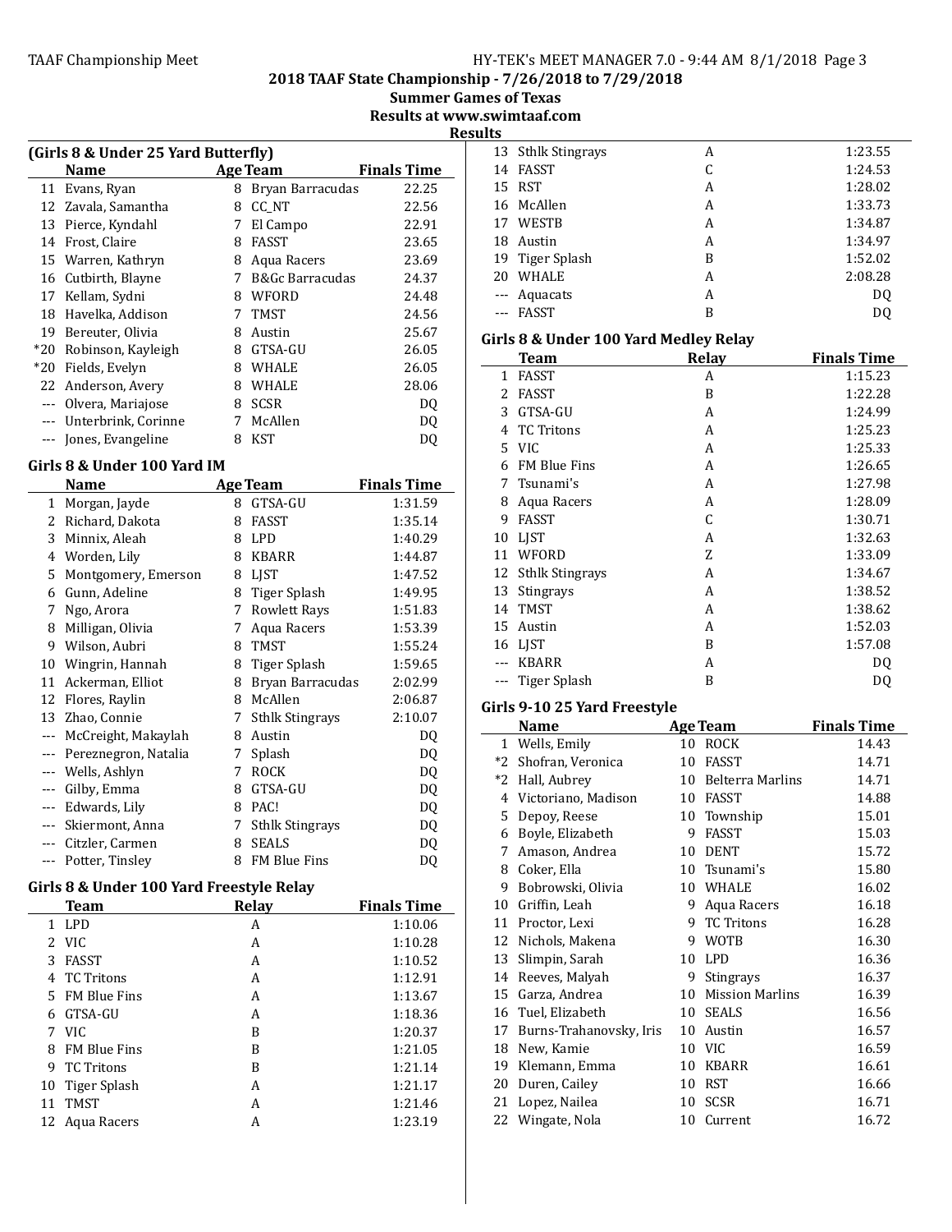2018 TAAF State Championship - 7/26/2018 to 7/29/2018

Summer Games of Texas

Results at www.swimtaaf.com

Results

### (Girls 8 & Under 25 Yard Butterfly)

| | Name | Age | Team | Finals Time |
|---|---|---|---|---|
| 11 | Evans, Ryan | 8 | Bryan Barracudas | 22.25 |
| 12 | Zavala, Samantha | 8 | CC_NT | 22.56 |
| 13 | Pierce, Kyndahl | 7 | El Campo | 22.91 |
| 14 | Frost, Claire | 8 | FASST | 23.65 |
| 15 | Warren, Kathryn | 8 | Aqua Racers | 23.69 |
| 16 | Cutbirth, Blayne | 7 | B&Gc Barracudas | 24.37 |
| 17 | Kellam, Sydni | 8 | WFORD | 24.48 |
| 18 | Havelka, Addison | 7 | TMST | 24.56 |
| 19 | Bereuter, Olivia | 8 | Austin | 25.67 |
| *20 | Robinson, Kayleigh | 8 | GTSA-GU | 26.05 |
| *20 | Fields, Evelyn | 8 | WHALE | 26.05 |
| 22 | Anderson, Avery | 8 | WHALE | 28.06 |
| --- | Olvera, Mariajose | 8 | SCSR | DQ |
| --- | Unterbrink, Corinne | 7 | McAllen | DQ |
| --- | Jones, Evangeline | 8 | KST | DQ |

### Girls 8 & Under 100 Yard IM

| | Name | Age | Team | Finals Time |
|---|---|---|---|---|
| 1 | Morgan, Jayde | 8 | GTSA-GU | 1:31.59 |
| 2 | Richard, Dakota | 8 | FASST | 1:35.14 |
| 3 | Minnix, Aleah | 8 | LPD | 1:40.29 |
| 4 | Worden, Lily | 8 | KBARR | 1:44.87 |
| 5 | Montgomery, Emerson | 8 | LJST | 1:47.52 |
| 6 | Gunn, Adeline | 8 | Tiger Splash | 1:49.95 |
| 7 | Ngo, Arora | 7 | Rowlett Rays | 1:51.83 |
| 8 | Milligan, Olivia | 7 | Aqua Racers | 1:53.39 |
| 9 | Wilson, Aubri | 8 | TMST | 1:55.24 |
| 10 | Wingrin, Hannah | 8 | Tiger Splash | 1:59.65 |
| 11 | Ackerman, Elliot | 8 | Bryan Barracudas | 2:02.99 |
| 12 | Flores, Raylin | 8 | McAllen | 2:06.87 |
| 13 | Zhao, Connie | 7 | Sthlk Stingrays | 2:10.07 |
| --- | McCreight, Makaylah | 8 | Austin | DQ |
| --- | Pereznegron, Natalia | 7 | Splash | DQ |
| --- | Wells, Ashlyn | 7 | ROCK | DQ |
| --- | Gilby, Emma | 8 | GTSA-GU | DQ |
| --- | Edwards, Lily | 8 | PAC! | DQ |
| --- | Skiermont, Anna | 7 | Sthlk Stingrays | DQ |
| --- | Citzler, Carmen | 8 | SEALS | DQ |
| --- | Potter, Tinsley | 8 | FM Blue Fins | DQ |

### Girls 8 & Under 100 Yard Freestyle Relay

| | Team | Relay | Finals Time |
|---|---|---|---|
| 1 | LPD | A | 1:10.06 |
| 2 | VIC | A | 1:10.28 |
| 3 | FASST | A | 1:10.52 |
| 4 | TC Tritons | A | 1:12.91 |
| 5 | FM Blue Fins | A | 1:13.67 |
| 6 | GTSA-GU | A | 1:18.36 |
| 7 | VIC | B | 1:20.37 |
| 8 | FM Blue Fins | B | 1:21.05 |
| 9 | TC Tritons | B | 1:21.14 |
| 10 | Tiger Splash | A | 1:21.17 |
| 11 | TMST | A | 1:21.46 |
| 12 | Aqua Racers | A | 1:23.19 |
| 13 | Sthlk Stingrays | A | 1:23.55 |
| 14 | FASST | C | 1:24.53 |
| 15 | RST | A | 1:28.02 |
| 16 | McAllen | A | 1:33.73 |
| 17 | WESTB | A | 1:34.87 |
| 18 | Austin | A | 1:34.97 |
| 19 | Tiger Splash | B | 1:52.02 |
| 20 | WHALE | A | 2:08.28 |
| --- | Aquacats | A | DQ |
| --- | FASST | B | DQ |

### Girls 8 & Under 100 Yard Medley Relay

| | Team | Relay | Finals Time |
|---|---|---|---|
| 1 | FASST | A | 1:15.23 |
| 2 | FASST | B | 1:22.28 |
| 3 | GTSA-GU | A | 1:24.99 |
| 4 | TC Tritons | A | 1:25.23 |
| 5 | VIC | A | 1:25.33 |
| 6 | FM Blue Fins | A | 1:26.65 |
| 7 | Tsunami's | A | 1:27.98 |
| 8 | Aqua Racers | A | 1:28.09 |
| 9 | FASST | C | 1:30.71 |
| 10 | LJST | A | 1:32.63 |
| 11 | WFORD | Z | 1:33.09 |
| 12 | Sthlk Stingrays | A | 1:34.67 |
| 13 | Stingrays | A | 1:38.52 |
| 14 | TMST | A | 1:38.62 |
| 15 | Austin | A | 1:52.03 |
| 16 | LJST | B | 1:57.08 |
| --- | KBARR | A | DQ |
| --- | Tiger Splash | B | DQ |

### Girls 9-10 25 Yard Freestyle

| | Name | Age | Team | Finals Time |
|---|---|---|---|---|
| 1 | Wells, Emily | 10 | ROCK | 14.43 |
| *2 | Shofran, Veronica | 10 | FASST | 14.71 |
| *2 | Hall, Aubrey | 10 | Belterra Marlins | 14.71 |
| 4 | Victoriano, Madison | 10 | FASST | 14.88 |
| 5 | Depoy, Reese | 10 | Township | 15.01 |
| 6 | Boyle, Elizabeth | 9 | FASST | 15.03 |
| 7 | Amason, Andrea | 10 | DENT | 15.72 |
| 8 | Coker, Ella | 10 | Tsunami's | 15.80 |
| 9 | Bobrowski, Olivia | 10 | WHALE | 16.02 |
| 10 | Griffin, Leah | 9 | Aqua Racers | 16.18 |
| 11 | Proctor, Lexi | 9 | TC Tritons | 16.28 |
| 12 | Nichols, Makena | 9 | WOTB | 16.30 |
| 13 | Slimpin, Sarah | 10 | LPD | 16.36 |
| 14 | Reeves, Malyah | 9 | Stingrays | 16.37 |
| 15 | Garza, Andrea | 10 | Mission Marlins | 16.39 |
| 16 | Tuel, Elizabeth | 10 | SEALS | 16.56 |
| 17 | Burns-Trahanovsky, Iris | 10 | Austin | 16.57 |
| 18 | New, Kamie | 10 | VIC | 16.59 |
| 19 | Klemann, Emma | 10 | KBARR | 16.61 |
| 20 | Duren, Cailey | 10 | RST | 16.66 |
| 21 | Lopez, Nailea | 10 | SCSR | 16.71 |
| 22 | Wingate, Nola | 10 | Current | 16.72 |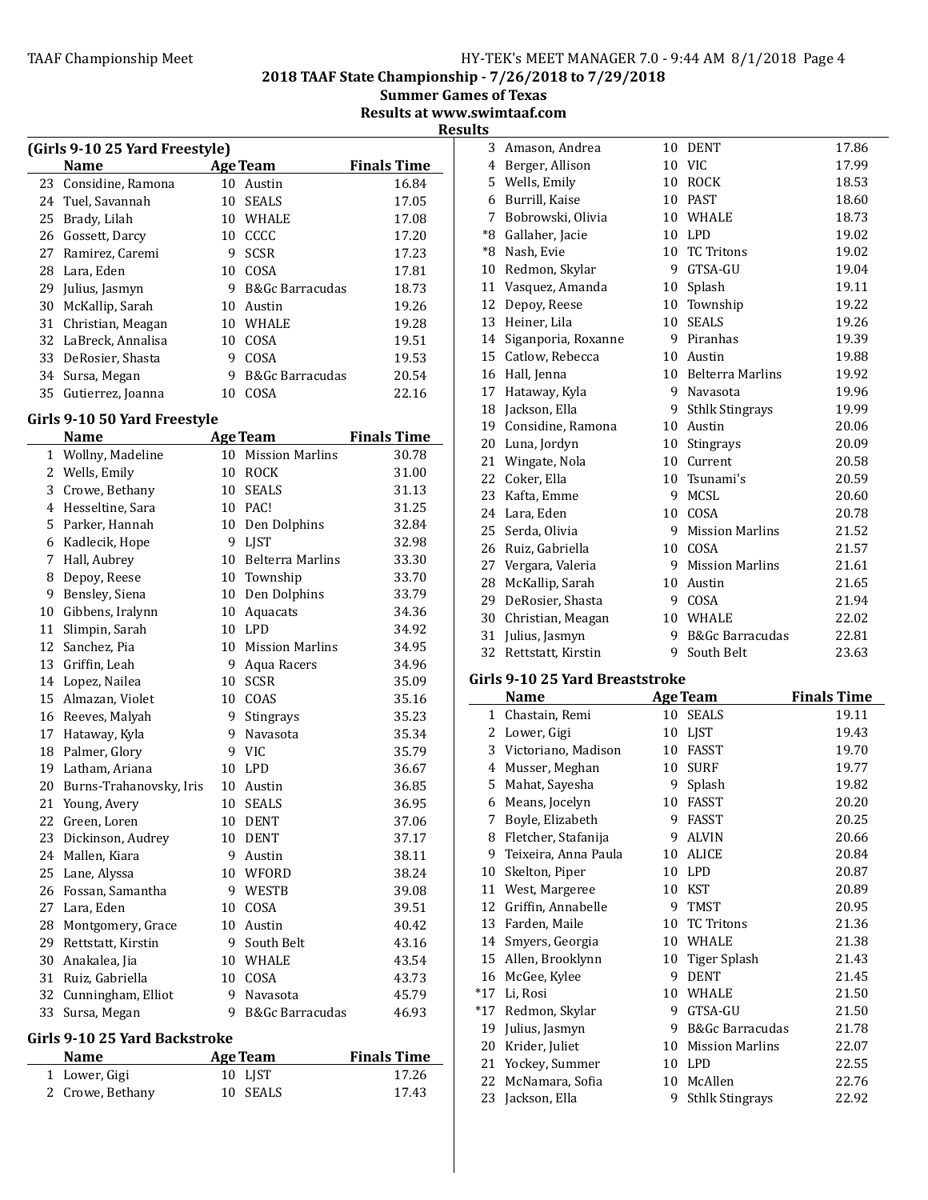# 2018 TAAF State Championship - 7/26/2018 to 7/29/2018

## Summer Games of Texas

### Results at www.swimtaaf.com

### Results

#### (Girls 9-10 25 Yard Freestyle)

| | Name | Age | Team | Finals Time |
|---|---|---|---|---|
| 23 | Considine, Ramona | 10 | Austin | 16.84 |
| 24 | Tuel, Savannah | 10 | SEALS | 17.05 |
| 25 | Brady, Lilah | 10 | WHALE | 17.08 |
| 26 | Gossett, Darcy | 10 | CCCC | 17.20 |
| 27 | Ramirez, Caremi | 9 | SCSR | 17.23 |
| 28 | Lara, Eden | 10 | COSA | 17.81 |
| 29 | Julius, Jasmyn | 9 | B&Gc Barracudas | 18.73 |
| 30 | McKallip, Sarah | 10 | Austin | 19.26 |
| 31 | Christian, Meagan | 10 | WHALE | 19.28 |
| 32 | LaBreck, Annalisa | 10 | COSA | 19.51 |
| 33 | DeRosier, Shasta | 9 | COSA | 19.53 |
| 34 | Sursa, Megan | 9 | B&Gc Barracudas | 20.54 |
| 35 | Gutierrez, Joanna | 10 | COSA | 22.16 |

#### Girls 9-10 50 Yard Freestyle

| | Name | Age | Team | Finals Time |
|---|---|---|---|---|
| 1 | Wollny, Madeline | 10 | Mission Marlins | 30.78 |
| 2 | Wells, Emily | 10 | ROCK | 31.00 |
| 3 | Crowe, Bethany | 10 | SEALS | 31.13 |
| 4 | Hesseltine, Sara | 10 | PAC! | 31.25 |
| 5 | Parker, Hannah | 10 | Den Dolphins | 32.84 |
| 6 | Kadlecik, Hope | 9 | LJST | 32.98 |
| 7 | Hall, Aubrey | 10 | Belterra Marlins | 33.30 |
| 8 | Depoy, Reese | 10 | Township | 33.70 |
| 9 | Bensley, Siena | 10 | Den Dolphins | 33.79 |
| 10 | Gibbens, Iralynn | 10 | Aquacats | 34.36 |
| 11 | Slimpin, Sarah | 10 | LPD | 34.92 |
| 12 | Sanchez, Pia | 10 | Mission Marlins | 34.95 |
| 13 | Griffin, Leah | 9 | Aqua Racers | 34.96 |
| 14 | Lopez, Nailea | 10 | SCSR | 35.09 |
| 15 | Almazan, Violet | 10 | COAS | 35.16 |
| 16 | Reeves, Malyah | 9 | Stingrays | 35.23 |
| 17 | Hataway, Kyla | 9 | Navasota | 35.34 |
| 18 | Palmer, Glory | 9 | VIC | 35.79 |
| 19 | Latham, Ariana | 10 | LPD | 36.67 |
| 20 | Burns-Trahanovsky, Iris | 10 | Austin | 36.85 |
| 21 | Young, Avery | 10 | SEALS | 36.95 |
| 22 | Green, Loren | 10 | DENT | 37.06 |
| 23 | Dickinson, Audrey | 10 | DENT | 37.17 |
| 24 | Mallen, Kiara | 9 | Austin | 38.11 |
| 25 | Lane, Alyssa | 10 | WFORD | 38.24 |
| 26 | Fossan, Samantha | 9 | WESTB | 39.08 |
| 27 | Lara, Eden | 10 | COSA | 39.51 |
| 28 | Montgomery, Grace | 10 | Austin | 40.42 |
| 29 | Rettstatt, Kirstin | 9 | South Belt | 43.16 |
| 30 | Anakalea, Jia | 10 | WHALE | 43.54 |
| 31 | Ruiz, Gabriella | 10 | COSA | 43.73 |
| 32 | Cunningham, Elliot | 9 | Navasota | 45.79 |
| 33 | Sursa, Megan | 9 | B&Gc Barracudas | 46.93 |

#### Girls 9-10 25 Yard Backstroke

| | Name | Age | Team | Finals Time |
|---|---|---|---|---|
| 1 | Lower, Gigi | 10 | LJST | 17.26 |
| 2 | Crowe, Bethany | 10 | SEALS | 17.43 |
| 3 | Amason, Andrea | 10 | DENT | 17.86 |
| 4 | Berger, Allison | 10 | VIC | 17.99 |
| 5 | Wells, Emily | 10 | ROCK | 18.53 |
| 6 | Burrill, Kaise | 10 | PAST | 18.60 |
| 7 | Bobrowski, Olivia | 10 | WHALE | 18.73 |
| *8 | Gallaher, Jacie | 10 | LPD | 19.02 |
| *8 | Nash, Evie | 10 | TC Tritons | 19.02 |
| 10 | Redmon, Skylar | 9 | GTSA-GU | 19.04 |
| 11 | Vasquez, Amanda | 10 | Splash | 19.11 |
| 12 | Depoy, Reese | 10 | Township | 19.22 |
| 13 | Heiner, Lila | 10 | SEALS | 19.26 |
| 14 | Siganporia, Roxanne | 9 | Piranhas | 19.39 |
| 15 | Catlow, Rebecca | 10 | Austin | 19.88 |
| 16 | Hall, Jenna | 10 | Belterra Marlins | 19.92 |
| 17 | Hataway, Kyla | 9 | Navasota | 19.96 |
| 18 | Jackson, Ella | 9 | Sthlk Stingrays | 19.99 |
| 19 | Considine, Ramona | 10 | Austin | 20.06 |
| 20 | Luna, Jordyn | 10 | Stingrays | 20.09 |
| 21 | Wingate, Nola | 10 | Current | 20.58 |
| 22 | Coker, Ella | 10 | Tsunami's | 20.59 |
| 23 | Kafta, Emme | 9 | MCSL | 20.60 |
| 24 | Lara, Eden | 10 | COSA | 20.78 |
| 25 | Serda, Olivia | 9 | Mission Marlins | 21.52 |
| 26 | Ruiz, Gabriella | 10 | COSA | 21.57 |
| 27 | Vergara, Valeria | 9 | Mission Marlins | 21.61 |
| 28 | McKallip, Sarah | 10 | Austin | 21.65 |
| 29 | DeRosier, Shasta | 9 | COSA | 21.94 |
| 30 | Christian, Meagan | 10 | WHALE | 22.02 |
| 31 | Julius, Jasmyn | 9 | B&Gc Barracudas | 22.81 |
| 32 | Rettstatt, Kirstin | 9 | South Belt | 23.63 |

#### Girls 9-10 25 Yard Breaststroke

| | Name | Age | Team | Finals Time |
|---|---|---|---|---|
| 1 | Chastain, Remi | 10 | SEALS | 19.11 |
| 2 | Lower, Gigi | 10 | LJST | 19.43 |
| 3 | Victoriano, Madison | 10 | FASST | 19.70 |
| 4 | Musser, Meghan | 10 | SURF | 19.77 |
| 5 | Mahat, Sayesha | 9 | Splash | 19.82 |
| 6 | Means, Jocelyn | 10 | FASST | 20.20 |
| 7 | Boyle, Elizabeth | 9 | FASST | 20.25 |
| 8 | Fletcher, Stafanija | 9 | ALVIN | 20.66 |
| 9 | Teixeira, Anna Paula | 10 | ALICE | 20.84 |
| 10 | Skelton, Piper | 10 | LPD | 20.87 |
| 11 | West, Margeree | 10 | KST | 20.89 |
| 12 | Griffin, Annabelle | 9 | TMST | 20.95 |
| 13 | Farden, Maile | 10 | TC Tritons | 21.36 |
| 14 | Smyers, Georgia | 10 | WHALE | 21.38 |
| 15 | Allen, Brooklynn | 10 | Tiger Splash | 21.43 |
| 16 | McGee, Kylee | 9 | DENT | 21.45 |
| *17 | Li, Rosi | 10 | WHALE | 21.50 |
| *17 | Redmon, Skylar | 9 | GTSA-GU | 21.50 |
| 19 | Julius, Jasmyn | 9 | B&Gc Barracudas | 21.78 |
| 20 | Krider, Juliet | 10 | Mission Marlins | 22.07 |
| 21 | Yockey, Summer | 10 | LPD | 22.55 |
| 22 | McNamara, Sofia | 10 | McAllen | 22.76 |
| 23 | Jackson, Ella | 9 | Sthlk Stingrays | 22.92 |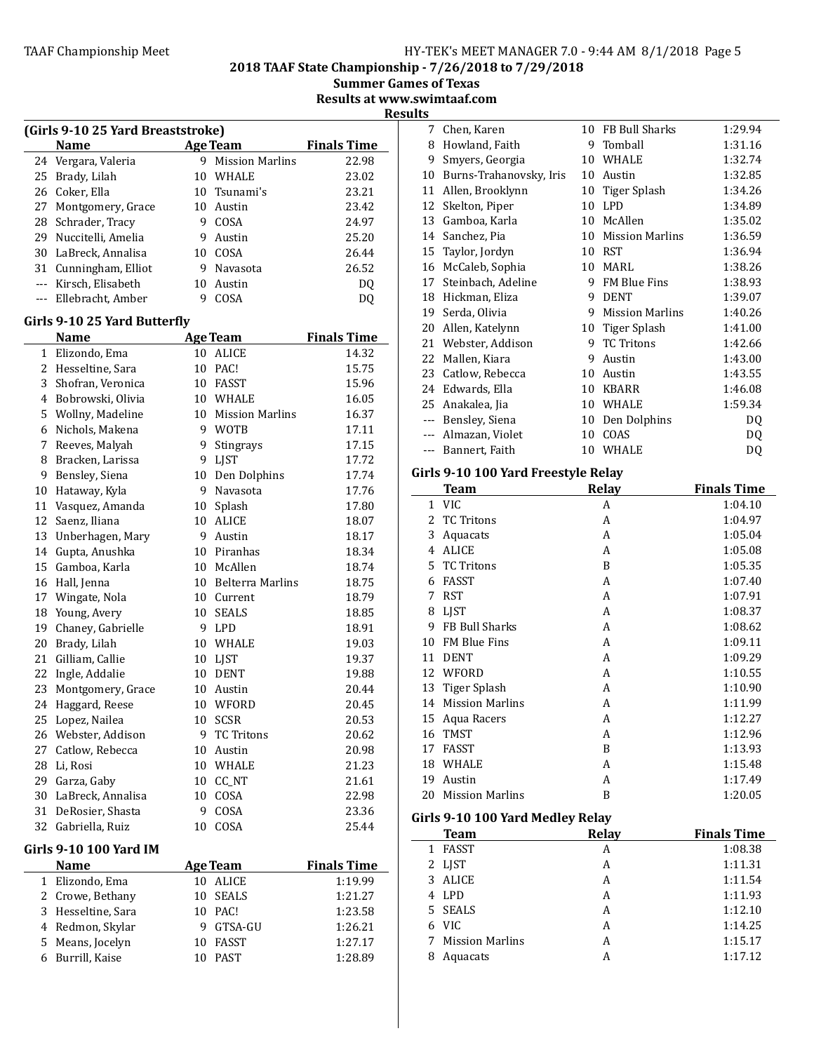## 2018 TAAF State Championship - 7/26/2018 to 7/29/2018

**Summer Games of Texas**

**Results at www.swimtaaf.com**

**Results**

### (Girls 9-10 25 Yard Breaststroke)

| | Name | Age | Team | Finals Time |
|---|---|---|---|---|
| 24 | Vergara, Valeria | 9 | Mission Marlins | 22.98 |
| 25 | Brady, Lilah | 10 | WHALE | 23.02 |
| 26 | Coker, Ella | 10 | Tsunami's | 23.21 |
| 27 | Montgomery, Grace | 10 | Austin | 23.42 |
| 28 | Schrader, Tracy | 9 | COSA | 24.97 |
| 29 | Nuccitelli, Amelia | 9 | Austin | 25.20 |
| 30 | LaBreck, Annalisa | 10 | COSA | 26.44 |
| 31 | Cunningham, Elliot | 9 | Navasota | 26.52 |
| --- | Kirsch, Elisabeth | 10 | Austin | DQ |
| --- | Ellebracht, Amber | 9 | COSA | DQ |

### Girls 9-10 25 Yard Butterfly

| | Name | Age | Team | Finals Time |
|---|---|---|---|---|
| 1 | Elizondo, Ema | 10 | ALICE | 14.32 |
| 2 | Hesseltine, Sara | 10 | PAC! | 15.75 |
| 3 | Shofran, Veronica | 10 | FASST | 15.96 |
| 4 | Bobrowski, Olivia | 10 | WHALE | 16.05 |
| 5 | Wollny, Madeline | 10 | Mission Marlins | 16.37 |
| 6 | Nichols, Makena | 9 | WOTB | 17.11 |
| 7 | Reeves, Malyah | 9 | Stingrays | 17.15 |
| 8 | Bracken, Larissa | 9 | LJST | 17.72 |
| 9 | Bensley, Siena | 10 | Den Dolphins | 17.74 |
| 10 | Hataway, Kyla | 9 | Navasota | 17.76 |
| 11 | Vasquez, Amanda | 10 | Splash | 17.80 |
| 12 | Saenz, Iliana | 10 | ALICE | 18.07 |
| 13 | Unberhagen, Mary | 9 | Austin | 18.17 |
| 14 | Gupta, Anushka | 10 | Piranhas | 18.34 |
| 15 | Gamboa, Karla | 10 | McAllen | 18.74 |
| 16 | Hall, Jenna | 10 | Belterra Marlins | 18.75 |
| 17 | Wingate, Nola | 10 | Current | 18.79 |
| 18 | Young, Avery | 10 | SEALS | 18.85 |
| 19 | Chaney, Gabrielle | 9 | LPD | 18.91 |
| 20 | Brady, Lilah | 10 | WHALE | 19.03 |
| 21 | Gilliam, Callie | 10 | LJST | 19.37 |
| 22 | Ingle, Addalie | 10 | DENT | 19.88 |
| 23 | Montgomery, Grace | 10 | Austin | 20.44 |
| 24 | Haggard, Reese | 10 | WFORD | 20.45 |
| 25 | Lopez, Nailea | 10 | SCSR | 20.53 |
| 26 | Webster, Addison | 9 | TC Tritons | 20.62 |
| 27 | Catlow, Rebecca | 10 | Austin | 20.98 |
| 28 | Li, Rosi | 10 | WHALE | 21.23 |
| 29 | Garza, Gaby | 10 | CC_NT | 21.61 |
| 30 | LaBreck, Annalisa | 10 | COSA | 22.98 |
| 31 | DeRosier, Shasta | 9 | COSA | 23.36 |
| 32 | Gabriella, Ruiz | 10 | COSA | 25.44 |

### Girls 9-10 100 Yard IM

| | Name | Age | Team | Finals Time |
|---|---|---|---|---|
| 1 | Elizondo, Ema | 10 | ALICE | 1:19.99 |
| 2 | Crowe, Bethany | 10 | SEALS | 1:21.27 |
| 3 | Hesseltine, Sara | 10 | PAC! | 1:23.58 |
| 4 | Redmon, Skylar | 9 | GTSA-GU | 1:26.21 |
| 5 | Means, Jocelyn | 10 | FASST | 1:27.17 |
| 6 | Burrill, Kaise | 10 | PAST | 1:28.89 |
| 7 | Chen, Karen | 10 | FB Bull Sharks | 1:29.94 |
| 8 | Howland, Faith | 9 | Tomball | 1:31.16 |
| 9 | Smyers, Georgia | 10 | WHALE | 1:32.74 |
| 10 | Burns-Trahanovsky, Iris | 10 | Austin | 1:32.85 |
| 11 | Allen, Brooklynn | 10 | Tiger Splash | 1:34.26 |
| 12 | Skelton, Piper | 10 | LPD | 1:34.89 |
| 13 | Gamboa, Karla | 10 | McAllen | 1:35.02 |
| 14 | Sanchez, Pia | 10 | Mission Marlins | 1:36.59 |
| 15 | Taylor, Jordyn | 10 | RST | 1:36.94 |
| 16 | McCaleb, Sophia | 10 | MARL | 1:38.26 |
| 17 | Steinbach, Adeline | 9 | FM Blue Fins | 1:38.93 |
| 18 | Hickman, Eliza | 9 | DENT | 1:39.07 |
| 19 | Serda, Olivia | 9 | Mission Marlins | 1:40.26 |
| 20 | Allen, Katelynn | 10 | Tiger Splash | 1:41.00 |
| 21 | Webster, Addison | 9 | TC Tritons | 1:42.66 |
| 22 | Mallen, Kiara | 9 | Austin | 1:43.00 |
| 23 | Catlow, Rebecca | 10 | Austin | 1:43.55 |
| 24 | Edwards, Ella | 10 | KBARR | 1:46.08 |
| 25 | Anakalea, Jia | 10 | WHALE | 1:59.34 |
| --- | Bensley, Siena | 10 | Den Dolphins | DQ |
| --- | Almazan, Violet | 10 | COAS | DQ |
| --- | Bannert, Faith | 10 | WHALE | DQ |

### Girls 9-10 100 Yard Freestyle Relay

| | Team | Relay | Finals Time |
|---|---|---|---|
| 1 | VIC | A | 1:04.10 |
| 2 | TC Tritons | A | 1:04.97 |
| 3 | Aquacats | A | 1:05.04 |
| 4 | ALICE | A | 1:05.08 |
| 5 | TC Tritons | B | 1:05.35 |
| 6 | FASST | A | 1:07.40 |
| 7 | RST | A | 1:07.91 |
| 8 | LJST | A | 1:08.37 |
| 9 | FB Bull Sharks | A | 1:08.62 |
| 10 | FM Blue Fins | A | 1:09.11 |
| 11 | DENT | A | 1:09.29 |
| 12 | WFORD | A | 1:10.55 |
| 13 | Tiger Splash | A | 1:10.90 |
| 14 | Mission Marlins | A | 1:11.99 |
| 15 | Aqua Racers | A | 1:12.27 |
| 16 | TMST | A | 1:12.96 |
| 17 | FASST | B | 1:13.93 |
| 18 | WHALE | A | 1:15.48 |
| 19 | Austin | A | 1:17.49 |
| 20 | Mission Marlins | B | 1:20.05 |

### Girls 9-10 100 Yard Medley Relay

| | Team | Relay | Finals Time |
|---|---|---|---|
| 1 | FASST | A | 1:08.38 |
| 2 | LJST | A | 1:11.31 |
| 3 | ALICE | A | 1:11.54 |
| 4 | LPD | A | 1:11.93 |
| 5 | SEALS | A | 1:12.10 |
| 6 | VIC | A | 1:14.25 |
| 7 | Mission Marlins | A | 1:15.17 |
| 8 | Aquacats | A | 1:17.12 |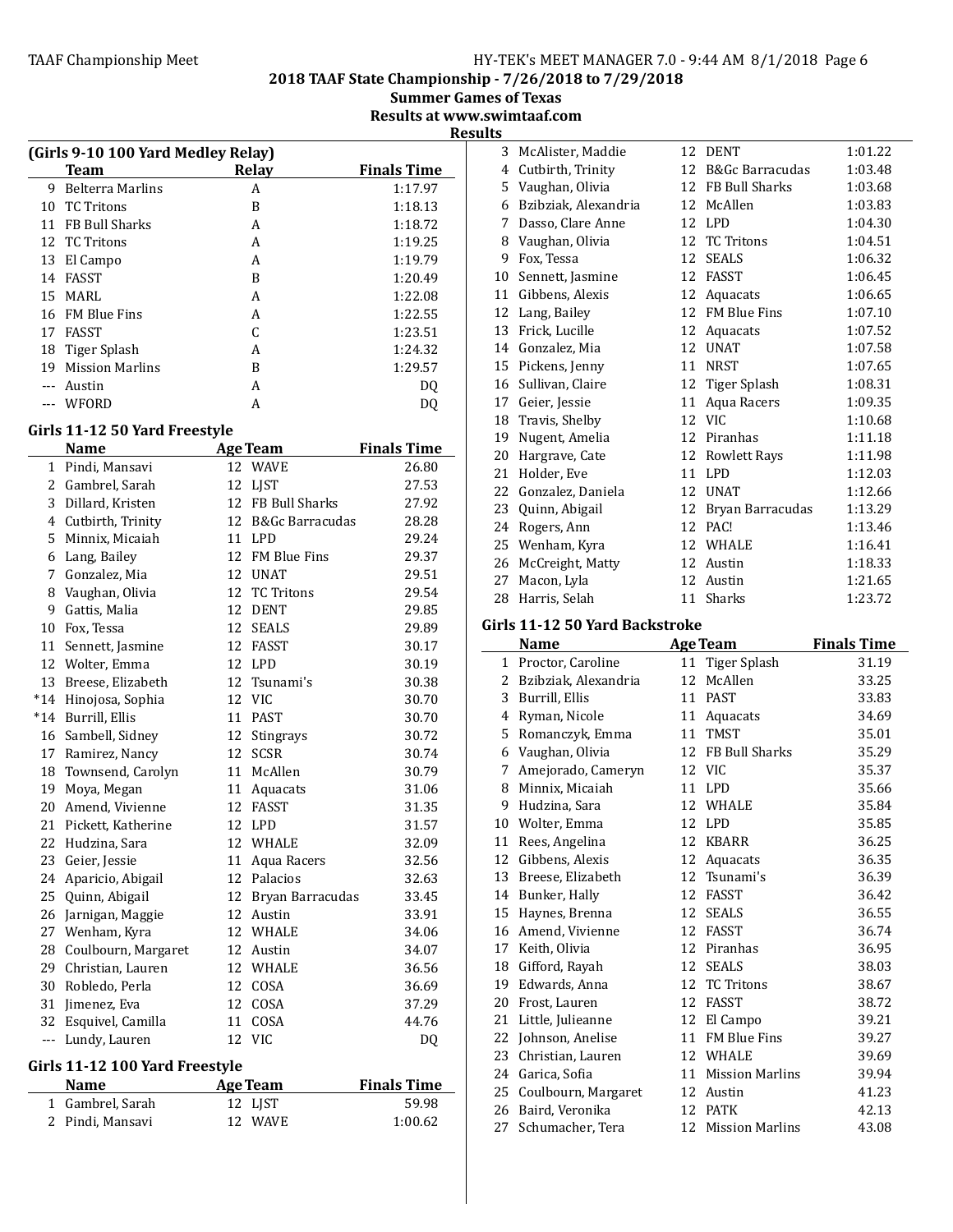## 2018 TAAF State Championship - 7/26/2018 to 7/29/2018

**Summer Games of Texas**

**Results at www.swimtaaf.com**

**Results**

### (Girls 9-10 100 Yard Medley Relay)

| | Team | Relay | Finals Time |
|---|---|---|---|
| 9 | Belterra Marlins | A | 1:17.97 |
| 10 | TC Tritons | B | 1:18.13 |
| 11 | FB Bull Sharks | A | 1:18.72 |
| 12 | TC Tritons | A | 1:19.25 |
| 13 | El Campo | A | 1:19.79 |
| 14 | FASST | B | 1:20.49 |
| 15 | MARL | A | 1:22.08 |
| 16 | FM Blue Fins | A | 1:22.55 |
| 17 | FASST | C | 1:23.51 |
| 18 | Tiger Splash | A | 1:24.32 |
| 19 | Mission Marlins | B | 1:29.57 |
| --- | Austin | A | DQ |
| --- | WFORD | A | DQ |

### Girls 11-12 50 Yard Freestyle

| | Name | Age | Team | Finals Time |
|---|---|---|---|---|
| 1 | Pindi, Mansavi | 12 | WAVE | 26.80 |
| 2 | Gambrel, Sarah | 12 | LJST | 27.53 |
| 3 | Dillard, Kristen | 12 | FB Bull Sharks | 27.92 |
| 4 | Cutbirth, Trinity | 12 | B&Gc Barracudas | 28.28 |
| 5 | Minnix, Micaiah | 11 | LPD | 29.24 |
| 6 | Lang, Bailey | 12 | FM Blue Fins | 29.37 |
| 7 | Gonzalez, Mia | 12 | UNAT | 29.51 |
| 8 | Vaughan, Olivia | 12 | TC Tritons | 29.54 |
| 9 | Gattis, Malia | 12 | DENT | 29.85 |
| 10 | Fox, Tessa | 12 | SEALS | 29.89 |
| 11 | Sennett, Jasmine | 12 | FASST | 30.17 |
| 12 | Wolter, Emma | 12 | LPD | 30.19 |
| 13 | Breese, Elizabeth | 12 | Tsunami's | 30.38 |
| *14 | Hinojosa, Sophia | 12 | VIC | 30.70 |
| *14 | Burrill, Ellis | 11 | PAST | 30.70 |
| 16 | Sambell, Sidney | 12 | Stingrays | 30.72 |
| 17 | Ramirez, Nancy | 12 | SCSR | 30.74 |
| 18 | Townsend, Carolyn | 11 | McAllen | 30.79 |
| 19 | Moya, Megan | 11 | Aquacats | 31.06 |
| 20 | Amend, Vivienne | 12 | FASST | 31.35 |
| 21 | Pickett, Katherine | 12 | LPD | 31.57 |
| 22 | Hudzina, Sara | 12 | WHALE | 32.09 |
| 23 | Geier, Jessie | 11 | Aqua Racers | 32.56 |
| 24 | Aparicio, Abigail | 12 | Palacios | 32.63 |
| 25 | Quinn, Abigail | 12 | Bryan Barracudas | 33.45 |
| 26 | Jarnigan, Maggie | 12 | Austin | 33.91 |
| 27 | Wenham, Kyra | 12 | WHALE | 34.06 |
| 28 | Coulbourn, Margaret | 12 | Austin | 34.07 |
| 29 | Christian, Lauren | 12 | WHALE | 36.56 |
| 30 | Robledo, Perla | 12 | COSA | 36.69 |
| 31 | Jimenez, Eva | 12 | COSA | 37.29 |
| 32 | Esquivel, Camilla | 11 | COSA | 44.76 |
| --- | Lundy, Lauren | 12 | VIC | DQ |

### Girls 11-12 100 Yard Freestyle

| | Name | Age | Team | Finals Time |
|---|---|---|---|---|
| 1 | Gambrel, Sarah | 12 | LJST | 59.98 |
| 2 | Pindi, Mansavi | 12 | WAVE | 1:00.62 |
| 3 | McAlister, Maddie | 12 | DENT | 1:01.22 |
| 4 | Cutbirth, Trinity | 12 | B&Gc Barracudas | 1:03.48 |
| 5 | Vaughan, Olivia | 12 | FB Bull Sharks | 1:03.68 |
| 6 | Bzibziak, Alexandria | 12 | McAllen | 1:03.83 |
| 7 | Dasso, Clare Anne | 12 | LPD | 1:04.30 |
| 8 | Vaughan, Olivia | 12 | TC Tritons | 1:04.51 |
| 9 | Fox, Tessa | 12 | SEALS | 1:06.32 |
| 10 | Sennett, Jasmine | 12 | FASST | 1:06.45 |
| 11 | Gibbens, Alexis | 12 | Aquacats | 1:06.65 |
| 12 | Lang, Bailey | 12 | FM Blue Fins | 1:07.10 |
| 13 | Frick, Lucille | 12 | Aquacats | 1:07.52 |
| 14 | Gonzalez, Mia | 12 | UNAT | 1:07.58 |
| 15 | Pickens, Jenny | 11 | NRST | 1:07.65 |
| 16 | Sullivan, Claire | 12 | Tiger Splash | 1:08.31 |
| 17 | Geier, Jessie | 11 | Aqua Racers | 1:09.35 |
| 18 | Travis, Shelby | 12 | VIC | 1:10.68 |
| 19 | Nugent, Amelia | 12 | Piranhas | 1:11.18 |
| 20 | Hargrave, Cate | 12 | Rowlett Rays | 1:11.98 |
| 21 | Holder, Eve | 11 | LPD | 1:12.03 |
| 22 | Gonzalez, Daniela | 12 | UNAT | 1:12.66 |
| 23 | Quinn, Abigail | 12 | Bryan Barracudas | 1:13.29 |
| 24 | Rogers, Ann | 12 | PAC! | 1:13.46 |
| 25 | Wenham, Kyra | 12 | WHALE | 1:16.41 |
| 26 | McCreight, Matty | 12 | Austin | 1:18.33 |
| 27 | Macon, Lyla | 12 | Austin | 1:21.65 |
| 28 | Harris, Selah | 11 | Sharks | 1:23.72 |

### Girls 11-12 50 Yard Backstroke

| | Name | Age | Team | Finals Time |
|---|---|---|---|---|
| 1 | Proctor, Caroline | 11 | Tiger Splash | 31.19 |
| 2 | Bzibziak, Alexandria | 12 | McAllen | 33.25 |
| 3 | Burrill, Ellis | 11 | PAST | 33.83 |
| 4 | Ryman, Nicole | 11 | Aquacats | 34.69 |
| 5 | Romanczyk, Emma | 11 | TMST | 35.01 |
| 6 | Vaughan, Olivia | 12 | FB Bull Sharks | 35.29 |
| 7 | Amejorado, Cameryn | 12 | VIC | 35.37 |
| 8 | Minnix, Micaiah | 11 | LPD | 35.66 |
| 9 | Hudzina, Sara | 12 | WHALE | 35.84 |
| 10 | Wolter, Emma | 12 | LPD | 35.85 |
| 11 | Rees, Angelina | 12 | KBARR | 36.25 |
| 12 | Gibbens, Alexis | 12 | Aquacats | 36.35 |
| 13 | Breese, Elizabeth | 12 | Tsunami's | 36.39 |
| 14 | Bunker, Hally | 12 | FASST | 36.42 |
| 15 | Haynes, Brenna | 12 | SEALS | 36.55 |
| 16 | Amend, Vivienne | 12 | FASST | 36.74 |
| 17 | Keith, Olivia | 12 | Piranhas | 36.95 |
| 18 | Gifford, Rayah | 12 | SEALS | 38.03 |
| 19 | Edwards, Anna | 12 | TC Tritons | 38.67 |
| 20 | Frost, Lauren | 12 | FASST | 38.72 |
| 21 | Little, Julieanne | 12 | El Campo | 39.21 |
| 22 | Johnson, Anelise | 11 | FM Blue Fins | 39.27 |
| 23 | Christian, Lauren | 12 | WHALE | 39.69 |
| 24 | Garica, Sofia | 11 | Mission Marlins | 39.94 |
| 25 | Coulbourn, Margaret | 12 | Austin | 41.23 |
| 26 | Baird, Veronika | 12 | PATK | 42.13 |
| 27 | Schumacher, Tera | 12 | Mission Marlins | 43.08 |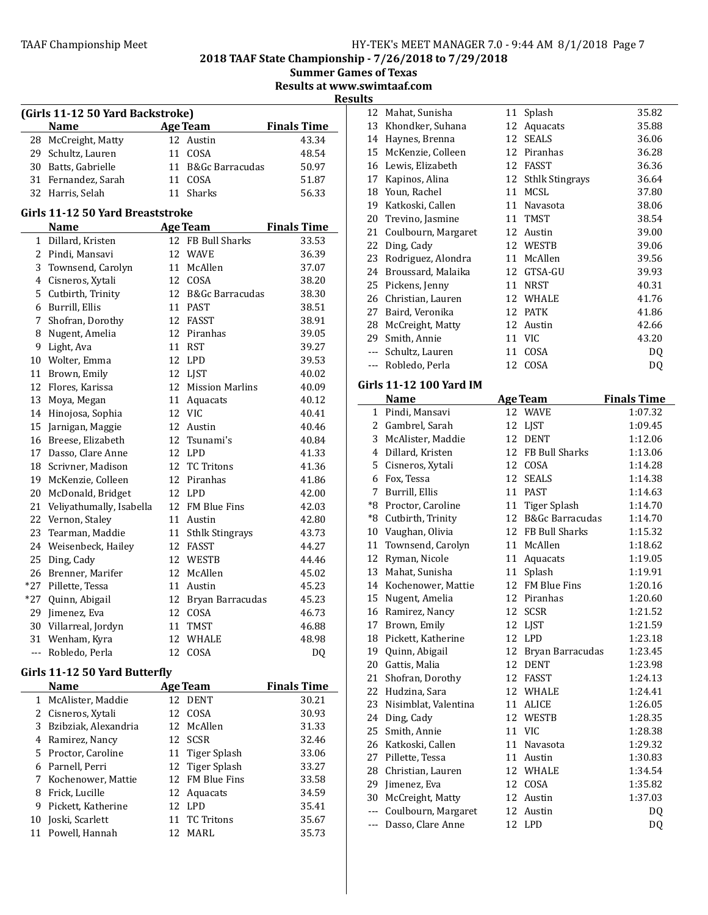## 2018 TAAF State Championship - 7/26/2018 to 7/29/2018

**Summer Games of Texas**

**Results at www.swimtaaf.com**

**Results**

### (Girls 11-12 50 Yard Backstroke)

| | Name | Age | Team | Finals Time |
|---|---|---|---|---|
| 28 | McCreight, Matty | 12 | Austin | 43.34 |
| 29 | Schultz, Lauren | 11 | COSA | 48.54 |
| 30 | Batts, Gabrielle | 11 | B&Gc Barracudas | 50.97 |
| 31 | Fernandez, Sarah | 11 | COSA | 51.87 |
| 32 | Harris, Selah | 11 | Sharks | 56.33 |

### Girls 11-12 50 Yard Breaststroke

| | Name | Age | Team | Finals Time |
|---|---|---|---|---|
| 1 | Dillard, Kristen | 12 | FB Bull Sharks | 33.53 |
| 2 | Pindi, Mansavi | 12 | WAVE | 36.39 |
| 3 | Townsend, Carolyn | 11 | McAllen | 37.07 |
| 4 | Cisneros, Xytali | 12 | COSA | 38.20 |
| 5 | Cutbirth, Trinity | 12 | B&Gc Barracudas | 38.30 |
| 6 | Burrill, Ellis | 11 | PAST | 38.51 |
| 7 | Shofran, Dorothy | 12 | FASST | 38.91 |
| 8 | Nugent, Amelia | 12 | Piranhas | 39.05 |
| 9 | Light, Ava | 11 | RST | 39.27 |
| 10 | Wolter, Emma | 12 | LPD | 39.53 |
| 11 | Brown, Emily | 12 | LJST | 40.02 |
| 12 | Flores, Karissa | 12 | Mission Marlins | 40.09 |
| 13 | Moya, Megan | 11 | Aquacats | 40.12 |
| 14 | Hinojosa, Sophia | 12 | VIC | 40.41 |
| 15 | Jarnigan, Maggie | 12 | Austin | 40.46 |
| 16 | Breese, Elizabeth | 12 | Tsunami's | 40.84 |
| 17 | Dasso, Clare Anne | 12 | LPD | 41.33 |
| 18 | Scrivner, Madison | 12 | TC Tritons | 41.36 |
| 19 | McKenzie, Colleen | 12 | Piranhas | 41.86 |
| 20 | McDonald, Bridget | 12 | LPD | 42.00 |
| 21 | Veliyathumally, Isabella | 12 | FM Blue Fins | 42.03 |
| 22 | Vernon, Staley | 11 | Austin | 42.80 |
| 23 | Tearman, Maddie | 11 | Sthlk Stingrays | 43.73 |
| 24 | Weisenbeck, Hailey | 12 | FASST | 44.27 |
| 25 | Ding, Cady | 12 | WESTB | 44.46 |
| 26 | Brenner, Marifer | 12 | McAllen | 45.02 |
| *27 | Pillette, Tessa | 11 | Austin | 45.23 |
| *27 | Quinn, Abigail | 12 | Bryan Barracudas | 45.23 |
| 29 | Jimenez, Eva | 12 | COSA | 46.73 |
| 30 | Villarreal, Jordyn | 11 | TMST | 46.88 |
| 31 | Wenham, Kyra | 12 | WHALE | 48.98 |
| --- | Robledo, Perla | 12 | COSA | DQ |

### Girls 11-12 50 Yard Butterfly

| | Name | Age | Team | Finals Time |
|---|---|---|---|---|
| 1 | McAlister, Maddie | 12 | DENT | 30.21 |
| 2 | Cisneros, Xytali | 12 | COSA | 30.93 |
| 3 | Bzibziak, Alexandria | 12 | McAllen | 31.33 |
| 4 | Ramirez, Nancy | 12 | SCSR | 32.46 |
| 5 | Proctor, Caroline | 11 | Tiger Splash | 33.06 |
| 6 | Parnell, Perri | 12 | Tiger Splash | 33.27 |
| 7 | Kochenower, Mattie | 12 | FM Blue Fins | 33.58 |
| 8 | Frick, Lucille | 12 | Aquacats | 34.59 |
| 9 | Pickett, Katherine | 12 | LPD | 35.41 |
| 10 | Joski, Scarlett | 11 | TC Tritons | 35.67 |
| 11 | Powell, Hannah | 12 | MARL | 35.73 |
| 12 | Mahat, Sunisha | 11 | Splash | 35.82 |
| 13 | Khondker, Suhana | 12 | Aquacats | 35.88 |
| 14 | Haynes, Brenna | 12 | SEALS | 36.06 |
| 15 | McKenzie, Colleen | 12 | Piranhas | 36.28 |
| 16 | Lewis, Elizabeth | 12 | FASST | 36.36 |
| 17 | Kapinos, Alina | 12 | Sthlk Stingrays | 36.64 |
| 18 | Youn, Rachel | 11 | MCSL | 37.80 |
| 19 | Katkoski, Callen | 11 | Navasota | 38.06 |
| 20 | Trevino, Jasmine | 11 | TMST | 38.54 |
| 21 | Coulbourn, Margaret | 12 | Austin | 39.00 |
| 22 | Ding, Cady | 12 | WESTB | 39.06 |
| 23 | Rodriguez, Alondra | 11 | McAllen | 39.56 |
| 24 | Broussard, Malaika | 12 | GTSA-GU | 39.93 |
| 25 | Pickens, Jenny | 11 | NRST | 40.31 |
| 26 | Christian, Lauren | 12 | WHALE | 41.76 |
| 27 | Baird, Veronika | 12 | PATK | 41.86 |
| 28 | McCreight, Matty | 12 | Austin | 42.66 |
| 29 | Smith, Annie | 11 | VIC | 43.20 |
| --- | Schultz, Lauren | 11 | COSA | DQ |
| --- | Robledo, Perla | 12 | COSA | DQ |

### Girls 11-12 100 Yard IM

| | Name | Age | Team | Finals Time |
|---|---|---|---|---|
| 1 | Pindi, Mansavi | 12 | WAVE | 1:07.32 |
| 2 | Gambrel, Sarah | 12 | LJST | 1:09.45 |
| 3 | McAlister, Maddie | 12 | DENT | 1:12.06 |
| 4 | Dillard, Kristen | 12 | FB Bull Sharks | 1:13.06 |
| 5 | Cisneros, Xytali | 12 | COSA | 1:14.28 |
| 6 | Fox, Tessa | 12 | SEALS | 1:14.38 |
| 7 | Burrill, Ellis | 11 | PAST | 1:14.63 |
| *8 | Proctor, Caroline | 11 | Tiger Splash | 1:14.70 |
| *8 | Cutbirth, Trinity | 12 | B&Gc Barracudas | 1:14.70 |
| 10 | Vaughan, Olivia | 12 | FB Bull Sharks | 1:15.32 |
| 11 | Townsend, Carolyn | 11 | McAllen | 1:18.62 |
| 12 | Ryman, Nicole | 11 | Aquacats | 1:19.05 |
| 13 | Mahat, Sunisha | 11 | Splash | 1:19.91 |
| 14 | Kochenower, Mattie | 12 | FM Blue Fins | 1:20.16 |
| 15 | Nugent, Amelia | 12 | Piranhas | 1:20.60 |
| 16 | Ramirez, Nancy | 12 | SCSR | 1:21.52 |
| 17 | Brown, Emily | 12 | LJST | 1:21.59 |
| 18 | Pickett, Katherine | 12 | LPD | 1:23.18 |
| 19 | Quinn, Abigail | 12 | Bryan Barracudas | 1:23.45 |
| 20 | Gattis, Malia | 12 | DENT | 1:23.98 |
| 21 | Shofran, Dorothy | 12 | FASST | 1:24.13 |
| 22 | Hudzina, Sara | 12 | WHALE | 1:24.41 |
| 23 | Nisimblat, Valentina | 11 | ALICE | 1:26.05 |
| 24 | Ding, Cady | 12 | WESTB | 1:28.35 |
| 25 | Smith, Annie | 11 | VIC | 1:28.38 |
| 26 | Katkoski, Callen | 11 | Navasota | 1:29.32 |
| 27 | Pillette, Tessa | 11 | Austin | 1:30.83 |
| 28 | Christian, Lauren | 12 | WHALE | 1:34.54 |
| 29 | Jimenez, Eva | 12 | COSA | 1:35.82 |
| 30 | McCreight, Matty | 12 | Austin | 1:37.03 |
| --- | Coulbourn, Margaret | 12 | Austin | DQ |
| --- | Dasso, Clare Anne | 12 | LPD | DQ |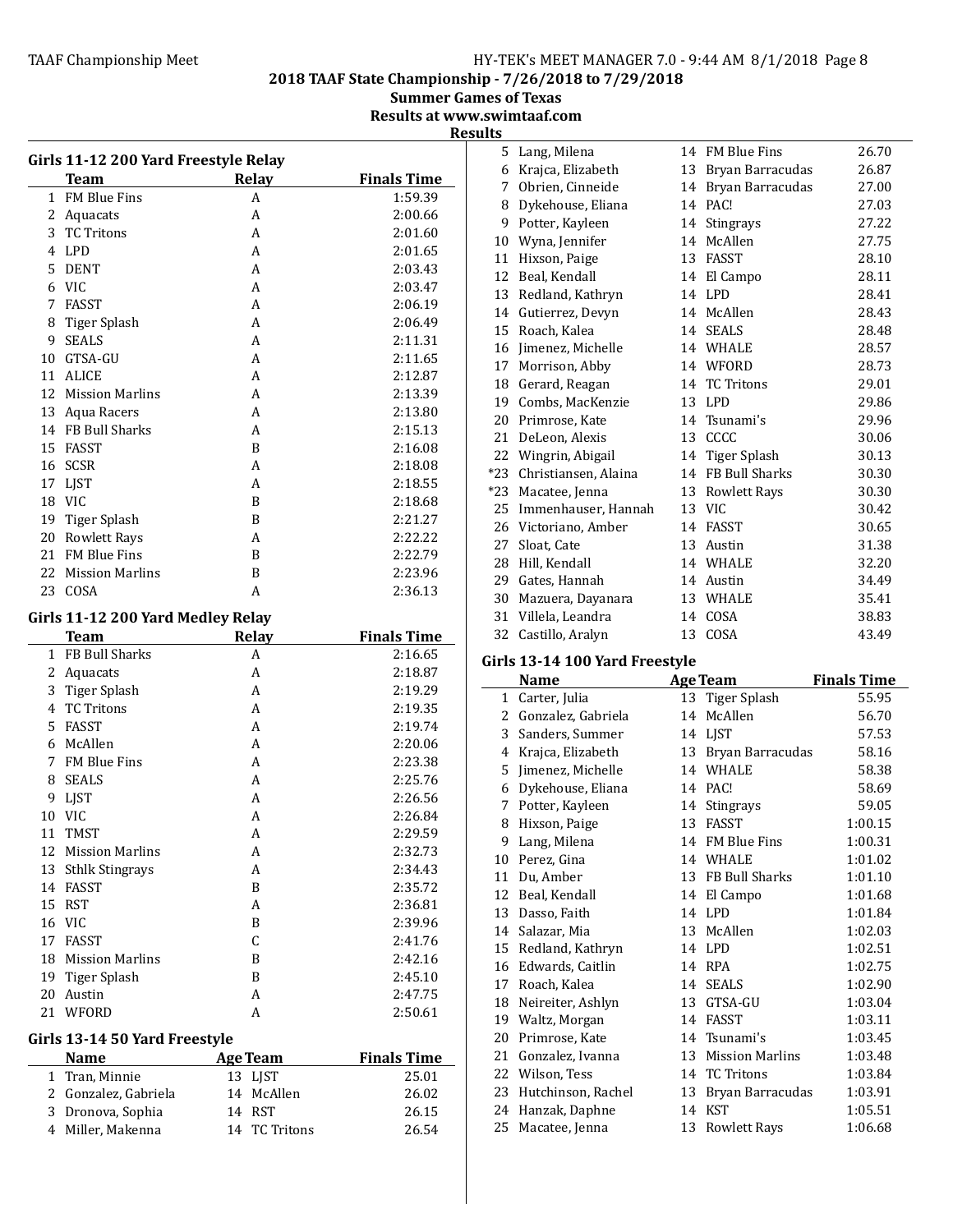## 2018 TAAF State Championship - 7/26/2018 to 7/29/2018
### Summer Games of Texas
### Results at www.swimtaaf.com
### Results

### Girls 11-12 200 Yard Freestyle Relay

| | Team | Relay | Finals Time |
|---|---|---|---|
| 1 | FM Blue Fins | A | 1:59.39 |
| 2 | Aquacats | A | 2:00.66 |
| 3 | TC Tritons | A | 2:01.60 |
| 4 | LPD | A | 2:01.65 |
| 5 | DENT | A | 2:03.43 |
| 6 | VIC | A | 2:03.47 |
| 7 | FASST | A | 2:06.19 |
| 8 | Tiger Splash | A | 2:06.49 |
| 9 | SEALS | A | 2:11.31 |
| 10 | GTSA-GU | A | 2:11.65 |
| 11 | ALICE | A | 2:12.87 |
| 12 | Mission Marlins | A | 2:13.39 |
| 13 | Aqua Racers | A | 2:13.80 |
| 14 | FB Bull Sharks | A | 2:15.13 |
| 15 | FASST | B | 2:16.08 |
| 16 | SCSR | A | 2:18.08 |
| 17 | LJST | A | 2:18.55 |
| 18 | VIC | B | 2:18.68 |
| 19 | Tiger Splash | B | 2:21.27 |
| 20 | Rowlett Rays | A | 2:22.22 |
| 21 | FM Blue Fins | B | 2:22.79 |
| 22 | Mission Marlins | B | 2:23.96 |
| 23 | COSA | A | 2:36.13 |

### Girls 11-12 200 Yard Medley Relay

| | Team | Relay | Finals Time |
|---|---|---|---|
| 1 | FB Bull Sharks | A | 2:16.65 |
| 2 | Aquacats | A | 2:18.87 |
| 3 | Tiger Splash | A | 2:19.29 |
| 4 | TC Tritons | A | 2:19.35 |
| 5 | FASST | A | 2:19.74 |
| 6 | McAllen | A | 2:20.06 |
| 7 | FM Blue Fins | A | 2:23.38 |
| 8 | SEALS | A | 2:25.76 |
| 9 | LJST | A | 2:26.56 |
| 10 | VIC | A | 2:26.84 |
| 11 | TMST | A | 2:29.59 |
| 12 | Mission Marlins | A | 2:32.73 |
| 13 | Sthlk Stingrays | A | 2:34.43 |
| 14 | FASST | B | 2:35.72 |
| 15 | RST | A | 2:36.81 |
| 16 | VIC | B | 2:39.96 |
| 17 | FASST | C | 2:41.76 |
| 18 | Mission Marlins | B | 2:42.16 |
| 19 | Tiger Splash | B | 2:45.10 |
| 20 | Austin | A | 2:47.75 |
| 21 | WFORD | A | 2:50.61 |

### Girls 13-14 50 Yard Freestyle

| | Name | Age | Team | Finals Time |
|---|---|---|---|---|
| 1 | Tran, Minnie | 13 | LJST | 25.01 |
| 2 | Gonzalez, Gabriela | 14 | McAllen | 26.02 |
| 3 | Dronova, Sophia | 14 | RST | 26.15 |
| 4 | Miller, Makenna | 14 | TC Tritons | 26.54 |
| 5 | Lang, Milena | 14 | FM Blue Fins | 26.70 |
| 6 | Krajca, Elizabeth | 13 | Bryan Barracudas | 26.87 |
| 7 | Obrien, Cinneide | 14 | Bryan Barracudas | 27.00 |
| 8 | Dykehouse, Eliana | 14 | PAC! | 27.03 |
| 9 | Potter, Kayleen | 14 | Stingrays | 27.22 |
| 10 | Wyna, Jennifer | 14 | McAllen | 27.75 |
| 11 | Hixson, Paige | 13 | FASST | 28.10 |
| 12 | Beal, Kendall | 14 | El Campo | 28.11 |
| 13 | Redland, Kathryn | 14 | LPD | 28.41 |
| 14 | Gutierrez, Devyn | 14 | McAllen | 28.43 |
| 15 | Roach, Kalea | 14 | SEALS | 28.48 |
| 16 | Jimenez, Michelle | 14 | WHALE | 28.57 |
| 17 | Morrison, Abby | 14 | WFORD | 28.73 |
| 18 | Gerard, Reagan | 14 | TC Tritons | 29.01 |
| 19 | Combs, MacKenzie | 13 | LPD | 29.86 |
| 20 | Primrose, Kate | 14 | Tsunami's | 29.96 |
| 21 | DeLeon, Alexis | 13 | CCCC | 30.06 |
| 22 | Wingrin, Abigail | 14 | Tiger Splash | 30.13 |
| *23 | Christiansen, Alaina | 14 | FB Bull Sharks | 30.30 |
| *23 | Macatee, Jenna | 13 | Rowlett Rays | 30.30 |
| 25 | Immenhauser, Hannah | 13 | VIC | 30.42 |
| 26 | Victoriano, Amber | 14 | FASST | 30.65 |
| 27 | Sloat, Cate | 13 | Austin | 31.38 |
| 28 | Hill, Kendall | 14 | WHALE | 32.20 |
| 29 | Gates, Hannah | 14 | Austin | 34.49 |
| 30 | Mazuera, Dayanara | 13 | WHALE | 35.41 |
| 31 | Villela, Leandra | 14 | COSA | 38.83 |
| 32 | Castillo, Aralyn | 13 | COSA | 43.49 |

### Girls 13-14 100 Yard Freestyle

| | Name | Age | Team | Finals Time |
|---|---|---|---|---|
| 1 | Carter, Julia | 13 | Tiger Splash | 55.95 |
| 2 | Gonzalez, Gabriela | 14 | McAllen | 56.70 |
| 3 | Sanders, Summer | 14 | LJST | 57.53 |
| 4 | Krajca, Elizabeth | 13 | Bryan Barracudas | 58.16 |
| 5 | Jimenez, Michelle | 14 | WHALE | 58.38 |
| 6 | Dykehouse, Eliana | 14 | PAC! | 58.69 |
| 7 | Potter, Kayleen | 14 | Stingrays | 59.05 |
| 8 | Hixson, Paige | 13 | FASST | 1:00.15 |
| 9 | Lang, Milena | 14 | FM Blue Fins | 1:00.31 |
| 10 | Perez, Gina | 14 | WHALE | 1:01.02 |
| 11 | Du, Amber | 13 | FB Bull Sharks | 1:01.10 |
| 12 | Beal, Kendall | 14 | El Campo | 1:01.68 |
| 13 | Dasso, Faith | 14 | LPD | 1:01.84 |
| 14 | Salazar, Mia | 13 | McAllen | 1:02.03 |
| 15 | Redland, Kathryn | 14 | LPD | 1:02.51 |
| 16 | Edwards, Caitlin | 14 | RPA | 1:02.75 |
| 17 | Roach, Kalea | 14 | SEALS | 1:02.90 |
| 18 | Neireiter, Ashlyn | 13 | GTSA-GU | 1:03.04 |
| 19 | Waltz, Morgan | 14 | FASST | 1:03.11 |
| 20 | Primrose, Kate | 14 | Tsunami's | 1:03.45 |
| 21 | Gonzalez, Ivanna | 13 | Mission Marlins | 1:03.48 |
| 22 | Wilson, Tess | 14 | TC Tritons | 1:03.84 |
| 23 | Hutchinson, Rachel | 13 | Bryan Barracudas | 1:03.91 |
| 24 | Hanzak, Daphne | 14 | KST | 1:05.51 |
| 25 | Macatee, Jenna | 13 | Rowlett Rays | 1:06.68 |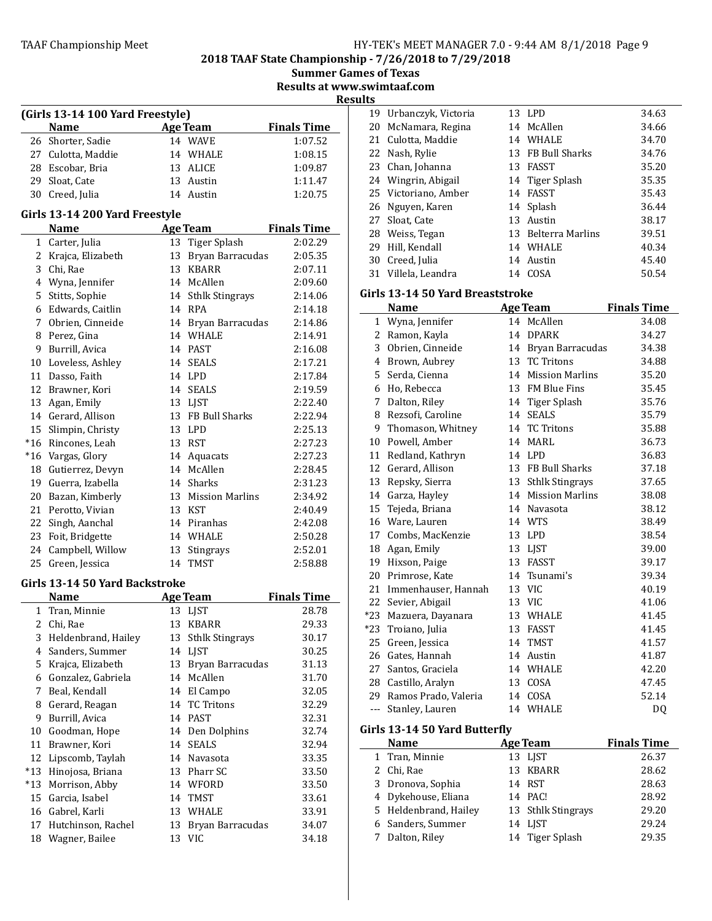## (Girls 13-14 100 Yard Freestyle)

| | Name | Age | Team | Finals Time |
|---|---|---|---|---|
| 26 | Shorter, Sadie | 14 | WAVE | 1:07.52 |
| 27 | Culotta, Maddie | 14 | WHALE | 1:08.15 |
| 28 | Escobar, Bria | 13 | ALICE | 1:09.87 |
| 29 | Sloat, Cate | 13 | Austin | 1:11.47 |
| 30 | Creed, Julia | 14 | Austin | 1:20.75 |

## Girls 13-14 200 Yard Freestyle

| | Name | Age | Team | Finals Time |
|---|---|---|---|---|
| 1 | Carter, Julia | 13 | Tiger Splash | 2:02.29 |
| 2 | Krajca, Elizabeth | 13 | Bryan Barracudas | 2:05.35 |
| 3 | Chi, Rae | 13 | KBARR | 2:07.11 |
| 4 | Wyna, Jennifer | 14 | McAllen | 2:09.60 |
| 5 | Stitts, Sophie | 14 | Sthlk Stingrays | 2:14.06 |
| 6 | Edwards, Caitlin | 14 | RPA | 2:14.18 |
| 7 | Obrien, Cinneide | 14 | Bryan Barracudas | 2:14.86 |
| 8 | Perez, Gina | 14 | WHALE | 2:14.91 |
| 9 | Burrill, Avica | 14 | PAST | 2:16.08 |
| 10 | Loveless, Ashley | 14 | SEALS | 2:17.21 |
| 11 | Dasso, Faith | 14 | LPD | 2:17.84 |
| 12 | Brawner, Kori | 14 | SEALS | 2:19.59 |
| 13 | Agan, Emily | 13 | LJST | 2:22.40 |
| 14 | Gerard, Allison | 13 | FB Bull Sharks | 2:22.94 |
| 15 | Slimpin, Christy | 13 | LPD | 2:25.13 |
| *16 | Rincones, Leah | 13 | RST | 2:27.23 |
| *16 | Vargas, Glory | 14 | Aquacats | 2:27.23 |
| 18 | Gutierrez, Devyn | 14 | McAllen | 2:28.45 |
| 19 | Guerra, Izabella | 14 | Sharks | 2:31.23 |
| 20 | Bazan, Kimberly | 13 | Mission Marlins | 2:34.92 |
| 21 | Perotto, Vivian | 13 | KST | 2:40.49 |
| 22 | Singh, Aanchal | 14 | Piranhas | 2:42.08 |
| 23 | Foit, Bridgette | 14 | WHALE | 2:50.28 |
| 24 | Campbell, Willow | 13 | Stingrays | 2:52.01 |
| 25 | Green, Jessica | 14 | TMST | 2:58.88 |

## Girls 13-14 50 Yard Backstroke

| | Name | Age | Team | Finals Time |
|---|---|---|---|---|
| 1 | Tran, Minnie | 13 | LJST | 28.78 |
| 2 | Chi, Rae | 13 | KBARR | 29.33 |
| 3 | Heldenbrand, Hailey | 13 | Sthlk Stingrays | 30.17 |
| 4 | Sanders, Summer | 14 | LJST | 30.25 |
| 5 | Krajca, Elizabeth | 13 | Bryan Barracudas | 31.13 |
| 6 | Gonzalez, Gabriela | 14 | McAllen | 31.70 |
| 7 | Beal, Kendall | 14 | El Campo | 32.05 |
| 8 | Gerard, Reagan | 14 | TC Tritons | 32.29 |
| 9 | Burrill, Avica | 14 | PAST | 32.31 |
| 10 | Goodman, Hope | 14 | Den Dolphins | 32.74 |
| 11 | Brawner, Kori | 14 | SEALS | 32.94 |
| 12 | Lipscomb, Taylah | 14 | Navasota | 33.35 |
| *13 | Hinojosa, Briana | 13 | Pharr SC | 33.50 |
| *13 | Morrison, Abby | 14 | WFORD | 33.50 |
| 15 | Garcia, Isabel | 14 | TMST | 33.61 |
| 16 | Gabrel, Karli | 13 | WHALE | 33.91 |
| 17 | Hutchinson, Rachel | 13 | Bryan Barracudas | 34.07 |
| 18 | Wagner, Bailee | 13 | VIC | 34.18 |
| 19 | Urbanczyk, Victoria | 13 | LPD | 34.63 |
| 20 | McNamara, Regina | 14 | McAllen | 34.66 |
| 21 | Culotta, Maddie | 14 | WHALE | 34.70 |
| 22 | Nash, Rylie | 13 | FB Bull Sharks | 34.76 |
| 23 | Chan, Johanna | 13 | FASST | 35.20 |
| 24 | Wingrin, Abigail | 14 | Tiger Splash | 35.35 |
| 25 | Victoriano, Amber | 14 | FASST | 35.43 |
| 26 | Nguyen, Karen | 14 | Splash | 36.44 |
| 27 | Sloat, Cate | 13 | Austin | 38.17 |
| 28 | Weiss, Tegan | 13 | Belterra Marlins | 39.51 |
| 29 | Hill, Kendall | 14 | WHALE | 40.34 |
| 30 | Creed, Julia | 14 | Austin | 45.40 |
| 31 | Villela, Leandra | 14 | COSA | 50.54 |

## Girls 13-14 50 Yard Breaststroke

| | Name | Age | Team | Finals Time |
|---|---|---|---|---|
| 1 | Wyna, Jennifer | 14 | McAllen | 34.08 |
| 2 | Ramon, Kayla | 14 | DPARK | 34.27 |
| 3 | Obrien, Cinneide | 14 | Bryan Barracudas | 34.38 |
| 4 | Brown, Aubrey | 13 | TC Tritons | 34.88 |
| 5 | Serda, Cienna | 14 | Mission Marlins | 35.20 |
| 6 | Ho, Rebecca | 13 | FM Blue Fins | 35.45 |
| 7 | Dalton, Riley | 14 | Tiger Splash | 35.76 |
| 8 | Rezsofi, Caroline | 14 | SEALS | 35.79 |
| 9 | Thomason, Whitney | 14 | TC Tritons | 35.88 |
| 10 | Powell, Amber | 14 | MARL | 36.73 |
| 11 | Redland, Kathryn | 14 | LPD | 36.83 |
| 12 | Gerard, Allison | 13 | FB Bull Sharks | 37.18 |
| 13 | Repsky, Sierra | 13 | Sthlk Stingrays | 37.65 |
| 14 | Garza, Hayley | 14 | Mission Marlins | 38.08 |
| 15 | Tejeda, Briana | 14 | Navasota | 38.12 |
| 16 | Ware, Lauren | 14 | WTS | 38.49 |
| 17 | Combs, MacKenzie | 13 | LPD | 38.54 |
| 18 | Agan, Emily | 13 | LJST | 39.00 |
| 19 | Hixson, Paige | 13 | FASST | 39.17 |
| 20 | Primrose, Kate | 14 | Tsunami's | 39.34 |
| 21 | Immenhauser, Hannah | 13 | VIC | 40.19 |
| 22 | Sevier, Abigail | 13 | VIC | 41.06 |
| *23 | Mazuera, Dayanara | 13 | WHALE | 41.45 |
| *23 | Troiano, Julia | 13 | FASST | 41.45 |
| 25 | Green, Jessica | 14 | TMST | 41.57 |
| 26 | Gates, Hannah | 14 | Austin | 41.87 |
| 27 | Santos, Graciela | 14 | WHALE | 42.20 |
| 28 | Castillo, Aralyn | 13 | COSA | 47.45 |
| 29 | Ramos Prado, Valeria | 14 | COSA | 52.14 |
| --- | Stanley, Lauren | 14 | WHALE | DQ |

## Girls 13-14 50 Yard Butterfly

| | Name | Age | Team | Finals Time |
|---|---|---|---|---|
| 1 | Tran, Minnie | 13 | LJST | 26.37 |
| 2 | Chi, Rae | 13 | KBARR | 28.62 |
| 3 | Dronova, Sophia | 14 | RST | 28.63 |
| 4 | Dykehouse, Eliana | 14 | PAC! | 28.92 |
| 5 | Heldenbrand, Hailey | 13 | Sthlk Stingrays | 29.20 |
| 6 | Sanders, Summer | 14 | LJST | 29.24 |
| 7 | Dalton, Riley | 14 | Tiger Splash | 29.35 |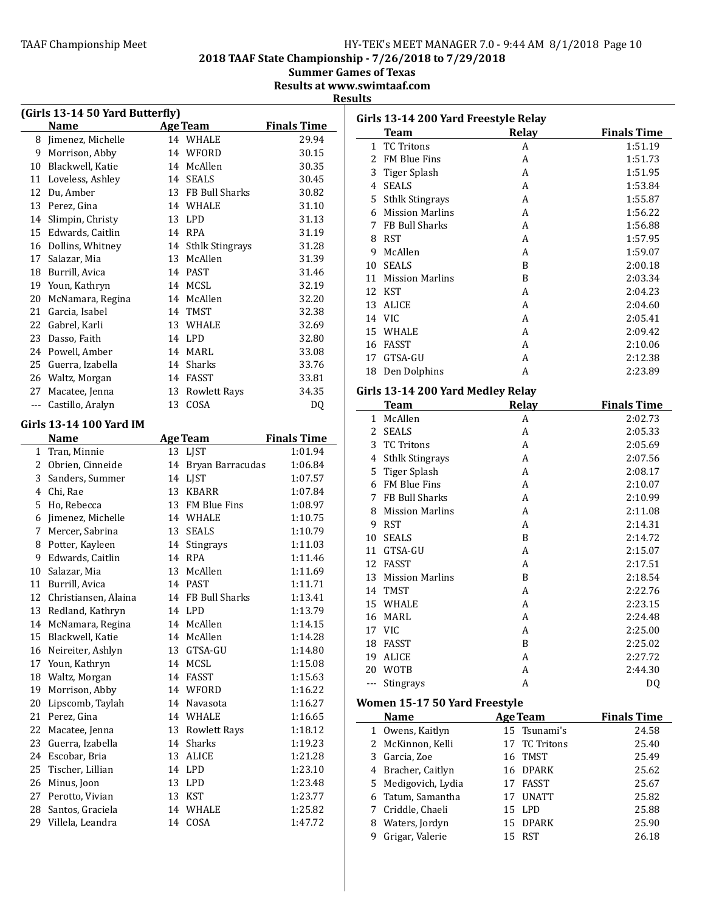## 2018 TAAF State Championship - 7/26/2018 to 7/29/2018

### Summer Games of Texas

### Results at www.swimtaaf.com

### Results

### (Girls 13-14 50 Yard Butterfly)

| | Name | Age | Team | Finals Time |
|---|---|---|---|---|
| 8 | Jimenez, Michelle | 14 | WHALE | 29.94 |
| 9 | Morrison, Abby | 14 | WFORD | 30.15 |
| 10 | Blackwell, Katie | 14 | McAllen | 30.35 |
| 11 | Loveless, Ashley | 14 | SEALS | 30.45 |
| 12 | Du, Amber | 13 | FB Bull Sharks | 30.82 |
| 13 | Perez, Gina | 14 | WHALE | 31.10 |
| 14 | Slimpin, Christy | 13 | LPD | 31.13 |
| 15 | Edwards, Caitlin | 14 | RPA | 31.19 |
| 16 | Dollins, Whitney | 14 | Sthlk Stingrays | 31.28 |
| 17 | Salazar, Mia | 13 | McAllen | 31.39 |
| 18 | Burrill, Avica | 14 | PAST | 31.46 |
| 19 | Youn, Kathryn | 14 | MCSL | 32.19 |
| 20 | McNamara, Regina | 14 | McAllen | 32.20 |
| 21 | Garcia, Isabel | 14 | TMST | 32.38 |
| 22 | Gabrel, Karli | 13 | WHALE | 32.69 |
| 23 | Dasso, Faith | 14 | LPD | 32.80 |
| 24 | Powell, Amber | 14 | MARL | 33.08 |
| 25 | Guerra, Izabella | 14 | Sharks | 33.76 |
| 26 | Waltz, Morgan | 14 | FASST | 33.81 |
| 27 | Macatee, Jenna | 13 | Rowlett Rays | 34.35 |
| --- | Castillo, Aralyn | 13 | COSA | DQ |

### Girls 13-14 100 Yard IM

| | Name | Age | Team | Finals Time |
|---|---|---|---|---|
| 1 | Tran, Minnie | 13 | LJST | 1:01.94 |
| 2 | Obrien, Cinneide | 14 | Bryan Barracudas | 1:06.84 |
| 3 | Sanders, Summer | 14 | LJST | 1:07.57 |
| 4 | Chi, Rae | 13 | KBARR | 1:07.84 |
| 5 | Ho, Rebecca | 13 | FM Blue Fins | 1:08.97 |
| 6 | Jimenez, Michelle | 14 | WHALE | 1:10.75 |
| 7 | Mercer, Sabrina | 13 | SEALS | 1:10.79 |
| 8 | Potter, Kayleen | 14 | Stingrays | 1:11.03 |
| 9 | Edwards, Caitlin | 14 | RPA | 1:11.46 |
| 10 | Salazar, Mia | 13 | McAllen | 1:11.69 |
| 11 | Burrill, Avica | 14 | PAST | 1:11.71 |
| 12 | Christiansen, Alaina | 14 | FB Bull Sharks | 1:13.41 |
| 13 | Redland, Kathryn | 14 | LPD | 1:13.79 |
| 14 | McNamara, Regina | 14 | McAllen | 1:14.15 |
| 15 | Blackwell, Katie | 14 | McAllen | 1:14.28 |
| 16 | Neireiter, Ashlyn | 13 | GTSA-GU | 1:14.80 |
| 17 | Youn, Kathryn | 14 | MCSL | 1:15.08 |
| 18 | Waltz, Morgan | 14 | FASST | 1:15.63 |
| 19 | Morrison, Abby | 14 | WFORD | 1:16.22 |
| 20 | Lipscomb, Taylah | 14 | Navasota | 1:16.27 |
| 21 | Perez, Gina | 14 | WHALE | 1:16.65 |
| 22 | Macatee, Jenna | 13 | Rowlett Rays | 1:18.12 |
| 23 | Guerra, Izabella | 14 | Sharks | 1:19.23 |
| 24 | Escobar, Bria | 13 | ALICE | 1:21.28 |
| 25 | Tischer, Lillian | 14 | LPD | 1:23.10 |
| 26 | Minus, Joon | 13 | LPD | 1:23.48 |
| 27 | Perotto, Vivian | 13 | KST | 1:23.77 |
| 28 | Santos, Graciela | 14 | WHALE | 1:25.82 |
| 29 | Villela, Leandra | 14 | COSA | 1:47.72 |

### Girls 13-14 200 Yard Freestyle Relay

| | Team | Relay | Finals Time |
|---|---|---|---|
| 1 | TC Tritons | A | 1:51.19 |
| 2 | FM Blue Fins | A | 1:51.73 |
| 3 | Tiger Splash | A | 1:51.95 |
| 4 | SEALS | A | 1:53.84 |
| 5 | Sthlk Stingrays | A | 1:55.87 |
| 6 | Mission Marlins | A | 1:56.22 |
| 7 | FB Bull Sharks | A | 1:56.88 |
| 8 | RST | A | 1:57.95 |
| 9 | McAllen | A | 1:59.07 |
| 10 | SEALS | B | 2:00.18 |
| 11 | Mission Marlins | B | 2:03.34 |
| 12 | KST | A | 2:04.23 |
| 13 | ALICE | A | 2:04.60 |
| 14 | VIC | A | 2:05.41 |
| 15 | WHALE | A | 2:09.42 |
| 16 | FASST | A | 2:10.06 |
| 17 | GTSA-GU | A | 2:12.38 |
| 18 | Den Dolphins | A | 2:23.89 |

### Girls 13-14 200 Yard Medley Relay

| | Team | Relay | Finals Time |
|---|---|---|---|
| 1 | McAllen | A | 2:02.73 |
| 2 | SEALS | A | 2:05.33 |
| 3 | TC Tritons | A | 2:05.69 |
| 4 | Sthlk Stingrays | A | 2:07.56 |
| 5 | Tiger Splash | A | 2:08.17 |
| 6 | FM Blue Fins | A | 2:10.07 |
| 7 | FB Bull Sharks | A | 2:10.99 |
| 8 | Mission Marlins | A | 2:11.08 |
| 9 | RST | A | 2:14.31 |
| 10 | SEALS | B | 2:14.72 |
| 11 | GTSA-GU | A | 2:15.07 |
| 12 | FASST | A | 2:17.51 |
| 13 | Mission Marlins | B | 2:18.54 |
| 14 | TMST | A | 2:22.76 |
| 15 | WHALE | A | 2:23.15 |
| 16 | MARL | A | 2:24.48 |
| 17 | VIC | A | 2:25.00 |
| 18 | FASST | B | 2:25.02 |
| 19 | ALICE | A | 2:27.72 |
| 20 | WOTB | A | 2:44.30 |
| --- | Stingrays | A | DQ |

### Women 15-17 50 Yard Freestyle

| | Name | Age | Team | Finals Time |
|---|---|---|---|---|
| 1 | Owens, Kaitlyn | 15 | Tsunami's | 24.58 |
| 2 | McKinnon, Kelli | 17 | TC Tritons | 25.40 |
| 3 | Garcia, Zoe | 16 | TMST | 25.49 |
| 4 | Bracher, Caitlyn | 16 | DPARK | 25.62 |
| 5 | Medigovich, Lydia | 17 | FASST | 25.67 |
| 6 | Tatum, Samantha | 17 | UNATT | 25.82 |
| 7 | Criddle, Chaeli | 15 | LPD | 25.88 |
| 8 | Waters, Jordyn | 15 | DPARK | 25.90 |
| 9 | Grigar, Valerie | 15 | RST | 26.18 |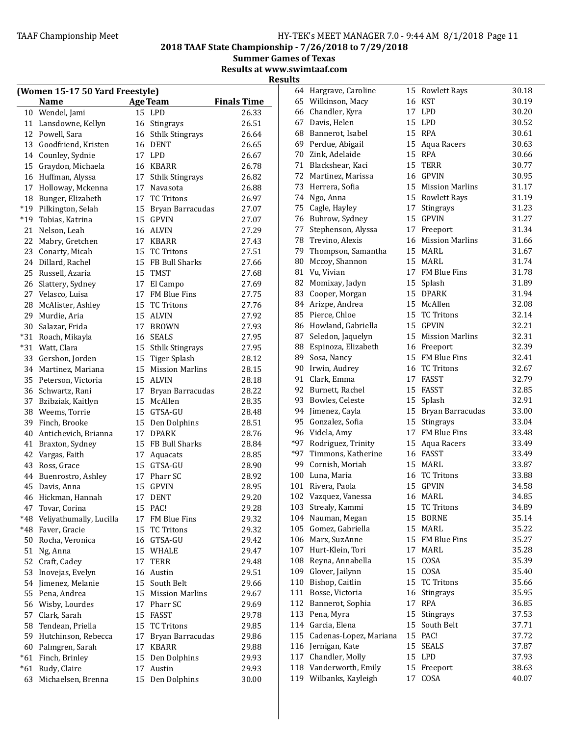## 2018 TAAF State Championship - 7/26/2018 to 7/29/2018

### Summer Games of Texas

### Results at www.swimtaaf.com

### Results

**(Women 15-17 50 Yard Freestyle)**

| | Name | Age | Team | Finals Time |
|---|---|---|---|---|
| 10 | Wendel, Jami | 15 | LPD | 26.33 |
| 11 | Lansdowne, Kellyn | 16 | Stingrays | 26.51 |
| 12 | Powell, Sara | 16 | Sthlk Stingrays | 26.64 |
| 13 | Goodfriend, Kristen | 16 | DENT | 26.65 |
| 14 | Counley, Sydnie | 17 | LPD | 26.67 |
| 15 | Graydon, Michaela | 16 | KBARR | 26.78 |
| 16 | Huffman, Alyssa | 17 | Sthlk Stingrays | 26.82 |
| 17 | Holloway, Mckenna | 17 | Navasota | 26.88 |
| 18 | Bunger, Elizabeth | 17 | TC Tritons | 26.97 |
| *19 | Pilkington, Selah | 15 | Bryan Barracudas | 27.07 |
| *19 | Tobias, Katrina | 15 | GPVIN | 27.07 |
| 21 | Nelson, Leah | 16 | ALVIN | 27.29 |
| 22 | Mabry, Gretchen | 17 | KBARR | 27.43 |
| 23 | Conarty, Micah | 15 | TC Tritons | 27.51 |
| 24 | Dillard, Rachel | 15 | FB Bull Sharks | 27.66 |
| 25 | Russell, Azaria | 15 | TMST | 27.68 |
| 26 | Slattery, Sydney | 17 | El Campo | 27.69 |
| 27 | Velasco, Luisa | 17 | FM Blue Fins | 27.75 |
| 28 | McAlister, Ashley | 15 | TC Tritons | 27.76 |
| 29 | Murdie, Aria | 15 | ALVIN | 27.92 |
| 30 | Salazar, Frida | 17 | BROWN | 27.93 |
| *31 | Roach, Mikayla | 16 | SEALS | 27.95 |
| *31 | Watt, Clara | 15 | Sthlk Stingrays | 27.95 |
| 33 | Gershon, Jorden | 15 | Tiger Splash | 28.12 |
| 34 | Martinez, Mariana | 15 | Mission Marlins | 28.15 |
| 35 | Peterson, Victoria | 15 | ALVIN | 28.18 |
| 36 | Schwartz, Rani | 17 | Bryan Barracudas | 28.22 |
| 37 | Bzibziak, Kaitlyn | 15 | McAllen | 28.35 |
| 38 | Weems, Torrie | 15 | GTSA-GU | 28.48 |
| 39 | Finch, Brooke | 15 | Den Dolphins | 28.51 |
| 40 | Antichevich, Brianna | 17 | DPARK | 28.76 |
| 41 | Braxton, Sydney | 15 | FB Bull Sharks | 28.84 |
| 42 | Vargas, Faith | 17 | Aquacats | 28.85 |
| 43 | Ross, Grace | 15 | GTSA-GU | 28.90 |
| 44 | Buenrostro, Ashley | 17 | Pharr SC | 28.92 |
| 45 | Davis, Anna | 15 | GPVIN | 28.95 |
| 46 | Hickman, Hannah | 17 | DENT | 29.20 |
| 47 | Tovar, Corina | 15 | PAC! | 29.28 |
| *48 | Veliyathumally, Lucilla | 17 | FM Blue Fins | 29.32 |
| *48 | Faver, Gracie | 15 | TC Tritons | 29.32 |
| 50 | Rocha, Veronica | 16 | GTSA-GU | 29.42 |
| 51 | Ng, Anna | 15 | WHALE | 29.47 |
| 52 | Craft, Cadey | 17 | TERR | 29.48 |
| 53 | Inovejas, Evelyn | 16 | Austin | 29.51 |
| 54 | Jimenez, Melanie | 15 | South Belt | 29.66 |
| 55 | Pena, Andrea | 15 | Mission Marlins | 29.67 |
| 56 | Wisby, Lourdes | 17 | Pharr SC | 29.69 |
| 57 | Clark, Sarah | 15 | FASST | 29.78 |
| 58 | Tendean, Priella | 15 | TC Tritons | 29.85 |
| 59 | Hutchinson, Rebecca | 17 | Bryan Barracudas | 29.86 |
| 60 | Palmgren, Sarah | 17 | KBARR | 29.88 |
| *61 | Finch, Brinley | 15 | Den Dolphins | 29.93 |
| *61 | Rudy, Claire | 17 | Austin | 29.93 |
| 63 | Michaelsen, Brenna | 15 | Den Dolphins | 30.00 |
| 64 | Hargrave, Caroline | 15 | Rowlett Rays | 30.18 |
| 65 | Wilkinson, Macy | 16 | KST | 30.19 |
| 66 | Chandler, Kyra | 17 | LPD | 30.20 |
| 67 | Davis, Helen | 15 | LPD | 30.52 |
| 68 | Bannerot, Isabel | 15 | RPA | 30.61 |
| 69 | Perdue, Abigail | 15 | Aqua Racers | 30.63 |
| 70 | Zink, Adelaide | 15 | RPA | 30.66 |
| 71 | Blackshear, Kaci | 15 | TERR | 30.77 |
| 72 | Martinez, Marissa | 16 | GPVIN | 30.95 |
| 73 | Herrera, Sofia | 15 | Mission Marlins | 31.17 |
| 74 | Ngo, Anna | 15 | Rowlett Rays | 31.19 |
| 75 | Cagle, Hayley | 17 | Stingrays | 31.23 |
| 76 | Buhrow, Sydney | 15 | GPVIN | 31.27 |
| 77 | Stephenson, Alyssa | 17 | Freeport | 31.34 |
| 78 | Trevino, Alexis | 16 | Mission Marlins | 31.66 |
| 79 | Thompson, Samantha | 15 | MARL | 31.67 |
| 80 | Mccoy, Shannon | 15 | MARL | 31.74 |
| 81 | Vu, Vivian | 17 | FM Blue Fins | 31.78 |
| 82 | Momixay, Jadyn | 15 | Splash | 31.89 |
| 83 | Cooper, Morgan | 15 | DPARK | 31.94 |
| 84 | Arizpe, Andrea | 15 | McAllen | 32.08 |
| 85 | Pierce, Chloe | 15 | TC Tritons | 32.14 |
| 86 | Howland, Gabriella | 15 | GPVIN | 32.21 |
| 87 | Seledon, Jaquelyn | 15 | Mission Marlins | 32.31 |
| 88 | Espinoza, Elizabeth | 16 | Freeport | 32.39 |
| 89 | Sosa, Nancy | 15 | FM Blue Fins | 32.41 |
| 90 | Irwin, Audrey | 16 | TC Tritons | 32.67 |
| 91 | Clark, Emma | 17 | FASST | 32.79 |
| 92 | Burnett, Rachel | 15 | FASST | 32.85 |
| 93 | Bowles, Celeste | 15 | Splash | 32.91 |
| 94 | Jimenez, Cayla | 15 | Bryan Barracudas | 33.00 |
| 95 | Gonzalez, Sofia | 15 | Stingrays | 33.04 |
| 96 | Videla, Amy | 17 | FM Blue Fins | 33.48 |
| *97 | Rodriguez, Trinity | 15 | Aqua Racers | 33.49 |
| *97 | Timmons, Katherine | 16 | FASST | 33.49 |
| 99 | Cornish, Moriah | 15 | MARL | 33.87 |
| 100 | Luna, Maria | 16 | TC Tritons | 33.88 |
| 101 | Rivera, Paola | 15 | GPVIN | 34.58 |
| 102 | Vazquez, Vanessa | 16 | MARL | 34.85 |
| 103 | Strealy, Kammi | 15 | TC Tritons | 34.89 |
| 104 | Nauman, Megan | 15 | BORNE | 35.14 |
| 105 | Gomez, Gabriella | 15 | MARL | 35.22 |
| 106 | Marx, SuzAnne | 15 | FM Blue Fins | 35.27 |
| 107 | Hurt-Klein, Tori | 17 | MARL | 35.28 |
| 108 | Reyna, Annabella | 15 | COSA | 35.39 |
| 109 | Glover, Jailynn | 15 | COSA | 35.40 |
| 110 | Bishop, Caitlin | 15 | TC Tritons | 35.66 |
| 111 | Bosse, Victoria | 16 | Stingrays | 35.95 |
| 112 | Bannerot, Sophia | 17 | RPA | 36.85 |
| 113 | Pena, Myra | 15 | Stingrays | 37.53 |
| 114 | Garcia, Elena | 15 | South Belt | 37.71 |
| 115 | Cadenas-Lopez, Mariana | 15 | PAC! | 37.72 |
| 116 | Jernigan, Kate | 15 | SEALS | 37.87 |
| 117 | Chandler, Molly | 15 | LPD | 37.93 |
| 118 | Vanderworth, Emily | 15 | Freeport | 38.63 |
| 119 | Wilbanks, Kayleigh | 17 | COSA | 40.07 |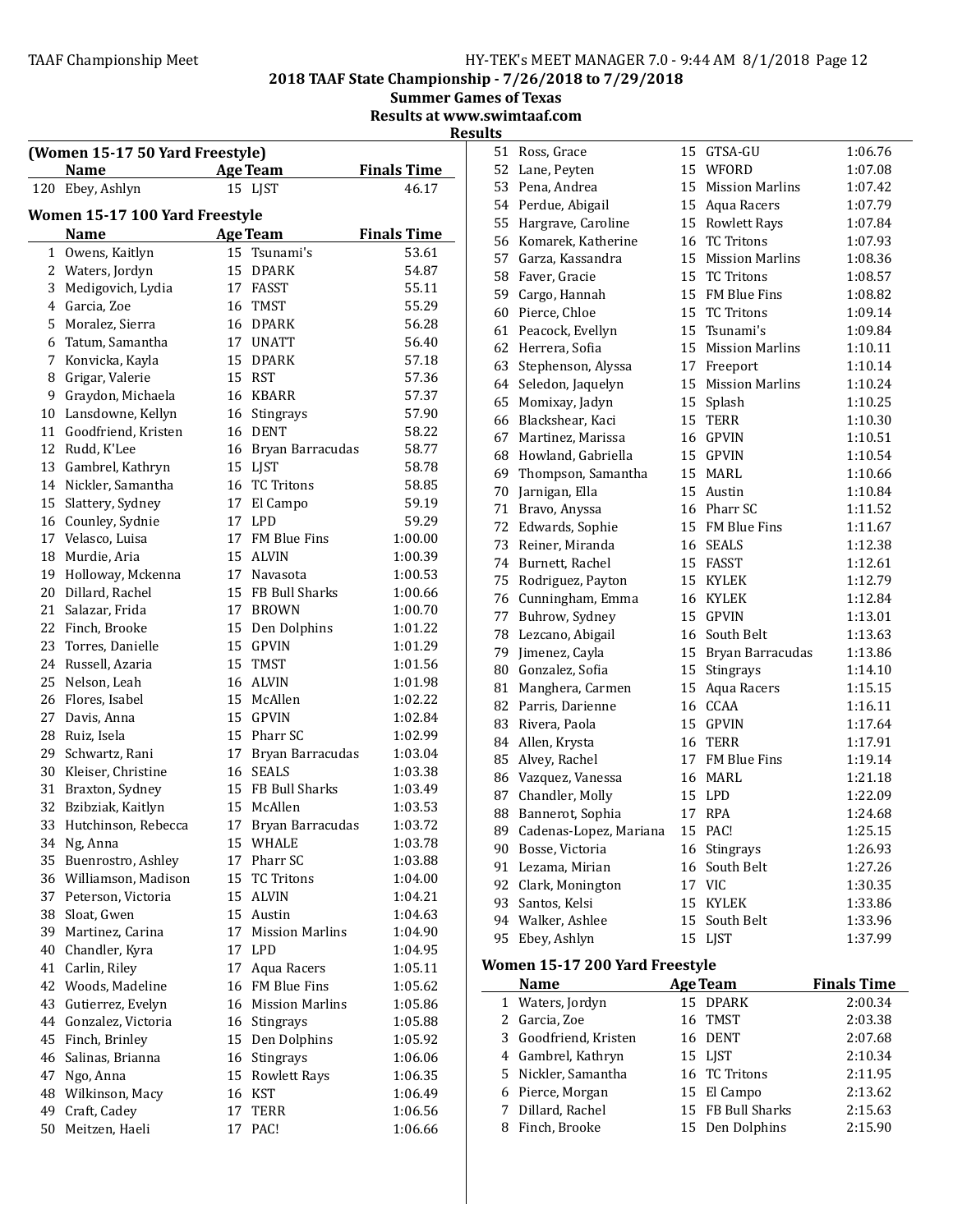## 2018 TAAF State Championship - 7/26/2018 to 7/29/2018

**Summer Games of Texas**

**Results at www.swimtaaf.com**

**Results**

### (Women 15-17 50 Yard Freestyle)

| | Name | Age | Team | Finals Time |
|---|---|---|---|---|
| 120 | Ebey, Ashlyn | 15 | LJST | 46.17 |

### Women 15-17 100 Yard Freestyle

| | Name | Age | Team | Finals Time |
|---|---|---|---|---|
| 1 | Owens, Kaitlyn | 15 | Tsunami's | 53.61 |
| 2 | Waters, Jordyn | 15 | DPARK | 54.87 |
| 3 | Medigovich, Lydia | 17 | FASST | 55.11 |
| 4 | Garcia, Zoe | 16 | TMST | 55.29 |
| 5 | Moralez, Sierra | 16 | DPARK | 56.28 |
| 6 | Tatum, Samantha | 17 | UNATT | 56.40 |
| 7 | Konvicka, Kayla | 15 | DPARK | 57.18 |
| 8 | Grigar, Valerie | 15 | RST | 57.36 |
| 9 | Graydon, Michaela | 16 | KBARR | 57.37 |
| 10 | Lansdowne, Kellyn | 16 | Stingrays | 57.90 |
| 11 | Goodfriend, Kristen | 16 | DENT | 58.22 |
| 12 | Rudd, K'Lee | 16 | Bryan Barracudas | 58.77 |
| 13 | Gambrel, Kathryn | 15 | LJST | 58.78 |
| 14 | Nickler, Samantha | 16 | TC Tritons | 58.85 |
| 15 | Slattery, Sydney | 17 | El Campo | 59.19 |
| 16 | Counley, Sydnie | 17 | LPD | 59.29 |
| 17 | Velasco, Luisa | 17 | FM Blue Fins | 1:00.00 |
| 18 | Murdie, Aria | 15 | ALVIN | 1:00.39 |
| 19 | Holloway, Mckenna | 17 | Navasota | 1:00.53 |
| 20 | Dillard, Rachel | 15 | FB Bull Sharks | 1:00.66 |
| 21 | Salazar, Frida | 17 | BROWN | 1:00.70 |
| 22 | Finch, Brooke | 15 | Den Dolphins | 1:01.22 |
| 23 | Torres, Danielle | 15 | GPVIN | 1:01.29 |
| 24 | Russell, Azaria | 15 | TMST | 1:01.56 |
| 25 | Nelson, Leah | 16 | ALVIN | 1:01.98 |
| 26 | Flores, Isabel | 15 | McAllen | 1:02.22 |
| 27 | Davis, Anna | 15 | GPVIN | 1:02.84 |
| 28 | Ruiz, Isela | 15 | Pharr SC | 1:02.99 |
| 29 | Schwartz, Rani | 17 | Bryan Barracudas | 1:03.04 |
| 30 | Kleiser, Christine | 16 | SEALS | 1:03.38 |
| 31 | Braxton, Sydney | 15 | FB Bull Sharks | 1:03.49 |
| 32 | Bzibziak, Kaitlyn | 15 | McAllen | 1:03.53 |
| 33 | Hutchinson, Rebecca | 17 | Bryan Barracudas | 1:03.72 |
| 34 | Ng, Anna | 15 | WHALE | 1:03.78 |
| 35 | Buenrostro, Ashley | 17 | Pharr SC | 1:03.88 |
| 36 | Williamson, Madison | 15 | TC Tritons | 1:04.00 |
| 37 | Peterson, Victoria | 15 | ALVIN | 1:04.21 |
| 38 | Sloat, Gwen | 15 | Austin | 1:04.63 |
| 39 | Martinez, Carina | 17 | Mission Marlins | 1:04.90 |
| 40 | Chandler, Kyra | 17 | LPD | 1:04.95 |
| 41 | Carlin, Riley | 17 | Aqua Racers | 1:05.11 |
| 42 | Woods, Madeline | 16 | FM Blue Fins | 1:05.62 |
| 43 | Gutierrez, Evelyn | 16 | Mission Marlins | 1:05.86 |
| 44 | Gonzalez, Victoria | 16 | Stingrays | 1:05.88 |
| 45 | Finch, Brinley | 15 | Den Dolphins | 1:05.92 |
| 46 | Salinas, Brianna | 16 | Stingrays | 1:06.06 |
| 47 | Ngo, Anna | 15 | Rowlett Rays | 1:06.35 |
| 48 | Wilkinson, Macy | 16 | KST | 1:06.49 |
| 49 | Craft, Cadey | 17 | TERR | 1:06.56 |
| 50 | Meitzen, Haeli | 17 | PAC! | 1:06.66 |
| 51 | Ross, Grace | 15 | GTSA-GU | 1:06.76 |
| 52 | Lane, Peyten | 15 | WFORD | 1:07.08 |
| 53 | Pena, Andrea | 15 | Mission Marlins | 1:07.42 |
| 54 | Perdue, Abigail | 15 | Aqua Racers | 1:07.79 |
| 55 | Hargrave, Caroline | 15 | Rowlett Rays | 1:07.84 |
| 56 | Komarek, Katherine | 16 | TC Tritons | 1:07.93 |
| 57 | Garza, Kassandra | 15 | Mission Marlins | 1:08.36 |
| 58 | Faver, Gracie | 15 | TC Tritons | 1:08.57 |
| 59 | Cargo, Hannah | 15 | FM Blue Fins | 1:08.82 |
| 60 | Pierce, Chloe | 15 | TC Tritons | 1:09.14 |
| 61 | Peacock, Evellyn | 15 | Tsunami's | 1:09.84 |
| 62 | Herrera, Sofia | 15 | Mission Marlins | 1:10.11 |
| 63 | Stephenson, Alyssa | 17 | Freeport | 1:10.14 |
| 64 | Seledon, Jaquelyn | 15 | Mission Marlins | 1:10.24 |
| 65 | Momixay, Jadyn | 15 | Splash | 1:10.25 |
| 66 | Blackshear, Kaci | 15 | TERR | 1:10.30 |
| 67 | Martinez, Marissa | 16 | GPVIN | 1:10.51 |
| 68 | Howland, Gabriella | 15 | GPVIN | 1:10.54 |
| 69 | Thompson, Samantha | 15 | MARL | 1:10.66 |
| 70 | Jarnigan, Ella | 15 | Austin | 1:10.84 |
| 71 | Bravo, Anyssa | 16 | Pharr SC | 1:11.52 |
| 72 | Edwards, Sophie | 15 | FM Blue Fins | 1:11.67 |
| 73 | Reiner, Miranda | 16 | SEALS | 1:12.38 |
| 74 | Burnett, Rachel | 15 | FASST | 1:12.61 |
| 75 | Rodriguez, Payton | 15 | KYLEK | 1:12.79 |
| 76 | Cunningham, Emma | 16 | KYLEK | 1:12.84 |
| 77 | Buhrow, Sydney | 15 | GPVIN | 1:13.01 |
| 78 | Lezcano, Abigail | 16 | South Belt | 1:13.63 |
| 79 | Jimenez, Cayla | 15 | Bryan Barracudas | 1:13.86 |
| 80 | Gonzalez, Sofia | 15 | Stingrays | 1:14.10 |
| 81 | Manghera, Carmen | 15 | Aqua Racers | 1:15.15 |
| 82 | Parris, Darienne | 16 | CCAA | 1:16.11 |
| 83 | Rivera, Paola | 15 | GPVIN | 1:17.64 |
| 84 | Allen, Krysta | 16 | TERR | 1:17.91 |
| 85 | Alvey, Rachel | 17 | FM Blue Fins | 1:19.14 |
| 86 | Vazquez, Vanessa | 16 | MARL | 1:21.18 |
| 87 | Chandler, Molly | 15 | LPD | 1:22.09 |
| 88 | Bannerot, Sophia | 17 | RPA | 1:24.68 |
| 89 | Cadenas-Lopez, Mariana | 15 | PAC! | 1:25.15 |
| 90 | Bosse, Victoria | 16 | Stingrays | 1:26.93 |
| 91 | Lezama, Mirian | 16 | South Belt | 1:27.26 |
| 92 | Clark, Monington | 17 | VIC | 1:30.35 |
| 93 | Santos, Kelsi | 15 | KYLEK | 1:33.86 |
| 94 | Walker, Ashlee | 15 | South Belt | 1:33.96 |
| 95 | Ebey, Ashlyn | 15 | LJST | 1:37.99 |

### Women 15-17 200 Yard Freestyle

| | Name | Age | Team | Finals Time |
|---|---|---|---|---|
| 1 | Waters, Jordyn | 15 | DPARK | 2:00.34 |
| 2 | Garcia, Zoe | 16 | TMST | 2:03.38 |
| 3 | Goodfriend, Kristen | 16 | DENT | 2:07.68 |
| 4 | Gambrel, Kathryn | 15 | LJST | 2:10.34 |
| 5 | Nickler, Samantha | 16 | TC Tritons | 2:11.95 |
| 6 | Pierce, Morgan | 15 | El Campo | 2:13.62 |
| 7 | Dillard, Rachel | 15 | FB Bull Sharks | 2:15.63 |
| 8 | Finch, Brooke | 15 | Den Dolphins | 2:15.90 |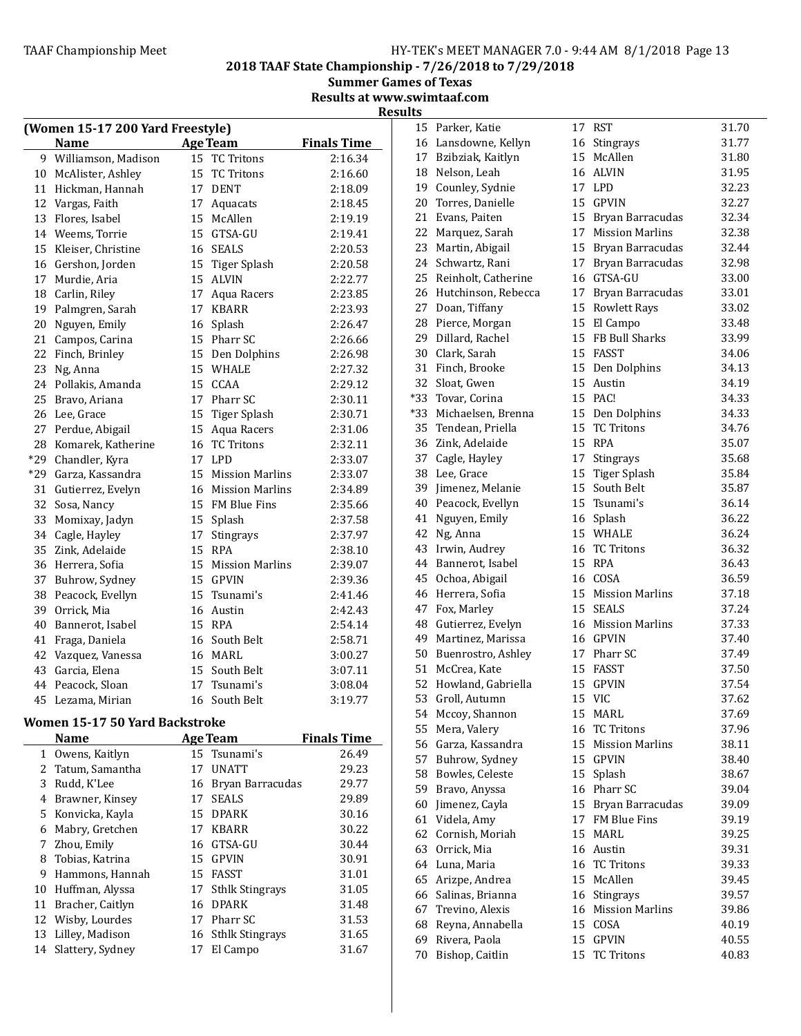## 2018 TAAF State Championship - 7/26/2018 to 7/29/2018

**Summer Games of Texas**

**Results at www.swimtaaf.com**

**Results**

### (Women 15-17 200 Yard Freestyle)

| | Name | Age | Team | Finals Time |
|---|---|---|---|---|
| 9 | Williamson, Madison | 15 | TC Tritons | 2:16.34 |
| 10 | McAlister, Ashley | 15 | TC Tritons | 2:16.60 |
| 11 | Hickman, Hannah | 17 | DENT | 2:18.09 |
| 12 | Vargas, Faith | 17 | Aquacats | 2:18.45 |
| 13 | Flores, Isabel | 15 | McAllen | 2:19.19 |
| 14 | Weems, Torrie | 15 | GTSA-GU | 2:19.41 |
| 15 | Kleiser, Christine | 16 | SEALS | 2:20.53 |
| 16 | Gershon, Jorden | 15 | Tiger Splash | 2:20.58 |
| 17 | Murdie, Aria | 15 | ALVIN | 2:22.77 |
| 18 | Carlin, Riley | 17 | Aqua Racers | 2:23.85 |
| 19 | Palmgren, Sarah | 17 | KBARR | 2:23.93 |
| 20 | Nguyen, Emily | 16 | Splash | 2:26.47 |
| 21 | Campos, Carina | 15 | Pharr SC | 2:26.66 |
| 22 | Finch, Brinley | 15 | Den Dolphins | 2:26.98 |
| 23 | Ng, Anna | 15 | WHALE | 2:27.32 |
| 24 | Pollakis, Amanda | 15 | CCAA | 2:29.12 |
| 25 | Bravo, Ariana | 17 | Pharr SC | 2:30.11 |
| 26 | Lee, Grace | 15 | Tiger Splash | 2:30.71 |
| 27 | Perdue, Abigail | 15 | Aqua Racers | 2:31.06 |
| 28 | Komarek, Katherine | 16 | TC Tritons | 2:32.11 |
| *29 | Chandler, Kyra | 17 | LPD | 2:33.07 |
| *29 | Garza, Kassandra | 15 | Mission Marlins | 2:33.07 |
| 31 | Gutierrez, Evelyn | 16 | Mission Marlins | 2:34.89 |
| 32 | Sosa, Nancy | 15 | FM Blue Fins | 2:35.66 |
| 33 | Momixay, Jadyn | 15 | Splash | 2:37.58 |
| 34 | Cagle, Hayley | 17 | Stingrays | 2:37.97 |
| 35 | Zink, Adelaide | 15 | RPA | 2:38.10 |
| 36 | Herrera, Sofia | 15 | Mission Marlins | 2:39.07 |
| 37 | Buhrow, Sydney | 15 | GPVIN | 2:39.36 |
| 38 | Peacock, Evellyn | 15 | Tsunami's | 2:41.46 |
| 39 | Orrick, Mia | 16 | Austin | 2:42.43 |
| 40 | Bannerot, Isabel | 15 | RPA | 2:54.14 |
| 41 | Fraga, Daniela | 16 | South Belt | 2:58.71 |
| 42 | Vazquez, Vanessa | 16 | MARL | 3:00.27 |
| 43 | Garcia, Elena | 15 | South Belt | 3:07.11 |
| 44 | Peacock, Sloan | 17 | Tsunami's | 3:08.04 |
| 45 | Lezama, Mirian | 16 | South Belt | 3:19.77 |

### Women 15-17 50 Yard Backstroke

| | Name | Age | Team | Finals Time |
|---|---|---|---|---|
| 1 | Owens, Kaitlyn | 15 | Tsunami's | 26.49 |
| 2 | Tatum, Samantha | 17 | UNATT | 29.23 |
| 3 | Rudd, K'Lee | 16 | Bryan Barracudas | 29.77 |
| 4 | Brawner, Kinsey | 17 | SEALS | 29.89 |
| 5 | Konvicka, Kayla | 15 | DPARK | 30.16 |
| 6 | Mabry, Gretchen | 17 | KBARR | 30.22 |
| 7 | Zhou, Emily | 16 | GTSA-GU | 30.44 |
| 8 | Tobias, Katrina | 15 | GPVIN | 30.91 |
| 9 | Hammons, Hannah | 15 | FASST | 31.01 |
| 10 | Huffman, Alyssa | 17 | Sthlk Stingrays | 31.05 |
| 11 | Bracher, Caitlyn | 16 | DPARK | 31.48 |
| 12 | Wisby, Lourdes | 17 | Pharr SC | 31.53 |
| 13 | Lilley, Madison | 16 | Sthlk Stingrays | 31.65 |
| 14 | Slattery, Sydney | 17 | El Campo | 31.67 |
| 15 | Parker, Katie | 17 | RST | 31.70 |
| 16 | Lansdowne, Kellyn | 16 | Stingrays | 31.77 |
| 17 | Bzibziak, Kaitlyn | 15 | McAllen | 31.80 |
| 18 | Nelson, Leah | 16 | ALVIN | 31.95 |
| 19 | Counley, Sydnie | 17 | LPD | 32.23 |
| 20 | Torres, Danielle | 15 | GPVIN | 32.27 |
| 21 | Evans, Paiten | 15 | Bryan Barracudas | 32.34 |
| 22 | Marquez, Sarah | 17 | Mission Marlins | 32.38 |
| 23 | Martin, Abigail | 15 | Bryan Barracudas | 32.44 |
| 24 | Schwartz, Rani | 17 | Bryan Barracudas | 32.98 |
| 25 | Reinholt, Catherine | 16 | GTSA-GU | 33.00 |
| 26 | Hutchinson, Rebecca | 17 | Bryan Barracudas | 33.01 |
| 27 | Doan, Tiffany | 15 | Rowlett Rays | 33.02 |
| 28 | Pierce, Morgan | 15 | El Campo | 33.48 |
| 29 | Dillard, Rachel | 15 | FB Bull Sharks | 33.99 |
| 30 | Clark, Sarah | 15 | FASST | 34.06 |
| 31 | Finch, Brooke | 15 | Den Dolphins | 34.13 |
| 32 | Sloat, Gwen | 15 | Austin | 34.19 |
| *33 | Tovar, Corina | 15 | PAC! | 34.33 |
| *33 | Michaelsen, Brenna | 15 | Den Dolphins | 34.33 |
| 35 | Tendean, Priella | 15 | TC Tritons | 34.76 |
| 36 | Zink, Adelaide | 15 | RPA | 35.07 |
| 37 | Cagle, Hayley | 17 | Stingrays | 35.68 |
| 38 | Lee, Grace | 15 | Tiger Splash | 35.84 |
| 39 | Jimenez, Melanie | 15 | South Belt | 35.87 |
| 40 | Peacock, Evellyn | 15 | Tsunami's | 36.14 |
| 41 | Nguyen, Emily | 16 | Splash | 36.22 |
| 42 | Ng, Anna | 15 | WHALE | 36.24 |
| 43 | Irwin, Audrey | 16 | TC Tritons | 36.32 |
| 44 | Bannerot, Isabel | 15 | RPA | 36.43 |
| 45 | Ochoa, Abigail | 16 | COSA | 36.59 |
| 46 | Herrera, Sofia | 15 | Mission Marlins | 37.18 |
| 47 | Fox, Marley | 15 | SEALS | 37.24 |
| 48 | Gutierrez, Evelyn | 16 | Mission Marlins | 37.33 |
| 49 | Martinez, Marissa | 16 | GPVIN | 37.40 |
| 50 | Buenrostro, Ashley | 17 | Pharr SC | 37.49 |
| 51 | McCrea, Kate | 15 | FASST | 37.50 |
| 52 | Howland, Gabriella | 15 | GPVIN | 37.54 |
| 53 | Groll, Autumn | 15 | VIC | 37.62 |
| 54 | Mccoy, Shannon | 15 | MARL | 37.69 |
| 55 | Mera, Valery | 16 | TC Tritons | 37.96 |
| 56 | Garza, Kassandra | 15 | Mission Marlins | 38.11 |
| 57 | Buhrow, Sydney | 15 | GPVIN | 38.40 |
| 58 | Bowles, Celeste | 15 | Splash | 38.67 |
| 59 | Bravo, Anyssa | 16 | Pharr SC | 39.04 |
| 60 | Jimenez, Cayla | 15 | Bryan Barracudas | 39.09 |
| 61 | Videla, Amy | 17 | FM Blue Fins | 39.19 |
| 62 | Cornish, Moriah | 15 | MARL | 39.25 |
| 63 | Orrick, Mia | 16 | Austin | 39.31 |
| 64 | Luna, Maria | 16 | TC Tritons | 39.33 |
| 65 | Arizpe, Andrea | 15 | McAllen | 39.45 |
| 66 | Salinas, Brianna | 16 | Stingrays | 39.57 |
| 67 | Trevino, Alexis | 16 | Mission Marlins | 39.86 |
| 68 | Reyna, Annabella | 15 | COSA | 40.19 |
| 69 | Rivera, Paola | 15 | GPVIN | 40.55 |
| 70 | Bishop, Caitlin | 15 | TC Tritons | 40.83 |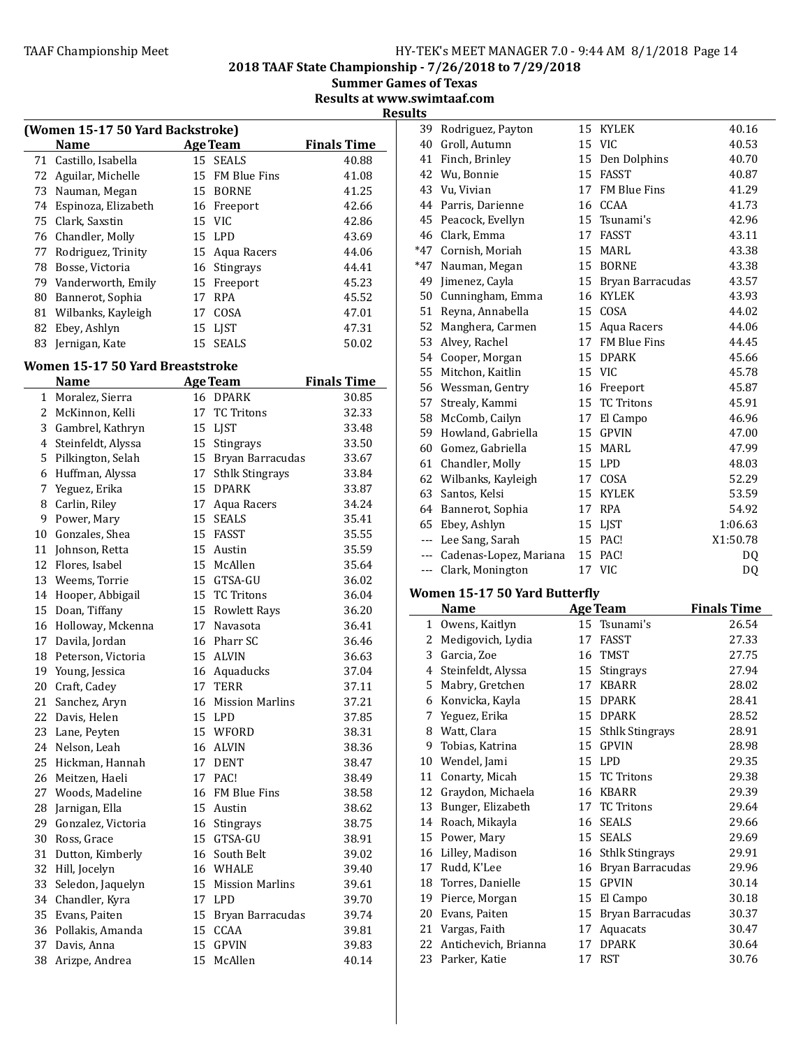## 2018 TAAF State Championship - 7/26/2018 to 7/29/2018

**Summer Games of Texas**

**Results at www.swimtaaf.com**

**Results**

### (Women 15-17 50 Yard Backstroke)

| | Name | Age | Team | Finals Time |
|---|---|---|---|---|
| 71 | Castillo, Isabella | 15 | SEALS | 40.88 |
| 72 | Aguilar, Michelle | 15 | FM Blue Fins | 41.08 |
| 73 | Nauman, Megan | 15 | BORNE | 41.25 |
| 74 | Espinoza, Elizabeth | 16 | Freeport | 42.66 |
| 75 | Clark, Saxstin | 15 | VIC | 42.86 |
| 76 | Chandler, Molly | 15 | LPD | 43.69 |
| 77 | Rodriguez, Trinity | 15 | Aqua Racers | 44.06 |
| 78 | Bosse, Victoria | 16 | Stingrays | 44.41 |
| 79 | Vanderworth, Emily | 15 | Freeport | 45.23 |
| 80 | Bannerot, Sophia | 17 | RPA | 45.52 |
| 81 | Wilbanks, Kayleigh | 17 | COSA | 47.01 |
| 82 | Ebey, Ashlyn | 15 | LJST | 47.31 |
| 83 | Jernigan, Kate | 15 | SEALS | 50.02 |

### Women 15-17 50 Yard Breaststroke

| | Name | Age | Team | Finals Time |
|---|---|---|---|---|
| 1 | Moralez, Sierra | 16 | DPARK | 30.85 |
| 2 | McKinnon, Kelli | 17 | TC Tritons | 32.33 |
| 3 | Gambrel, Kathryn | 15 | LJST | 33.48 |
| 4 | Steinfeldt, Alyssa | 15 | Stingrays | 33.50 |
| 5 | Pilkington, Selah | 15 | Bryan Barracudas | 33.67 |
| 6 | Huffman, Alyssa | 17 | Sthlk Stingrays | 33.84 |
| 7 | Yeguez, Erika | 15 | DPARK | 33.87 |
| 8 | Carlin, Riley | 17 | Aqua Racers | 34.24 |
| 9 | Power, Mary | 15 | SEALS | 35.41 |
| 10 | Gonzales, Shea | 15 | FASST | 35.55 |
| 11 | Johnson, Retta | 15 | Austin | 35.59 |
| 12 | Flores, Isabel | 15 | McAllen | 35.64 |
| 13 | Weems, Torrie | 15 | GTSA-GU | 36.02 |
| 14 | Hooper, Abbigail | 15 | TC Tritons | 36.04 |
| 15 | Doan, Tiffany | 15 | Rowlett Rays | 36.20 |
| 16 | Holloway, Mckenna | 17 | Navasota | 36.41 |
| 17 | Davila, Jordan | 16 | Pharr SC | 36.46 |
| 18 | Peterson, Victoria | 15 | ALVIN | 36.63 |
| 19 | Young, Jessica | 16 | Aquaducks | 37.04 |
| 20 | Craft, Cadey | 17 | TERR | 37.11 |
| 21 | Sanchez, Aryn | 16 | Mission Marlins | 37.21 |
| 22 | Davis, Helen | 15 | LPD | 37.85 |
| 23 | Lane, Peyten | 15 | WFORD | 38.31 |
| 24 | Nelson, Leah | 16 | ALVIN | 38.36 |
| 25 | Hickman, Hannah | 17 | DENT | 38.47 |
| 26 | Meitzen, Haeli | 17 | PAC! | 38.49 |
| 27 | Woods, Madeline | 16 | FM Blue Fins | 38.58 |
| 28 | Jarnigan, Ella | 15 | Austin | 38.62 |
| 29 | Gonzalez, Victoria | 16 | Stingrays | 38.75 |
| 30 | Ross, Grace | 15 | GTSA-GU | 38.91 |
| 31 | Dutton, Kimberly | 16 | South Belt | 39.02 |
| 32 | Hill, Jocelyn | 16 | WHALE | 39.40 |
| 33 | Seledon, Jaquelyn | 15 | Mission Marlins | 39.61 |
| 34 | Chandler, Kyra | 17 | LPD | 39.70 |
| 35 | Evans, Paiten | 15 | Bryan Barracudas | 39.74 |
| 36 | Pollakis, Amanda | 15 | CCAA | 39.81 |
| 37 | Davis, Anna | 15 | GPVIN | 39.83 |
| 38 | Arizpe, Andrea | 15 | McAllen | 40.14 |
| 39 | Rodriguez, Payton | 15 | KYLEK | 40.16 |
| 40 | Groll, Autumn | 15 | VIC | 40.53 |
| 41 | Finch, Brinley | 15 | Den Dolphins | 40.70 |
| 42 | Wu, Bonnie | 15 | FASST | 40.87 |
| 43 | Vu, Vivian | 17 | FM Blue Fins | 41.29 |
| 44 | Parris, Darienne | 16 | CCAA | 41.73 |
| 45 | Peacock, Evellyn | 15 | Tsunami's | 42.96 |
| 46 | Clark, Emma | 17 | FASST | 43.11 |
| *47 | Cornish, Moriah | 15 | MARL | 43.38 |
| *47 | Nauman, Megan | 15 | BORNE | 43.38 |
| 49 | Jimenez, Cayla | 15 | Bryan Barracudas | 43.57 |
| 50 | Cunningham, Emma | 16 | KYLEK | 43.93 |
| 51 | Reyna, Annabella | 15 | COSA | 44.02 |
| 52 | Manghera, Carmen | 15 | Aqua Racers | 44.06 |
| 53 | Alvey, Rachel | 17 | FM Blue Fins | 44.45 |
| 54 | Cooper, Morgan | 15 | DPARK | 45.66 |
| 55 | Mitchon, Kaitlin | 15 | VIC | 45.78 |
| 56 | Wessman, Gentry | 16 | Freeport | 45.87 |
| 57 | Strealy, Kammi | 15 | TC Tritons | 45.91 |
| 58 | McComb, Cailyn | 17 | El Campo | 46.96 |
| 59 | Howland, Gabriella | 15 | GPVIN | 47.00 |
| 60 | Gomez, Gabriella | 15 | MARL | 47.99 |
| 61 | Chandler, Molly | 15 | LPD | 48.03 |
| 62 | Wilbanks, Kayleigh | 17 | COSA | 52.29 |
| 63 | Santos, Kelsi | 15 | KYLEK | 53.59 |
| 64 | Bannerot, Sophia | 17 | RPA | 54.92 |
| 65 | Ebey, Ashlyn | 15 | LJST | 1:06.63 |
| --- | Lee Sang, Sarah | 15 | PAC! | X1:50.78 |
| --- | Cadenas-Lopez, Mariana | 15 | PAC! | DQ |
| --- | Clark, Monington | 17 | VIC | DQ |

### Women 15-17 50 Yard Butterfly

| | Name | Age | Team | Finals Time |
|---|---|---|---|---|
| 1 | Owens, Kaitlyn | 15 | Tsunami's | 26.54 |
| 2 | Medigovich, Lydia | 17 | FASST | 27.33 |
| 3 | Garcia, Zoe | 16 | TMST | 27.75 |
| 4 | Steinfeldt, Alyssa | 15 | Stingrays | 27.94 |
| 5 | Mabry, Gretchen | 17 | KBARR | 28.02 |
| 6 | Konvicka, Kayla | 15 | DPARK | 28.41 |
| 7 | Yeguez, Erika | 15 | DPARK | 28.52 |
| 8 | Watt, Clara | 15 | Sthlk Stingrays | 28.91 |
| 9 | Tobias, Katrina | 15 | GPVIN | 28.98 |
| 10 | Wendel, Jami | 15 | LPD | 29.35 |
| 11 | Conarty, Micah | 15 | TC Tritons | 29.38 |
| 12 | Graydon, Michaela | 16 | KBARR | 29.39 |
| 13 | Bunger, Elizabeth | 17 | TC Tritons | 29.64 |
| 14 | Roach, Mikayla | 16 | SEALS | 29.66 |
| 15 | Power, Mary | 15 | SEALS | 29.69 |
| 16 | Lilley, Madison | 16 | Sthlk Stingrays | 29.91 |
| 17 | Rudd, K'Lee | 16 | Bryan Barracudas | 29.96 |
| 18 | Torres, Danielle | 15 | GPVIN | 30.14 |
| 19 | Pierce, Morgan | 15 | El Campo | 30.18 |
| 20 | Evans, Paiten | 15 | Bryan Barracudas | 30.37 |
| 21 | Vargas, Faith | 17 | Aquacats | 30.47 |
| 22 | Antichevich, Brianna | 17 | DPARK | 30.64 |
| 23 | Parker, Katie | 17 | RST | 30.76 |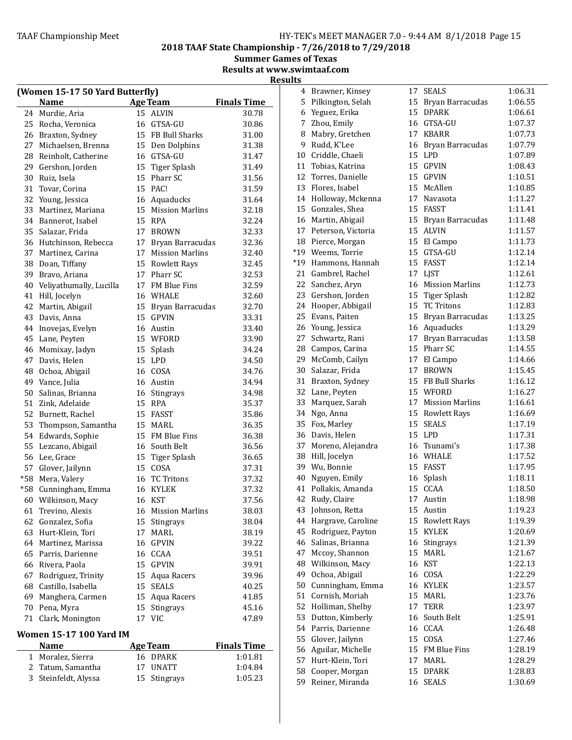# 2018 TAAF State Championship - 7/26/2018 to 7/29/2018

## Summer Games of Texas

### Results at www.swimtaaf.com

### Results

## (Women 15-17 50 Yard Butterfly)

| | Name | Age | Team | Finals Time |
|---|---|---|---|---|
| 24 | Murdie, Aria | 15 | ALVIN | 30.78 |
| 25 | Rocha, Veronica | 16 | GTSA-GU | 30.86 |
| 26 | Braxton, Sydney | 15 | FB Bull Sharks | 31.00 |
| 27 | Michaelsen, Brenna | 15 | Den Dolphins | 31.38 |
| 28 | Reinholt, Catherine | 16 | GTSA-GU | 31.47 |
| 29 | Gershon, Jorden | 15 | Tiger Splash | 31.49 |
| 30 | Ruiz, Isela | 15 | Pharr SC | 31.56 |
| 31 | Tovar, Corina | 15 | PAC! | 31.59 |
| 32 | Young, Jessica | 16 | Aquaducks | 31.64 |
| 33 | Martinez, Mariana | 15 | Mission Marlins | 32.18 |
| 34 | Bannerot, Isabel | 15 | RPA | 32.24 |
| 35 | Salazar, Frida | 17 | BROWN | 32.33 |
| 36 | Hutchinson, Rebecca | 17 | Bryan Barracudas | 32.36 |
| 37 | Martinez, Carina | 17 | Mission Marlins | 32.40 |
| 38 | Doan, Tiffany | 15 | Rowlett Rays | 32.45 |
| 39 | Bravo, Ariana | 17 | Pharr SC | 32.53 |
| 40 | Veliyathumally, Lucilla | 17 | FM Blue Fins | 32.59 |
| 41 | Hill, Jocelyn | 16 | WHALE | 32.60 |
| 42 | Martin, Abigail | 15 | Bryan Barracudas | 32.70 |
| 43 | Davis, Anna | 15 | GPVIN | 33.31 |
| 44 | Inovejas, Evelyn | 16 | Austin | 33.40 |
| 45 | Lane, Peyten | 15 | WFORD | 33.90 |
| 46 | Momixay, Jadyn | 15 | Splash | 34.24 |
| 47 | Davis, Helen | 15 | LPD | 34.50 |
| 48 | Ochoa, Abigail | 16 | COSA | 34.76 |
| 49 | Vance, Julia | 16 | Austin | 34.94 |
| 50 | Salinas, Brianna | 16 | Stingrays | 34.98 |
| 51 | Zink, Adelaide | 15 | RPA | 35.37 |
| 52 | Burnett, Rachel | 15 | FASST | 35.86 |
| 53 | Thompson, Samantha | 15 | MARL | 36.35 |
| 54 | Edwards, Sophie | 15 | FM Blue Fins | 36.38 |
| 55 | Lezcano, Abigail | 16 | South Belt | 36.56 |
| 56 | Lee, Grace | 15 | Tiger Splash | 36.65 |
| 57 | Glover, Jailynn | 15 | COSA | 37.31 |
| *58 | Mera, Valery | 16 | TC Tritons | 37.32 |
| *58 | Cunningham, Emma | 16 | KYLEK | 37.32 |
| 60 | Wilkinson, Macy | 16 | KST | 37.56 |
| 61 | Trevino, Alexis | 16 | Mission Marlins | 38.03 |
| 62 | Gonzalez, Sofia | 15 | Stingrays | 38.04 |
| 63 | Hurt-Klein, Tori | 17 | MARL | 38.19 |
| 64 | Martinez, Marissa | 16 | GPVIN | 39.22 |
| 65 | Parris, Darienne | 16 | CCAA | 39.51 |
| 66 | Rivera, Paola | 15 | GPVIN | 39.91 |
| 67 | Rodriguez, Trinity | 15 | Aqua Racers | 39.96 |
| 68 | Castillo, Isabella | 15 | SEALS | 40.25 |
| 69 | Manghera, Carmen | 15 | Aqua Racers | 41.85 |
| 70 | Pena, Myra | 15 | Stingrays | 45.16 |
| 71 | Clark, Monington | 17 | VIC | 47.89 |

## Women 15-17 100 Yard IM

| | Name | Age | Team | Finals Time |
|---|---|---|---|---|
| 1 | Moralez, Sierra | 16 | DPARK | 1:01.81 |
| 2 | Tatum, Samantha | 17 | UNATT | 1:04.84 |
| 3 | Steinfeldt, Alyssa | 15 | Stingrays | 1:05.23 |
| 4 | Brawner, Kinsey | 17 | SEALS | 1:06.31 |
| 5 | Pilkington, Selah | 15 | Bryan Barracudas | 1:06.55 |
| 6 | Yeguez, Erika | 15 | DPARK | 1:06.61 |
| 7 | Zhou, Emily | 16 | GTSA-GU | 1:07.37 |
| 8 | Mabry, Gretchen | 17 | KBARR | 1:07.73 |
| 9 | Rudd, K'Lee | 16 | Bryan Barracudas | 1:07.79 |
| 10 | Criddle, Chaeli | 15 | LPD | 1:07.89 |
| 11 | Tobias, Katrina | 15 | GPVIN | 1:08.43 |
| 12 | Torres, Danielle | 15 | GPVIN | 1:10.51 |
| 13 | Flores, Isabel | 15 | McAllen | 1:10.85 |
| 14 | Holloway, Mckenna | 17 | Navasota | 1:11.27 |
| 15 | Gonzales, Shea | 15 | FASST | 1:11.41 |
| 16 | Martin, Abigail | 15 | Bryan Barracudas | 1:11.48 |
| 17 | Peterson, Victoria | 15 | ALVIN | 1:11.57 |
| 18 | Pierce, Morgan | 15 | El Campo | 1:11.73 |
| *19 | Weems, Torrie | 15 | GTSA-GU | 1:12.14 |
| *19 | Hammons, Hannah | 15 | FASST | 1:12.14 |
| 21 | Gambrel, Rachel | 17 | LJST | 1:12.61 |
| 22 | Sanchez, Aryn | 16 | Mission Marlins | 1:12.73 |
| 23 | Gershon, Jorden | 15 | Tiger Splash | 1:12.82 |
| 24 | Hooper, Abbigail | 15 | TC Tritons | 1:12.83 |
| 25 | Evans, Paiten | 15 | Bryan Barracudas | 1:13.25 |
| 26 | Young, Jessica | 16 | Aquaducks | 1:13.29 |
| 27 | Schwartz, Rani | 17 | Bryan Barracudas | 1:13.58 |
| 28 | Campos, Carina | 15 | Pharr SC | 1:14.55 |
| 29 | McComb, Cailyn | 17 | El Campo | 1:14.66 |
| 30 | Salazar, Frida | 17 | BROWN | 1:15.45 |
| 31 | Braxton, Sydney | 15 | FB Bull Sharks | 1:16.12 |
| 32 | Lane, Peyten | 15 | WFORD | 1:16.27 |
| 33 | Marquez, Sarah | 17 | Mission Marlins | 1:16.61 |
| 34 | Ngo, Anna | 15 | Rowlett Rays | 1:16.69 |
| 35 | Fox, Marley | 15 | SEALS | 1:17.19 |
| 36 | Davis, Helen | 15 | LPD | 1:17.31 |
| 37 | Moreno, Alejandra | 16 | Tsunami's | 1:17.38 |
| 38 | Hill, Jocelyn | 16 | WHALE | 1:17.52 |
| 39 | Wu, Bonnie | 15 | FASST | 1:17.95 |
| 40 | Nguyen, Emily | 16 | Splash | 1:18.11 |
| 41 | Pollakis, Amanda | 15 | CCAA | 1:18.50 |
| 42 | Rudy, Claire | 17 | Austin | 1:18.98 |
| 43 | Johnson, Retta | 15 | Austin | 1:19.23 |
| 44 | Hargrave, Caroline | 15 | Rowlett Rays | 1:19.39 |
| 45 | Rodriguez, Payton | 15 | KYLEK | 1:20.69 |
| 46 | Salinas, Brianna | 16 | Stingrays | 1:21.39 |
| 47 | Mccoy, Shannon | 15 | MARL | 1:21.67 |
| 48 | Wilkinson, Macy | 16 | KST | 1:22.13 |
| 49 | Ochoa, Abigail | 16 | COSA | 1:22.29 |
| 50 | Cunningham, Emma | 16 | KYLEK | 1:23.57 |
| 51 | Cornish, Moriah | 15 | MARL | 1:23.76 |
| 52 | Holliman, Shelby | 17 | TERR | 1:23.97 |
| 53 | Dutton, Kimberly | 16 | South Belt | 1:25.91 |
| 54 | Parris, Darienne | 16 | CCAA | 1:26.48 |
| 55 | Glover, Jailynn | 15 | COSA | 1:27.46 |
| 56 | Aguilar, Michelle | 15 | FM Blue Fins | 1:28.19 |
| 57 | Hurt-Klein, Tori | 17 | MARL | 1:28.29 |
| 58 | Cooper, Morgan | 15 | DPARK | 1:28.83 |
| 59 | Reiner, Miranda | 16 | SEALS | 1:30.69 |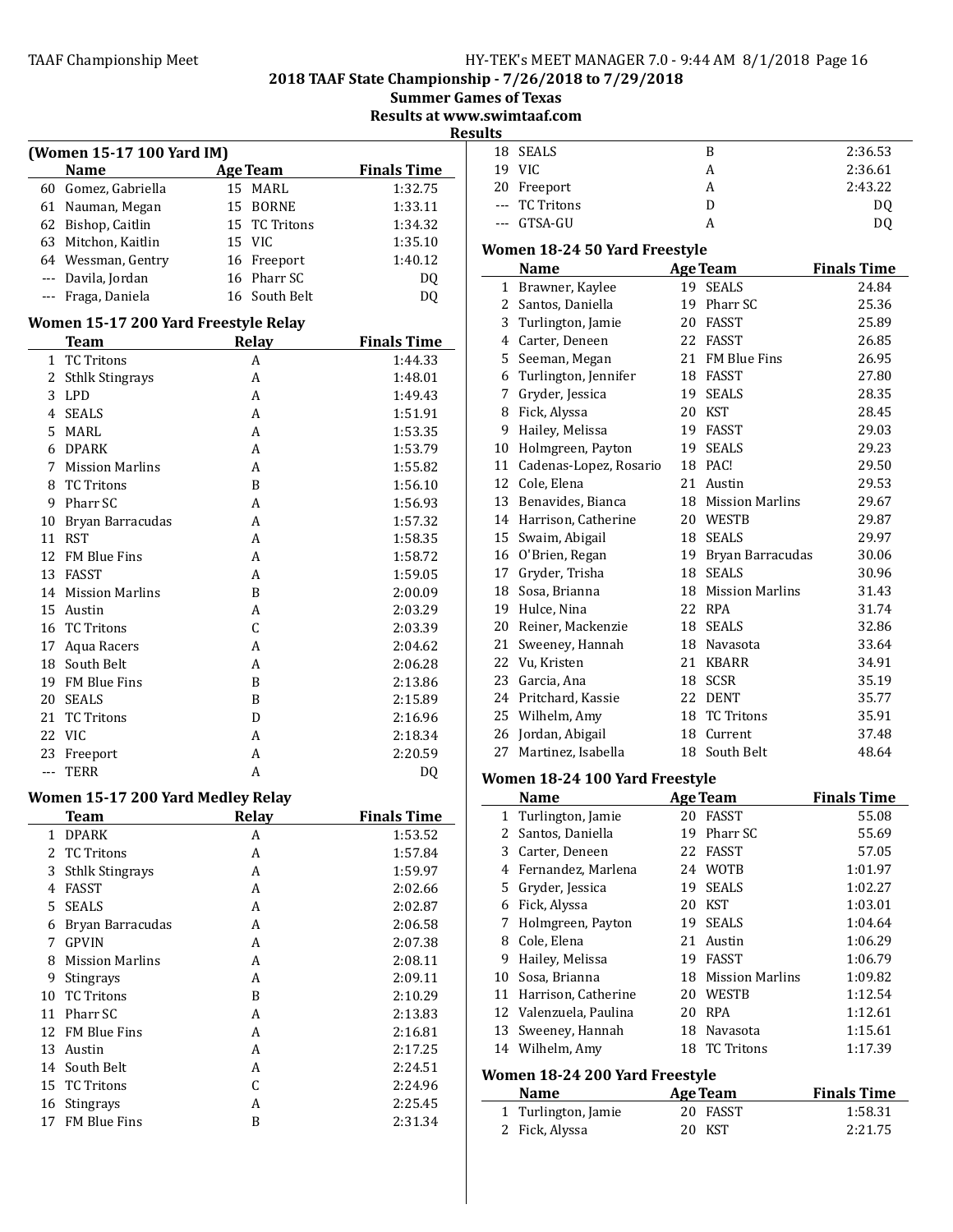## 2018 TAAF State Championship - 7/26/2018 to 7/29/2018

### Summer Games of Texas

### Results at www.swimtaaf.com

### Results

### (Women 15-17 100 Yard IM)

| | Name | Age | Team | Finals Time |
|---|---|---|---|---|
| 60 | Gomez, Gabriella | 15 | MARL | 1:32.75 |
| 61 | Nauman, Megan | 15 | BORNE | 1:33.11 |
| 62 | Bishop, Caitlin | 15 | TC Tritons | 1:34.32 |
| 63 | Mitchon, Kaitlin | 15 | VIC | 1:35.10 |
| 64 | Wessman, Gentry | 16 | Freeport | 1:40.12 |
| --- | Davila, Jordan | 16 | Pharr SC | DQ |
| --- | Fraga, Daniela | 16 | South Belt | DQ |

### Women 15-17 200 Yard Freestyle Relay

| | Team | Relay | Finals Time |
|---|---|---|---|
| 1 | TC Tritons | A | 1:44.33 |
| 2 | Sthlk Stingrays | A | 1:48.01 |
| 3 | LPD | A | 1:49.43 |
| 4 | SEALS | A | 1:51.91 |
| 5 | MARL | A | 1:53.35 |
| 6 | DPARK | A | 1:53.79 |
| 7 | Mission Marlins | A | 1:55.82 |
| 8 | TC Tritons | B | 1:56.10 |
| 9 | Pharr SC | A | 1:56.93 |
| 10 | Bryan Barracudas | A | 1:57.32 |
| 11 | RST | A | 1:58.35 |
| 12 | FM Blue Fins | A | 1:58.72 |
| 13 | FASST | A | 1:59.05 |
| 14 | Mission Marlins | B | 2:00.09 |
| 15 | Austin | A | 2:03.29 |
| 16 | TC Tritons | C | 2:03.39 |
| 17 | Aqua Racers | A | 2:04.62 |
| 18 | South Belt | A | 2:06.28 |
| 19 | FM Blue Fins | B | 2:13.86 |
| 20 | SEALS | B | 2:15.89 |
| 21 | TC Tritons | D | 2:16.96 |
| 22 | VIC | A | 2:18.34 |
| 23 | Freeport | A | 2:20.59 |
| --- | TERR | A | DQ |

### Women 15-17 200 Yard Medley Relay

| | Team | Relay | Finals Time |
|---|---|---|---|
| 1 | DPARK | A | 1:53.52 |
| 2 | TC Tritons | A | 1:57.84 |
| 3 | Sthlk Stingrays | A | 1:59.97 |
| 4 | FASST | A | 2:02.66 |
| 5 | SEALS | A | 2:02.87 |
| 6 | Bryan Barracudas | A | 2:06.58 |
| 7 | GPVIN | A | 2:07.38 |
| 8 | Mission Marlins | A | 2:08.11 |
| 9 | Stingrays | A | 2:09.11 |
| 10 | TC Tritons | B | 2:10.29 |
| 11 | Pharr SC | A | 2:13.83 |
| 12 | FM Blue Fins | A | 2:16.81 |
| 13 | Austin | A | 2:17.25 |
| 14 | South Belt | A | 2:24.51 |
| 15 | TC Tritons | C | 2:24.96 |
| 16 | Stingrays | A | 2:25.45 |
| 17 | FM Blue Fins | B | 2:31.34 |
| 18 | SEALS | B | 2:36.53 |
| 19 | VIC | A | 2:36.61 |
| 20 | Freeport | A | 2:43.22 |
| --- | TC Tritons | D | DQ |
| --- | GTSA-GU | A | DQ |

### Women 18-24 50 Yard Freestyle

| | Name | Age | Team | Finals Time |
|---|---|---|---|---|
| 1 | Brawner, Kaylee | 19 | SEALS | 24.84 |
| 2 | Santos, Daniella | 19 | Pharr SC | 25.36 |
| 3 | Turlington, Jamie | 20 | FASST | 25.89 |
| 4 | Carter, Deneen | 22 | FASST | 26.85 |
| 5 | Seeman, Megan | 21 | FM Blue Fins | 26.95 |
| 6 | Turlington, Jennifer | 18 | FASST | 27.80 |
| 7 | Gryder, Jessica | 19 | SEALS | 28.35 |
| 8 | Fick, Alyssa | 20 | KST | 28.45 |
| 9 | Hailey, Melissa | 19 | FASST | 29.03 |
| 10 | Holmgreen, Payton | 19 | SEALS | 29.23 |
| 11 | Cadenas-Lopez, Rosario | 18 | PAC! | 29.50 |
| 12 | Cole, Elena | 21 | Austin | 29.53 |
| 13 | Benavides, Bianca | 18 | Mission Marlins | 29.67 |
| 14 | Harrison, Catherine | 20 | WESTB | 29.87 |
| 15 | Swaim, Abigail | 18 | SEALS | 29.97 |
| 16 | O'Brien, Regan | 19 | Bryan Barracudas | 30.06 |
| 17 | Gryder, Trisha | 18 | SEALS | 30.96 |
| 18 | Sosa, Brianna | 18 | Mission Marlins | 31.43 |
| 19 | Hulce, Nina | 22 | RPA | 31.74 |
| 20 | Reiner, Mackenzie | 18 | SEALS | 32.86 |
| 21 | Sweeney, Hannah | 18 | Navasota | 33.64 |
| 22 | Vu, Kristen | 21 | KBARR | 34.91 |
| 23 | Garcia, Ana | 18 | SCSR | 35.19 |
| 24 | Pritchard, Kassie | 22 | DENT | 35.77 |
| 25 | Wilhelm, Amy | 18 | TC Tritons | 35.91 |
| 26 | Jordan, Abigail | 18 | Current | 37.48 |
| 27 | Martinez, Isabella | 18 | South Belt | 48.64 |

### Women 18-24 100 Yard Freestyle

| | Name | Age | Team | Finals Time |
|---|---|---|---|---|
| 1 | Turlington, Jamie | 20 | FASST | 55.08 |
| 2 | Santos, Daniella | 19 | Pharr SC | 55.69 |
| 3 | Carter, Deneen | 22 | FASST | 57.05 |
| 4 | Fernandez, Marlena | 24 | WOTB | 1:01.97 |
| 5 | Gryder, Jessica | 19 | SEALS | 1:02.27 |
| 6 | Fick, Alyssa | 20 | KST | 1:03.01 |
| 7 | Holmgreen, Payton | 19 | SEALS | 1:04.64 |
| 8 | Cole, Elena | 21 | Austin | 1:06.29 |
| 9 | Hailey, Melissa | 19 | FASST | 1:06.79 |
| 10 | Sosa, Brianna | 18 | Mission Marlins | 1:09.82 |
| 11 | Harrison, Catherine | 20 | WESTB | 1:12.54 |
| 12 | Valenzuela, Paulina | 20 | RPA | 1:12.61 |
| 13 | Sweeney, Hannah | 18 | Navasota | 1:15.61 |
| 14 | Wilhelm, Amy | 18 | TC Tritons | 1:17.39 |

### Women 18-24 200 Yard Freestyle

| | Name | Age | Team | Finals Time |
|---|---|---|---|---|
| 1 | Turlington, Jamie | 20 | FASST | 1:58.31 |
| 2 | Fick, Alyssa | 20 | KST | 2:21.75 |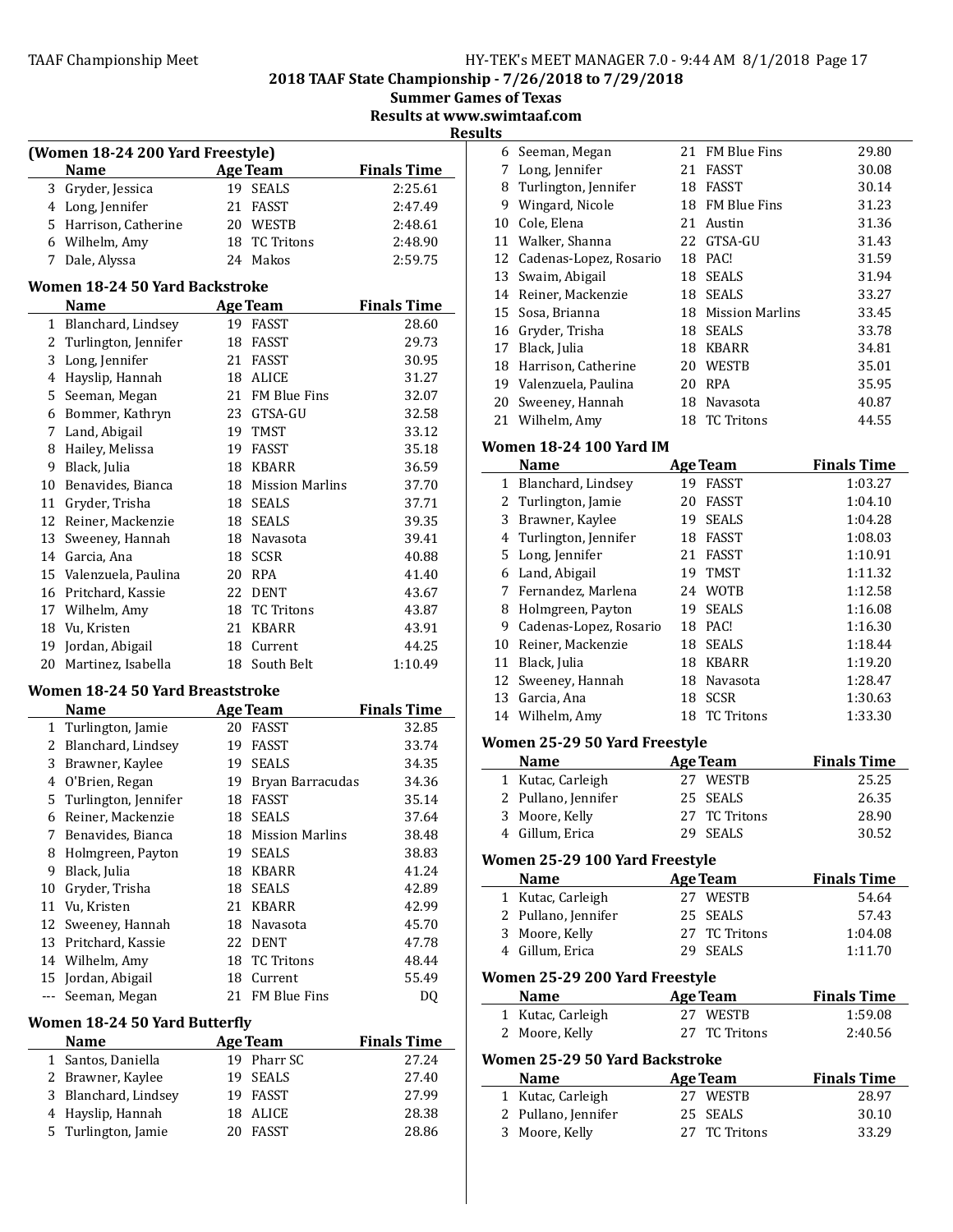# 2018 TAAF State Championship - 7/26/2018 to 7/29/2018

## Summer Games of Texas

## Results at www.swimtaaf.com

## Results

### (Women 18-24 200 Yard Freestyle)

| | Name | Age | Team | Finals Time |
|---|---|---|---|---|
| 3 | Gryder, Jessica | 19 | SEALS | 2:25.61 |
| 4 | Long, Jennifer | 21 | FASST | 2:47.49 |
| 5 | Harrison, Catherine | 20 | WESTB | 2:48.61 |
| 6 | Wilhelm, Amy | 18 | TC Tritons | 2:48.90 |
| 7 | Dale, Alyssa | 24 | Makos | 2:59.75 |

### Women 18-24 50 Yard Backstroke

| | Name | Age | Team | Finals Time |
|---|---|---|---|---|
| 1 | Blanchard, Lindsey | 19 | FASST | 28.60 |
| 2 | Turlington, Jennifer | 18 | FASST | 29.73 |
| 3 | Long, Jennifer | 21 | FASST | 30.95 |
| 4 | Hayslip, Hannah | 18 | ALICE | 31.27 |
| 5 | Seeman, Megan | 21 | FM Blue Fins | 32.07 |
| 6 | Bommer, Kathryn | 23 | GTSA-GU | 32.58 |
| 7 | Land, Abigail | 19 | TMST | 33.12 |
| 8 | Hailey, Melissa | 19 | FASST | 35.18 |
| 9 | Black, Julia | 18 | KBARR | 36.59 |
| 10 | Benavides, Bianca | 18 | Mission Marlins | 37.70 |
| 11 | Gryder, Trisha | 18 | SEALS | 37.71 |
| 12 | Reiner, Mackenzie | 18 | SEALS | 39.35 |
| 13 | Sweeney, Hannah | 18 | Navasota | 39.41 |
| 14 | Garcia, Ana | 18 | SCSR | 40.88 |
| 15 | Valenzuela, Paulina | 20 | RPA | 41.40 |
| 16 | Pritchard, Kassie | 22 | DENT | 43.67 |
| 17 | Wilhelm, Amy | 18 | TC Tritons | 43.87 |
| 18 | Vu, Kristen | 21 | KBARR | 43.91 |
| 19 | Jordan, Abigail | 18 | Current | 44.25 |
| 20 | Martinez, Isabella | 18 | South Belt | 1:10.49 |

### Women 18-24 50 Yard Breaststroke

| | Name | Age | Team | Finals Time |
|---|---|---|---|---|
| 1 | Turlington, Jamie | 20 | FASST | 32.85 |
| 2 | Blanchard, Lindsey | 19 | FASST | 33.74 |
| 3 | Brawner, Kaylee | 19 | SEALS | 34.35 |
| 4 | O'Brien, Regan | 19 | Bryan Barracudas | 34.36 |
| 5 | Turlington, Jennifer | 18 | FASST | 35.14 |
| 6 | Reiner, Mackenzie | 18 | SEALS | 37.64 |
| 7 | Benavides, Bianca | 18 | Mission Marlins | 38.48 |
| 8 | Holmgreen, Payton | 19 | SEALS | 38.83 |
| 9 | Black, Julia | 18 | KBARR | 41.24 |
| 10 | Gryder, Trisha | 18 | SEALS | 42.89 |
| 11 | Vu, Kristen | 21 | KBARR | 42.99 |
| 12 | Sweeney, Hannah | 18 | Navasota | 45.70 |
| 13 | Pritchard, Kassie | 22 | DENT | 47.78 |
| 14 | Wilhelm, Amy | 18 | TC Tritons | 48.44 |
| 15 | Jordan, Abigail | 18 | Current | 55.49 |
| --- | Seeman, Megan | 21 | FM Blue Fins | DQ |

### Women 18-24 50 Yard Butterfly

| | Name | Age | Team | Finals Time |
|---|---|---|---|---|
| 1 | Santos, Daniella | 19 | Pharr SC | 27.24 |
| 2 | Brawner, Kaylee | 19 | SEALS | 27.40 |
| 3 | Blanchard, Lindsey | 19 | FASST | 27.99 |
| 4 | Hayslip, Hannah | 18 | ALICE | 28.38 |
| 5 | Turlington, Jamie | 20 | FASST | 28.86 |
| 6 | Seeman, Megan | 21 | FM Blue Fins | 29.80 |
| 7 | Long, Jennifer | 21 | FASST | 30.08 |
| 8 | Turlington, Jennifer | 18 | FASST | 30.14 |
| 9 | Wingard, Nicole | 18 | FM Blue Fins | 31.23 |
| 10 | Cole, Elena | 21 | Austin | 31.36 |
| 11 | Walker, Shanna | 22 | GTSA-GU | 31.43 |
| 12 | Cadenas-Lopez, Rosario | 18 | PAC! | 31.59 |
| 13 | Swaim, Abigail | 18 | SEALS | 31.94 |
| 14 | Reiner, Mackenzie | 18 | SEALS | 33.27 |
| 15 | Sosa, Brianna | 18 | Mission Marlins | 33.45 |
| 16 | Gryder, Trisha | 18 | SEALS | 33.78 |
| 17 | Black, Julia | 18 | KBARR | 34.81 |
| 18 | Harrison, Catherine | 20 | WESTB | 35.01 |
| 19 | Valenzuela, Paulina | 20 | RPA | 35.95 |
| 20 | Sweeney, Hannah | 18 | Navasota | 40.87 |
| 21 | Wilhelm, Amy | 18 | TC Tritons | 44.55 |

### Women 18-24 100 Yard IM

| | Name | Age | Team | Finals Time |
|---|---|---|---|---|
| 1 | Blanchard, Lindsey | 19 | FASST | 1:03.27 |
| 2 | Turlington, Jamie | 20 | FASST | 1:04.10 |
| 3 | Brawner, Kaylee | 19 | SEALS | 1:04.28 |
| 4 | Turlington, Jennifer | 18 | FASST | 1:08.03 |
| 5 | Long, Jennifer | 21 | FASST | 1:10.91 |
| 6 | Land, Abigail | 19 | TMST | 1:11.32 |
| 7 | Fernandez, Marlena | 24 | WOTB | 1:12.58 |
| 8 | Holmgreen, Payton | 19 | SEALS | 1:16.08 |
| 9 | Cadenas-Lopez, Rosario | 18 | PAC! | 1:16.30 |
| 10 | Reiner, Mackenzie | 18 | SEALS | 1:18.44 |
| 11 | Black, Julia | 18 | KBARR | 1:19.20 |
| 12 | Sweeney, Hannah | 18 | Navasota | 1:28.47 |
| 13 | Garcia, Ana | 18 | SCSR | 1:30.63 |
| 14 | Wilhelm, Amy | 18 | TC Tritons | 1:33.30 |

### Women 25-29 50 Yard Freestyle

| | Name | Age | Team | Finals Time |
|---|---|---|---|---|
| 1 | Kutac, Carleigh | 27 | WESTB | 25.25 |
| 2 | Pullano, Jennifer | 25 | SEALS | 26.35 |
| 3 | Moore, Kelly | 27 | TC Tritons | 28.90 |
| 4 | Gillum, Erica | 29 | SEALS | 30.52 |

### Women 25-29 100 Yard Freestyle

| | Name | Age | Team | Finals Time |
|---|---|---|---|---|
| 1 | Kutac, Carleigh | 27 | WESTB | 54.64 |
| 2 | Pullano, Jennifer | 25 | SEALS | 57.43 |
| 3 | Moore, Kelly | 27 | TC Tritons | 1:04.08 |
| 4 | Gillum, Erica | 29 | SEALS | 1:11.70 |

### Women 25-29 200 Yard Freestyle

| | Name | Age | Team | Finals Time |
|---|---|---|---|---|
| 1 | Kutac, Carleigh | 27 | WESTB | 1:59.08 |
| 2 | Moore, Kelly | 27 | TC Tritons | 2:40.56 |

### Women 25-29 50 Yard Backstroke

| | Name | Age | Team | Finals Time |
|---|---|---|---|---|
| 1 | Kutac, Carleigh | 27 | WESTB | 28.97 |
| 2 | Pullano, Jennifer | 25 | SEALS | 30.10 |
| 3 | Moore, Kelly | 27 | TC Tritons | 33.29 |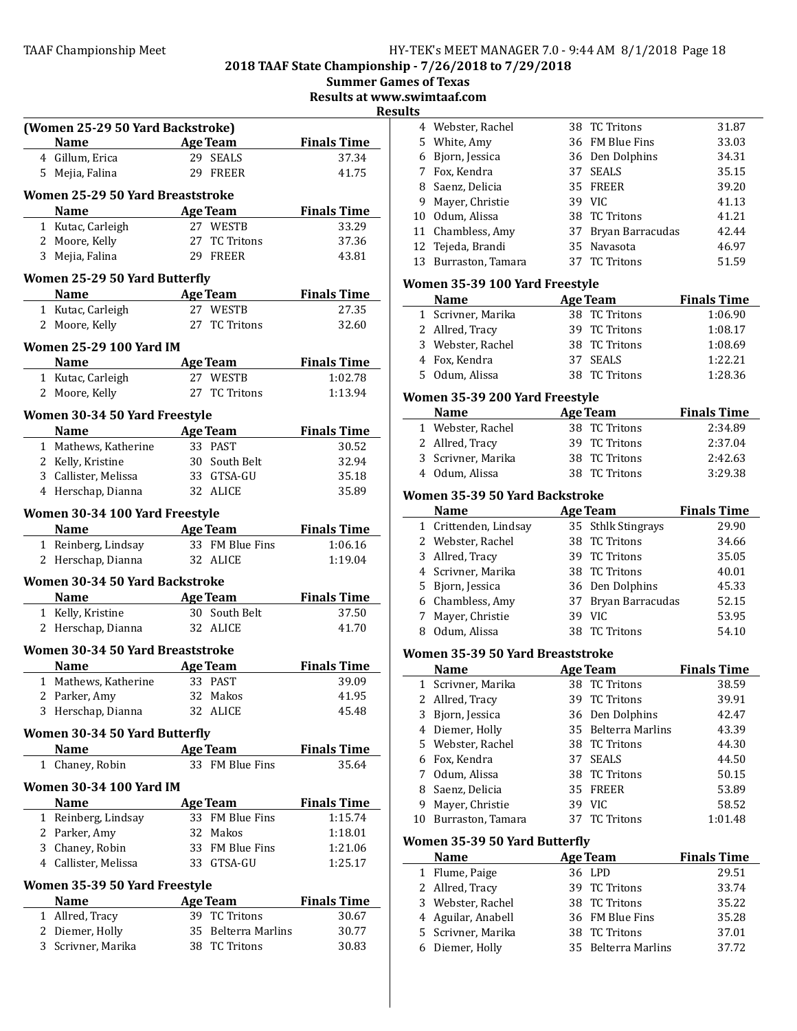## 2018 TAAF State Championship - 7/26/2018 to 7/29/2018

### Summer Games of Texas

### Results at www.swimtaaf.com

### Results

#### (Women 25-29 50 Yard Backstroke)

| | Name | Age | Team | Finals Time |
|---|---|---|---|---|
| 4 | Gillum, Erica | 29 | SEALS | 37.34 |
| 5 | Mejia, Falina | 29 | FREER | 41.75 |

#### Women 25-29 50 Yard Breaststroke

| | Name | Age | Team | Finals Time |
|---|---|---|---|---|
| 1 | Kutac, Carleigh | 27 | WESTB | 33.29 |
| 2 | Moore, Kelly | 27 | TC Tritons | 37.36 |
| 3 | Mejia, Falina | 29 | FREER | 43.81 |

#### Women 25-29 50 Yard Butterfly

| | Name | Age | Team | Finals Time |
|---|---|---|---|---|
| 1 | Kutac, Carleigh | 27 | WESTB | 27.35 |
| 2 | Moore, Kelly | 27 | TC Tritons | 32.60 |

#### Women 25-29 100 Yard IM

| | Name | Age | Team | Finals Time |
|---|---|---|---|---|
| 1 | Kutac, Carleigh | 27 | WESTB | 1:02.78 |
| 2 | Moore, Kelly | 27 | TC Tritons | 1:13.94 |

#### Women 30-34 50 Yard Freestyle

| | Name | Age | Team | Finals Time |
|---|---|---|---|---|
| 1 | Mathews, Katherine | 33 | PAST | 30.52 |
| 2 | Kelly, Kristine | 30 | South Belt | 32.94 |
| 3 | Callister, Melissa | 33 | GTSA-GU | 35.18 |
| 4 | Herschap, Dianna | 32 | ALICE | 35.89 |

#### Women 30-34 100 Yard Freestyle

| | Name | Age | Team | Finals Time |
|---|---|---|---|---|
| 1 | Reinberg, Lindsay | 33 | FM Blue Fins | 1:06.16 |
| 2 | Herschap, Dianna | 32 | ALICE | 1:19.04 |

#### Women 30-34 50 Yard Backstroke

| | Name | Age | Team | Finals Time |
|---|---|---|---|---|
| 1 | Kelly, Kristine | 30 | South Belt | 37.50 |
| 2 | Herschap, Dianna | 32 | ALICE | 41.70 |

#### Women 30-34 50 Yard Breaststroke

| | Name | Age | Team | Finals Time |
|---|---|---|---|---|
| 1 | Mathews, Katherine | 33 | PAST | 39.09 |
| 2 | Parker, Amy | 32 | Makos | 41.95 |
| 3 | Herschap, Dianna | 32 | ALICE | 45.48 |

#### Women 30-34 50 Yard Butterfly

| | Name | Age | Team | Finals Time |
|---|---|---|---|---|
| 1 | Chaney, Robin | 33 | FM Blue Fins | 35.64 |

#### Women 30-34 100 Yard IM

| | Name | Age | Team | Finals Time |
|---|---|---|---|---|
| 1 | Reinberg, Lindsay | 33 | FM Blue Fins | 1:15.74 |
| 2 | Parker, Amy | 32 | Makos | 1:18.01 |
| 3 | Chaney, Robin | 33 | FM Blue Fins | 1:21.06 |
| 4 | Callister, Melissa | 33 | GTSA-GU | 1:25.17 |

#### Women 35-39 50 Yard Freestyle

| | Name | Age | Team | Finals Time |
|---|---|---|---|---|
| 1 | Allred, Tracy | 39 | TC Tritons | 30.67 |
| 2 | Diemer, Holly | 35 | Belterra Marlins | 30.77 |
| 3 | Scrivner, Marika | 38 | TC Tritons | 30.83 |
| 4 | Webster, Rachel | 38 | TC Tritons | 31.87 |
| 5 | White, Amy | 36 | FM Blue Fins | 33.03 |
| 6 | Bjorn, Jessica | 36 | Den Dolphins | 34.31 |
| 7 | Fox, Kendra | 37 | SEALS | 35.15 |
| 8 | Saenz, Delicia | 35 | FREER | 39.20 |
| 9 | Mayer, Christie | 39 | VIC | 41.13 |
| 10 | Odum, Alissa | 38 | TC Tritons | 41.21 |
| 11 | Chambless, Amy | 37 | Bryan Barracudas | 42.44 |
| 12 | Tejeda, Brandi | 35 | Navasota | 46.97 |
| 13 | Burraston, Tamara | 37 | TC Tritons | 51.59 |

#### Women 35-39 100 Yard Freestyle

| | Name | Age | Team | Finals Time |
|---|---|---|---|---|
| 1 | Scrivner, Marika | 38 | TC Tritons | 1:06.90 |
| 2 | Allred, Tracy | 39 | TC Tritons | 1:08.17 |
| 3 | Webster, Rachel | 38 | TC Tritons | 1:08.69 |
| 4 | Fox, Kendra | 37 | SEALS | 1:22.21 |
| 5 | Odum, Alissa | 38 | TC Tritons | 1:28.36 |

#### Women 35-39 200 Yard Freestyle

| | Name | Age | Team | Finals Time |
|---|---|---|---|---|
| 1 | Webster, Rachel | 38 | TC Tritons | 2:34.89 |
| 2 | Allred, Tracy | 39 | TC Tritons | 2:37.04 |
| 3 | Scrivner, Marika | 38 | TC Tritons | 2:42.63 |
| 4 | Odum, Alissa | 38 | TC Tritons | 3:29.38 |

#### Women 35-39 50 Yard Backstroke

| | Name | Age | Team | Finals Time |
|---|---|---|---|---|
| 1 | Crittenden, Lindsay | 35 | Sthlk Stingrays | 29.90 |
| 2 | Webster, Rachel | 38 | TC Tritons | 34.66 |
| 3 | Allred, Tracy | 39 | TC Tritons | 35.05 |
| 4 | Scrivner, Marika | 38 | TC Tritons | 40.01 |
| 5 | Bjorn, Jessica | 36 | Den Dolphins | 45.33 |
| 6 | Chambless, Amy | 37 | Bryan Barracudas | 52.15 |
| 7 | Mayer, Christie | 39 | VIC | 53.95 |
| 8 | Odum, Alissa | 38 | TC Tritons | 54.10 |

#### Women 35-39 50 Yard Breaststroke

| | Name | Age | Team | Finals Time |
|---|---|---|---|---|
| 1 | Scrivner, Marika | 38 | TC Tritons | 38.59 |
| 2 | Allred, Tracy | 39 | TC Tritons | 39.91 |
| 3 | Bjorn, Jessica | 36 | Den Dolphins | 42.47 |
| 4 | Diemer, Holly | 35 | Belterra Marlins | 43.39 |
| 5 | Webster, Rachel | 38 | TC Tritons | 44.30 |
| 6 | Fox, Kendra | 37 | SEALS | 44.50 |
| 7 | Odum, Alissa | 38 | TC Tritons | 50.15 |
| 8 | Saenz, Delicia | 35 | FREER | 53.89 |
| 9 | Mayer, Christie | 39 | VIC | 58.52 |
| 10 | Burraston, Tamara | 37 | TC Tritons | 1:01.48 |

#### Women 35-39 50 Yard Butterfly

| | Name | Age | Team | Finals Time |
|---|---|---|---|---|
| 1 | Flume, Paige | 36 | LPD | 29.51 |
| 2 | Allred, Tracy | 39 | TC Tritons | 33.74 |
| 3 | Webster, Rachel | 38 | TC Tritons | 35.22 |
| 4 | Aguilar, Anabell | 36 | FM Blue Fins | 35.28 |
| 5 | Scrivner, Marika | 38 | TC Tritons | 37.01 |
| 6 | Diemer, Holly | 35 | Belterra Marlins | 37.72 |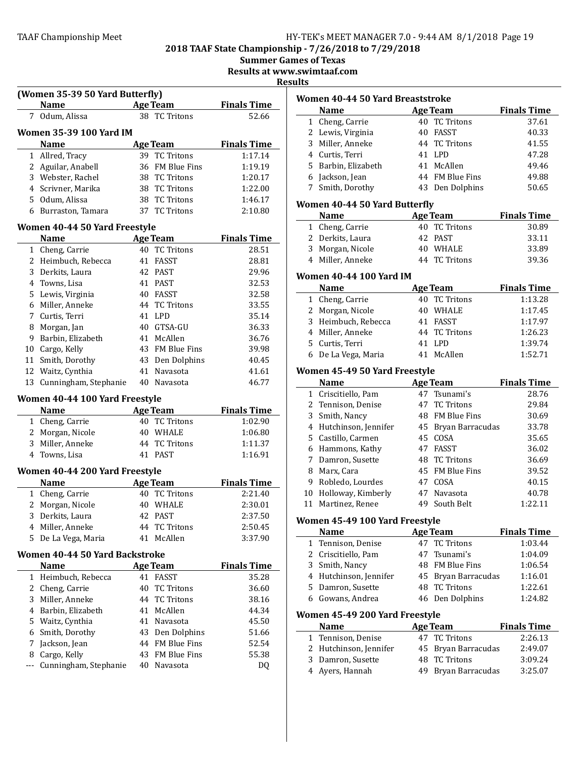2018 TAAF State Championship - 7/26/2018 to 7/29/2018

Summer Games of Texas

Results at www.swimtaaf.com

**Results**

### (Women 35-39 50 Yard Butterfly)

| | Name | Age | Team | Finals Time |
|---|---|---|---|---|
| 7 | Odum, Alissa | 38 | TC Tritons | 52.66 |

### Women 35-39 100 Yard IM

| | Name | Age | Team | Finals Time |
|---|---|---|---|---|
| 1 | Allred, Tracy | 39 | TC Tritons | 1:17.14 |
| 2 | Aguilar, Anabell | 36 | FM Blue Fins | 1:19.19 |
| 3 | Webster, Rachel | 38 | TC Tritons | 1:20.17 |
| 4 | Scrivner, Marika | 38 | TC Tritons | 1:22.00 |
| 5 | Odum, Alissa | 38 | TC Tritons | 1:46.17 |
| 6 | Burraston, Tamara | 37 | TC Tritons | 2:10.80 |

### Women 40-44 50 Yard Freestyle

| | Name | Age | Team | Finals Time |
|---|---|---|---|---|
| 1 | Cheng, Carrie | 40 | TC Tritons | 28.51 |
| 2 | Heimbuch, Rebecca | 41 | FASST | 28.81 |
| 3 | Derkits, Laura | 42 | PAST | 29.96 |
| 4 | Towns, Lisa | 41 | PAST | 32.53 |
| 5 | Lewis, Virginia | 40 | FASST | 32.58 |
| 6 | Miller, Anneke | 44 | TC Tritons | 33.55 |
| 7 | Curtis, Terri | 41 | LPD | 35.14 |
| 8 | Morgan, Jan | 40 | GTSA-GU | 36.33 |
| 9 | Barbin, Elizabeth | 41 | McAllen | 36.76 |
| 10 | Cargo, Kelly | 43 | FM Blue Fins | 39.98 |
| 11 | Smith, Dorothy | 43 | Den Dolphins | 40.45 |
| 12 | Waitz, Cynthia | 41 | Navasota | 41.61 |
| 13 | Cunningham, Stephanie | 40 | Navasota | 46.77 |

### Women 40-44 100 Yard Freestyle

| | Name | Age | Team | Finals Time |
|---|---|---|---|---|
| 1 | Cheng, Carrie | 40 | TC Tritons | 1:02.90 |
| 2 | Morgan, Nicole | 40 | WHALE | 1:06.80 |
| 3 | Miller, Anneke | 44 | TC Tritons | 1:11.37 |
| 4 | Towns, Lisa | 41 | PAST | 1:16.91 |

### Women 40-44 200 Yard Freestyle

| | Name | Age | Team | Finals Time |
|---|---|---|---|---|
| 1 | Cheng, Carrie | 40 | TC Tritons | 2:21.40 |
| 2 | Morgan, Nicole | 40 | WHALE | 2:30.01 |
| 3 | Derkits, Laura | 42 | PAST | 2:37.50 |
| 4 | Miller, Anneke | 44 | TC Tritons | 2:50.45 |
| 5 | De La Vega, Maria | 41 | McAllen | 3:37.90 |

### Women 40-44 50 Yard Backstroke

| | Name | Age | Team | Finals Time |
|---|---|---|---|---|
| 1 | Heimbuch, Rebecca | 41 | FASST | 35.28 |
| 2 | Cheng, Carrie | 40 | TC Tritons | 36.60 |
| 3 | Miller, Anneke | 44 | TC Tritons | 38.16 |
| 4 | Barbin, Elizabeth | 41 | McAllen | 44.34 |
| 5 | Waitz, Cynthia | 41 | Navasota | 45.50 |
| 6 | Smith, Dorothy | 43 | Den Dolphins | 51.66 |
| 7 | Jackson, Jean | 44 | FM Blue Fins | 52.54 |
| 8 | Cargo, Kelly | 43 | FM Blue Fins | 55.38 |
| --- | Cunningham, Stephanie | 40 | Navasota | DQ |

### Women 40-44 50 Yard Breaststroke

| | Name | Age | Team | Finals Time |
|---|---|---|---|---|
| 1 | Cheng, Carrie | 40 | TC Tritons | 37.61 |
| 2 | Lewis, Virginia | 40 | FASST | 40.33 |
| 3 | Miller, Anneke | 44 | TC Tritons | 41.55 |
| 4 | Curtis, Terri | 41 | LPD | 47.28 |
| 5 | Barbin, Elizabeth | 41 | McAllen | 49.46 |
| 6 | Jackson, Jean | 44 | FM Blue Fins | 49.88 |
| 7 | Smith, Dorothy | 43 | Den Dolphins | 50.65 |

### Women 40-44 50 Yard Butterfly

| | Name | Age | Team | Finals Time |
|---|---|---|---|---|
| 1 | Cheng, Carrie | 40 | TC Tritons | 30.89 |
| 2 | Derkits, Laura | 42 | PAST | 33.11 |
| 3 | Morgan, Nicole | 40 | WHALE | 33.89 |
| 4 | Miller, Anneke | 44 | TC Tritons | 39.36 |

### Women 40-44 100 Yard IM

| | Name | Age | Team | Finals Time |
|---|---|---|---|---|
| 1 | Cheng, Carrie | 40 | TC Tritons | 1:13.28 |
| 2 | Morgan, Nicole | 40 | WHALE | 1:17.45 |
| 3 | Heimbuch, Rebecca | 41 | FASST | 1:17.97 |
| 4 | Miller, Anneke | 44 | TC Tritons | 1:26.23 |
| 5 | Curtis, Terri | 41 | LPD | 1:39.74 |
| 6 | De La Vega, Maria | 41 | McAllen | 1:52.71 |

### Women 45-49 50 Yard Freestyle

| | Name | Age | Team | Finals Time |
|---|---|---|---|---|
| 1 | Criscitiello, Pam | 47 | Tsunami's | 28.76 |
| 2 | Tennison, Denise | 47 | TC Tritons | 29.84 |
| 3 | Smith, Nancy | 48 | FM Blue Fins | 30.69 |
| 4 | Hutchinson, Jennifer | 45 | Bryan Barracudas | 33.78 |
| 5 | Castillo, Carmen | 45 | COSA | 35.65 |
| 6 | Hammons, Kathy | 47 | FASST | 36.02 |
| 7 | Damron, Susette | 48 | TC Tritons | 36.69 |
| 8 | Marx, Cara | 45 | FM Blue Fins | 39.52 |
| 9 | Robledo, Lourdes | 47 | COSA | 40.15 |
| 10 | Holloway, Kimberly | 47 | Navasota | 40.78 |
| 11 | Martinez, Renee | 49 | South Belt | 1:22.11 |

### Women 45-49 100 Yard Freestyle

| | Name | Age | Team | Finals Time |
|---|---|---|---|---|
| 1 | Tennison, Denise | 47 | TC Tritons | 1:03.44 |
| 2 | Criscitiello, Pam | 47 | Tsunami's | 1:04.09 |
| 3 | Smith, Nancy | 48 | FM Blue Fins | 1:06.54 |
| 4 | Hutchinson, Jennifer | 45 | Bryan Barracudas | 1:16.01 |
| 5 | Damron, Susette | 48 | TC Tritons | 1:22.61 |
| 6 | Gowans, Andrea | 46 | Den Dolphins | 1:24.82 |

### Women 45-49 200 Yard Freestyle

| | Name | Age | Team | Finals Time |
|---|---|---|---|---|
| 1 | Tennison, Denise | 47 | TC Tritons | 2:26.13 |
| 2 | Hutchinson, Jennifer | 45 | Bryan Barracudas | 2:49.07 |
| 3 | Damron, Susette | 48 | TC Tritons | 3:09.24 |
| 4 | Ayers, Hannah | 49 | Bryan Barracudas | 3:25.07 |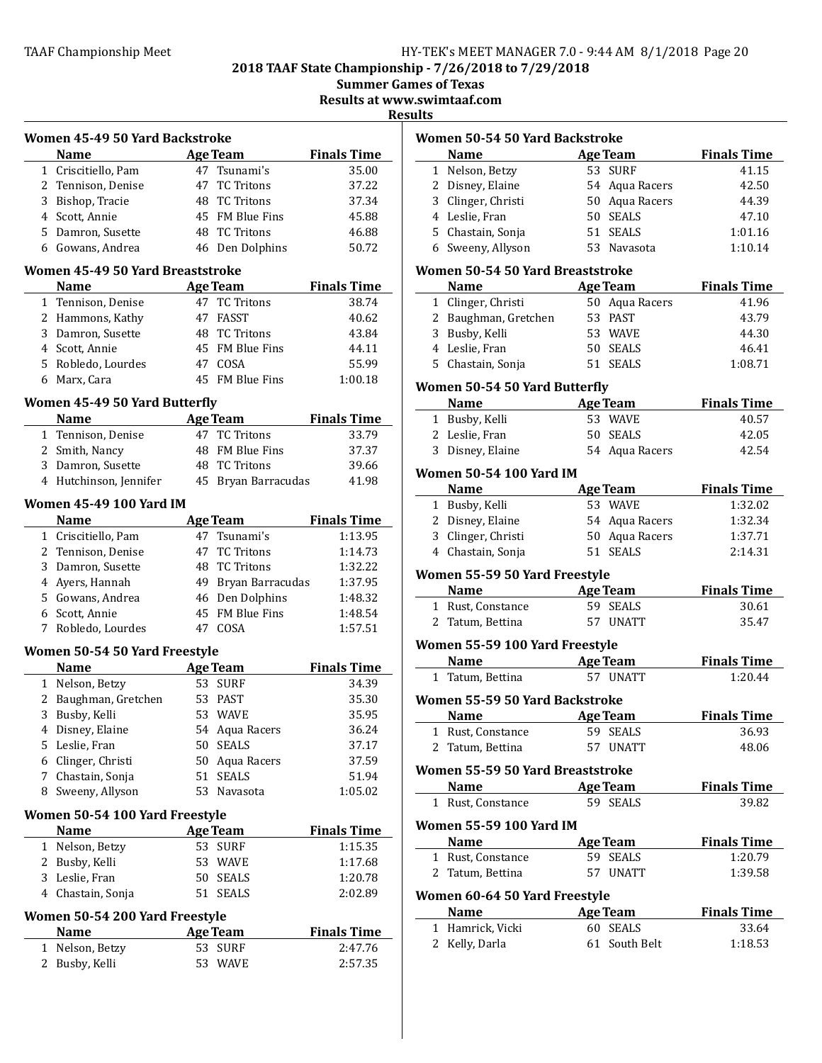**2018 TAAF State Championship - 7/26/2018 to 7/29/2018**

**Summer Games of Texas**

**Results at www.swimtaaf.com**

**Results**

### Women 45-49 50 Yard Backstroke

| | Name | Age | Team | Finals Time |
|---|---|---|---|---|
| 1 | Criscitiello, Pam | 47 | Tsunami's | 35.00 |
| 2 | Tennison, Denise | 47 | TC Tritons | 37.22 |
| 3 | Bishop, Tracie | 48 | TC Tritons | 37.34 |
| 4 | Scott, Annie | 45 | FM Blue Fins | 45.88 |
| 5 | Damron, Susette | 48 | TC Tritons | 46.88 |
| 6 | Gowans, Andrea | 46 | Den Dolphins | 50.72 |

### Women 45-49 50 Yard Breaststroke

| | Name | Age | Team | Finals Time |
|---|---|---|---|---|
| 1 | Tennison, Denise | 47 | TC Tritons | 38.74 |
| 2 | Hammons, Kathy | 47 | FASST | 40.62 |
| 3 | Damron, Susette | 48 | TC Tritons | 43.84 |
| 4 | Scott, Annie | 45 | FM Blue Fins | 44.11 |
| 5 | Robledo, Lourdes | 47 | COSA | 55.99 |
| 6 | Marx, Cara | 45 | FM Blue Fins | 1:00.18 |

### Women 45-49 50 Yard Butterfly

| | Name | Age | Team | Finals Time |
|---|---|---|---|---|
| 1 | Tennison, Denise | 47 | TC Tritons | 33.79 |
| 2 | Smith, Nancy | 48 | FM Blue Fins | 37.37 |
| 3 | Damron, Susette | 48 | TC Tritons | 39.66 |
| 4 | Hutchinson, Jennifer | 45 | Bryan Barracudas | 41.98 |

### Women 45-49 100 Yard IM

| | Name | Age | Team | Finals Time |
|---|---|---|---|---|
| 1 | Criscitiello, Pam | 47 | Tsunami's | 1:13.95 |
| 2 | Tennison, Denise | 47 | TC Tritons | 1:14.73 |
| 3 | Damron, Susette | 48 | TC Tritons | 1:32.22 |
| 4 | Ayers, Hannah | 49 | Bryan Barracudas | 1:37.95 |
| 5 | Gowans, Andrea | 46 | Den Dolphins | 1:48.32 |
| 6 | Scott, Annie | 45 | FM Blue Fins | 1:48.54 |
| 7 | Robledo, Lourdes | 47 | COSA | 1:57.51 |

### Women 50-54 50 Yard Freestyle

| | Name | Age | Team | Finals Time |
|---|---|---|---|---|
| 1 | Nelson, Betzy | 53 | SURF | 34.39 |
| 2 | Baughman, Gretchen | 53 | PAST | 35.30 |
| 3 | Busby, Kelli | 53 | WAVE | 35.95 |
| 4 | Disney, Elaine | 54 | Aqua Racers | 36.24 |
| 5 | Leslie, Fran | 50 | SEALS | 37.17 |
| 6 | Clinger, Christi | 50 | Aqua Racers | 37.59 |
| 7 | Chastain, Sonja | 51 | SEALS | 51.94 |
| 8 | Sweeny, Allyson | 53 | Navasota | 1:05.02 |

### Women 50-54 100 Yard Freestyle

| | Name | Age | Team | Finals Time |
|---|---|---|---|---|
| 1 | Nelson, Betzy | 53 | SURF | 1:15.35 |
| 2 | Busby, Kelli | 53 | WAVE | 1:17.68 |
| 3 | Leslie, Fran | 50 | SEALS | 1:20.78 |
| 4 | Chastain, Sonja | 51 | SEALS | 2:02.89 |

### Women 50-54 200 Yard Freestyle

| | Name | Age | Team | Finals Time |
|---|---|---|---|---|
| 1 | Nelson, Betzy | 53 | SURF | 2:47.76 |
| 2 | Busby, Kelli | 53 | WAVE | 2:57.35 |

### Women 50-54 50 Yard Backstroke

| | Name | Age | Team | Finals Time |
|---|---|---|---|---|
| 1 | Nelson, Betzy | 53 | SURF | 41.15 |
| 2 | Disney, Elaine | 54 | Aqua Racers | 42.50 |
| 3 | Clinger, Christi | 50 | Aqua Racers | 44.39 |
| 4 | Leslie, Fran | 50 | SEALS | 47.10 |
| 5 | Chastain, Sonja | 51 | SEALS | 1:01.16 |
| 6 | Sweeny, Allyson | 53 | Navasota | 1:10.14 |

### Women 50-54 50 Yard Breaststroke

| | Name | Age | Team | Finals Time |
|---|---|---|---|---|
| 1 | Clinger, Christi | 50 | Aqua Racers | 41.96 |
| 2 | Baughman, Gretchen | 53 | PAST | 43.79 |
| 3 | Busby, Kelli | 53 | WAVE | 44.30 |
| 4 | Leslie, Fran | 50 | SEALS | 46.41 |
| 5 | Chastain, Sonja | 51 | SEALS | 1:08.71 |

### Women 50-54 50 Yard Butterfly

| | Name | Age | Team | Finals Time |
|---|---|---|---|---|
| 1 | Busby, Kelli | 53 | WAVE | 40.57 |
| 2 | Leslie, Fran | 50 | SEALS | 42.05 |
| 3 | Disney, Elaine | 54 | Aqua Racers | 42.54 |

### Women 50-54 100 Yard IM

| | Name | Age | Team | Finals Time |
|---|---|---|---|---|
| 1 | Busby, Kelli | 53 | WAVE | 1:32.02 |
| 2 | Disney, Elaine | 54 | Aqua Racers | 1:32.34 |
| 3 | Clinger, Christi | 50 | Aqua Racers | 1:37.71 |
| 4 | Chastain, Sonja | 51 | SEALS | 2:14.31 |

### Women 55-59 50 Yard Freestyle

| | Name | Age | Team | Finals Time |
|---|---|---|---|---|
| 1 | Rust, Constance | 59 | SEALS | 30.61 |
| 2 | Tatum, Bettina | 57 | UNATT | 35.47 |

### Women 55-59 100 Yard Freestyle

| | Name | Age | Team | Finals Time |
|---|---|---|---|---|
| 1 | Tatum, Bettina | 57 | UNATT | 1:20.44 |

### Women 55-59 50 Yard Backstroke

| | Name | Age | Team | Finals Time |
|---|---|---|---|---|
| 1 | Rust, Constance | 59 | SEALS | 36.93 |
| 2 | Tatum, Bettina | 57 | UNATT | 48.06 |

### Women 55-59 50 Yard Breaststroke

| | Name | Age | Team | Finals Time |
|---|---|---|---|---|
| 1 | Rust, Constance | 59 | SEALS | 39.82 |

### Women 55-59 100 Yard IM

| | Name | Age | Team | Finals Time |
|---|---|---|---|---|
| 1 | Rust, Constance | 59 | SEALS | 1:20.79 |
| 2 | Tatum, Bettina | 57 | UNATT | 1:39.58 |

### Women 60-64 50 Yard Freestyle

| | Name | Age | Team | Finals Time |
|---|---|---|---|---|
| 1 | Hamrick, Vicki | 60 | SEALS | 33.64 |
| 2 | Kelly, Darla | 61 | South Belt | 1:18.53 |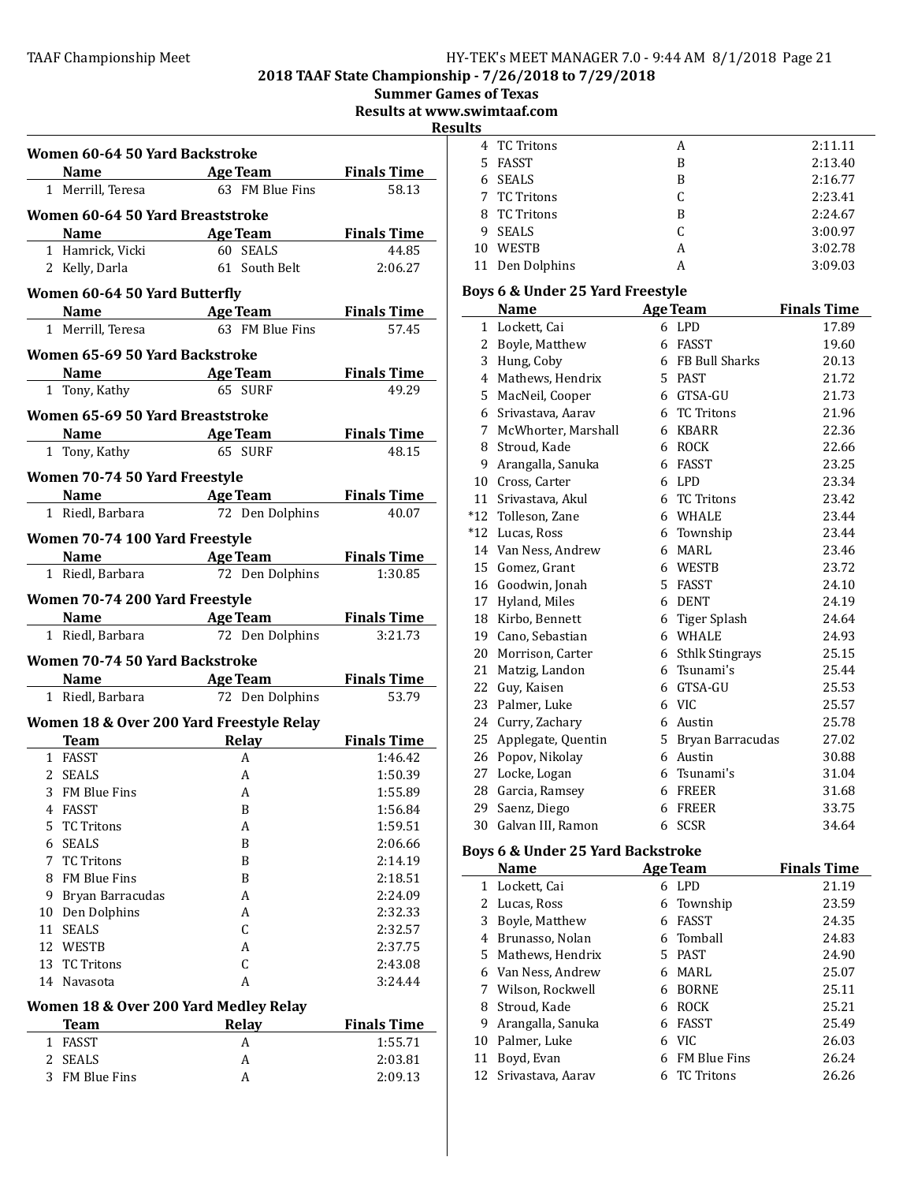## 2018 TAAF State Championship - 7/26/2018 to 7/29/2018

## Summer Games of Texas

## Results at www.swimtaaf.com

## Results

### Women 60-64 50 Yard Backstroke

| | Name | Age | Team | Finals Time |
|---|---|---|---|---|
| 1 | Merrill, Teresa | 63 | FM Blue Fins | 58.13 |

### Women 60-64 50 Yard Breaststroke

| | Name | Age | Team | Finals Time |
|---|---|---|---|---|
| 1 | Hamrick, Vicki | 60 | SEALS | 44.85 |
| 2 | Kelly, Darla | 61 | South Belt | 2:06.27 |

### Women 60-64 50 Yard Butterfly

| | Name | Age | Team | Finals Time |
|---|---|---|---|---|
| 1 | Merrill, Teresa | 63 | FM Blue Fins | 57.45 |

### Women 65-69 50 Yard Backstroke

| | Name | Age | Team | Finals Time |
|---|---|---|---|---|
| 1 | Tony, Kathy | 65 | SURF | 49.29 |

### Women 65-69 50 Yard Breaststroke

| | Name | Age | Team | Finals Time |
|---|---|---|---|---|
| 1 | Tony, Kathy | 65 | SURF | 48.15 |

### Women 70-74 50 Yard Freestyle

| | Name | Age | Team | Finals Time |
|---|---|---|---|---|
| 1 | Riedl, Barbara | 72 | Den Dolphins | 40.07 |

### Women 70-74 100 Yard Freestyle

| | Name | Age | Team | Finals Time |
|---|---|---|---|---|
| 1 | Riedl, Barbara | 72 | Den Dolphins | 1:30.85 |

### Women 70-74 200 Yard Freestyle

| | Name | Age | Team | Finals Time |
|---|---|---|---|---|
| 1 | Riedl, Barbara | 72 | Den Dolphins | 3:21.73 |

### Women 70-74 50 Yard Backstroke

| | Name | Age | Team | Finals Time |
|---|---|---|---|---|
| 1 | Riedl, Barbara | 72 | Den Dolphins | 53.79 |

### Women 18 & Over 200 Yard Freestyle Relay

| | Team | Relay | Finals Time |
|---|---|---|---|
| 1 | FASST | A | 1:46.42 |
| 2 | SEALS | A | 1:50.39 |
| 3 | FM Blue Fins | A | 1:55.89 |
| 4 | FASST | B | 1:56.84 |
| 5 | TC Tritons | A | 1:59.51 |
| 6 | SEALS | B | 2:06.66 |
| 7 | TC Tritons | B | 2:14.19 |
| 8 | FM Blue Fins | B | 2:18.51 |
| 9 | Bryan Barracudas | A | 2:24.09 |
| 10 | Den Dolphins | A | 2:32.33 |
| 11 | SEALS | C | 2:32.57 |
| 12 | WESTB | A | 2:37.75 |
| 13 | TC Tritons | C | 2:43.08 |
| 14 | Navasota | A | 3:24.44 |

### Women 18 & Over 200 Yard Medley Relay

| | Team | Relay | Finals Time |
|---|---|---|---|
| 1 | FASST | A | 1:55.71 |
| 2 | SEALS | A | 2:03.81 |
| 3 | FM Blue Fins | A | 2:09.13 |
| 4 | TC Tritons | A | 2:11.11 |
| 5 | FASST | B | 2:13.40 |
| 6 | SEALS | B | 2:16.77 |
| 7 | TC Tritons | C | 2:23.41 |
| 8 | TC Tritons | B | 2:24.67 |
| 9 | SEALS | C | 3:00.97 |
| 10 | WESTB | A | 3:02.78 |
| 11 | Den Dolphins | A | 3:09.03 |

### Boys 6 & Under 25 Yard Freestyle

| | Name | Age | Team | Finals Time |
|---|---|---|---|---|
| 1 | Lockett, Cai | 6 | LPD | 17.89 |
| 2 | Boyle, Matthew | 6 | FASST | 19.60 |
| 3 | Hung, Coby | 6 | FB Bull Sharks | 20.13 |
| 4 | Mathews, Hendrix | 5 | PAST | 21.72 |
| 5 | MacNeil, Cooper | 6 | GTSA-GU | 21.73 |
| 6 | Srivastava, Aarav | 6 | TC Tritons | 21.96 |
| 7 | McWhorter, Marshall | 6 | KBARR | 22.36 |
| 8 | Stroud, Kade | 6 | ROCK | 22.66 |
| 9 | Arangalla, Sanuka | 6 | FASST | 23.25 |
| 10 | Cross, Carter | 6 | LPD | 23.34 |
| 11 | Srivastava, Akul | 6 | TC Tritons | 23.42 |
| *12 | Tolleson, Zane | 6 | WHALE | 23.44 |
| *12 | Lucas, Ross | 6 | Township | 23.44 |
| 14 | Van Ness, Andrew | 6 | MARL | 23.46 |
| 15 | Gomez, Grant | 6 | WESTB | 23.72 |
| 16 | Goodwin, Jonah | 5 | FASST | 24.10 |
| 17 | Hyland, Miles | 6 | DENT | 24.19 |
| 18 | Kirbo, Bennett | 6 | Tiger Splash | 24.64 |
| 19 | Cano, Sebastian | 6 | WHALE | 24.93 |
| 20 | Morrison, Carter | 6 | Sthlk Stingrays | 25.15 |
| 21 | Matzig, Landon | 6 | Tsunami's | 25.44 |
| 22 | Guy, Kaisen | 6 | GTSA-GU | 25.53 |
| 23 | Palmer, Luke | 6 | VIC | 25.57 |
| 24 | Curry, Zachary | 6 | Austin | 25.78 |
| 25 | Applegate, Quentin | 5 | Bryan Barracudas | 27.02 |
| 26 | Popov, Nikolay | 6 | Austin | 30.88 |
| 27 | Locke, Logan | 6 | Tsunami's | 31.04 |
| 28 | Garcia, Ramsey | 6 | FREER | 31.68 |
| 29 | Saenz, Diego | 6 | FREER | 33.75 |
| 30 | Galvan III, Ramon | 6 | SCSR | 34.64 |

### Boys 6 & Under 25 Yard Backstroke

| | Name | Age | Team | Finals Time |
|---|---|---|---|---|
| 1 | Lockett, Cai | 6 | LPD | 21.19 |
| 2 | Lucas, Ross | 6 | Township | 23.59 |
| 3 | Boyle, Matthew | 6 | FASST | 24.35 |
| 4 | Brunasso, Nolan | 6 | Tomball | 24.83 |
| 5 | Mathews, Hendrix | 5 | PAST | 24.90 |
| 6 | Van Ness, Andrew | 6 | MARL | 25.07 |
| 7 | Wilson, Rockwell | 6 | BORNE | 25.11 |
| 8 | Stroud, Kade | 6 | ROCK | 25.21 |
| 9 | Arangalla, Sanuka | 6 | FASST | 25.49 |
| 10 | Palmer, Luke | 6 | VIC | 26.03 |
| 11 | Boyd, Evan | 6 | FM Blue Fins | 26.24 |
| 12 | Srivastava, Aarav | 6 | TC Tritons | 26.26 |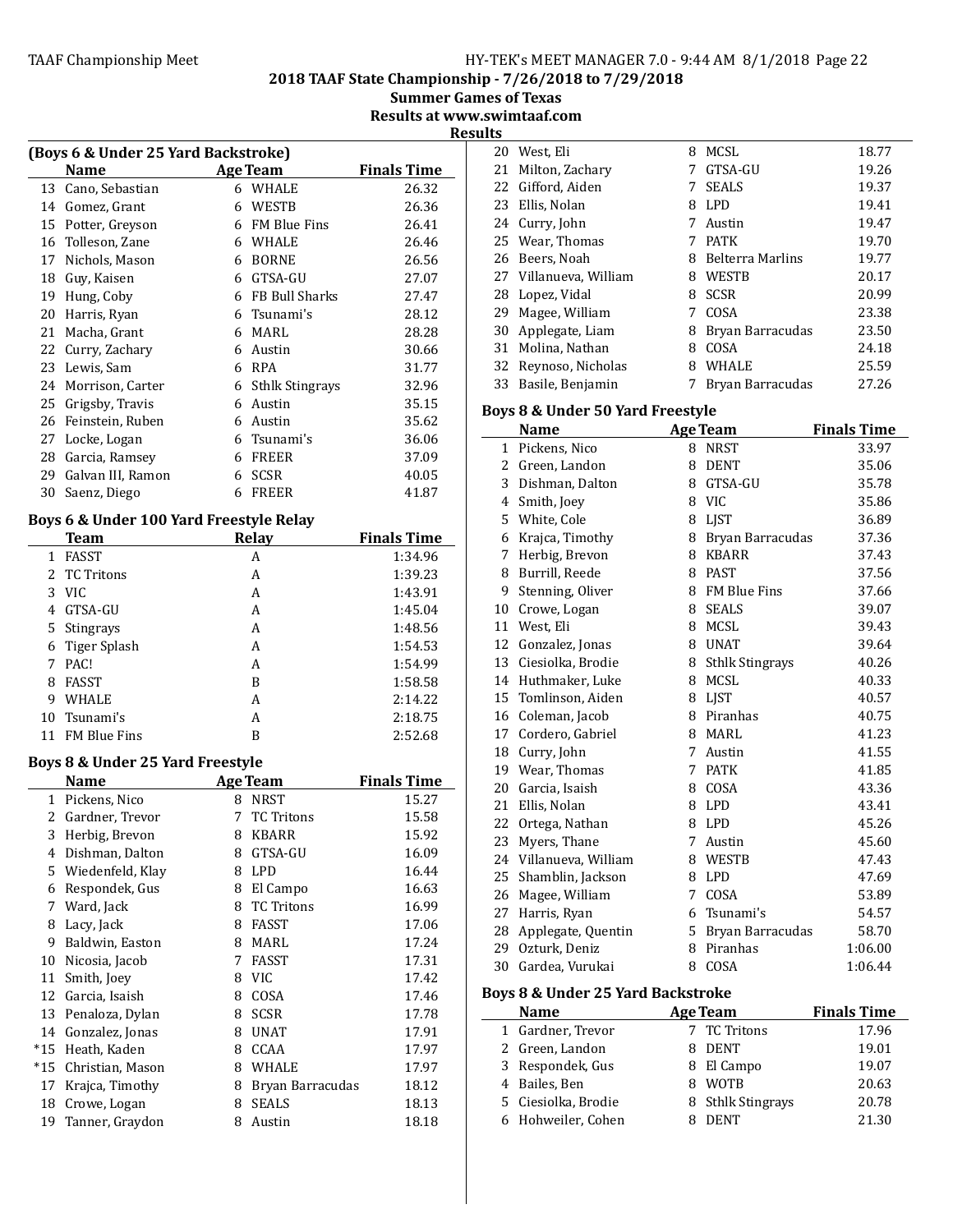## 2018 TAAF State Championship - 7/26/2018 to 7/29/2018

**Summer Games of Texas**

**Results at www.swimtaaf.com**

**Results**

### (Boys 6 & Under 25 Yard Backstroke)

| | Name | Age | Team | Finals Time |
|---|---|---|---|---|
| 13 | Cano, Sebastian | 6 | WHALE | 26.32 |
| 14 | Gomez, Grant | 6 | WESTB | 26.36 |
| 15 | Potter, Greyson | 6 | FM Blue Fins | 26.41 |
| 16 | Tolleson, Zane | 6 | WHALE | 26.46 |
| 17 | Nichols, Mason | 6 | BORNE | 26.56 |
| 18 | Guy, Kaisen | 6 | GTSA-GU | 27.07 |
| 19 | Hung, Coby | 6 | FB Bull Sharks | 27.47 |
| 20 | Harris, Ryan | 6 | Tsunami's | 28.12 |
| 21 | Macha, Grant | 6 | MARL | 28.28 |
| 22 | Curry, Zachary | 6 | Austin | 30.66 |
| 23 | Lewis, Sam | 6 | RPA | 31.77 |
| 24 | Morrison, Carter | 6 | Sthlk Stingrays | 32.96 |
| 25 | Grigsby, Travis | 6 | Austin | 35.15 |
| 26 | Feinstein, Ruben | 6 | Austin | 35.62 |
| 27 | Locke, Logan | 6 | Tsunami's | 36.06 |
| 28 | Garcia, Ramsey | 6 | FREER | 37.09 |
| 29 | Galvan III, Ramon | 6 | SCSR | 40.05 |
| 30 | Saenz, Diego | 6 | FREER | 41.87 |

### Boys 6 & Under 100 Yard Freestyle Relay

| | Team | Relay | Finals Time |
|---|---|---|---|
| 1 | FASST | A | 1:34.96 |
| 2 | TC Tritons | A | 1:39.23 |
| 3 | VIC | A | 1:43.91 |
| 4 | GTSA-GU | A | 1:45.04 |
| 5 | Stingrays | A | 1:48.56 |
| 6 | Tiger Splash | A | 1:54.53 |
| 7 | PAC! | A | 1:54.99 |
| 8 | FASST | B | 1:58.58 |
| 9 | WHALE | A | 2:14.22 |
| 10 | Tsunami's | A | 2:18.75 |
| 11 | FM Blue Fins | B | 2:52.68 |

### Boys 8 & Under 25 Yard Freestyle

| | Name | Age | Team | Finals Time |
|---|---|---|---|---|
| 1 | Pickens, Nico | 8 | NRST | 15.27 |
| 2 | Gardner, Trevor | 7 | TC Tritons | 15.58 |
| 3 | Herbig, Brevon | 8 | KBARR | 15.92 |
| 4 | Dishman, Dalton | 8 | GTSA-GU | 16.09 |
| 5 | Wiedenfeld, Klay | 8 | LPD | 16.44 |
| 6 | Respondek, Gus | 8 | El Campo | 16.63 |
| 7 | Ward, Jack | 8 | TC Tritons | 16.99 |
| 8 | Lacy, Jack | 8 | FASST | 17.06 |
| 9 | Baldwin, Easton | 8 | MARL | 17.24 |
| 10 | Nicosia, Jacob | 7 | FASST | 17.31 |
| 11 | Smith, Joey | 8 | VIC | 17.42 |
| 12 | Garcia, Isaish | 8 | COSA | 17.46 |
| 13 | Penaloza, Dylan | 8 | SCSR | 17.78 |
| 14 | Gonzalez, Jonas | 8 | UNAT | 17.91 |
| *15 | Heath, Kaden | 8 | CCAA | 17.97 |
| *15 | Christian, Mason | 8 | WHALE | 17.97 |
| 17 | Krajca, Timothy | 8 | Bryan Barracudas | 18.12 |
| 18 | Crowe, Logan | 8 | SEALS | 18.13 |
| 19 | Tanner, Graydon | 8 | Austin | 18.18 |
| 20 | West, Eli | 8 | MCSL | 18.77 |
| 21 | Milton, Zachary | 7 | GTSA-GU | 19.26 |
| 22 | Gifford, Aiden | 7 | SEALS | 19.37 |
| 23 | Ellis, Nolan | 8 | LPD | 19.41 |
| 24 | Curry, John | 7 | Austin | 19.47 |
| 25 | Wear, Thomas | 7 | PATK | 19.70 |
| 26 | Beers, Noah | 8 | Belterra Marlins | 19.77 |
| 27 | Villanueva, William | 8 | WESTB | 20.17 |
| 28 | Lopez, Vidal | 8 | SCSR | 20.99 |
| 29 | Magee, William | 7 | COSA | 23.38 |
| 30 | Applegate, Liam | 8 | Bryan Barracudas | 23.50 |
| 31 | Molina, Nathan | 8 | COSA | 24.18 |
| 32 | Reynoso, Nicholas | 8 | WHALE | 25.59 |
| 33 | Basile, Benjamin | 7 | Bryan Barracudas | 27.26 |

### Boys 8 & Under 50 Yard Freestyle

| | Name | Age | Team | Finals Time |
|---|---|---|---|---|
| 1 | Pickens, Nico | 8 | NRST | 33.97 |
| 2 | Green, Landon | 8 | DENT | 35.06 |
| 3 | Dishman, Dalton | 8 | GTSA-GU | 35.78 |
| 4 | Smith, Joey | 8 | VIC | 35.86 |
| 5 | White, Cole | 8 | LJST | 36.89 |
| 6 | Krajca, Timothy | 8 | Bryan Barracudas | 37.36 |
| 7 | Herbig, Brevon | 8 | KBARR | 37.43 |
| 8 | Burrill, Reede | 8 | PAST | 37.56 |
| 9 | Stenning, Oliver | 8 | FM Blue Fins | 37.66 |
| 10 | Crowe, Logan | 8 | SEALS | 39.07 |
| 11 | West, Eli | 8 | MCSL | 39.43 |
| 12 | Gonzalez, Jonas | 8 | UNAT | 39.64 |
| 13 | Ciesiolka, Brodie | 8 | Sthlk Stingrays | 40.26 |
| 14 | Huthmaker, Luke | 8 | MCSL | 40.33 |
| 15 | Tomlinson, Aiden | 8 | LJST | 40.57 |
| 16 | Coleman, Jacob | 8 | Piranhas | 40.75 |
| 17 | Cordero, Gabriel | 8 | MARL | 41.23 |
| 18 | Curry, John | 7 | Austin | 41.55 |
| 19 | Wear, Thomas | 7 | PATK | 41.85 |
| 20 | Garcia, Isaish | 8 | COSA | 43.36 |
| 21 | Ellis, Nolan | 8 | LPD | 43.41 |
| 22 | Ortega, Nathan | 8 | LPD | 45.26 |
| 23 | Myers, Thane | 7 | Austin | 45.60 |
| 24 | Villanueva, William | 8 | WESTB | 47.43 |
| 25 | Shamblin, Jackson | 8 | LPD | 47.69 |
| 26 | Magee, William | 7 | COSA | 53.89 |
| 27 | Harris, Ryan | 6 | Tsunami's | 54.57 |
| 28 | Applegate, Quentin | 5 | Bryan Barracudas | 58.70 |
| 29 | Ozturk, Deniz | 8 | Piranhas | 1:06.00 |
| 30 | Gardea, Vurukai | 8 | COSA | 1:06.44 |

### Boys 8 & Under 25 Yard Backstroke

| | Name | Age | Team | Finals Time |
|---|---|---|---|---|
| 1 | Gardner, Trevor | 7 | TC Tritons | 17.96 |
| 2 | Green, Landon | 8 | DENT | 19.01 |
| 3 | Respondek, Gus | 8 | El Campo | 19.07 |
| 4 | Bailes, Ben | 8 | WOTB | 20.63 |
| 5 | Ciesiolka, Brodie | 8 | Sthlk Stingrays | 20.78 |
| 6 | Hohweiler, Cohen | 8 | DENT | 21.30 |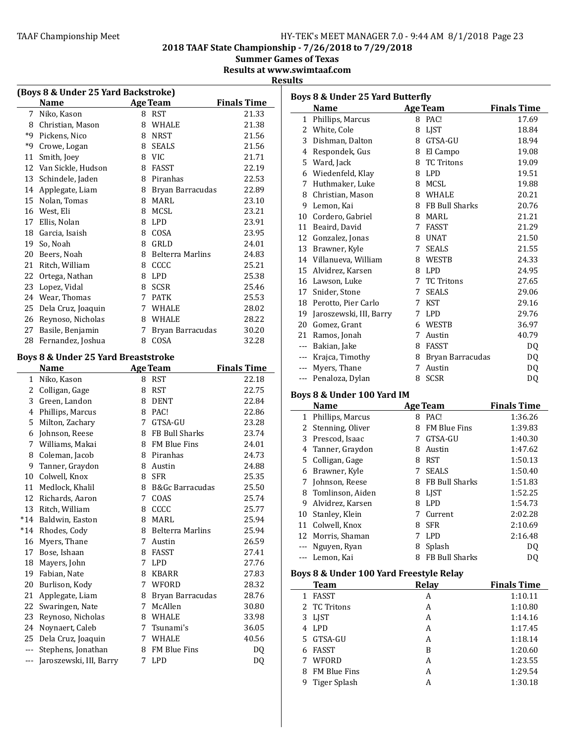# 2018 TAAF State Championship - 7/26/2018 to 7/29/2018

**Summer Games of Texas**

**Results at www.swimtaaf.com**

**Results**

### (Boys 8 & Under 25 Yard Backstroke)

| | Name | Age | Team | Finals Time |
|---|---|---|---|---|
| 7 | Niko, Kason | 8 | RST | 21.33 |
| 8 | Christian, Mason | 8 | WHALE | 21.38 |
| *9 | Pickens, Nico | 8 | NRST | 21.56 |
| *9 | Crowe, Logan | 8 | SEALS | 21.56 |
| 11 | Smith, Joey | 8 | VIC | 21.71 |
| 12 | Van Sickle, Hudson | 8 | FASST | 22.19 |
| 13 | Schindele, Jaden | 8 | Piranhas | 22.53 |
| 14 | Applegate, Liam | 8 | Bryan Barracudas | 22.89 |
| 15 | Nolan, Tomas | 8 | MARL | 23.10 |
| 16 | West, Eli | 8 | MCSL | 23.21 |
| 17 | Ellis, Nolan | 8 | LPD | 23.91 |
| 18 | Garcia, Isaish | 8 | COSA | 23.95 |
| 19 | So, Noah | 8 | GRLD | 24.01 |
| 20 | Beers, Noah | 8 | Belterra Marlins | 24.83 |
| 21 | Ritch, William | 8 | CCCC | 25.21 |
| 22 | Ortega, Nathan | 8 | LPD | 25.38 |
| 23 | Lopez, Vidal | 8 | SCSR | 25.46 |
| 24 | Wear, Thomas | 7 | PATK | 25.53 |
| 25 | Dela Cruz, Joaquin | 7 | WHALE | 28.02 |
| 26 | Reynoso, Nicholas | 8 | WHALE | 28.22 |
| 27 | Basile, Benjamin | 7 | Bryan Barracudas | 30.20 |
| 28 | Fernandez, Joshua | 8 | COSA | 32.28 |

### Boys 8 & Under 25 Yard Breaststroke

| | Name | Age | Team | Finals Time |
|---|---|---|---|---|
| 1 | Niko, Kason | 8 | RST | 22.18 |
| 2 | Colligan, Gage | 8 | RST | 22.75 |
| 3 | Green, Landon | 8 | DENT | 22.84 |
| 4 | Phillips, Marcus | 8 | PAC! | 22.86 |
| 5 | Milton, Zachary | 7 | GTSA-GU | 23.28 |
| 6 | Johnson, Reese | 8 | FB Bull Sharks | 23.74 |
| 7 | Williams, Makai | 8 | FM Blue Fins | 24.01 |
| 8 | Coleman, Jacob | 8 | Piranhas | 24.73 |
| 9 | Tanner, Graydon | 8 | Austin | 24.88 |
| 10 | Colwell, Knox | 8 | SFR | 25.35 |
| 11 | Medlock, Khalil | 8 | B&Gc Barracudas | 25.50 |
| 12 | Richards, Aaron | 7 | COAS | 25.74 |
| 13 | Ritch, William | 8 | CCCC | 25.77 |
| *14 | Baldwin, Easton | 8 | MARL | 25.94 |
| *14 | Rhodes, Cody | 8 | Belterra Marlins | 25.94 |
| 16 | Myers, Thane | 7 | Austin | 26.59 |
| 17 | Bose, Ishaan | 8 | FASST | 27.41 |
| 18 | Mayers, John | 7 | LPD | 27.76 |
| 19 | Fabian, Nate | 8 | KBARR | 27.83 |
| 20 | Burlison, Kody | 7 | WFORD | 28.32 |
| 21 | Applegate, Liam | 8 | Bryan Barracudas | 28.76 |
| 22 | Swaringen, Nate | 7 | McAllen | 30.80 |
| 23 | Reynoso, Nicholas | 8 | WHALE | 33.98 |
| 24 | Noynaert, Caleb | 7 | Tsunami's | 36.05 |
| 25 | Dela Cruz, Joaquin | 7 | WHALE | 40.56 |
| --- | Stephens, Jonathan | 8 | FM Blue Fins | DQ |
| --- | Jaroszewski, III, Barry | 7 | LPD | DQ |

### Boys 8 & Under 25 Yard Butterfly

| | Name | Age | Team | Finals Time |
|---|---|---|---|---|
| 1 | Phillips, Marcus | 8 | PAC! | 17.69 |
| 2 | White, Cole | 8 | LJST | 18.84 |
| 3 | Dishman, Dalton | 8 | GTSA-GU | 18.94 |
| 4 | Respondek, Gus | 8 | El Campo | 19.08 |
| 5 | Ward, Jack | 8 | TC Tritons | 19.09 |
| 6 | Wiedenfeld, Klay | 8 | LPD | 19.51 |
| 7 | Huthmaker, Luke | 8 | MCSL | 19.88 |
| 8 | Christian, Mason | 8 | WHALE | 20.21 |
| 9 | Lemon, Kai | 8 | FB Bull Sharks | 20.76 |
| 10 | Cordero, Gabriel | 8 | MARL | 21.21 |
| 11 | Beaird, David | 7 | FASST | 21.29 |
| 12 | Gonzalez, Jonas | 8 | UNAT | 21.50 |
| 13 | Brawner, Kyle | 7 | SEALS | 21.55 |
| 14 | Villanueva, William | 8 | WESTB | 24.33 |
| 15 | Alvidrez, Karsen | 8 | LPD | 24.95 |
| 16 | Lawson, Luke | 7 | TC Tritons | 27.65 |
| 17 | Snider, Stone | 7 | SEALS | 29.06 |
| 18 | Perotto, Pier Carlo | 7 | KST | 29.16 |
| 19 | Jaroszewski, III, Barry | 7 | LPD | 29.76 |
| 20 | Gomez, Grant | 6 | WESTB | 36.97 |
| 21 | Ramos, Jonah | 7 | Austin | 40.79 |
| --- | Bakian, Jake | 8 | FASST | DQ |
| --- | Krajca, Timothy | 8 | Bryan Barracudas | DQ |
| --- | Myers, Thane | 7 | Austin | DQ |
| --- | Penaloza, Dylan | 8 | SCSR | DQ |

### Boys 8 & Under 100 Yard IM

| | Name | Age | Team | Finals Time |
|---|---|---|---|---|
| 1 | Phillips, Marcus | 8 | PAC! | 1:36.26 |
| 2 | Stenning, Oliver | 8 | FM Blue Fins | 1:39.83 |
| 3 | Prescod, Isaac | 7 | GTSA-GU | 1:40.30 |
| 4 | Tanner, Graydon | 8 | Austin | 1:47.62 |
| 5 | Colligan, Gage | 8 | RST | 1:50.13 |
| 6 | Brawner, Kyle | 7 | SEALS | 1:50.40 |
| 7 | Johnson, Reese | 8 | FB Bull Sharks | 1:51.83 |
| 8 | Tomlinson, Aiden | 8 | LJST | 1:52.25 |
| 9 | Alvidrez, Karsen | 8 | LPD | 1:54.73 |
| 10 | Stanley, Klein | 7 | Current | 2:02.28 |
| 11 | Colwell, Knox | 8 | SFR | 2:10.69 |
| 12 | Morris, Shaman | 7 | LPD | 2:16.48 |
| --- | Nguyen, Ryan | 8 | Splash | DQ |
| --- | Lemon, Kai | 8 | FB Bull Sharks | DQ |

### Boys 8 & Under 100 Yard Freestyle Relay

| | Team | Relay | Finals Time |
|---|---|---|---|
| 1 | FASST | A | 1:10.11 |
| 2 | TC Tritons | A | 1:10.80 |
| 3 | LJST | A | 1:14.16 |
| 4 | LPD | A | 1:17.45 |
| 5 | GTSA-GU | A | 1:18.14 |
| 6 | FASST | B | 1:20.60 |
| 7 | WFORD | A | 1:23.55 |
| 8 | FM Blue Fins | A | 1:29.54 |
| 9 | Tiger Splash | A | 1:30.18 |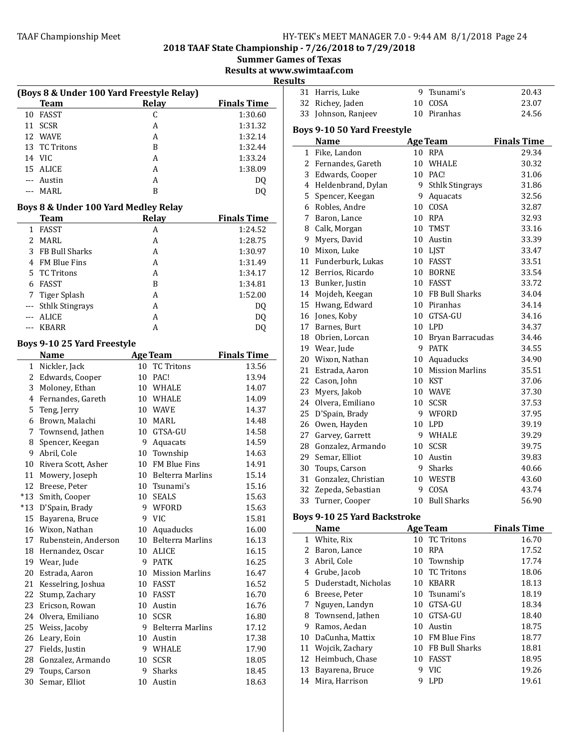## 2018 TAAF State Championship - 7/26/2018 to 7/29/2018

**Summer Games of Texas**

**Results at www.swimtaaf.com**

**Results**

### (Boys 8 & Under 100 Yard Freestyle Relay)

| | Team | Relay | Finals Time |
|---|---|---|---|
| 10 | FASST | C | 1:30.60 |
| 11 | SCSR | A | 1:31.32 |
| 12 | WAVE | A | 1:32.14 |
| 13 | TC Tritons | B | 1:32.44 |
| 14 | VIC | A | 1:33.24 |
| 15 | ALICE | A | 1:38.09 |
| --- | Austin | A | DQ |
| --- | MARL | B | DQ |

### Boys 8 & Under 100 Yard Medley Relay

| | Team | Relay | Finals Time |
|---|---|---|---|
| 1 | FASST | A | 1:24.52 |
| 2 | MARL | A | 1:28.75 |
| 3 | FB Bull Sharks | A | 1:30.97 |
| 4 | FM Blue Fins | A | 1:31.49 |
| 5 | TC Tritons | A | 1:34.17 |
| 6 | FASST | B | 1:34.81 |
| 7 | Tiger Splash | A | 1:52.00 |
| --- | Sthlk Stingrays | A | DQ |
| --- | ALICE | A | DQ |
| --- | KBARR | A | DQ |

### Boys 9-10 25 Yard Freestyle

| | Name | Age | Team | Finals Time |
|---|---|---|---|---|
| 1 | Nickler, Jack | 10 | TC Tritons | 13.56 |
| 2 | Edwards, Cooper | 10 | PAC! | 13.94 |
| 3 | Moloney, Ethan | 10 | WHALE | 14.07 |
| 4 | Fernandes, Gareth | 10 | WHALE | 14.09 |
| 5 | Teng, Jerry | 10 | WAVE | 14.37 |
| 6 | Brown, Malachi | 10 | MARL | 14.48 |
| 7 | Townsend, Jathen | 10 | GTSA-GU | 14.58 |
| 8 | Spencer, Keegan | 9 | Aquacats | 14.59 |
| 9 | Abril, Cole | 10 | Township | 14.63 |
| 10 | Rivera Scott, Asher | 10 | FM Blue Fins | 14.91 |
| 11 | Mowery, Joseph | 10 | Belterra Marlins | 15.14 |
| 12 | Breese, Peter | 10 | Tsunami's | 15.16 |
| *13 | Smith, Cooper | 10 | SEALS | 15.63 |
| *13 | D'Spain, Brady | 9 | WFORD | 15.63 |
| 15 | Bayarena, Bruce | 9 | VIC | 15.81 |
| 16 | Wixon, Nathan | 10 | Aquaducks | 16.00 |
| 17 | Rubenstein, Anderson | 10 | Belterra Marlins | 16.13 |
| 18 | Hernandez, Oscar | 10 | ALICE | 16.15 |
| 19 | Wear, Jude | 9 | PATK | 16.25 |
| 20 | Estrada, Aaron | 10 | Mission Marlins | 16.47 |
| 21 | Kesselring, Joshua | 10 | FASST | 16.52 |
| 22 | Stump, Zachary | 10 | FASST | 16.70 |
| 23 | Ericson, Rowan | 10 | Austin | 16.76 |
| 24 | Olvera, Emiliano | 10 | SCSR | 16.80 |
| 25 | Weiss, Jacoby | 9 | Belterra Marlins | 17.12 |
| 26 | Leary, Eoin | 10 | Austin | 17.38 |
| 27 | Fields, Justin | 9 | WHALE | 17.90 |
| 28 | Gonzalez, Armando | 10 | SCSR | 18.05 |
| 29 | Toups, Carson | 9 | Sharks | 18.45 |
| 30 | Semar, Elliot | 10 | Austin | 18.63 |
| 31 | Harris, Luke | 9 | Tsunami's | 20.43 |
| 32 | Richey, Jaden | 10 | COSA | 23.07 |
| 33 | Johnson, Ranjeev | 10 | Piranhas | 24.56 |

### Boys 9-10 50 Yard Freestyle

| | Name | Age | Team | Finals Time |
|---|---|---|---|---|
| 1 | Fike, Landon | 10 | RPA | 29.34 |
| 2 | Fernandes, Gareth | 10 | WHALE | 30.32 |
| 3 | Edwards, Cooper | 10 | PAC! | 31.06 |
| 4 | Heldenbrand, Dylan | 9 | Sthlk Stingrays | 31.86 |
| 5 | Spencer, Keegan | 9 | Aquacats | 32.56 |
| 6 | Robles, Andre | 10 | COSA | 32.87 |
| 7 | Baron, Lance | 10 | RPA | 32.93 |
| 8 | Calk, Morgan | 10 | TMST | 33.16 |
| 9 | Myers, David | 10 | Austin | 33.39 |
| 10 | Mixon, Luke | 10 | LJST | 33.47 |
| 11 | Funderburk, Lukas | 10 | FASST | 33.51 |
| 12 | Berrios, Ricardo | 10 | BORNE | 33.54 |
| 13 | Bunker, Justin | 10 | FASST | 33.72 |
| 14 | Mojdeh, Keegan | 10 | FB Bull Sharks | 34.04 |
| 15 | Hwang, Edward | 10 | Piranhas | 34.14 |
| 16 | Jones, Koby | 10 | GTSA-GU | 34.16 |
| 17 | Barnes, Burt | 10 | LPD | 34.37 |
| 18 | Obrien, Lorcan | 10 | Bryan Barracudas | 34.46 |
| 19 | Wear, Jude | 9 | PATK | 34.55 |
| 20 | Wixon, Nathan | 10 | Aquaducks | 34.90 |
| 21 | Estrada, Aaron | 10 | Mission Marlins | 35.51 |
| 22 | Cason, John | 10 | KST | 37.06 |
| 23 | Myers, Jakob | 10 | WAVE | 37.30 |
| 24 | Olvera, Emiliano | 10 | SCSR | 37.53 |
| 25 | D'Spain, Brady | 9 | WFORD | 37.95 |
| 26 | Owen, Hayden | 10 | LPD | 39.19 |
| 27 | Garvey, Garrett | 9 | WHALE | 39.29 |
| 28 | Gonzalez, Armando | 10 | SCSR | 39.75 |
| 29 | Semar, Elliot | 10 | Austin | 39.83 |
| 30 | Toups, Carson | 9 | Sharks | 40.66 |
| 31 | Gonzalez, Christian | 10 | WESTB | 43.60 |
| 32 | Zepeda, Sebastian | 9 | COSA | 43.74 |
| 33 | Turner, Cooper | 10 | Bull Sharks | 56.90 |

### Boys 9-10 25 Yard Backstroke

| | Name | Age | Team | Finals Time |
|---|---|---|---|---|
| 1 | White, Rix | 10 | TC Tritons | 16.70 |
| 2 | Baron, Lance | 10 | RPA | 17.52 |
| 3 | Abril, Cole | 10 | Township | 17.74 |
| 4 | Grube, Jacob | 10 | TC Tritons | 18.06 |
| 5 | Duderstadt, Nicholas | 10 | KBARR | 18.13 |
| 6 | Breese, Peter | 10 | Tsunami's | 18.19 |
| 7 | Nguyen, Landyn | 10 | GTSA-GU | 18.34 |
| 8 | Townsend, Jathen | 10 | GTSA-GU | 18.40 |
| 9 | Ramos, Aedan | 10 | Austin | 18.75 |
| 10 | DaCunha, Mattix | 10 | FM Blue Fins | 18.77 |
| 11 | Wojcik, Zachary | 10 | FB Bull Sharks | 18.81 |
| 12 | Heimbuch, Chase | 10 | FASST | 18.95 |
| 13 | Bayarena, Bruce | 9 | VIC | 19.26 |
| 14 | Mira, Harrison | 9 | LPD | 19.61 |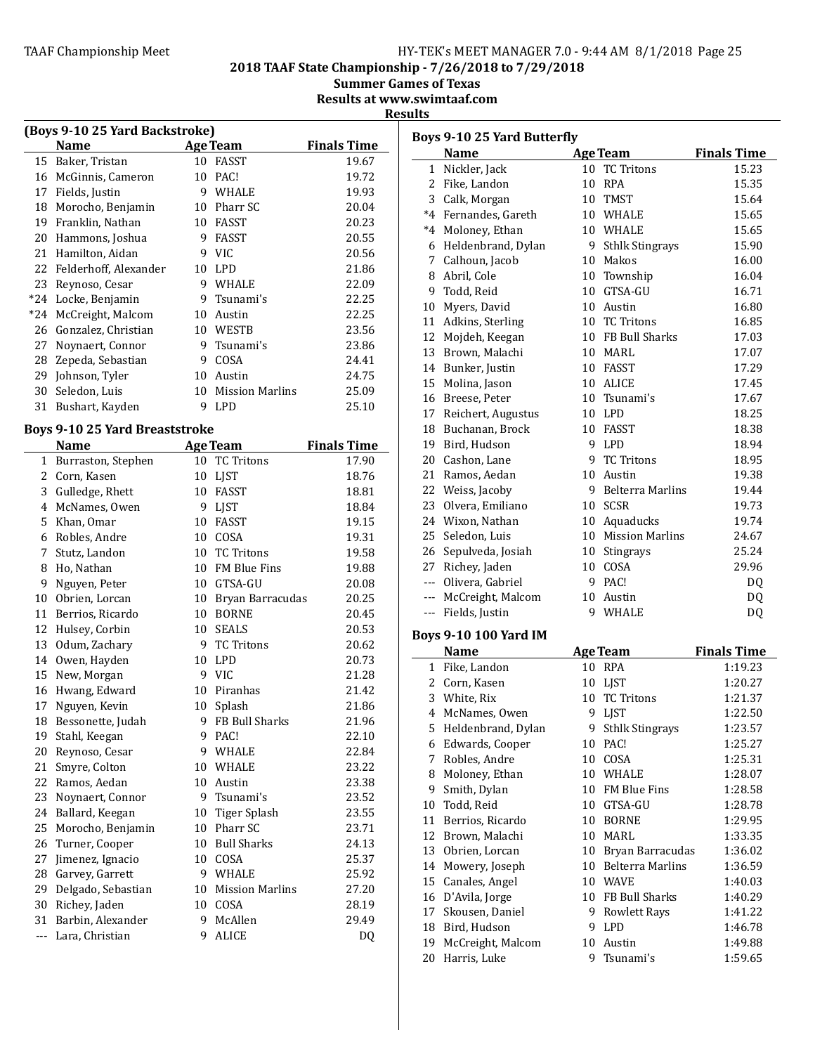## 2018 TAAF State Championship - 7/26/2018 to 7/29/2018

### Summer Games of Texas

### Results at www.swimtaaf.com

### Results

#### (Boys 9-10 25 Yard Backstroke)

| | Name | Age | Team | Finals Time |
|---|---|---|---|---|
| 15 | Baker, Tristan | 10 | FASST | 19.67 |
| 16 | McGinnis, Cameron | 10 | PAC! | 19.72 |
| 17 | Fields, Justin | 9 | WHALE | 19.93 |
| 18 | Morocho, Benjamin | 10 | Pharr SC | 20.04 |
| 19 | Franklin, Nathan | 10 | FASST | 20.23 |
| 20 | Hammons, Joshua | 9 | FASST | 20.55 |
| 21 | Hamilton, Aidan | 9 | VIC | 20.56 |
| 22 | Felderhoff, Alexander | 10 | LPD | 21.86 |
| 23 | Reynoso, Cesar | 9 | WHALE | 22.09 |
| *24 | Locke, Benjamin | 9 | Tsunami's | 22.25 |
| *24 | McCreight, Malcom | 10 | Austin | 22.25 |
| 26 | Gonzalez, Christian | 10 | WESTB | 23.56 |
| 27 | Noynaert, Connor | 9 | Tsunami's | 23.86 |
| 28 | Zepeda, Sebastian | 9 | COSA | 24.41 |
| 29 | Johnson, Tyler | 10 | Austin | 24.75 |
| 30 | Seledon, Luis | 10 | Mission Marlins | 25.09 |
| 31 | Bushart, Kayden | 9 | LPD | 25.10 |

#### Boys 9-10 25 Yard Breaststroke

| | Name | Age | Team | Finals Time |
|---|---|---|---|---|
| 1 | Burraston, Stephen | 10 | TC Tritons | 17.90 |
| 2 | Corn, Kasen | 10 | LJST | 18.76 |
| 3 | Gulledge, Rhett | 10 | FASST | 18.81 |
| 4 | McNames, Owen | 9 | LJST | 18.84 |
| 5 | Khan, Omar | 10 | FASST | 19.15 |
| 6 | Robles, Andre | 10 | COSA | 19.31 |
| 7 | Stutz, Landon | 10 | TC Tritons | 19.58 |
| 8 | Ho, Nathan | 10 | FM Blue Fins | 19.88 |
| 9 | Nguyen, Peter | 10 | GTSA-GU | 20.08 |
| 10 | Obrien, Lorcan | 10 | Bryan Barracudas | 20.25 |
| 11 | Berrios, Ricardo | 10 | BORNE | 20.45 |
| 12 | Hulsey, Corbin | 10 | SEALS | 20.53 |
| 13 | Odum, Zachary | 9 | TC Tritons | 20.62 |
| 14 | Owen, Hayden | 10 | LPD | 20.73 |
| 15 | New, Morgan | 9 | VIC | 21.28 |
| 16 | Hwang, Edward | 10 | Piranhas | 21.42 |
| 17 | Nguyen, Kevin | 10 | Splash | 21.86 |
| 18 | Bessonette, Judah | 9 | FB Bull Sharks | 21.96 |
| 19 | Stahl, Keegan | 9 | PAC! | 22.10 |
| 20 | Reynoso, Cesar | 9 | WHALE | 22.84 |
| 21 | Smyre, Colton | 10 | WHALE | 23.22 |
| 22 | Ramos, Aedan | 10 | Austin | 23.38 |
| 23 | Noynaert, Connor | 9 | Tsunami's | 23.52 |
| 24 | Ballard, Keegan | 10 | Tiger Splash | 23.55 |
| 25 | Morocho, Benjamin | 10 | Pharr SC | 23.71 |
| 26 | Turner, Cooper | 10 | Bull Sharks | 24.13 |
| 27 | Jimenez, Ignacio | 10 | COSA | 25.37 |
| 28 | Garvey, Garrett | 9 | WHALE | 25.92 |
| 29 | Delgado, Sebastian | 10 | Mission Marlins | 27.20 |
| 30 | Richey, Jaden | 10 | COSA | 28.19 |
| 31 | Barbin, Alexander | 9 | McAllen | 29.49 |
| --- | Lara, Christian | 9 | ALICE | DQ |

#### Boys 9-10 25 Yard Butterfly

| | Name | Age | Team | Finals Time |
|---|---|---|---|---|
| 1 | Nickler, Jack | 10 | TC Tritons | 15.23 |
| 2 | Fike, Landon | 10 | RPA | 15.35 |
| 3 | Calk, Morgan | 10 | TMST | 15.64 |
| *4 | Fernandes, Gareth | 10 | WHALE | 15.65 |
| *4 | Moloney, Ethan | 10 | WHALE | 15.65 |
| 6 | Heldenbrand, Dylan | 9 | Sthlk Stingrays | 15.90 |
| 7 | Calhoun, Jacob | 10 | Makos | 16.00 |
| 8 | Abril, Cole | 10 | Township | 16.04 |
| 9 | Todd, Reid | 10 | GTSA-GU | 16.71 |
| 10 | Myers, David | 10 | Austin | 16.80 |
| 11 | Adkins, Sterling | 10 | TC Tritons | 16.85 |
| 12 | Mojdeh, Keegan | 10 | FB Bull Sharks | 17.03 |
| 13 | Brown, Malachi | 10 | MARL | 17.07 |
| 14 | Bunker, Justin | 10 | FASST | 17.29 |
| 15 | Molina, Jason | 10 | ALICE | 17.45 |
| 16 | Breese, Peter | 10 | Tsunami's | 17.67 |
| 17 | Reichert, Augustus | 10 | LPD | 18.25 |
| 18 | Buchanan, Brock | 10 | FASST | 18.38 |
| 19 | Bird, Hudson | 9 | LPD | 18.94 |
| 20 | Cashon, Lane | 9 | TC Tritons | 18.95 |
| 21 | Ramos, Aedan | 10 | Austin | 19.38 |
| 22 | Weiss, Jacoby | 9 | Belterra Marlins | 19.44 |
| 23 | Olvera, Emiliano | 10 | SCSR | 19.73 |
| 24 | Wixon, Nathan | 10 | Aquaducks | 19.74 |
| 25 | Seledon, Luis | 10 | Mission Marlins | 24.67 |
| 26 | Sepulveda, Josiah | 10 | Stingrays | 25.24 |
| 27 | Richey, Jaden | 10 | COSA | 29.96 |
| --- | Olivera, Gabriel | 9 | PAC! | DQ |
| --- | McCreight, Malcom | 10 | Austin | DQ |
| --- | Fields, Justin | 9 | WHALE | DQ |

#### Boys 9-10 100 Yard IM

| | Name | Age | Team | Finals Time |
|---|---|---|---|---|
| 1 | Fike, Landon | 10 | RPA | 1:19.23 |
| 2 | Corn, Kasen | 10 | LJST | 1:20.27 |
| 3 | White, Rix | 10 | TC Tritons | 1:21.37 |
| 4 | McNames, Owen | 9 | LJST | 1:22.50 |
| 5 | Heldenbrand, Dylan | 9 | Sthlk Stingrays | 1:23.57 |
| 6 | Edwards, Cooper | 10 | PAC! | 1:25.27 |
| 7 | Robles, Andre | 10 | COSA | 1:25.31 |
| 8 | Moloney, Ethan | 10 | WHALE | 1:28.07 |
| 9 | Smith, Dylan | 10 | FM Blue Fins | 1:28.58 |
| 10 | Todd, Reid | 10 | GTSA-GU | 1:28.78 |
| 11 | Berrios, Ricardo | 10 | BORNE | 1:29.95 |
| 12 | Brown, Malachi | 10 | MARL | 1:33.35 |
| 13 | Obrien, Lorcan | 10 | Bryan Barracudas | 1:36.02 |
| 14 | Mowery, Joseph | 10 | Belterra Marlins | 1:36.59 |
| 15 | Canales, Angel | 10 | WAVE | 1:40.03 |
| 16 | D'Avila, Jorge | 10 | FB Bull Sharks | 1:40.29 |
| 17 | Skousen, Daniel | 9 | Rowlett Rays | 1:41.22 |
| 18 | Bird, Hudson | 9 | LPD | 1:46.78 |
| 19 | McCreight, Malcom | 10 | Austin | 1:49.88 |
| 20 | Harris, Luke | 9 | Tsunami's | 1:59.65 |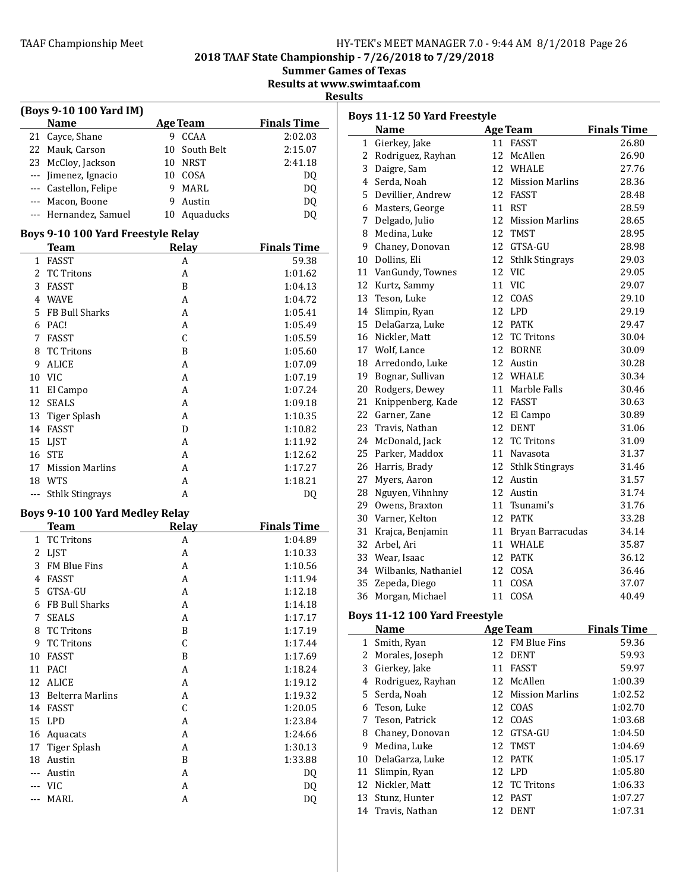2018 TAAF State Championship - 7/26/2018 to 7/29/2018

Summer Games of Texas

Results at www.swimtaaf.com

Results

### (Boys 9-10 100 Yard IM)

| | Name | Age | Team | Finals Time |
|---|---|---|---|---|
| 21 | Cayce, Shane | 9 | CCAA | 2:02.03 |
| 22 | Mauk, Carson | 10 | South Belt | 2:15.07 |
| 23 | McCloy, Jackson | 10 | NRST | 2:41.18 |
| --- | Jimenez, Ignacio | 10 | COSA | DQ |
| --- | Castellon, Felipe | 9 | MARL | DQ |
| --- | Macon, Boone | 9 | Austin | DQ |
| --- | Hernandez, Samuel | 10 | Aquaducks | DQ |

### Boys 9-10 100 Yard Freestyle Relay

| | Team | Relay | Finals Time |
|---|---|---|---|
| 1 | FASST | A | 59.38 |
| 2 | TC Tritons | A | 1:01.62 |
| 3 | FASST | B | 1:04.13 |
| 4 | WAVE | A | 1:04.72 |
| 5 | FB Bull Sharks | A | 1:05.41 |
| 6 | PAC! | A | 1:05.49 |
| 7 | FASST | C | 1:05.59 |
| 8 | TC Tritons | B | 1:05.60 |
| 9 | ALICE | A | 1:07.09 |
| 10 | VIC | A | 1:07.19 |
| 11 | El Campo | A | 1:07.24 |
| 12 | SEALS | A | 1:09.18 |
| 13 | Tiger Splash | A | 1:10.35 |
| 14 | FASST | D | 1:10.82 |
| 15 | LJST | A | 1:11.92 |
| 16 | STE | A | 1:12.62 |
| 17 | Mission Marlins | A | 1:17.27 |
| 18 | WTS | A | 1:18.21 |
| --- | Sthlk Stingrays | A | DQ |

### Boys 9-10 100 Yard Medley Relay

| | Team | Relay | Finals Time |
|---|---|---|---|
| 1 | TC Tritons | A | 1:04.89 |
| 2 | LJST | A | 1:10.33 |
| 3 | FM Blue Fins | A | 1:10.56 |
| 4 | FASST | A | 1:11.94 |
| 5 | GTSA-GU | A | 1:12.18 |
| 6 | FB Bull Sharks | A | 1:14.18 |
| 7 | SEALS | A | 1:17.17 |
| 8 | TC Tritons | B | 1:17.19 |
| 9 | TC Tritons | C | 1:17.44 |
| 10 | FASST | B | 1:17.69 |
| 11 | PAC! | A | 1:18.24 |
| 12 | ALICE | A | 1:19.12 |
| 13 | Belterra Marlins | A | 1:19.32 |
| 14 | FASST | C | 1:20.05 |
| 15 | LPD | A | 1:23.84 |
| 16 | Aquacats | A | 1:24.66 |
| 17 | Tiger Splash | A | 1:30.13 |
| 18 | Austin | B | 1:33.88 |
| --- | Austin | A | DQ |
| --- | VIC | A | DQ |
| --- | MARL | A | DQ |

### Boys 11-12 50 Yard Freestyle

| | Name | Age | Team | Finals Time |
|---|---|---|---|---|
| 1 | Gierkey, Jake | 11 | FASST | 26.80 |
| 2 | Rodriguez, Rayhan | 12 | McAllen | 26.90 |
| 3 | Daigre, Sam | 12 | WHALE | 27.76 |
| 4 | Serda, Noah | 12 | Mission Marlins | 28.36 |
| 5 | Devillier, Andrew | 12 | FASST | 28.48 |
| 6 | Masters, George | 11 | RST | 28.59 |
| 7 | Delgado, Julio | 12 | Mission Marlins | 28.65 |
| 8 | Medina, Luke | 12 | TMST | 28.95 |
| 9 | Chaney, Donovan | 12 | GTSA-GU | 28.98 |
| 10 | Dollins, Eli | 12 | Sthlk Stingrays | 29.03 |
| 11 | VanGundy, Townes | 12 | VIC | 29.05 |
| 12 | Kurtz, Sammy | 11 | VIC | 29.07 |
| 13 | Teson, Luke | 12 | COAS | 29.10 |
| 14 | Slimpin, Ryan | 12 | LPD | 29.19 |
| 15 | DelaGarza, Luke | 12 | PATK | 29.47 |
| 16 | Nickler, Matt | 12 | TC Tritons | 30.04 |
| 17 | Wolf, Lance | 12 | BORNE | 30.09 |
| 18 | Arredondo, Luke | 12 | Austin | 30.28 |
| 19 | Bognar, Sullivan | 12 | WHALE | 30.34 |
| 20 | Rodgers, Dewey | 11 | Marble Falls | 30.46 |
| 21 | Knippenberg, Kade | 12 | FASST | 30.63 |
| 22 | Garner, Zane | 12 | El Campo | 30.89 |
| 23 | Travis, Nathan | 12 | DENT | 31.06 |
| 24 | McDonald, Jack | 12 | TC Tritons | 31.09 |
| 25 | Parker, Maddox | 11 | Navasota | 31.37 |
| 26 | Harris, Brady | 12 | Sthlk Stingrays | 31.46 |
| 27 | Myers, Aaron | 12 | Austin | 31.57 |
| 28 | Nguyen, Vihnhny | 12 | Austin | 31.74 |
| 29 | Owens, Braxton | 11 | Tsunami's | 31.76 |
| 30 | Varner, Kelton | 12 | PATK | 33.28 |
| 31 | Krajca, Benjamin | 11 | Bryan Barracudas | 34.14 |
| 32 | Arbel, Ari | 11 | WHALE | 35.87 |
| 33 | Wear, Isaac | 12 | PATK | 36.12 |
| 34 | Wilbanks, Nathaniel | 12 | COSA | 36.46 |
| 35 | Zepeda, Diego | 11 | COSA | 37.07 |
| 36 | Morgan, Michael | 11 | COSA | 40.49 |

### Boys 11-12 100 Yard Freestyle

| | Name | Age | Team | Finals Time |
|---|---|---|---|---|
| 1 | Smith, Ryan | 12 | FM Blue Fins | 59.36 |
| 2 | Morales, Joseph | 12 | DENT | 59.93 |
| 3 | Gierkey, Jake | 11 | FASST | 59.97 |
| 4 | Rodriguez, Rayhan | 12 | McAllen | 1:00.39 |
| 5 | Serda, Noah | 12 | Mission Marlins | 1:02.52 |
| 6 | Teson, Luke | 12 | COAS | 1:02.70 |
| 7 | Teson, Patrick | 12 | COAS | 1:03.68 |
| 8 | Chaney, Donovan | 12 | GTSA-GU | 1:04.50 |
| 9 | Medina, Luke | 12 | TMST | 1:04.69 |
| 10 | DelaGarza, Luke | 12 | PATK | 1:05.17 |
| 11 | Slimpin, Ryan | 12 | LPD | 1:05.80 |
| 12 | Nickler, Matt | 12 | TC Tritons | 1:06.33 |
| 13 | Stunz, Hunter | 12 | PAST | 1:07.27 |
| 14 | Travis, Nathan | 12 | DENT | 1:07.31 |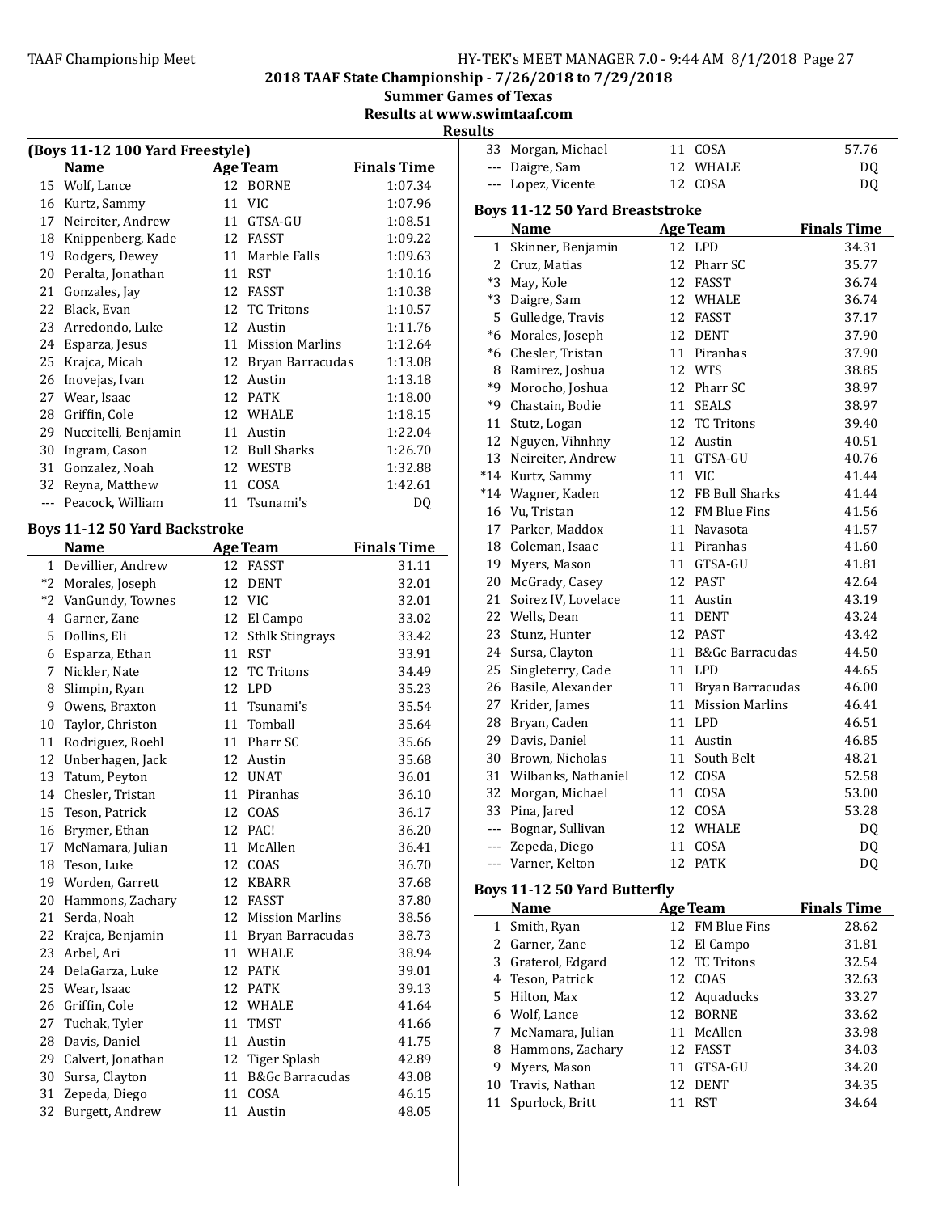# 2018 TAAF State Championship - 7/26/2018 to 7/29/2018

**Summer Games of Texas**

**Results at www.swimtaaf.com**

**Results**

### (Boys 11-12 100 Yard Freestyle)

| | Name | Age | Team | Finals Time |
|---|---|---|---|---|
| 15 | Wolf, Lance | 12 | BORNE | 1:07.34 |
| 16 | Kurtz, Sammy | 11 | VIC | 1:07.96 |
| 17 | Neireiter, Andrew | 11 | GTSA-GU | 1:08.51 |
| 18 | Knippenberg, Kade | 12 | FASST | 1:09.22 |
| 19 | Rodgers, Dewey | 11 | Marble Falls | 1:09.63 |
| 20 | Peralta, Jonathan | 11 | RST | 1:10.16 |
| 21 | Gonzales, Jay | 12 | FASST | 1:10.38 |
| 22 | Black, Evan | 12 | TC Tritons | 1:10.57 |
| 23 | Arredondo, Luke | 12 | Austin | 1:11.76 |
| 24 | Esparza, Jesus | 11 | Mission Marlins | 1:12.64 |
| 25 | Krajca, Micah | 12 | Bryan Barracudas | 1:13.08 |
| 26 | Inovejas, Ivan | 12 | Austin | 1:13.18 |
| 27 | Wear, Isaac | 12 | PATK | 1:18.00 |
| 28 | Griffin, Cole | 12 | WHALE | 1:18.15 |
| 29 | Nuccitelli, Benjamin | 11 | Austin | 1:22.04 |
| 30 | Ingram, Cason | 12 | Bull Sharks | 1:26.70 |
| 31 | Gonzalez, Noah | 12 | WESTB | 1:32.88 |
| 32 | Reyna, Matthew | 11 | COSA | 1:42.61 |
| --- | Peacock, William | 11 | Tsunami's | DQ |

### Boys 11-12 50 Yard Backstroke

| | Name | Age | Team | Finals Time |
|---|---|---|---|---|
| 1 | Devillier, Andrew | 12 | FASST | 31.11 |
| *2 | Morales, Joseph | 12 | DENT | 32.01 |
| *2 | VanGundy, Townes | 12 | VIC | 32.01 |
| 4 | Garner, Zane | 12 | El Campo | 33.02 |
| 5 | Dollins, Eli | 12 | Sthlk Stingrays | 33.42 |
| 6 | Esparza, Ethan | 11 | RST | 33.91 |
| 7 | Nickler, Nate | 12 | TC Tritons | 34.49 |
| 8 | Slimpin, Ryan | 12 | LPD | 35.23 |
| 9 | Owens, Braxton | 11 | Tsunami's | 35.54 |
| 10 | Taylor, Christon | 11 | Tomball | 35.64 |
| 11 | Rodriguez, Roehl | 11 | Pharr SC | 35.66 |
| 12 | Unberhagen, Jack | 12 | Austin | 35.68 |
| 13 | Tatum, Peyton | 12 | UNAT | 36.01 |
| 14 | Chesler, Tristan | 11 | Piranhas | 36.10 |
| 15 | Teson, Patrick | 12 | COAS | 36.17 |
| 16 | Brymer, Ethan | 12 | PAC! | 36.20 |
| 17 | McNamara, Julian | 11 | McAllen | 36.41 |
| 18 | Teson, Luke | 12 | COAS | 36.70 |
| 19 | Worden, Garrett | 12 | KBARR | 37.68 |
| 20 | Hammons, Zachary | 12 | FASST | 37.80 |
| 21 | Serda, Noah | 12 | Mission Marlins | 38.56 |
| 22 | Krajca, Benjamin | 11 | Bryan Barracudas | 38.73 |
| 23 | Arbel, Ari | 11 | WHALE | 38.94 |
| 24 | DelaGarza, Luke | 12 | PATK | 39.01 |
| 25 | Wear, Isaac | 12 | PATK | 39.13 |
| 26 | Griffin, Cole | 12 | WHALE | 41.64 |
| 27 | Tuchak, Tyler | 11 | TMST | 41.66 |
| 28 | Davis, Daniel | 11 | Austin | 41.75 |
| 29 | Calvert, Jonathan | 12 | Tiger Splash | 42.89 |
| 30 | Sursa, Clayton | 11 | B&Gc Barracudas | 43.08 |
| 31 | Zepeda, Diego | 11 | COSA | 46.15 |
| 32 | Burgett, Andrew | 11 | Austin | 48.05 |
| 33 | Morgan, Michael | 11 | COSA | 57.76 |
| --- | Daigre, Sam | 12 | WHALE | DQ |
| --- | Lopez, Vicente | 12 | COSA | DQ |

### Boys 11-12 50 Yard Breaststroke

| | Name | Age | Team | Finals Time |
|---|---|---|---|---|
| 1 | Skinner, Benjamin | 12 | LPD | 34.31 |
| 2 | Cruz, Matias | 12 | Pharr SC | 35.77 |
| *3 | May, Kole | 12 | FASST | 36.74 |
| *3 | Daigre, Sam | 12 | WHALE | 36.74 |
| 5 | Gulledge, Travis | 12 | FASST | 37.17 |
| *6 | Morales, Joseph | 12 | DENT | 37.90 |
| *6 | Chesler, Tristan | 11 | Piranhas | 37.90 |
| 8 | Ramirez, Joshua | 12 | WTS | 38.85 |
| *9 | Morocho, Joshua | 12 | Pharr SC | 38.97 |
| *9 | Chastain, Bodie | 11 | SEALS | 38.97 |
| 11 | Stutz, Logan | 12 | TC Tritons | 39.40 |
| 12 | Nguyen, Vihnhny | 12 | Austin | 40.51 |
| 13 | Neireiter, Andrew | 11 | GTSA-GU | 40.76 |
| *14 | Kurtz, Sammy | 11 | VIC | 41.44 |
| *14 | Wagner, Kaden | 12 | FB Bull Sharks | 41.44 |
| 16 | Vu, Tristan | 12 | FM Blue Fins | 41.56 |
| 17 | Parker, Maddox | 11 | Navasota | 41.57 |
| 18 | Coleman, Isaac | 11 | Piranhas | 41.60 |
| 19 | Myers, Mason | 11 | GTSA-GU | 41.81 |
| 20 | McGrady, Casey | 12 | PAST | 42.64 |
| 21 | Soirez IV, Lovelace | 11 | Austin | 43.19 |
| 22 | Wells, Dean | 11 | DENT | 43.24 |
| 23 | Stunz, Hunter | 12 | PAST | 43.42 |
| 24 | Sursa, Clayton | 11 | B&Gc Barracudas | 44.50 |
| 25 | Singleterry, Cade | 11 | LPD | 44.65 |
| 26 | Basile, Alexander | 11 | Bryan Barracudas | 46.00 |
| 27 | Krider, James | 11 | Mission Marlins | 46.41 |
| 28 | Bryan, Caden | 11 | LPD | 46.51 |
| 29 | Davis, Daniel | 11 | Austin | 46.85 |
| 30 | Brown, Nicholas | 11 | South Belt | 48.21 |
| 31 | Wilbanks, Nathaniel | 12 | COSA | 52.58 |
| 32 | Morgan, Michael | 11 | COSA | 53.00 |
| 33 | Pina, Jared | 12 | COSA | 53.28 |
| --- | Bognar, Sullivan | 12 | WHALE | DQ |
| --- | Zepeda, Diego | 11 | COSA | DQ |
| --- | Varner, Kelton | 12 | PATK | DQ |

### Boys 11-12 50 Yard Butterfly

| | Name | Age | Team | Finals Time |
|---|---|---|---|---|
| 1 | Smith, Ryan | 12 | FM Blue Fins | 28.62 |
| 2 | Garner, Zane | 12 | El Campo | 31.81 |
| 3 | Graterol, Edgard | 12 | TC Tritons | 32.54 |
| 4 | Teson, Patrick | 12 | COAS | 32.63 |
| 5 | Hilton, Max | 12 | Aquaducks | 33.27 |
| 6 | Wolf, Lance | 12 | BORNE | 33.62 |
| 7 | McNamara, Julian | 11 | McAllen | 33.98 |
| 8 | Hammons, Zachary | 12 | FASST | 34.03 |
| 9 | Myers, Mason | 11 | GTSA-GU | 34.20 |
| 10 | Travis, Nathan | 12 | DENT | 34.35 |
| 11 | Spurlock, Britt | 11 | RST | 34.64 |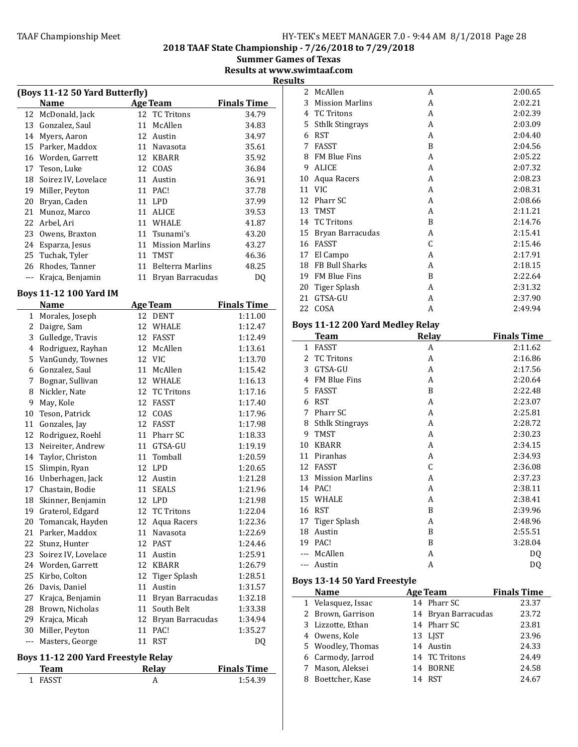2018 TAAF State Championship - 7/26/2018 to 7/29/2018

Summer Games of Texas

Results at www.swimtaaf.com

Results

## (Boys 11-12 50 Yard Butterfly)

| | Name | Age | Team | Finals Time |
|---|---|---|---|---|
| 12 | McDonald, Jack | 12 | TC Tritons | 34.79 |
| 13 | Gonzalez, Saul | 11 | McAllen | 34.83 |
| 14 | Myers, Aaron | 12 | Austin | 34.97 |
| 15 | Parker, Maddox | 11 | Navasota | 35.61 |
| 16 | Worden, Garrett | 12 | KBARR | 35.92 |
| 17 | Teson, Luke | 12 | COAS | 36.84 |
| 18 | Soirez IV, Lovelace | 11 | Austin | 36.91 |
| 19 | Miller, Peyton | 11 | PAC! | 37.78 |
| 20 | Bryan, Caden | 11 | LPD | 37.99 |
| 21 | Munoz, Marco | 11 | ALICE | 39.53 |
| 22 | Arbel, Ari | 11 | WHALE | 41.87 |
| 23 | Owens, Braxton | 11 | Tsunami's | 43.20 |
| 24 | Esparza, Jesus | 11 | Mission Marlins | 43.27 |
| 25 | Tuchak, Tyler | 11 | TMST | 46.36 |
| 26 | Rhodes, Tanner | 11 | Belterra Marlins | 48.25 |
| --- | Krajca, Benjamin | 11 | Bryan Barracudas | DQ |

## Boys 11-12 100 Yard IM

| | Name | Age | Team | Finals Time |
|---|---|---|---|---|
| 1 | Morales, Joseph | 12 | DENT | 1:11.00 |
| 2 | Daigre, Sam | 12 | WHALE | 1:12.47 |
| 3 | Gulledge, Travis | 12 | FASST | 1:12.49 |
| 4 | Rodriguez, Rayhan | 12 | McAllen | 1:13.61 |
| 5 | VanGundy, Townes | 12 | VIC | 1:13.70 |
| 6 | Gonzalez, Saul | 11 | McAllen | 1:15.42 |
| 7 | Bognar, Sullivan | 12 | WHALE | 1:16.13 |
| 8 | Nickler, Nate | 12 | TC Tritons | 1:17.16 |
| 9 | May, Kole | 12 | FASST | 1:17.40 |
| 10 | Teson, Patrick | 12 | COAS | 1:17.96 |
| 11 | Gonzales, Jay | 12 | FASST | 1:17.98 |
| 12 | Rodriguez, Roehl | 11 | Pharr SC | 1:18.33 |
| 13 | Neireiter, Andrew | 11 | GTSA-GU | 1:19.19 |
| 14 | Taylor, Christon | 11 | Tomball | 1:20.59 |
| 15 | Slimpin, Ryan | 12 | LPD | 1:20.65 |
| 16 | Unberhagen, Jack | 12 | Austin | 1:21.28 |
| 17 | Chastain, Bodie | 11 | SEALS | 1:21.96 |
| 18 | Skinner, Benjamin | 12 | LPD | 1:21.98 |
| 19 | Graterol, Edgard | 12 | TC Tritons | 1:22.04 |
| 20 | Tomancak, Hayden | 12 | Aqua Racers | 1:22.36 |
| 21 | Parker, Maddox | 11 | Navasota | 1:22.69 |
| 22 | Stunz, Hunter | 12 | PAST | 1:24.46 |
| 23 | Soirez IV, Lovelace | 11 | Austin | 1:25.91 |
| 24 | Worden, Garrett | 12 | KBARR | 1:26.79 |
| 25 | Kirbo, Colton | 12 | Tiger Splash | 1:28.51 |
| 26 | Davis, Daniel | 11 | Austin | 1:31.57 |
| 27 | Krajca, Benjamin | 11 | Bryan Barracudas | 1:32.18 |
| 28 | Brown, Nicholas | 11 | South Belt | 1:33.38 |
| 29 | Krajca, Micah | 12 | Bryan Barracudas | 1:34.94 |
| 30 | Miller, Peyton | 11 | PAC! | 1:35.27 |
| --- | Masters, George | 11 | RST | DQ |

## Boys 11-12 200 Yard Freestyle Relay

| | Team | Relay | Finals Time |
|---|---|---|---|
| 1 | FASST | A | 1:54.39 |
| 2 | McAllen | A | 2:00.65 |
| 3 | Mission Marlins | A | 2:02.21 |
| 4 | TC Tritons | A | 2:02.39 |
| 5 | Sthlk Stingrays | A | 2:03.09 |
| 6 | RST | A | 2:04.40 |
| 7 | FASST | B | 2:04.56 |
| 8 | FM Blue Fins | A | 2:05.22 |
| 9 | ALICE | A | 2:07.32 |
| 10 | Aqua Racers | A | 2:08.23 |
| 11 | VIC | A | 2:08.31 |
| 12 | Pharr SC | A | 2:08.66 |
| 13 | TMST | A | 2:11.21 |
| 14 | TC Tritons | B | 2:14.76 |
| 15 | Bryan Barracudas | A | 2:15.41 |
| 16 | FASST | C | 2:15.46 |
| 17 | El Campo | A | 2:17.91 |
| 18 | FB Bull Sharks | A | 2:18.15 |
| 19 | FM Blue Fins | B | 2:22.64 |
| 20 | Tiger Splash | A | 2:31.32 |
| 21 | GTSA-GU | A | 2:37.90 |
| 22 | COSA | A | 2:49.94 |

## Boys 11-12 200 Yard Medley Relay

| | Team | Relay | Finals Time |
|---|---|---|---|
| 1 | FASST | A | 2:11.62 |
| 2 | TC Tritons | A | 2:16.86 |
| 3 | GTSA-GU | A | 2:17.56 |
| 4 | FM Blue Fins | A | 2:20.64 |
| 5 | FASST | B | 2:22.48 |
| 6 | RST | A | 2:23.07 |
| 7 | Pharr SC | A | 2:25.81 |
| 8 | Sthlk Stingrays | A | 2:28.72 |
| 9 | TMST | A | 2:30.23 |
| 10 | KBARR | A | 2:34.15 |
| 11 | Piranhas | A | 2:34.93 |
| 12 | FASST | C | 2:36.08 |
| 13 | Mission Marlins | A | 2:37.23 |
| 14 | PAC! | A | 2:38.11 |
| 15 | WHALE | A | 2:38.41 |
| 16 | RST | B | 2:39.96 |
| 17 | Tiger Splash | A | 2:48.96 |
| 18 | Austin | B | 2:55.51 |
| 19 | PAC! | B | 3:28.04 |
| --- | McAllen | A | DQ |
| --- | Austin | A | DQ |

## Boys 13-14 50 Yard Freestyle

| | Name | Age | Team | Finals Time |
|---|---|---|---|---|
| 1 | Velasquez, Issac | 14 | Pharr SC | 23.37 |
| 2 | Brown, Garrison | 14 | Bryan Barracudas | 23.72 |
| 3 | Lizzotte, Ethan | 14 | Pharr SC | 23.81 |
| 4 | Owens, Kole | 13 | LJST | 23.96 |
| 5 | Woodley, Thomas | 14 | Austin | 24.33 |
| 6 | Carmody, Jarrod | 14 | TC Tritons | 24.49 |
| 7 | Mason, Aleksei | 14 | BORNE | 24.58 |
| 8 | Boettcher, Kase | 14 | RST | 24.67 |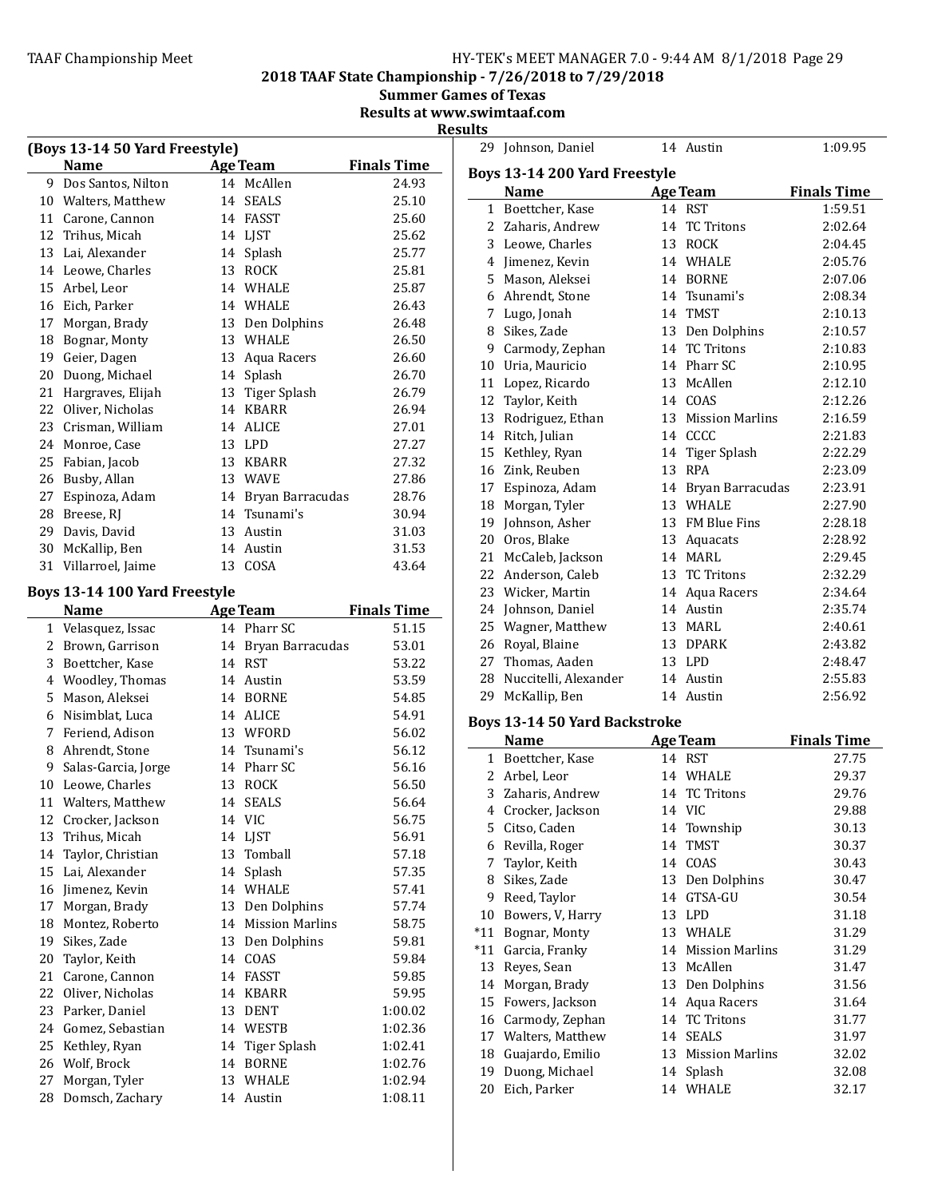## 2018 TAAF State Championship - 7/26/2018 to 7/29/2018

**Summer Games of Texas**

**Results at www.swimtaaf.com**

**Results**

### (Boys 13-14 50 Yard Freestyle)

| | Name | Age | Team | Finals Time |
|---|---|---|---|---|
| 9 | Dos Santos, Nilton | 14 | McAllen | 24.93 |
| 10 | Walters, Matthew | 14 | SEALS | 25.10 |
| 11 | Carone, Cannon | 14 | FASST | 25.60 |
| 12 | Trihus, Micah | 14 | LJST | 25.62 |
| 13 | Lai, Alexander | 14 | Splash | 25.77 |
| 14 | Leowe, Charles | 13 | ROCK | 25.81 |
| 15 | Arbel, Leor | 14 | WHALE | 25.87 |
| 16 | Eich, Parker | 14 | WHALE | 26.43 |
| 17 | Morgan, Brady | 13 | Den Dolphins | 26.48 |
| 18 | Bognar, Monty | 13 | WHALE | 26.50 |
| 19 | Geier, Dagen | 13 | Aqua Racers | 26.60 |
| 20 | Duong, Michael | 14 | Splash | 26.70 |
| 21 | Hargraves, Elijah | 13 | Tiger Splash | 26.79 |
| 22 | Oliver, Nicholas | 14 | KBARR | 26.94 |
| 23 | Crisman, William | 14 | ALICE | 27.01 |
| 24 | Monroe, Case | 13 | LPD | 27.27 |
| 25 | Fabian, Jacob | 13 | KBARR | 27.32 |
| 26 | Busby, Allan | 13 | WAVE | 27.86 |
| 27 | Espinoza, Adam | 14 | Bryan Barracudas | 28.76 |
| 28 | Breese, RJ | 14 | Tsunami's | 30.94 |
| 29 | Davis, David | 13 | Austin | 31.03 |
| 30 | McKallip, Ben | 14 | Austin | 31.53 |
| 31 | Villarroel, Jaime | 13 | COSA | 43.64 |

### Boys 13-14 100 Yard Freestyle

| | Name | Age | Team | Finals Time |
|---|---|---|---|---|
| 1 | Velasquez, Issac | 14 | Pharr SC | 51.15 |
| 2 | Brown, Garrison | 14 | Bryan Barracudas | 53.01 |
| 3 | Boettcher, Kase | 14 | RST | 53.22 |
| 4 | Woodley, Thomas | 14 | Austin | 53.59 |
| 5 | Mason, Aleksei | 14 | BORNE | 54.85 |
| 6 | Nisimblat, Luca | 14 | ALICE | 54.91 |
| 7 | Feriend, Adison | 13 | WFORD | 56.02 |
| 8 | Ahrendt, Stone | 14 | Tsunami's | 56.12 |
| 9 | Salas-Garcia, Jorge | 14 | Pharr SC | 56.16 |
| 10 | Leowe, Charles | 13 | ROCK | 56.50 |
| 11 | Walters, Matthew | 14 | SEALS | 56.64 |
| 12 | Crocker, Jackson | 14 | VIC | 56.75 |
| 13 | Trihus, Micah | 14 | LJST | 56.91 |
| 14 | Taylor, Christian | 13 | Tomball | 57.18 |
| 15 | Lai, Alexander | 14 | Splash | 57.35 |
| 16 | Jimenez, Kevin | 14 | WHALE | 57.41 |
| 17 | Morgan, Brady | 13 | Den Dolphins | 57.74 |
| 18 | Montez, Roberto | 14 | Mission Marlins | 58.75 |
| 19 | Sikes, Zade | 13 | Den Dolphins | 59.81 |
| 20 | Taylor, Keith | 14 | COAS | 59.84 |
| 21 | Carone, Cannon | 14 | FASST | 59.85 |
| 22 | Oliver, Nicholas | 14 | KBARR | 59.95 |
| 23 | Parker, Daniel | 13 | DENT | 1:00.02 |
| 24 | Gomez, Sebastian | 14 | WESTB | 1:02.36 |
| 25 | Kethley, Ryan | 14 | Tiger Splash | 1:02.41 |
| 26 | Wolf, Brock | 14 | BORNE | 1:02.76 |
| 27 | Morgan, Tyler | 13 | WHALE | 1:02.94 |
| 28 | Domsch, Zachary | 14 | Austin | 1:08.11 |
| 29 | Johnson, Daniel | 14 | Austin | 1:09.95 |

### Boys 13-14 200 Yard Freestyle

| | Name | Age | Team | Finals Time |
|---|---|---|---|---|
| 1 | Boettcher, Kase | 14 | RST | 1:59.51 |
| 2 | Zaharis, Andrew | 14 | TC Tritons | 2:02.64 |
| 3 | Leowe, Charles | 13 | ROCK | 2:04.45 |
| 4 | Jimenez, Kevin | 14 | WHALE | 2:05.76 |
| 5 | Mason, Aleksei | 14 | BORNE | 2:07.06 |
| 6 | Ahrendt, Stone | 14 | Tsunami's | 2:08.34 |
| 7 | Lugo, Jonah | 14 | TMST | 2:10.13 |
| 8 | Sikes, Zade | 13 | Den Dolphins | 2:10.57 |
| 9 | Carmody, Zephan | 14 | TC Tritons | 2:10.83 |
| 10 | Uria, Mauricio | 14 | Pharr SC | 2:10.95 |
| 11 | Lopez, Ricardo | 13 | McAllen | 2:12.10 |
| 12 | Taylor, Keith | 14 | COAS | 2:12.26 |
| 13 | Rodriguez, Ethan | 13 | Mission Marlins | 2:16.59 |
| 14 | Ritch, Julian | 14 | CCCC | 2:21.83 |
| 15 | Kethley, Ryan | 14 | Tiger Splash | 2:22.29 |
| 16 | Zink, Reuben | 13 | RPA | 2:23.09 |
| 17 | Espinoza, Adam | 14 | Bryan Barracudas | 2:23.91 |
| 18 | Morgan, Tyler | 13 | WHALE | 2:27.90 |
| 19 | Johnson, Asher | 13 | FM Blue Fins | 2:28.18 |
| 20 | Oros, Blake | 13 | Aquacats | 2:28.92 |
| 21 | McCaleb, Jackson | 14 | MARL | 2:29.45 |
| 22 | Anderson, Caleb | 13 | TC Tritons | 2:32.29 |
| 23 | Wicker, Martin | 14 | Aqua Racers | 2:34.64 |
| 24 | Johnson, Daniel | 14 | Austin | 2:35.74 |
| 25 | Wagner, Matthew | 13 | MARL | 2:40.61 |
| 26 | Royal, Blaine | 13 | DPARK | 2:43.82 |
| 27 | Thomas, Aaden | 13 | LPD | 2:48.47 |
| 28 | Nuccitelli, Alexander | 14 | Austin | 2:55.83 |
| 29 | McKallip, Ben | 14 | Austin | 2:56.92 |

### Boys 13-14 50 Yard Backstroke

| | Name | Age | Team | Finals Time |
|---|---|---|---|---|
| 1 | Boettcher, Kase | 14 | RST | 27.75 |
| 2 | Arbel, Leor | 14 | WHALE | 29.37 |
| 3 | Zaharis, Andrew | 14 | TC Tritons | 29.76 |
| 4 | Crocker, Jackson | 14 | VIC | 29.88 |
| 5 | Citso, Caden | 14 | Township | 30.13 |
| 6 | Revilla, Roger | 14 | TMST | 30.37 |
| 7 | Taylor, Keith | 14 | COAS | 30.43 |
| 8 | Sikes, Zade | 13 | Den Dolphins | 30.47 |
| 9 | Reed, Taylor | 14 | GTSA-GU | 30.54 |
| 10 | Bowers, V, Harry | 13 | LPD | 31.18 |
| *11 | Bognar, Monty | 13 | WHALE | 31.29 |
| *11 | Garcia, Franky | 14 | Mission Marlins | 31.29 |
| 13 | Reyes, Sean | 13 | McAllen | 31.47 |
| 14 | Morgan, Brady | 13 | Den Dolphins | 31.56 |
| 15 | Fowers, Jackson | 14 | Aqua Racers | 31.64 |
| 16 | Carmody, Zephan | 14 | TC Tritons | 31.77 |
| 17 | Walters, Matthew | 14 | SEALS | 31.97 |
| 18 | Guajardo, Emilio | 13 | Mission Marlins | 32.02 |
| 19 | Duong, Michael | 14 | Splash | 32.08 |
| 20 | Eich, Parker | 14 | WHALE | 32.17 |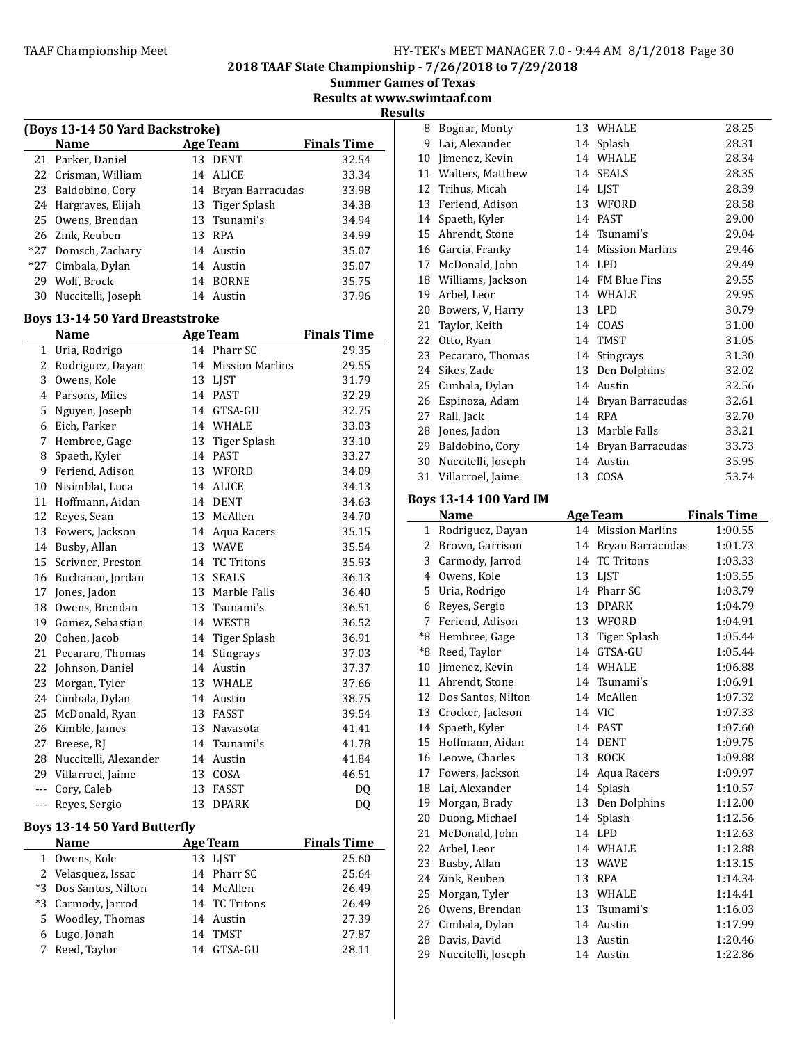# 2018 TAAF State Championship - 7/26/2018 to 7/29/2018

## Summer Games of Texas

## Results at www.swimtaaf.com

## Results

### (Boys 13-14 50 Yard Backstroke)

| | Name | Age | Team | Finals Time |
|---|---|---|---|---|
| 21 | Parker, Daniel | 13 | DENT | 32.54 |
| 22 | Crisman, William | 14 | ALICE | 33.34 |
| 23 | Baldobino, Cory | 14 | Bryan Barracudas | 33.98 |
| 24 | Hargraves, Elijah | 13 | Tiger Splash | 34.38 |
| 25 | Owens, Brendan | 13 | Tsunami's | 34.94 |
| 26 | Zink, Reuben | 13 | RPA | 34.99 |
| *27 | Domsch, Zachary | 14 | Austin | 35.07 |
| *27 | Cimbala, Dylan | 14 | Austin | 35.07 |
| 29 | Wolf, Brock | 14 | BORNE | 35.75 |
| 30 | Nuccitelli, Joseph | 14 | Austin | 37.96 |

### Boys 13-14 50 Yard Breaststroke

| | Name | Age | Team | Finals Time |
|---|---|---|---|---|
| 1 | Uria, Rodrigo | 14 | Pharr SC | 29.35 |
| 2 | Rodriguez, Dayan | 14 | Mission Marlins | 29.55 |
| 3 | Owens, Kole | 13 | LJST | 31.79 |
| 4 | Parsons, Miles | 14 | PAST | 32.29 |
| 5 | Nguyen, Joseph | 14 | GTSA-GU | 32.75 |
| 6 | Eich, Parker | 14 | WHALE | 33.03 |
| 7 | Hembree, Gage | 13 | Tiger Splash | 33.10 |
| 8 | Spaeth, Kyler | 14 | PAST | 33.27 |
| 9 | Feriend, Adison | 13 | WFORD | 34.09 |
| 10 | Nisimblat, Luca | 14 | ALICE | 34.13 |
| 11 | Hoffmann, Aidan | 14 | DENT | 34.63 |
| 12 | Reyes, Sean | 13 | McAllen | 34.70 |
| 13 | Fowers, Jackson | 14 | Aqua Racers | 35.15 |
| 14 | Busby, Allan | 13 | WAVE | 35.54 |
| 15 | Scrivner, Preston | 14 | TC Tritons | 35.93 |
| 16 | Buchanan, Jordan | 13 | SEALS | 36.13 |
| 17 | Jones, Jadon | 13 | Marble Falls | 36.40 |
| 18 | Owens, Brendan | 13 | Tsunami's | 36.51 |
| 19 | Gomez, Sebastian | 14 | WESTB | 36.52 |
| 20 | Cohen, Jacob | 14 | Tiger Splash | 36.91 |
| 21 | Pecararo, Thomas | 14 | Stingrays | 37.03 |
| 22 | Johnson, Daniel | 14 | Austin | 37.37 |
| 23 | Morgan, Tyler | 13 | WHALE | 37.66 |
| 24 | Cimbala, Dylan | 14 | Austin | 38.75 |
| 25 | McDonald, Ryan | 13 | FASST | 39.54 |
| 26 | Kimble, James | 13 | Navasota | 41.41 |
| 27 | Breese, RJ | 14 | Tsunami's | 41.78 |
| 28 | Nuccitelli, Alexander | 14 | Austin | 41.84 |
| 29 | Villarroel, Jaime | 13 | COSA | 46.51 |
| --- | Cory, Caleb | 13 | FASST | DQ |
| --- | Reyes, Sergio | 13 | DPARK | DQ |

### Boys 13-14 50 Yard Butterfly

| | Name | Age | Team | Finals Time |
|---|---|---|---|---|
| 1 | Owens, Kole | 13 | LJST | 25.60 |
| 2 | Velasquez, Issac | 14 | Pharr SC | 25.64 |
| *3 | Dos Santos, Nilton | 14 | McAllen | 26.49 |
| *3 | Carmody, Jarrod | 14 | TC Tritons | 26.49 |
| 5 | Woodley, Thomas | 14 | Austin | 27.39 |
| 6 | Lugo, Jonah | 14 | TMST | 27.87 |
| 7 | Reed, Taylor | 14 | GTSA-GU | 28.11 |
| 8 | Bognar, Monty | 13 | WHALE | 28.25 |
| 9 | Lai, Alexander | 14 | Splash | 28.31 |
| 10 | Jimenez, Kevin | 14 | WHALE | 28.34 |
| 11 | Walters, Matthew | 14 | SEALS | 28.35 |
| 12 | Trihus, Micah | 14 | LJST | 28.39 |
| 13 | Feriend, Adison | 13 | WFORD | 28.58 |
| 14 | Spaeth, Kyler | 14 | PAST | 29.00 |
| 15 | Ahrendt, Stone | 14 | Tsunami's | 29.04 |
| 16 | Garcia, Franky | 14 | Mission Marlins | 29.46 |
| 17 | McDonald, John | 14 | LPD | 29.49 |
| 18 | Williams, Jackson | 14 | FM Blue Fins | 29.55 |
| 19 | Arbel, Leor | 14 | WHALE | 29.95 |
| 20 | Bowers, V, Harry | 13 | LPD | 30.79 |
| 21 | Taylor, Keith | 14 | COAS | 31.00 |
| 22 | Otto, Ryan | 14 | TMST | 31.05 |
| 23 | Pecararo, Thomas | 14 | Stingrays | 31.30 |
| 24 | Sikes, Zade | 13 | Den Dolphins | 32.02 |
| 25 | Cimbala, Dylan | 14 | Austin | 32.56 |
| 26 | Espinoza, Adam | 14 | Bryan Barracudas | 32.61 |
| 27 | Rall, Jack | 14 | RPA | 32.70 |
| 28 | Jones, Jadon | 13 | Marble Falls | 33.21 |
| 29 | Baldobino, Cory | 14 | Bryan Barracudas | 33.73 |
| 30 | Nuccitelli, Joseph | 14 | Austin | 35.95 |
| 31 | Villarroel, Jaime | 13 | COSA | 53.74 |

### Boys 13-14 100 Yard IM

| | Name | Age | Team | Finals Time |
|---|---|---|---|---|
| 1 | Rodriguez, Dayan | 14 | Mission Marlins | 1:00.55 |
| 2 | Brown, Garrison | 14 | Bryan Barracudas | 1:01.73 |
| 3 | Carmody, Jarrod | 14 | TC Tritons | 1:03.33 |
| 4 | Owens, Kole | 13 | LJST | 1:03.55 |
| 5 | Uria, Rodrigo | 14 | Pharr SC | 1:03.79 |
| 6 | Reyes, Sergio | 13 | DPARK | 1:04.79 |
| 7 | Feriend, Adison | 13 | WFORD | 1:04.91 |
| *8 | Hembree, Gage | 13 | Tiger Splash | 1:05.44 |
| *8 | Reed, Taylor | 14 | GTSA-GU | 1:05.44 |
| 10 | Jimenez, Kevin | 14 | WHALE | 1:06.88 |
| 11 | Ahrendt, Stone | 14 | Tsunami's | 1:06.91 |
| 12 | Dos Santos, Nilton | 14 | McAllen | 1:07.32 |
| 13 | Crocker, Jackson | 14 | VIC | 1:07.33 |
| 14 | Spaeth, Kyler | 14 | PAST | 1:07.60 |
| 15 | Hoffmann, Aidan | 14 | DENT | 1:09.75 |
| 16 | Leowe, Charles | 13 | ROCK | 1:09.88 |
| 17 | Fowers, Jackson | 14 | Aqua Racers | 1:09.97 |
| 18 | Lai, Alexander | 14 | Splash | 1:10.57 |
| 19 | Morgan, Brady | 13 | Den Dolphins | 1:12.00 |
| 20 | Duong, Michael | 14 | Splash | 1:12.56 |
| 21 | McDonald, John | 14 | LPD | 1:12.63 |
| 22 | Arbel, Leor | 14 | WHALE | 1:12.88 |
| 23 | Busby, Allan | 13 | WAVE | 1:13.15 |
| 24 | Zink, Reuben | 13 | RPA | 1:14.34 |
| 25 | Morgan, Tyler | 13 | WHALE | 1:14.41 |
| 26 | Owens, Brendan | 13 | Tsunami's | 1:16.03 |
| 27 | Cimbala, Dylan | 14 | Austin | 1:17.99 |
| 28 | Davis, David | 13 | Austin | 1:20.46 |
| 29 | Nuccitelli, Joseph | 14 | Austin | 1:22.86 |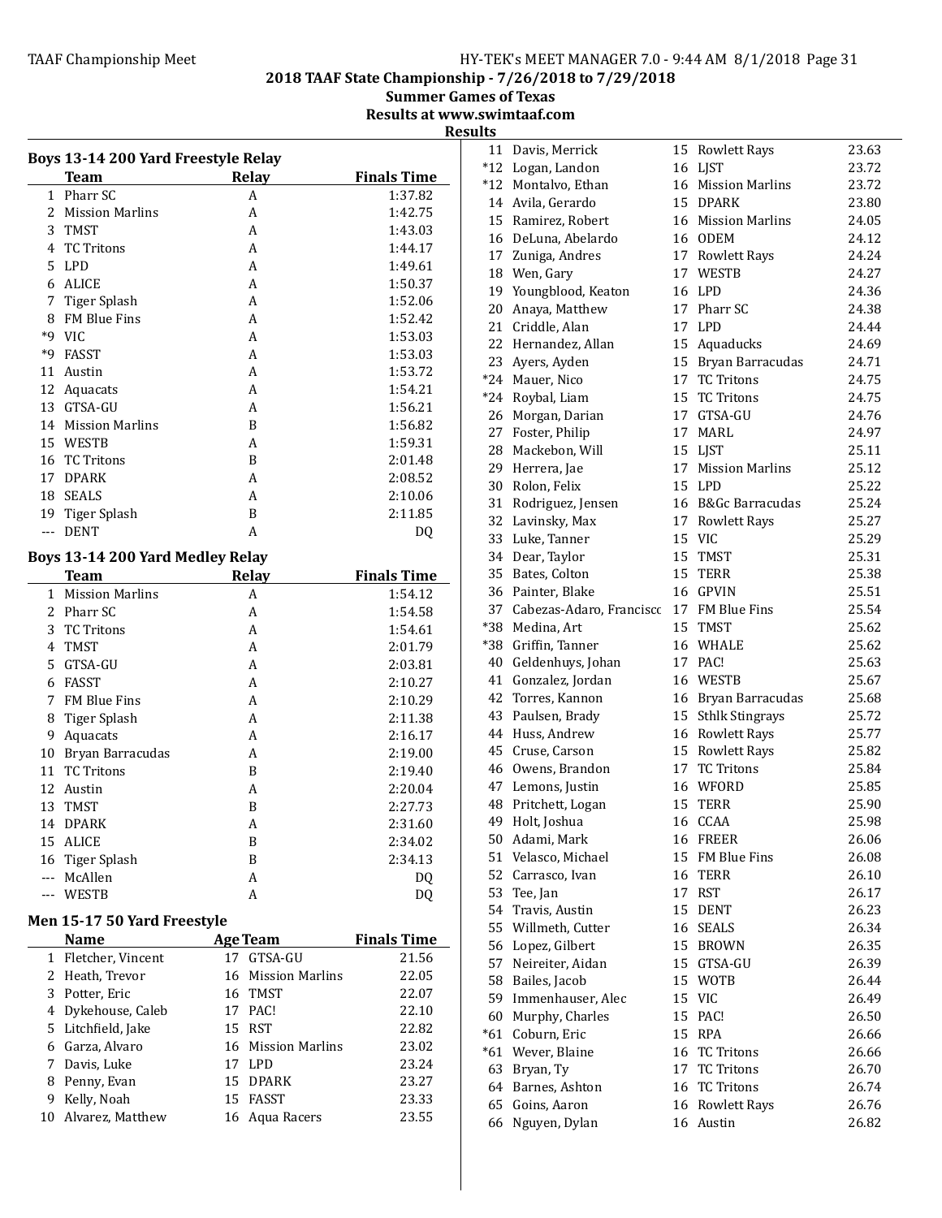## 2018 TAAF State Championship - 7/26/2018 to 7/29/2018

**Summer Games of Texas**

**Results at www.swimtaaf.com**

**Results**

### Boys 13-14 200 Yard Freestyle Relay

| | Team | Relay | Finals Time |
|---|---|---|---|
| 1 | Pharr SC | A | 1:37.82 |
| 2 | Mission Marlins | A | 1:42.75 |
| 3 | TMST | A | 1:43.03 |
| 4 | TC Tritons | A | 1:44.17 |
| 5 | LPD | A | 1:49.61 |
| 6 | ALICE | A | 1:50.37 |
| 7 | Tiger Splash | A | 1:52.06 |
| 8 | FM Blue Fins | A | 1:52.42 |
| *9 | VIC | A | 1:53.03 |
| *9 | FASST | A | 1:53.03 |
| 11 | Austin | A | 1:53.72 |
| 12 | Aquacats | A | 1:54.21 |
| 13 | GTSA-GU | A | 1:56.21 |
| 14 | Mission Marlins | B | 1:56.82 |
| 15 | WESTB | A | 1:59.31 |
| 16 | TC Tritons | B | 2:01.48 |
| 17 | DPARK | A | 2:08.52 |
| 18 | SEALS | A | 2:10.06 |
| 19 | Tiger Splash | B | 2:11.85 |
| --- | DENT | A | DQ |

### Boys 13-14 200 Yard Medley Relay

| | Team | Relay | Finals Time |
|---|---|---|---|
| 1 | Mission Marlins | A | 1:54.12 |
| 2 | Pharr SC | A | 1:54.58 |
| 3 | TC Tritons | A | 1:54.61 |
| 4 | TMST | A | 2:01.79 |
| 5 | GTSA-GU | A | 2:03.81 |
| 6 | FASST | A | 2:10.27 |
| 7 | FM Blue Fins | A | 2:10.29 |
| 8 | Tiger Splash | A | 2:11.38 |
| 9 | Aquacats | A | 2:16.17 |
| 10 | Bryan Barracudas | A | 2:19.00 |
| 11 | TC Tritons | B | 2:19.40 |
| 12 | Austin | A | 2:20.04 |
| 13 | TMST | B | 2:27.73 |
| 14 | DPARK | A | 2:31.60 |
| 15 | ALICE | B | 2:34.02 |
| 16 | Tiger Splash | B | 2:34.13 |
| --- | McAllen | A | DQ |
| --- | WESTB | A | DQ |

### Men 15-17 50 Yard Freestyle

| | Name | Age | Team | Finals Time |
|---|---|---|---|---|
| 1 | Fletcher, Vincent | 17 | GTSA-GU | 21.56 |
| 2 | Heath, Trevor | 16 | Mission Marlins | 22.05 |
| 3 | Potter, Eric | 16 | TMST | 22.07 |
| 4 | Dykehouse, Caleb | 17 | PAC! | 22.10 |
| 5 | Litchfield, Jake | 15 | RST | 22.82 |
| 6 | Garza, Alvaro | 16 | Mission Marlins | 23.02 |
| 7 | Davis, Luke | 17 | LPD | 23.24 |
| 8 | Penny, Evan | 15 | DPARK | 23.27 |
| 9 | Kelly, Noah | 15 | FASST | 23.33 |
| 10 | Alvarez, Matthew | 16 | Aqua Racers | 23.55 |
| 11 | Davis, Merrick | 15 | Rowlett Rays | 23.63 |
| *12 | Logan, Landon | 16 | LJST | 23.72 |
| *12 | Montalvo, Ethan | 16 | Mission Marlins | 23.72 |
| 14 | Avila, Gerardo | 15 | DPARK | 23.80 |
| 15 | Ramirez, Robert | 16 | Mission Marlins | 24.05 |
| 16 | DeLuna, Abelardo | 16 | ODEM | 24.12 |
| 17 | Zuniga, Andres | 17 | Rowlett Rays | 24.24 |
| 18 | Wen, Gary | 17 | WESTB | 24.27 |
| 19 | Youngblood, Keaton | 16 | LPD | 24.36 |
| 20 | Anaya, Matthew | 17 | Pharr SC | 24.38 |
| 21 | Criddle, Alan | 17 | LPD | 24.44 |
| 22 | Hernandez, Allan | 15 | Aquaducks | 24.69 |
| 23 | Ayers, Ayden | 15 | Bryan Barracudas | 24.71 |
| *24 | Mauer, Nico | 17 | TC Tritons | 24.75 |
| *24 | Roybal, Liam | 15 | TC Tritons | 24.75 |
| 26 | Morgan, Darian | 17 | GTSA-GU | 24.76 |
| 27 | Foster, Philip | 17 | MARL | 24.97 |
| 28 | Mackebon, Will | 15 | LJST | 25.11 |
| 29 | Herrera, Jae | 17 | Mission Marlins | 25.12 |
| 30 | Rolon, Felix | 15 | LPD | 25.22 |
| 31 | Rodriguez, Jensen | 16 | B&Gc Barracudas | 25.24 |
| 32 | Lavinsky, Max | 17 | Rowlett Rays | 25.27 |
| 33 | Luke, Tanner | 15 | VIC | 25.29 |
| 34 | Dear, Taylor | 15 | TMST | 25.31 |
| 35 | Bates, Colton | 15 | TERR | 25.38 |
| 36 | Painter, Blake | 16 | GPVIN | 25.51 |
| 37 | Cabezas-Adaro, Francisco | 17 | FM Blue Fins | 25.54 |
| *38 | Medina, Art | 15 | TMST | 25.62 |
| *38 | Griffin, Tanner | 16 | WHALE | 25.62 |
| 40 | Geldenhuys, Johan | 17 | PAC! | 25.63 |
| 41 | Gonzalez, Jordan | 16 | WESTB | 25.67 |
| 42 | Torres, Kannon | 16 | Bryan Barracudas | 25.68 |
| 43 | Paulsen, Brady | 15 | Sthlk Stingrays | 25.72 |
| 44 | Huss, Andrew | 16 | Rowlett Rays | 25.77 |
| 45 | Cruse, Carson | 15 | Rowlett Rays | 25.82 |
| 46 | Owens, Brandon | 17 | TC Tritons | 25.84 |
| 47 | Lemons, Justin | 16 | WFORD | 25.85 |
| 48 | Pritchett, Logan | 15 | TERR | 25.90 |
| 49 | Holt, Joshua | 16 | CCAA | 25.98 |
| 50 | Adami, Mark | 16 | FREER | 26.06 |
| 51 | Velasco, Michael | 15 | FM Blue Fins | 26.08 |
| 52 | Carrasco, Ivan | 16 | TERR | 26.10 |
| 53 | Tee, Jan | 17 | RST | 26.17 |
| 54 | Travis, Austin | 15 | DENT | 26.23 |
| 55 | Willmeth, Cutter | 16 | SEALS | 26.34 |
| 56 | Lopez, Gilbert | 15 | BROWN | 26.35 |
| 57 | Neireiter, Aidan | 15 | GTSA-GU | 26.39 |
| 58 | Bailes, Jacob | 15 | WOTB | 26.44 |
| 59 | Immenhauser, Alec | 15 | VIC | 26.49 |
| 60 | Murphy, Charles | 15 | PAC! | 26.50 |
| *61 | Coburn, Eric | 15 | RPA | 26.66 |
| *61 | Wever, Blaine | 16 | TC Tritons | 26.66 |
| 63 | Bryan, Ty | 17 | TC Tritons | 26.70 |
| 64 | Barnes, Ashton | 16 | TC Tritons | 26.74 |
| 65 | Goins, Aaron | 16 | Rowlett Rays | 26.76 |
| 66 | Nguyen, Dylan | 16 | Austin | 26.82 |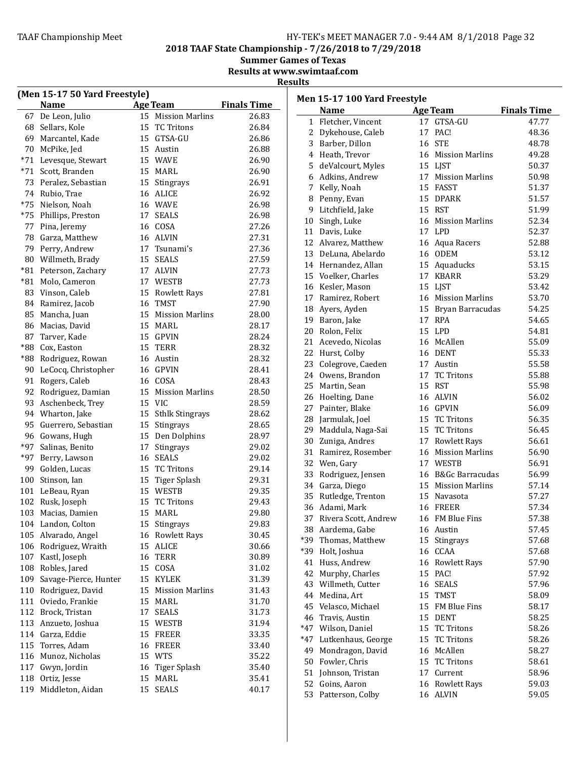## 2018 TAAF State Championship - 7/26/2018 to 7/29/2018

**Summer Games of Texas**

**Results at www.swimtaaf.com**

**Results**

### (Men 15-17 50 Yard Freestyle)

| | Name | Age | Team | Finals Time |
|---|---|---|---|---|
| 67 | De Leon, Julio | 15 | Mission Marlins | 26.83 |
| 68 | Sellars, Kole | 15 | TC Tritons | 26.84 |
| 69 | Marcantel, Kade | 15 | GTSA-GU | 26.86 |
| 70 | McPike, Jed | 15 | Austin | 26.88 |
| *71 | Levesque, Stewart | 15 | WAVE | 26.90 |
| *71 | Scott, Branden | 15 | MARL | 26.90 |
| 73 | Peralez, Sebastian | 15 | Stingrays | 26.91 |
| 74 | Rubio, Trae | 16 | ALICE | 26.92 |
| *75 | Nielson, Noah | 16 | WAVE | 26.98 |
| *75 | Phillips, Preston | 17 | SEALS | 26.98 |
| 77 | Pina, Jeremy | 16 | COSA | 27.26 |
| 78 | Garza, Matthew | 16 | ALVIN | 27.31 |
| 79 | Perry, Andrew | 17 | Tsunami's | 27.36 |
| 80 | Willmeth, Brady | 15 | SEALS | 27.59 |
| *81 | Peterson, Zachary | 17 | ALVIN | 27.73 |
| *81 | Molo, Cameron | 17 | WESTB | 27.73 |
| 83 | Vinson, Caleb | 15 | Rowlett Rays | 27.81 |
| 84 | Ramirez, Jacob | 16 | TMST | 27.90 |
| 85 | Mancha, Juan | 15 | Mission Marlins | 28.00 |
| 86 | Macias, David | 15 | MARL | 28.17 |
| 87 | Tarver, Kade | 15 | GPVIN | 28.24 |
| *88 | Cox, Easton | 15 | TERR | 28.32 |
| *88 | Rodriguez, Rowan | 16 | Austin | 28.32 |
| 90 | LeCocq, Christopher | 16 | GPVIN | 28.41 |
| 91 | Rogers, Caleb | 16 | COSA | 28.43 |
| 92 | Rodriguez, Damian | 15 | Mission Marlins | 28.50 |
| 93 | Aschenbeck, Trey | 15 | VIC | 28.59 |
| 94 | Wharton, Jake | 15 | Sthlk Stingrays | 28.62 |
| 95 | Guerrero, Sebastian | 15 | Stingrays | 28.65 |
| 96 | Gowans, Hugh | 15 | Den Dolphins | 28.97 |
| *97 | Salinas, Benito | 17 | Stingrays | 29.02 |
| *97 | Berry, Lawson | 16 | SEALS | 29.02 |
| 99 | Golden, Lucas | 15 | TC Tritons | 29.14 |
| 100 | Stinson, Ian | 15 | Tiger Splash | 29.31 |
| 101 | LeBeau, Ryan | 15 | WESTB | 29.35 |
| 102 | Rusk, Joseph | 15 | TC Tritons | 29.43 |
| 103 | Macias, Damien | 15 | MARL | 29.80 |
| 104 | Landon, Colton | 15 | Stingrays | 29.83 |
| 105 | Alvarado, Angel | 16 | Rowlett Rays | 30.45 |
| 106 | Rodriguez, Wraith | 15 | ALICE | 30.66 |
| 107 | Kastl, Joseph | 16 | TERR | 30.89 |
| 108 | Robles, Jared | 15 | COSA | 31.02 |
| 109 | Savage-Pierce, Hunter | 15 | KYLEK | 31.39 |
| 110 | Rodriguez, David | 15 | Mission Marlins | 31.43 |
| 111 | Oviedo, Frankie | 15 | MARL | 31.70 |
| 112 | Brock, Tristan | 17 | SEALS | 31.73 |
| 113 | Anzueto, Joshua | 15 | WESTB | 31.94 |
| 114 | Garza, Eddie | 15 | FREER | 33.35 |
| 115 | Torres, Adam | 16 | FREER | 33.40 |
| 116 | Munoz, Nicholas | 15 | WTS | 35.22 |
| 117 | Gwyn, Jordin | 16 | Tiger Splash | 35.40 |
| 118 | Ortiz, Jesse | 15 | MARL | 35.41 |
| 119 | Middleton, Aidan | 15 | SEALS | 40.17 |

### Men 15-17 100 Yard Freestyle

| | Name | Age | Team | Finals Time |
|---|---|---|---|---|
| 1 | Fletcher, Vincent | 17 | GTSA-GU | 47.77 |
| 2 | Dykehouse, Caleb | 17 | PAC! | 48.36 |
| 3 | Barber, Dillon | 16 | STE | 48.78 |
| 4 | Heath, Trevor | 16 | Mission Marlins | 49.28 |
| 5 | deValcourt, Myles | 15 | LJST | 50.37 |
| 6 | Adkins, Andrew | 17 | Mission Marlins | 50.98 |
| 7 | Kelly, Noah | 15 | FASST | 51.37 |
| 8 | Penny, Evan | 15 | DPARK | 51.57 |
| 9 | Litchfield, Jake | 15 | RST | 51.99 |
| 10 | Singh, Luke | 16 | Mission Marlins | 52.34 |
| 11 | Davis, Luke | 17 | LPD | 52.37 |
| 12 | Alvarez, Matthew | 16 | Aqua Racers | 52.88 |
| 13 | DeLuna, Abelardo | 16 | ODEM | 53.12 |
| 14 | Hernandez, Allan | 15 | Aquaducks | 53.15 |
| 15 | Voelker, Charles | 17 | KBARR | 53.29 |
| 16 | Kesler, Mason | 15 | LJST | 53.42 |
| 17 | Ramirez, Robert | 16 | Mission Marlins | 53.70 |
| 18 | Ayers, Ayden | 15 | Bryan Barracudas | 54.25 |
| 19 | Baron, Jake | 17 | RPA | 54.65 |
| 20 | Rolon, Felix | 15 | LPD | 54.81 |
| 21 | Acevedo, Nicolas | 16 | McAllen | 55.09 |
| 22 | Hurst, Colby | 16 | DENT | 55.33 |
| 23 | Colegrove, Caeden | 17 | Austin | 55.58 |
| 24 | Owens, Brandon | 17 | TC Tritons | 55.88 |
| 25 | Martin, Sean | 15 | RST | 55.98 |
| 26 | Hoelting, Dane | 16 | ALVIN | 56.02 |
| 27 | Painter, Blake | 16 | GPVIN | 56.09 |
| 28 | Jarmulak, Joel | 15 | TC Tritons | 56.35 |
| 29 | Maddula, Naga-Sai | 15 | TC Tritons | 56.45 |
| 30 | Zuniga, Andres | 17 | Rowlett Rays | 56.61 |
| 31 | Ramirez, Rosember | 16 | Mission Marlins | 56.90 |
| 32 | Wen, Gary | 17 | WESTB | 56.91 |
| 33 | Rodriguez, Jensen | 16 | B&Gc Barracudas | 56.99 |
| 34 | Garza, Diego | 15 | Mission Marlins | 57.14 |
| 35 | Rutledge, Trenton | 15 | Navasota | 57.27 |
| 36 | Adami, Mark | 16 | FREER | 57.34 |
| 37 | Rivera Scott, Andrew | 16 | FM Blue Fins | 57.38 |
| 38 | Aardema, Gabe | 16 | Austin | 57.45 |
| *39 | Thomas, Matthew | 15 | Stingrays | 57.68 |
| *39 | Holt, Joshua | 16 | CCAA | 57.68 |
| 41 | Huss, Andrew | 16 | Rowlett Rays | 57.90 |
| 42 | Murphy, Charles | 15 | PAC! | 57.92 |
| 43 | Willmeth, Cutter | 16 | SEALS | 57.96 |
| 44 | Medina, Art | 15 | TMST | 58.09 |
| 45 | Velasco, Michael | 15 | FM Blue Fins | 58.17 |
| 46 | Travis, Austin | 15 | DENT | 58.25 |
| *47 | Wilson, Daniel | 15 | TC Tritons | 58.26 |
| *47 | Lutkenhaus, George | 15 | TC Tritons | 58.26 |
| 49 | Mondragon, David | 16 | McAllen | 58.27 |
| 50 | Fowler, Chris | 15 | TC Tritons | 58.61 |
| 51 | Johnson, Tristan | 17 | Current | 58.96 |
| 52 | Goins, Aaron | 16 | Rowlett Rays | 59.03 |
| 53 | Patterson, Colby | 16 | ALVIN | 59.05 |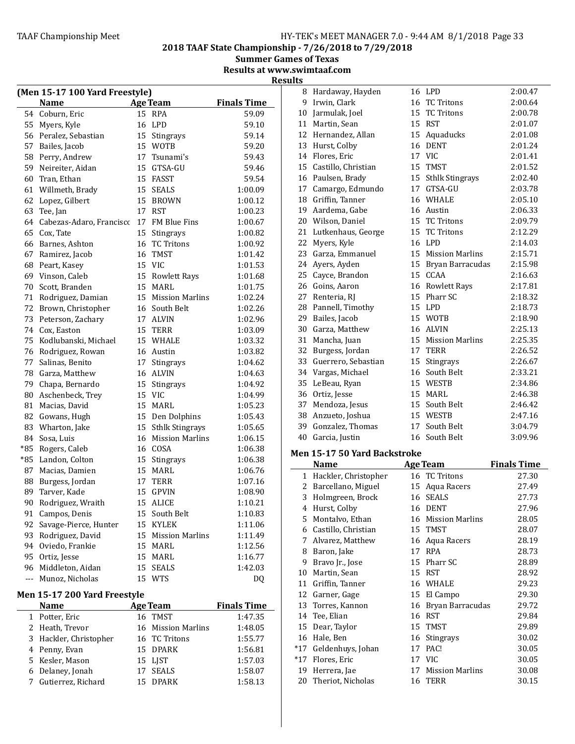## 2018 TAAF State Championship - 7/26/2018 to 7/29/2018

### Summer Games of Texas

### Results at www.swimtaaf.com

### Results

#### (Men 15-17 100 Yard Freestyle)

| | Name | Age | Team | Finals Time |
|---|---|---|---|---|
| 54 | Coburn, Eric | 15 | RPA | 59.09 |
| 55 | Myers, Kyle | 16 | LPD | 59.10 |
| 56 | Peralez, Sebastian | 15 | Stingrays | 59.14 |
| 57 | Bailes, Jacob | 15 | WOTB | 59.20 |
| 58 | Perry, Andrew | 17 | Tsunami's | 59.43 |
| 59 | Neireiter, Aidan | 15 | GTSA-GU | 59.46 |
| 60 | Tran, Ethan | 15 | FASST | 59.54 |
| 61 | Willmeth, Brady | 15 | SEALS | 1:00.09 |
| 62 | Lopez, Gilbert | 15 | BROWN | 1:00.12 |
| 63 | Tee, Jan | 17 | RST | 1:00.23 |
| 64 | Cabezas-Adaro, Francisco | 17 | FM Blue Fins | 1:00.67 |
| 65 | Cox, Tate | 15 | Stingrays | 1:00.82 |
| 66 | Barnes, Ashton | 16 | TC Tritons | 1:00.92 |
| 67 | Ramirez, Jacob | 16 | TMST | 1:01.42 |
| 68 | Peart, Kasey | 15 | VIC | 1:01.53 |
| 69 | Vinson, Caleb | 15 | Rowlett Rays | 1:01.68 |
| 70 | Scott, Branden | 15 | MARL | 1:01.75 |
| 71 | Rodriguez, Damian | 15 | Mission Marlins | 1:02.24 |
| 72 | Brown, Christopher | 16 | South Belt | 1:02.26 |
| 73 | Peterson, Zachary | 17 | ALVIN | 1:02.96 |
| 74 | Cox, Easton | 15 | TERR | 1:03.09 |
| 75 | Kodlubanski, Michael | 15 | WHALE | 1:03.32 |
| 76 | Rodriguez, Rowan | 16 | Austin | 1:03.82 |
| 77 | Salinas, Benito | 17 | Stingrays | 1:04.62 |
| 78 | Garza, Matthew | 16 | ALVIN | 1:04.63 |
| 79 | Chapa, Bernardo | 15 | Stingrays | 1:04.92 |
| 80 | Aschenbeck, Trey | 15 | VIC | 1:04.99 |
| 81 | Macias, David | 15 | MARL | 1:05.23 |
| 82 | Gowans, Hugh | 15 | Den Dolphins | 1:05.43 |
| 83 | Wharton, Jake | 15 | Sthlk Stingrays | 1:05.65 |
| 84 | Sosa, Luis | 16 | Mission Marlins | 1:06.15 |
| *85 | Rogers, Caleb | 16 | COSA | 1:06.38 |
| *85 | Landon, Colton | 15 | Stingrays | 1:06.38 |
| 87 | Macias, Damien | 15 | MARL | 1:06.76 |
| 88 | Burgess, Jordan | 17 | TERR | 1:07.16 |
| 89 | Tarver, Kade | 15 | GPVIN | 1:08.90 |
| 90 | Rodriguez, Wraith | 15 | ALICE | 1:10.21 |
| 91 | Campos, Denis | 15 | South Belt | 1:10.83 |
| 92 | Savage-Pierce, Hunter | 15 | KYLEK | 1:11.06 |
| 93 | Rodriguez, David | 15 | Mission Marlins | 1:11.49 |
| 94 | Oviedo, Frankie | 15 | MARL | 1:12.56 |
| 95 | Ortiz, Jesse | 15 | MARL | 1:16.77 |
| 96 | Middleton, Aidan | 15 | SEALS | 1:42.03 |
| --- | Munoz, Nicholas | 15 | WTS | DQ |

#### Men 15-17 200 Yard Freestyle

| | Name | Age | Team | Finals Time |
|---|---|---|---|---|
| 1 | Potter, Eric | 16 | TMST | 1:47.35 |
| 2 | Heath, Trevor | 16 | Mission Marlins | 1:48.05 |
| 3 | Hackler, Christopher | 16 | TC Tritons | 1:55.77 |
| 4 | Penny, Evan | 15 | DPARK | 1:56.81 |
| 5 | Kesler, Mason | 15 | LJST | 1:57.03 |
| 6 | Delaney, Jonah | 17 | SEALS | 1:58.07 |
| 7 | Gutierrez, Richard | 15 | DPARK | 1:58.13 |
| 8 | Hardaway, Hayden | 16 | LPD | 2:00.47 |
| 9 | Irwin, Clark | 16 | TC Tritons | 2:00.64 |
| 10 | Jarmulak, Joel | 15 | TC Tritons | 2:00.78 |
| 11 | Martin, Sean | 15 | RST | 2:01.07 |
| 12 | Hernandez, Allan | 15 | Aquaducks | 2:01.08 |
| 13 | Hurst, Colby | 16 | DENT | 2:01.24 |
| 14 | Flores, Eric | 17 | VIC | 2:01.41 |
| 15 | Castillo, Christian | 15 | TMST | 2:01.52 |
| 16 | Paulsen, Brady | 15 | Sthlk Stingrays | 2:02.40 |
| 17 | Camargo, Edmundo | 17 | GTSA-GU | 2:03.78 |
| 18 | Griffin, Tanner | 16 | WHALE | 2:05.10 |
| 19 | Aardema, Gabe | 16 | Austin | 2:06.33 |
| 20 | Wilson, Daniel | 15 | TC Tritons | 2:09.79 |
| 21 | Lutkenhaus, George | 15 | TC Tritons | 2:12.29 |
| 22 | Myers, Kyle | 16 | LPD | 2:14.03 |
| 23 | Garza, Emmanuel | 15 | Mission Marlins | 2:15.71 |
| 24 | Ayers, Ayden | 15 | Bryan Barracudas | 2:15.98 |
| 25 | Cayce, Brandon | 15 | CCAA | 2:16.63 |
| 26 | Goins, Aaron | 16 | Rowlett Rays | 2:17.81 |
| 27 | Renteria, RJ | 15 | Pharr SC | 2:18.32 |
| 28 | Pannell, Timothy | 15 | LPD | 2:18.73 |
| 29 | Bailes, Jacob | 15 | WOTB | 2:18.90 |
| 30 | Garza, Matthew | 16 | ALVIN | 2:25.13 |
| 31 | Mancha, Juan | 15 | Mission Marlins | 2:25.35 |
| 32 | Burgess, Jordan | 17 | TERR | 2:26.52 |
| 33 | Guerrero, Sebastian | 15 | Stingrays | 2:26.67 |
| 34 | Vargas, Michael | 16 | South Belt | 2:33.21 |
| 35 | LeBeau, Ryan | 15 | WESTB | 2:34.86 |
| 36 | Ortiz, Jesse | 15 | MARL | 2:46.38 |
| 37 | Mendoza, Jesus | 15 | South Belt | 2:46.42 |
| 38 | Anzueto, Joshua | 15 | WESTB | 2:47.16 |
| 39 | Gonzalez, Thomas | 17 | South Belt | 3:04.79 |
| 40 | Garcia, Justin | 16 | South Belt | 3:09.96 |

#### Men 15-17 50 Yard Backstroke

| | Name | Age | Team | Finals Time |
|---|---|---|---|---|
| 1 | Hackler, Christopher | 16 | TC Tritons | 27.30 |
| 2 | Barcellano, Miguel | 15 | Aqua Racers | 27.49 |
| 3 | Holmgreen, Brock | 16 | SEALS | 27.73 |
| 4 | Hurst, Colby | 16 | DENT | 27.96 |
| 5 | Montalvo, Ethan | 16 | Mission Marlins | 28.05 |
| 6 | Castillo, Christian | 15 | TMST | 28.07 |
| 7 | Alvarez, Matthew | 16 | Aqua Racers | 28.19 |
| 8 | Baron, Jake | 17 | RPA | 28.73 |
| 9 | Bravo Jr., Jose | 15 | Pharr SC | 28.89 |
| 10 | Martin, Sean | 15 | RST | 28.92 |
| 11 | Griffin, Tanner | 16 | WHALE | 29.23 |
| 12 | Garner, Gage | 15 | El Campo | 29.30 |
| 13 | Torres, Kannon | 16 | Bryan Barracudas | 29.72 |
| 14 | Tee, Elian | 16 | RST | 29.84 |
| 15 | Dear, Taylor | 15 | TMST | 29.89 |
| 16 | Hale, Ben | 16 | Stingrays | 30.02 |
| *17 | Geldenhuys, Johan | 17 | PAC! | 30.05 |
| *17 | Flores, Eric | 17 | VIC | 30.05 |
| 19 | Herrera, Jae | 17 | Mission Marlins | 30.08 |
| 20 | Theriot, Nicholas | 16 | TERR | 30.15 |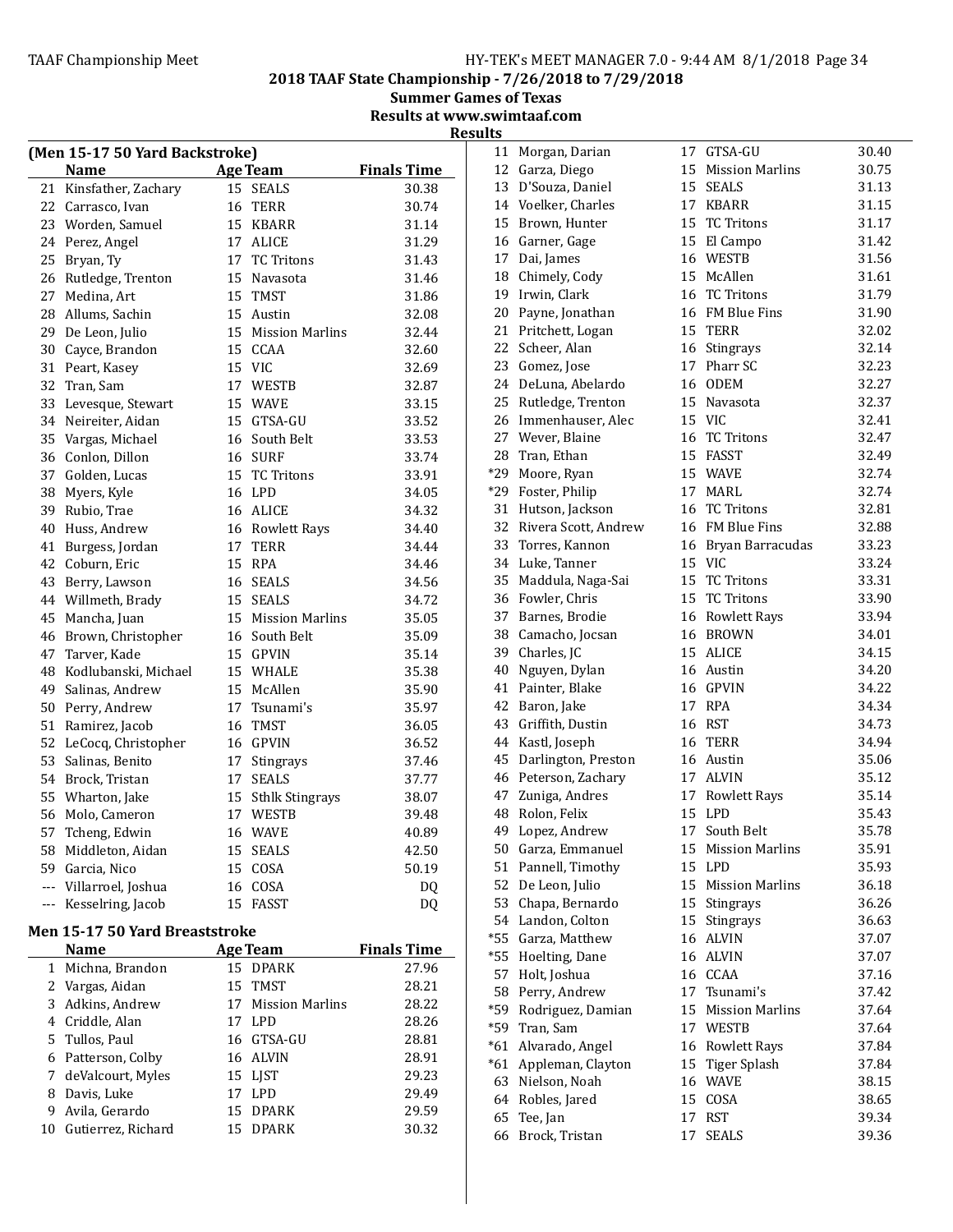# 2018 TAAF State Championship - 7/26/2018 to 7/29/2018

## Summer Games of Texas

### Results at www.swimtaaf.com

### Results

**(Men 15-17 50 Yard Backstroke)**

| | Name | Age | Team | Finals Time |
|---|---|---|---|---|
| 21 | Kinsfather, Zachary | 15 | SEALS | 30.38 |
| 22 | Carrasco, Ivan | 16 | TERR | 30.74 |
| 23 | Worden, Samuel | 15 | KBARR | 31.14 |
| 24 | Perez, Angel | 17 | ALICE | 31.29 |
| 25 | Bryan, Ty | 17 | TC Tritons | 31.43 |
| 26 | Rutledge, Trenton | 15 | Navasota | 31.46 |
| 27 | Medina, Art | 15 | TMST | 31.86 |
| 28 | Allums, Sachin | 15 | Austin | 32.08 |
| 29 | De Leon, Julio | 15 | Mission Marlins | 32.44 |
| 30 | Cayce, Brandon | 15 | CCAA | 32.60 |
| 31 | Peart, Kasey | 15 | VIC | 32.69 |
| 32 | Tran, Sam | 17 | WESTB | 32.87 |
| 33 | Levesque, Stewart | 15 | WAVE | 33.15 |
| 34 | Neireiter, Aidan | 15 | GTSA-GU | 33.52 |
| 35 | Vargas, Michael | 16 | South Belt | 33.53 |
| 36 | Conlon, Dillon | 16 | SURF | 33.74 |
| 37 | Golden, Lucas | 15 | TC Tritons | 33.91 |
| 38 | Myers, Kyle | 16 | LPD | 34.05 |
| 39 | Rubio, Trae | 16 | ALICE | 34.32 |
| 40 | Huss, Andrew | 16 | Rowlett Rays | 34.40 |
| 41 | Burgess, Jordan | 17 | TERR | 34.44 |
| 42 | Coburn, Eric | 15 | RPA | 34.46 |
| 43 | Berry, Lawson | 16 | SEALS | 34.56 |
| 44 | Willmeth, Brady | 15 | SEALS | 34.72 |
| 45 | Mancha, Juan | 15 | Mission Marlins | 35.05 |
| 46 | Brown, Christopher | 16 | South Belt | 35.09 |
| 47 | Tarver, Kade | 15 | GPVIN | 35.14 |
| 48 | Kodlubanski, Michael | 15 | WHALE | 35.38 |
| 49 | Salinas, Andrew | 15 | McAllen | 35.90 |
| 50 | Perry, Andrew | 17 | Tsunami's | 35.97 |
| 51 | Ramirez, Jacob | 16 | TMST | 36.05 |
| 52 | LeCocq, Christopher | 16 | GPVIN | 36.52 |
| 53 | Salinas, Benito | 17 | Stingrays | 37.46 |
| 54 | Brock, Tristan | 17 | SEALS | 37.77 |
| 55 | Wharton, Jake | 15 | Sthlk Stingrays | 38.07 |
| 56 | Molo, Cameron | 17 | WESTB | 39.48 |
| 57 | Tcheng, Edwin | 16 | WAVE | 40.89 |
| 58 | Middleton, Aidan | 15 | SEALS | 42.50 |
| 59 | Garcia, Nico | 15 | COSA | 50.19 |
| --- | Villarroel, Joshua | 16 | COSA | DQ |
| --- | Kesselring, Jacob | 15 | FASST | DQ |

**Men 15-17 50 Yard Breaststroke**

| | Name | Age | Team | Finals Time |
|---|---|---|---|---|
| 1 | Michna, Brandon | 15 | DPARK | 27.96 |
| 2 | Vargas, Aidan | 15 | TMST | 28.21 |
| 3 | Adkins, Andrew | 17 | Mission Marlins | 28.22 |
| 4 | Criddle, Alan | 17 | LPD | 28.26 |
| 5 | Tullos, Paul | 16 | GTSA-GU | 28.81 |
| 6 | Patterson, Colby | 16 | ALVIN | 28.91 |
| 7 | deValcourt, Myles | 15 | LJST | 29.23 |
| 8 | Davis, Luke | 17 | LPD | 29.49 |
| 9 | Avila, Gerardo | 15 | DPARK | 29.59 |
| 10 | Gutierrez, Richard | 15 | DPARK | 30.32 |
| 11 | Morgan, Darian | 17 | GTSA-GU | 30.40 |
| 12 | Garza, Diego | 15 | Mission Marlins | 30.75 |
| 13 | D'Souza, Daniel | 15 | SEALS | 31.13 |
| 14 | Voelker, Charles | 17 | KBARR | 31.15 |
| 15 | Brown, Hunter | 15 | TC Tritons | 31.17 |
| 16 | Garner, Gage | 15 | El Campo | 31.42 |
| 17 | Dai, James | 16 | WESTB | 31.56 |
| 18 | Chimely, Cody | 15 | McAllen | 31.61 |
| 19 | Irwin, Clark | 16 | TC Tritons | 31.79 |
| 20 | Payne, Jonathan | 16 | FM Blue Fins | 31.90 |
| 21 | Pritchett, Logan | 15 | TERR | 32.02 |
| 22 | Scheer, Alan | 16 | Stingrays | 32.14 |
| 23 | Gomez, Jose | 17 | Pharr SC | 32.23 |
| 24 | DeLuna, Abelardo | 16 | ODEM | 32.27 |
| 25 | Rutledge, Trenton | 15 | Navasota | 32.37 |
| 26 | Immenhauser, Alec | 15 | VIC | 32.41 |
| 27 | Wever, Blaine | 16 | TC Tritons | 32.47 |
| 28 | Tran, Ethan | 15 | FASST | 32.49 |
| *29 | Moore, Ryan | 15 | WAVE | 32.74 |
| *29 | Foster, Philip | 17 | MARL | 32.74 |
| 31 | Hutson, Jackson | 16 | TC Tritons | 32.81 |
| 32 | Rivera Scott, Andrew | 16 | FM Blue Fins | 32.88 |
| 33 | Torres, Kannon | 16 | Bryan Barracudas | 33.23 |
| 34 | Luke, Tanner | 15 | VIC | 33.24 |
| 35 | Maddula, Naga-Sai | 15 | TC Tritons | 33.31 |
| 36 | Fowler, Chris | 15 | TC Tritons | 33.90 |
| 37 | Barnes, Brodie | 16 | Rowlett Rays | 33.94 |
| 38 | Camacho, Jocsan | 16 | BROWN | 34.01 |
| 39 | Charles, JC | 15 | ALICE | 34.15 |
| 40 | Nguyen, Dylan | 16 | Austin | 34.20 |
| 41 | Painter, Blake | 16 | GPVIN | 34.22 |
| 42 | Baron, Jake | 17 | RPA | 34.34 |
| 43 | Griffith, Dustin | 16 | RST | 34.73 |
| 44 | Kastl, Joseph | 16 | TERR | 34.94 |
| 45 | Darlington, Preston | 16 | Austin | 35.06 |
| 46 | Peterson, Zachary | 17 | ALVIN | 35.12 |
| 47 | Zuniga, Andres | 17 | Rowlett Rays | 35.14 |
| 48 | Rolon, Felix | 15 | LPD | 35.43 |
| 49 | Lopez, Andrew | 17 | South Belt | 35.78 |
| 50 | Garza, Emmanuel | 15 | Mission Marlins | 35.91 |
| 51 | Pannell, Timothy | 15 | LPD | 35.93 |
| 52 | De Leon, Julio | 15 | Mission Marlins | 36.18 |
| 53 | Chapa, Bernardo | 15 | Stingrays | 36.26 |
| 54 | Landon, Colton | 15 | Stingrays | 36.63 |
| *55 | Garza, Matthew | 16 | ALVIN | 37.07 |
| *55 | Hoelting, Dane | 16 | ALVIN | 37.07 |
| 57 | Holt, Joshua | 16 | CCAA | 37.16 |
| 58 | Perry, Andrew | 17 | Tsunami's | 37.42 |
| *59 | Rodriguez, Damian | 15 | Mission Marlins | 37.64 |
| *59 | Tran, Sam | 17 | WESTB | 37.64 |
| *61 | Alvarado, Angel | 16 | Rowlett Rays | 37.84 |
| *61 | Appleman, Clayton | 15 | Tiger Splash | 37.84 |
| 63 | Nielson, Noah | 16 | WAVE | 38.15 |
| 64 | Robles, Jared | 15 | COSA | 38.65 |
| 65 | Tee, Jan | 17 | RST | 39.34 |
| 66 | Brock, Tristan | 17 | SEALS | 39.36 |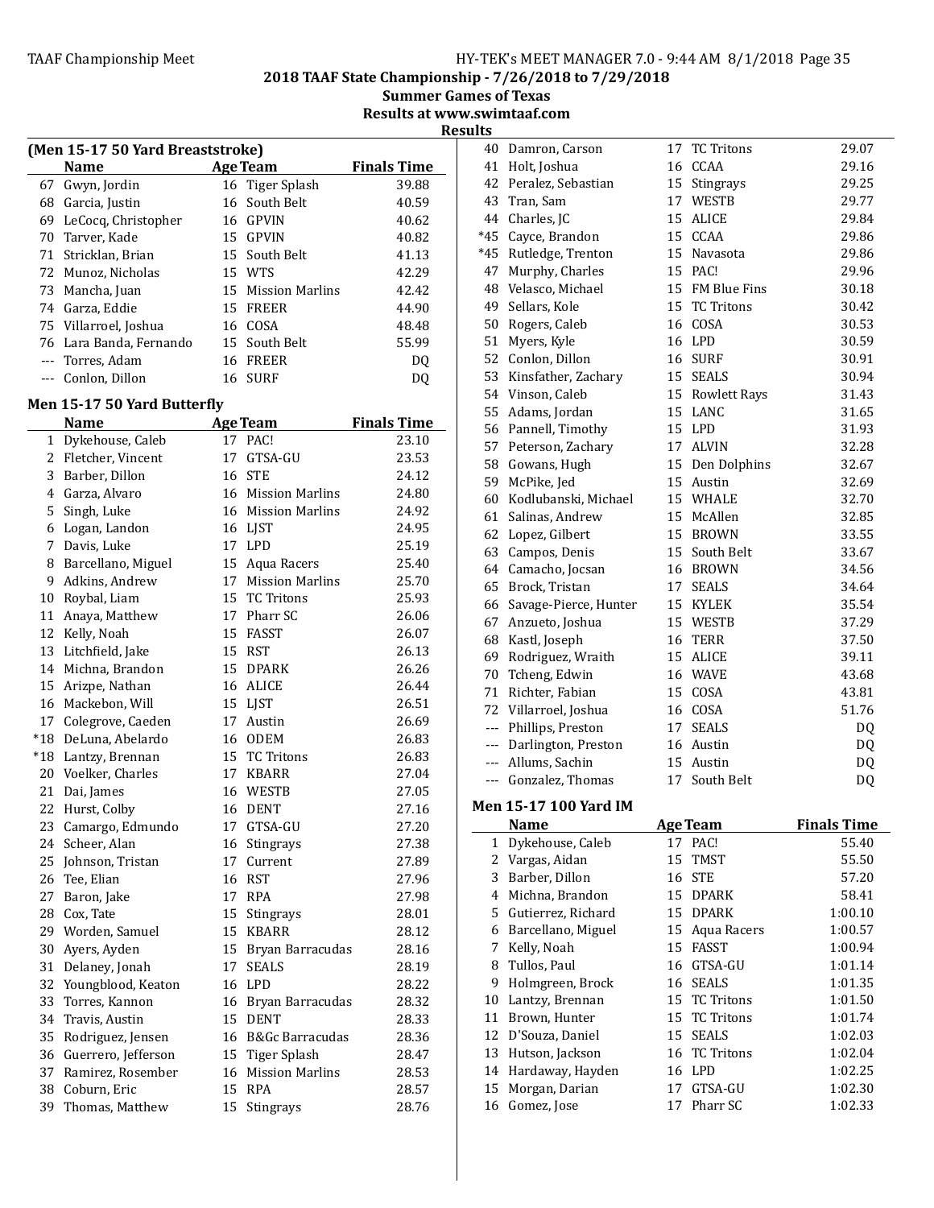# 2018 TAAF State Championship - 7/26/2018 to 7/29/2018

## Summer Games of Texas

## Results at www.swimtaaf.com

## Results

### (Men 15-17 50 Yard Breaststroke)

| | Name | Age | Team | Finals Time |
|---|---|---|---|---|
| 67 | Gwyn, Jordin | 16 | Tiger Splash | 39.88 |
| 68 | Garcia, Justin | 16 | South Belt | 40.59 |
| 69 | LeCocq, Christopher | 16 | GPVIN | 40.62 |
| 70 | Tarver, Kade | 15 | GPVIN | 40.82 |
| 71 | Stricklan, Brian | 15 | South Belt | 41.13 |
| 72 | Munoz, Nicholas | 15 | WTS | 42.29 |
| 73 | Mancha, Juan | 15 | Mission Marlins | 42.42 |
| 74 | Garza, Eddie | 15 | FREER | 44.90 |
| 75 | Villarroel, Joshua | 16 | COSA | 48.48 |
| 76 | Lara Banda, Fernando | 15 | South Belt | 55.99 |
| --- | Torres, Adam | 16 | FREER | DQ |
| --- | Conlon, Dillon | 16 | SURF | DQ |

### Men 15-17 50 Yard Butterfly

| | Name | Age | Team | Finals Time |
|---|---|---|---|---|
| 1 | Dykehouse, Caleb | 17 | PAC! | 23.10 |
| 2 | Fletcher, Vincent | 17 | GTSA-GU | 23.53 |
| 3 | Barber, Dillon | 16 | STE | 24.12 |
| 4 | Garza, Alvaro | 16 | Mission Marlins | 24.80 |
| 5 | Singh, Luke | 16 | Mission Marlins | 24.92 |
| 6 | Logan, Landon | 16 | LJST | 24.95 |
| 7 | Davis, Luke | 17 | LPD | 25.19 |
| 8 | Barcellano, Miguel | 15 | Aqua Racers | 25.40 |
| 9 | Adkins, Andrew | 17 | Mission Marlins | 25.70 |
| 10 | Roybal, Liam | 15 | TC Tritons | 25.93 |
| 11 | Anaya, Matthew | 17 | Pharr SC | 26.06 |
| 12 | Kelly, Noah | 15 | FASST | 26.07 |
| 13 | Litchfield, Jake | 15 | RST | 26.13 |
| 14 | Michna, Brandon | 15 | DPARK | 26.26 |
| 15 | Arizpe, Nathan | 16 | ALICE | 26.44 |
| 16 | Mackebon, Will | 15 | LJST | 26.51 |
| 17 | Colegrove, Caeden | 17 | Austin | 26.69 |
| *18 | DeLuna, Abelardo | 16 | ODEM | 26.83 |
| *18 | Lantzy, Brennan | 15 | TC Tritons | 26.83 |
| 20 | Voelker, Charles | 17 | KBARR | 27.04 |
| 21 | Dai, James | 16 | WESTB | 27.05 |
| 22 | Hurst, Colby | 16 | DENT | 27.16 |
| 23 | Camargo, Edmundo | 17 | GTSA-GU | 27.20 |
| 24 | Scheer, Alan | 16 | Stingrays | 27.38 |
| 25 | Johnson, Tristan | 17 | Current | 27.89 |
| 26 | Tee, Elian | 16 | RST | 27.96 |
| 27 | Baron, Jake | 17 | RPA | 27.98 |
| 28 | Cox, Tate | 15 | Stingrays | 28.01 |
| 29 | Worden, Samuel | 15 | KBARR | 28.12 |
| 30 | Ayers, Ayden | 15 | Bryan Barracudas | 28.16 |
| 31 | Delaney, Jonah | 17 | SEALS | 28.19 |
| 32 | Youngblood, Keaton | 16 | LPD | 28.22 |
| 33 | Torres, Kannon | 16 | Bryan Barracudas | 28.32 |
| 34 | Travis, Austin | 15 | DENT | 28.33 |
| 35 | Rodriguez, Jensen | 16 | B&Gc Barracudas | 28.36 |
| 36 | Guerrero, Jefferson | 15 | Tiger Splash | 28.47 |
| 37 | Ramirez, Rosember | 16 | Mission Marlins | 28.53 |
| 38 | Coburn, Eric | 15 | RPA | 28.57 |
| 39 | Thomas, Matthew | 15 | Stingrays | 28.76 |
| 40 | Damron, Carson | 17 | TC Tritons | 29.07 |
| 41 | Holt, Joshua | 16 | CCAA | 29.16 |
| 42 | Peralez, Sebastian | 15 | Stingrays | 29.25 |
| 43 | Tran, Sam | 17 | WESTB | 29.77 |
| 44 | Charles, JC | 15 | ALICE | 29.84 |
| *45 | Cayce, Brandon | 15 | CCAA | 29.86 |
| *45 | Rutledge, Trenton | 15 | Navasota | 29.86 |
| 47 | Murphy, Charles | 15 | PAC! | 29.96 |
| 48 | Velasco, Michael | 15 | FM Blue Fins | 30.18 |
| 49 | Sellars, Kole | 15 | TC Tritons | 30.42 |
| 50 | Rogers, Caleb | 16 | COSA | 30.53 |
| 51 | Myers, Kyle | 16 | LPD | 30.59 |
| 52 | Conlon, Dillon | 16 | SURF | 30.91 |
| 53 | Kinsfather, Zachary | 15 | SEALS | 30.94 |
| 54 | Vinson, Caleb | 15 | Rowlett Rays | 31.43 |
| 55 | Adams, Jordan | 15 | LANC | 31.65 |
| 56 | Pannell, Timothy | 15 | LPD | 31.93 |
| 57 | Peterson, Zachary | 17 | ALVIN | 32.28 |
| 58 | Gowans, Hugh | 15 | Den Dolphins | 32.67 |
| 59 | McPike, Jed | 15 | Austin | 32.69 |
| 60 | Kodlubanski, Michael | 15 | WHALE | 32.70 |
| 61 | Salinas, Andrew | 15 | McAllen | 32.85 |
| 62 | Lopez, Gilbert | 15 | BROWN | 33.55 |
| 63 | Campos, Denis | 15 | South Belt | 33.67 |
| 64 | Camacho, Jocsan | 16 | BROWN | 34.56 |
| 65 | Brock, Tristan | 17 | SEALS | 34.64 |
| 66 | Savage-Pierce, Hunter | 15 | KYLEK | 35.54 |
| 67 | Anzueto, Joshua | 15 | WESTB | 37.29 |
| 68 | Kastl, Joseph | 16 | TERR | 37.50 |
| 69 | Rodriguez, Wraith | 15 | ALICE | 39.11 |
| 70 | Tcheng, Edwin | 16 | WAVE | 43.68 |
| 71 | Richter, Fabian | 15 | COSA | 43.81 |
| 72 | Villarroel, Joshua | 16 | COSA | 51.76 |
| --- | Phillips, Preston | 17 | SEALS | DQ |
| --- | Darlington, Preston | 16 | Austin | DQ |
| --- | Allums, Sachin | 15 | Austin | DQ |
| --- | Gonzalez, Thomas | 17 | South Belt | DQ |

### Men 15-17 100 Yard IM

| | Name | Age | Team | Finals Time |
|---|---|---|---|---|
| 1 | Dykehouse, Caleb | 17 | PAC! | 55.40 |
| 2 | Vargas, Aidan | 15 | TMST | 55.50 |
| 3 | Barber, Dillon | 16 | STE | 57.20 |
| 4 | Michna, Brandon | 15 | DPARK | 58.41 |
| 5 | Gutierrez, Richard | 15 | DPARK | 1:00.10 |
| 6 | Barcellano, Miguel | 15 | Aqua Racers | 1:00.57 |
| 7 | Kelly, Noah | 15 | FASST | 1:00.94 |
| 8 | Tullos, Paul | 16 | GTSA-GU | 1:01.14 |
| 9 | Holmgreen, Brock | 16 | SEALS | 1:01.35 |
| 10 | Lantzy, Brennan | 15 | TC Tritons | 1:01.50 |
| 11 | Brown, Hunter | 15 | TC Tritons | 1:01.74 |
| 12 | D'Souza, Daniel | 15 | SEALS | 1:02.03 |
| 13 | Hutson, Jackson | 16 | TC Tritons | 1:02.04 |
| 14 | Hardaway, Hayden | 16 | LPD | 1:02.25 |
| 15 | Morgan, Darian | 17 | GTSA-GU | 1:02.30 |
| 16 | Gomez, Jose | 17 | Pharr SC | 1:02.33 |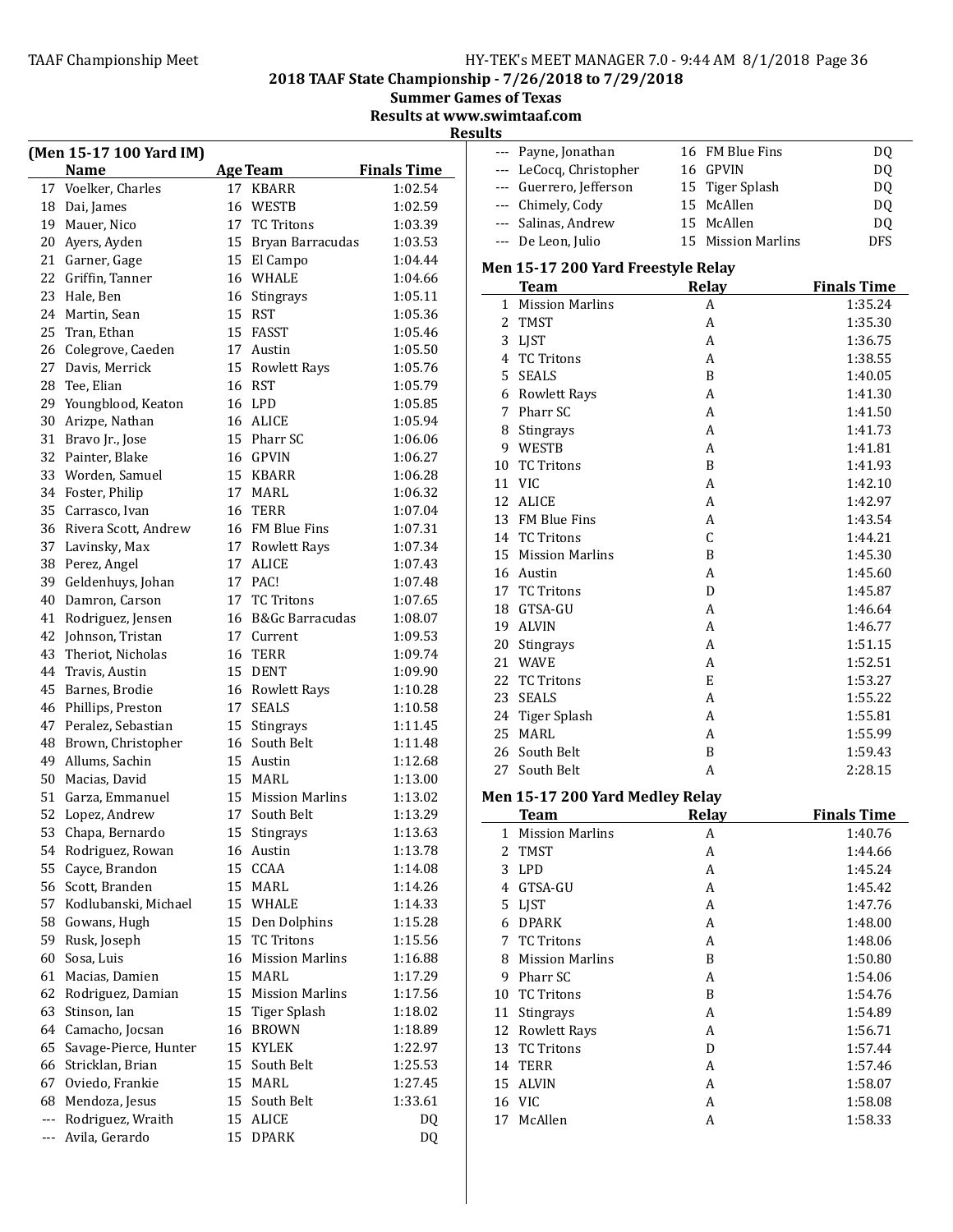## 2018 TAAF State Championship - 7/26/2018 to 7/29/2018

**Summer Games of Texas**

**Results at www.swimtaaf.com**

**Results**

### (Men 15-17 100 Yard IM)

| | Name | Age | Team | Finals Time |
|---|---|---|---|---|
| 17 | Voelker, Charles | 17 | KBARR | 1:02.54 |
| 18 | Dai, James | 16 | WESTB | 1:02.59 |
| 19 | Mauer, Nico | 17 | TC Tritons | 1:03.39 |
| 20 | Ayers, Ayden | 15 | Bryan Barracudas | 1:03.53 |
| 21 | Garner, Gage | 15 | El Campo | 1:04.44 |
| 22 | Griffin, Tanner | 16 | WHALE | 1:04.66 |
| 23 | Hale, Ben | 16 | Stingrays | 1:05.11 |
| 24 | Martin, Sean | 15 | RST | 1:05.36 |
| 25 | Tran, Ethan | 15 | FASST | 1:05.46 |
| 26 | Colegrove, Caeden | 17 | Austin | 1:05.50 |
| 27 | Davis, Merrick | 15 | Rowlett Rays | 1:05.76 |
| 28 | Tee, Elian | 16 | RST | 1:05.79 |
| 29 | Youngblood, Keaton | 16 | LPD | 1:05.85 |
| 30 | Arizpe, Nathan | 16 | ALICE | 1:05.94 |
| 31 | Bravo Jr., Jose | 15 | Pharr SC | 1:06.06 |
| 32 | Painter, Blake | 16 | GPVIN | 1:06.27 |
| 33 | Worden, Samuel | 15 | KBARR | 1:06.28 |
| 34 | Foster, Philip | 17 | MARL | 1:06.32 |
| 35 | Carrasco, Ivan | 16 | TERR | 1:07.04 |
| 36 | Rivera Scott, Andrew | 16 | FM Blue Fins | 1:07.31 |
| 37 | Lavinsky, Max | 17 | Rowlett Rays | 1:07.34 |
| 38 | Perez, Angel | 17 | ALICE | 1:07.43 |
| 39 | Geldenhuys, Johan | 17 | PAC! | 1:07.48 |
| 40 | Damron, Carson | 17 | TC Tritons | 1:07.65 |
| 41 | Rodriguez, Jensen | 16 | B&Gc Barracudas | 1:08.07 |
| 42 | Johnson, Tristan | 17 | Current | 1:09.53 |
| 43 | Theriot, Nicholas | 16 | TERR | 1:09.74 |
| 44 | Travis, Austin | 15 | DENT | 1:09.90 |
| 45 | Barnes, Brodie | 16 | Rowlett Rays | 1:10.28 |
| 46 | Phillips, Preston | 17 | SEALS | 1:10.58 |
| 47 | Peralez, Sebastian | 15 | Stingrays | 1:11.45 |
| 48 | Brown, Christopher | 16 | South Belt | 1:11.48 |
| 49 | Allums, Sachin | 15 | Austin | 1:12.68 |
| 50 | Macias, David | 15 | MARL | 1:13.00 |
| 51 | Garza, Emmanuel | 15 | Mission Marlins | 1:13.02 |
| 52 | Lopez, Andrew | 17 | South Belt | 1:13.29 |
| 53 | Chapa, Bernardo | 15 | Stingrays | 1:13.63 |
| 54 | Rodriguez, Rowan | 16 | Austin | 1:13.78 |
| 55 | Cayce, Brandon | 15 | CCAA | 1:14.08 |
| 56 | Scott, Branden | 15 | MARL | 1:14.26 |
| 57 | Kodlubanski, Michael | 15 | WHALE | 1:14.33 |
| 58 | Gowans, Hugh | 15 | Den Dolphins | 1:15.28 |
| 59 | Rusk, Joseph | 15 | TC Tritons | 1:15.56 |
| 60 | Sosa, Luis | 16 | Mission Marlins | 1:16.88 |
| 61 | Macias, Damien | 15 | MARL | 1:17.29 |
| 62 | Rodriguez, Damian | 15 | Mission Marlins | 1:17.56 |
| 63 | Stinson, Ian | 15 | Tiger Splash | 1:18.02 |
| 64 | Camacho, Jocsan | 16 | BROWN | 1:18.89 |
| 65 | Savage-Pierce, Hunter | 15 | KYLEK | 1:22.97 |
| 66 | Stricklan, Brian | 15 | South Belt | 1:25.53 |
| 67 | Oviedo, Frankie | 15 | MARL | 1:27.45 |
| 68 | Mendoza, Jesus | 15 | South Belt | 1:33.61 |
| --- | Rodriguez, Wraith | 15 | ALICE | DQ |
| --- | Avila, Gerardo | 15 | DPARK | DQ |
| --- | Payne, Jonathan | 16 | FM Blue Fins | DQ |
| --- | LeCocq, Christopher | 16 | GPVIN | DQ |
| --- | Guerrero, Jefferson | 15 | Tiger Splash | DQ |
| --- | Chimely, Cody | 15 | McAllen | DQ |
| --- | Salinas, Andrew | 15 | McAllen | DQ |
| --- | De Leon, Julio | 15 | Mission Marlins | DFS |

### Men 15-17 200 Yard Freestyle Relay

| | Team | Relay | Finals Time |
|---|---|---|---|
| 1 | Mission Marlins | A | 1:35.24 |
| 2 | TMST | A | 1:35.30 |
| 3 | LJST | A | 1:36.75 |
| 4 | TC Tritons | A | 1:38.55 |
| 5 | SEALS | B | 1:40.05 |
| 6 | Rowlett Rays | A | 1:41.30 |
| 7 | Pharr SC | A | 1:41.50 |
| 8 | Stingrays | A | 1:41.73 |
| 9 | WESTB | A | 1:41.81 |
| 10 | TC Tritons | B | 1:41.93 |
| 11 | VIC | A | 1:42.10 |
| 12 | ALICE | A | 1:42.97 |
| 13 | FM Blue Fins | A | 1:43.54 |
| 14 | TC Tritons | C | 1:44.21 |
| 15 | Mission Marlins | B | 1:45.30 |
| 16 | Austin | A | 1:45.60 |
| 17 | TC Tritons | D | 1:45.87 |
| 18 | GTSA-GU | A | 1:46.64 |
| 19 | ALVIN | A | 1:46.77 |
| 20 | Stingrays | A | 1:51.15 |
| 21 | WAVE | A | 1:52.51 |
| 22 | TC Tritons | E | 1:53.27 |
| 23 | SEALS | A | 1:55.22 |
| 24 | Tiger Splash | A | 1:55.81 |
| 25 | MARL | A | 1:55.99 |
| 26 | South Belt | B | 1:59.43 |
| 27 | South Belt | A | 2:28.15 |

### Men 15-17 200 Yard Medley Relay

| | Team | Relay | Finals Time |
|---|---|---|---|
| 1 | Mission Marlins | A | 1:40.76 |
| 2 | TMST | A | 1:44.66 |
| 3 | LPD | A | 1:45.24 |
| 4 | GTSA-GU | A | 1:45.42 |
| 5 | LJST | A | 1:47.76 |
| 6 | DPARK | A | 1:48.00 |
| 7 | TC Tritons | A | 1:48.06 |
| 8 | Mission Marlins | B | 1:50.80 |
| 9 | Pharr SC | A | 1:54.06 |
| 10 | TC Tritons | B | 1:54.76 |
| 11 | Stingrays | A | 1:54.89 |
| 12 | Rowlett Rays | A | 1:56.71 |
| 13 | TC Tritons | D | 1:57.44 |
| 14 | TERR | A | 1:57.46 |
| 15 | ALVIN | A | 1:58.07 |
| 16 | VIC | A | 1:58.08 |
| 17 | McAllen | A | 1:58.33 |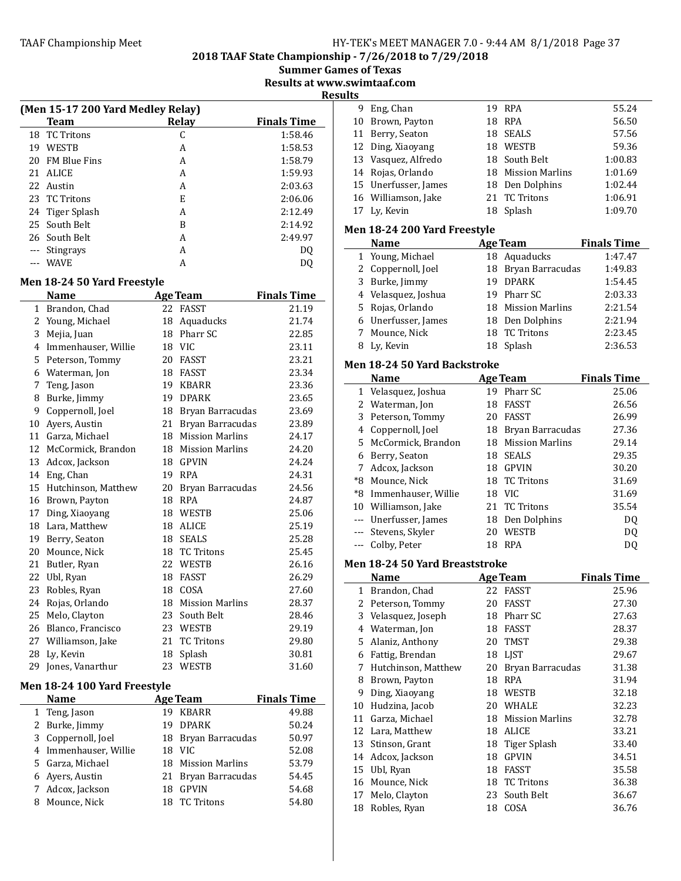### (Men 15-17 200 Yard Medley Relay)

| | Team | Relay | Finals Time |
|---|---|---|---|
| 18 | TC Tritons | C | 1:58.46 |
| 19 | WESTB | A | 1:58.53 |
| 20 | FM Blue Fins | A | 1:58.79 |
| 21 | ALICE | A | 1:59.93 |
| 22 | Austin | A | 2:03.63 |
| 23 | TC Tritons | E | 2:06.06 |
| 24 | Tiger Splash | A | 2:12.49 |
| 25 | South Belt | B | 2:14.92 |
| 26 | South Belt | A | 2:49.97 |
| --- | Stingrays | A | DQ |
| --- | WAVE | A | DQ |

### Men 18-24 50 Yard Freestyle

| | Name | Age | Team | Finals Time |
|---|---|---|---|---|
| 1 | Brandon, Chad | 22 | FASST | 21.19 |
| 2 | Young, Michael | 18 | Aquaducks | 21.74 |
| 3 | Mejia, Juan | 18 | Pharr SC | 22.85 |
| 4 | Immenhauser, Willie | 18 | VIC | 23.11 |
| 5 | Peterson, Tommy | 20 | FASST | 23.21 |
| 6 | Waterman, Jon | 18 | FASST | 23.34 |
| 7 | Teng, Jason | 19 | KBARR | 23.36 |
| 8 | Burke, Jimmy | 19 | DPARK | 23.65 |
| 9 | Coppernoll, Joel | 18 | Bryan Barracudas | 23.69 |
| 10 | Ayers, Austin | 21 | Bryan Barracudas | 23.89 |
| 11 | Garza, Michael | 18 | Mission Marlins | 24.17 |
| 12 | McCormick, Brandon | 18 | Mission Marlins | 24.20 |
| 13 | Adcox, Jackson | 18 | GPVIN | 24.24 |
| 14 | Eng, Chan | 19 | RPA | 24.31 |
| 15 | Hutchinson, Matthew | 20 | Bryan Barracudas | 24.56 |
| 16 | Brown, Payton | 18 | RPA | 24.87 |
| 17 | Ding, Xiaoyang | 18 | WESTB | 25.06 |
| 18 | Lara, Matthew | 18 | ALICE | 25.19 |
| 19 | Berry, Seaton | 18 | SEALS | 25.28 |
| 20 | Mounce, Nick | 18 | TC Tritons | 25.45 |
| 21 | Butler, Ryan | 22 | WESTB | 26.16 |
| 22 | Ubl, Ryan | 18 | FASST | 26.29 |
| 23 | Robles, Ryan | 18 | COSA | 27.60 |
| 24 | Rojas, Orlando | 18 | Mission Marlins | 28.37 |
| 25 | Melo, Clayton | 23 | South Belt | 28.46 |
| 26 | Blanco, Francisco | 23 | WESTB | 29.19 |
| 27 | Williamson, Jake | 21 | TC Tritons | 29.80 |
| 28 | Ly, Kevin | 18 | Splash | 30.81 |
| 29 | Jones, Vanarthur | 23 | WESTB | 31.60 |

### Men 18-24 100 Yard Freestyle

| | Name | Age | Team | Finals Time |
|---|---|---|---|---|
| 1 | Teng, Jason | 19 | KBARR | 49.88 |
| 2 | Burke, Jimmy | 19 | DPARK | 50.24 |
| 3 | Coppernoll, Joel | 18 | Bryan Barracudas | 50.97 |
| 4 | Immenhauser, Willie | 18 | VIC | 52.08 |
| 5 | Garza, Michael | 18 | Mission Marlins | 53.79 |
| 6 | Ayers, Austin | 21 | Bryan Barracudas | 54.45 |
| 7 | Adcox, Jackson | 18 | GPVIN | 54.68 |
| 8 | Mounce, Nick | 18 | TC Tritons | 54.80 |
| 9 | Eng, Chan | 19 | RPA | 55.24 |
| 10 | Brown, Payton | 18 | RPA | 56.50 |
| 11 | Berry, Seaton | 18 | SEALS | 57.56 |
| 12 | Ding, Xiaoyang | 18 | WESTB | 59.36 |
| 13 | Vasquez, Alfredo | 18 | South Belt | 1:00.83 |
| 14 | Rojas, Orlando | 18 | Mission Marlins | 1:01.69 |
| 15 | Unerfusser, James | 18 | Den Dolphins | 1:02.44 |
| 16 | Williamson, Jake | 21 | TC Tritons | 1:06.91 |
| 17 | Ly, Kevin | 18 | Splash | 1:09.70 |

### Men 18-24 200 Yard Freestyle

| | Name | Age | Team | Finals Time |
|---|---|---|---|---|
| 1 | Young, Michael | 18 | Aquaducks | 1:47.47 |
| 2 | Coppernoll, Joel | 18 | Bryan Barracudas | 1:49.83 |
| 3 | Burke, Jimmy | 19 | DPARK | 1:54.45 |
| 4 | Velasquez, Joshua | 19 | Pharr SC | 2:03.33 |
| 5 | Rojas, Orlando | 18 | Mission Marlins | 2:21.54 |
| 6 | Unerfusser, James | 18 | Den Dolphins | 2:21.94 |
| 7 | Mounce, Nick | 18 | TC Tritons | 2:23.45 |
| 8 | Ly, Kevin | 18 | Splash | 2:36.53 |

### Men 18-24 50 Yard Backstroke

| | Name | Age | Team | Finals Time |
|---|---|---|---|---|
| 1 | Velasquez, Joshua | 19 | Pharr SC | 25.06 |
| 2 | Waterman, Jon | 18 | FASST | 26.56 |
| 3 | Peterson, Tommy | 20 | FASST | 26.99 |
| 4 | Coppernoll, Joel | 18 | Bryan Barracudas | 27.36 |
| 5 | McCormick, Brandon | 18 | Mission Marlins | 29.14 |
| 6 | Berry, Seaton | 18 | SEALS | 29.35 |
| 7 | Adcox, Jackson | 18 | GPVIN | 30.20 |
| *8 | Mounce, Nick | 18 | TC Tritons | 31.69 |
| *8 | Immenhauser, Willie | 18 | VIC | 31.69 |
| 10 | Williamson, Jake | 21 | TC Tritons | 35.54 |
| --- | Unerfusser, James | 18 | Den Dolphins | DQ |
| --- | Stevens, Skyler | 20 | WESTB | DQ |
| --- | Colby, Peter | 18 | RPA | DQ |

### Men 18-24 50 Yard Breaststroke

| | Name | Age | Team | Finals Time |
|---|---|---|---|---|
| 1 | Brandon, Chad | 22 | FASST | 25.96 |
| 2 | Peterson, Tommy | 20 | FASST | 27.30 |
| 3 | Velasquez, Joseph | 18 | Pharr SC | 27.63 |
| 4 | Waterman, Jon | 18 | FASST | 28.37 |
| 5 | Alaniz, Anthony | 20 | TMST | 29.38 |
| 6 | Fattig, Brendan | 18 | LJST | 29.67 |
| 7 | Hutchinson, Matthew | 20 | Bryan Barracudas | 31.38 |
| 8 | Brown, Payton | 18 | RPA | 31.94 |
| 9 | Ding, Xiaoyang | 18 | WESTB | 32.18 |
| 10 | Hudzina, Jacob | 20 | WHALE | 32.23 |
| 11 | Garza, Michael | 18 | Mission Marlins | 32.78 |
| 12 | Lara, Matthew | 18 | ALICE | 33.21 |
| 13 | Stinson, Grant | 18 | Tiger Splash | 33.40 |
| 14 | Adcox, Jackson | 18 | GPVIN | 34.51 |
| 15 | Ubl, Ryan | 18 | FASST | 35.58 |
| 16 | Mounce, Nick | 18 | TC Tritons | 36.38 |
| 17 | Melo, Clayton | 23 | South Belt | 36.67 |
| 18 | Robles, Ryan | 18 | COSA | 36.76 |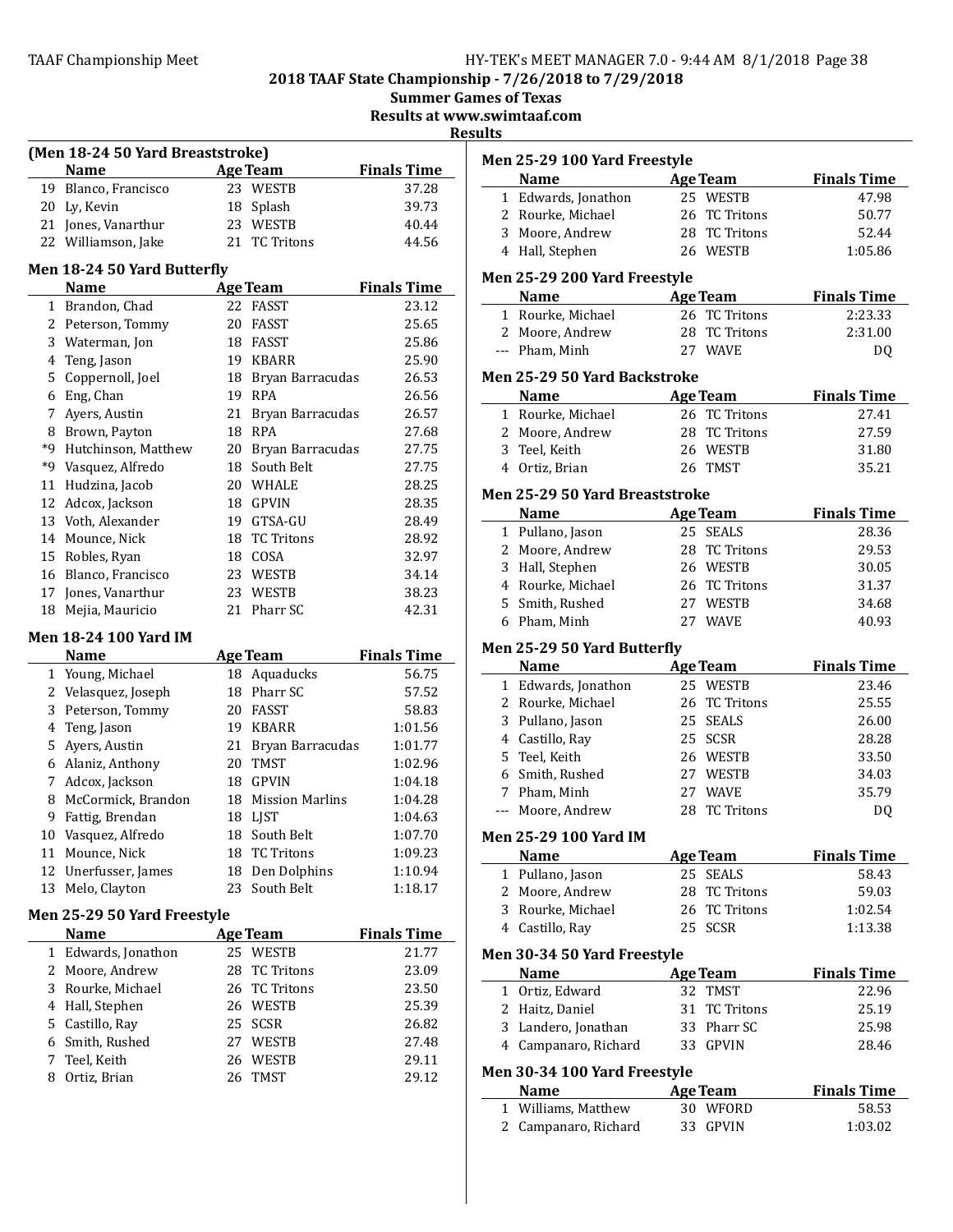2018 TAAF State Championship - 7/26/2018 to 7/29/2018

Summer Games of Texas

Results at www.swimtaaf.com

Results

### (Men 18-24 50 Yard Breaststroke)

| | Name | Age | Team | Finals Time |
|---|---|---|---|---|
| 19 | Blanco, Francisco | 23 | WESTB | 37.28 |
| 20 | Ly, Kevin | 18 | Splash | 39.73 |
| 21 | Jones, Vanarthur | 23 | WESTB | 40.44 |
| 22 | Williamson, Jake | 21 | TC Tritons | 44.56 |

### Men 18-24 50 Yard Butterfly

| | Name | Age | Team | Finals Time |
|---|---|---|---|---|
| 1 | Brandon, Chad | 22 | FASST | 23.12 |
| 2 | Peterson, Tommy | 20 | FASST | 25.65 |
| 3 | Waterman, Jon | 18 | FASST | 25.86 |
| 4 | Teng, Jason | 19 | KBARR | 25.90 |
| 5 | Coppernoll, Joel | 18 | Bryan Barracudas | 26.53 |
| 6 | Eng, Chan | 19 | RPA | 26.56 |
| 7 | Ayers, Austin | 21 | Bryan Barracudas | 26.57 |
| 8 | Brown, Payton | 18 | RPA | 27.68 |
| *9 | Hutchinson, Matthew | 20 | Bryan Barracudas | 27.75 |
| *9 | Vasquez, Alfredo | 18 | South Belt | 27.75 |
| 11 | Hudzina, Jacob | 20 | WHALE | 28.25 |
| 12 | Adcox, Jackson | 18 | GPVIN | 28.35 |
| 13 | Voth, Alexander | 19 | GTSA-GU | 28.49 |
| 14 | Mounce, Nick | 18 | TC Tritons | 28.92 |
| 15 | Robles, Ryan | 18 | COSA | 32.97 |
| 16 | Blanco, Francisco | 23 | WESTB | 34.14 |
| 17 | Jones, Vanarthur | 23 | WESTB | 38.23 |
| 18 | Mejia, Mauricio | 21 | Pharr SC | 42.31 |

### Men 18-24 100 Yard IM

| | Name | Age | Team | Finals Time |
|---|---|---|---|---|
| 1 | Young, Michael | 18 | Aquaducks | 56.75 |
| 2 | Velasquez, Joseph | 18 | Pharr SC | 57.52 |
| 3 | Peterson, Tommy | 20 | FASST | 58.83 |
| 4 | Teng, Jason | 19 | KBARR | 1:01.56 |
| 5 | Ayers, Austin | 21 | Bryan Barracudas | 1:01.77 |
| 6 | Alaniz, Anthony | 20 | TMST | 1:02.96 |
| 7 | Adcox, Jackson | 18 | GPVIN | 1:04.18 |
| 8 | McCormick, Brandon | 18 | Mission Marlins | 1:04.28 |
| 9 | Fattig, Brendan | 18 | LJST | 1:04.63 |
| 10 | Vasquez, Alfredo | 18 | South Belt | 1:07.70 |
| 11 | Mounce, Nick | 18 | TC Tritons | 1:09.23 |
| 12 | Unerfusser, James | 18 | Den Dolphins | 1:10.94 |
| 13 | Melo, Clayton | 23 | South Belt | 1:18.17 |

### Men 25-29 50 Yard Freestyle

| | Name | Age | Team | Finals Time |
|---|---|---|---|---|
| 1 | Edwards, Jonathon | 25 | WESTB | 21.77 |
| 2 | Moore, Andrew | 28 | TC Tritons | 23.09 |
| 3 | Rourke, Michael | 26 | TC Tritons | 23.50 |
| 4 | Hall, Stephen | 26 | WESTB | 25.39 |
| 5 | Castillo, Ray | 25 | SCSR | 26.82 |
| 6 | Smith, Rushed | 27 | WESTB | 27.48 |
| 7 | Teel, Keith | 26 | WESTB | 29.11 |
| 8 | Ortiz, Brian | 26 | TMST | 29.12 |

### Men 25-29 100 Yard Freestyle

| | Name | Age | Team | Finals Time |
|---|---|---|---|---|
| 1 | Edwards, Jonathon | 25 | WESTB | 47.98 |
| 2 | Rourke, Michael | 26 | TC Tritons | 50.77 |
| 3 | Moore, Andrew | 28 | TC Tritons | 52.44 |
| 4 | Hall, Stephen | 26 | WESTB | 1:05.86 |

### Men 25-29 200 Yard Freestyle

| | Name | Age | Team | Finals Time |
|---|---|---|---|---|
| 1 | Rourke, Michael | 26 | TC Tritons | 2:23.33 |
| 2 | Moore, Andrew | 28 | TC Tritons | 2:31.00 |
| --- | Pham, Minh | 27 | WAVE | DQ |

### Men 25-29 50 Yard Backstroke

| | Name | Age | Team | Finals Time |
|---|---|---|---|---|
| 1 | Rourke, Michael | 26 | TC Tritons | 27.41 |
| 2 | Moore, Andrew | 28 | TC Tritons | 27.59 |
| 3 | Teel, Keith | 26 | WESTB | 31.80 |
| 4 | Ortiz, Brian | 26 | TMST | 35.21 |

### Men 25-29 50 Yard Breaststroke

| | Name | Age | Team | Finals Time |
|---|---|---|---|---|
| 1 | Pullano, Jason | 25 | SEALS | 28.36 |
| 2 | Moore, Andrew | 28 | TC Tritons | 29.53 |
| 3 | Hall, Stephen | 26 | WESTB | 30.05 |
| 4 | Rourke, Michael | 26 | TC Tritons | 31.37 |
| 5 | Smith, Rushed | 27 | WESTB | 34.68 |
| 6 | Pham, Minh | 27 | WAVE | 40.93 |

### Men 25-29 50 Yard Butterfly

| | Name | Age | Team | Finals Time |
|---|---|---|---|---|
| 1 | Edwards, Jonathon | 25 | WESTB | 23.46 |
| 2 | Rourke, Michael | 26 | TC Tritons | 25.55 |
| 3 | Pullano, Jason | 25 | SEALS | 26.00 |
| 4 | Castillo, Ray | 25 | SCSR | 28.28 |
| 5 | Teel, Keith | 26 | WESTB | 33.50 |
| 6 | Smith, Rushed | 27 | WESTB | 34.03 |
| 7 | Pham, Minh | 27 | WAVE | 35.79 |
| --- | Moore, Andrew | 28 | TC Tritons | DQ |

### Men 25-29 100 Yard IM

| | Name | Age | Team | Finals Time |
|---|---|---|---|---|
| 1 | Pullano, Jason | 25 | SEALS | 58.43 |
| 2 | Moore, Andrew | 28 | TC Tritons | 59.03 |
| 3 | Rourke, Michael | 26 | TC Tritons | 1:02.54 |
| 4 | Castillo, Ray | 25 | SCSR | 1:13.38 |

### Men 30-34 50 Yard Freestyle

| | Name | Age | Team | Finals Time |
|---|---|---|---|---|
| 1 | Ortiz, Edward | 32 | TMST | 22.96 |
| 2 | Haitz, Daniel | 31 | TC Tritons | 25.19 |
| 3 | Landero, Jonathan | 33 | Pharr SC | 25.98 |
| 4 | Campanaro, Richard | 33 | GPVIN | 28.46 |

### Men 30-34 100 Yard Freestyle

| | Name | Age | Team | Finals Time |
|---|---|---|---|---|
| 1 | Williams, Matthew | 30 | WFORD | 58.53 |
| 2 | Campanaro, Richard | 33 | GPVIN | 1:03.02 |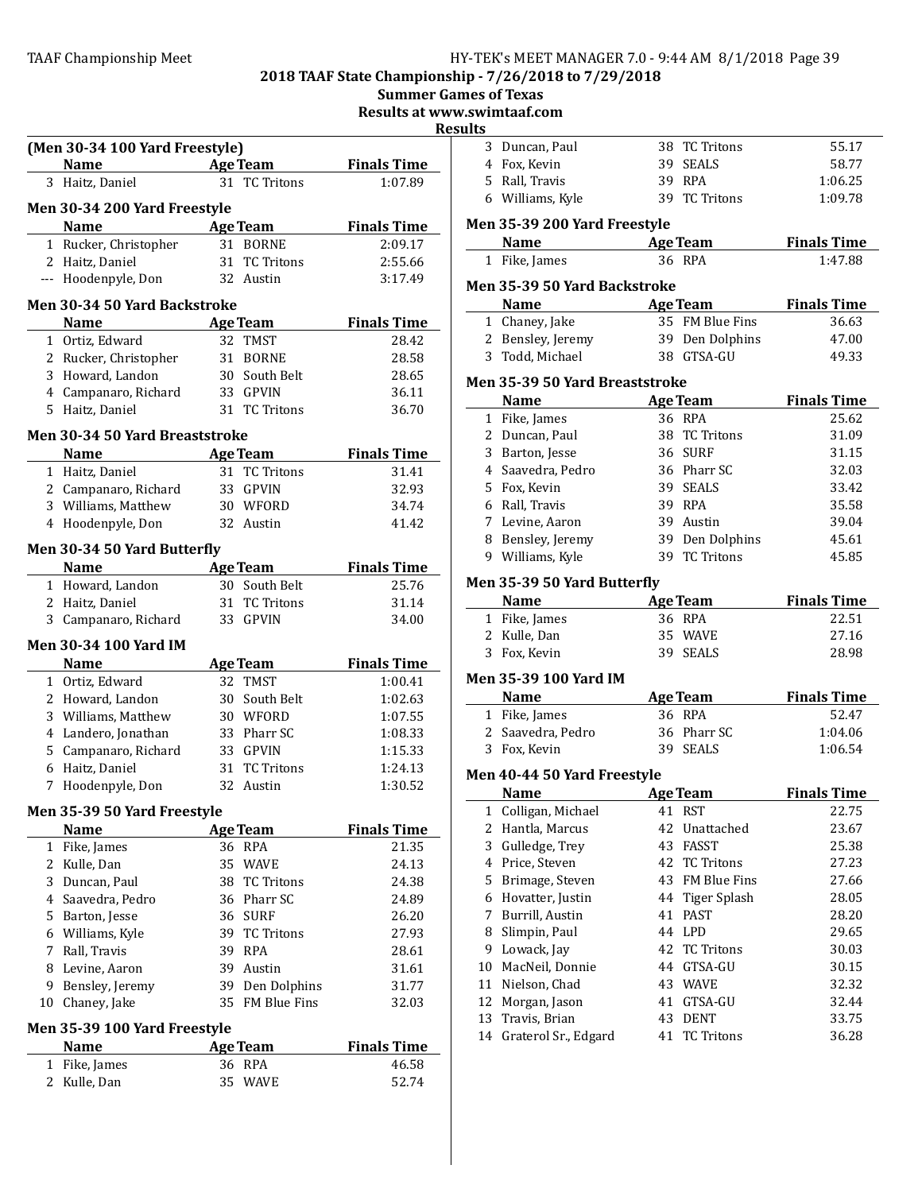## 2018 TAAF State Championship - 7/26/2018 to 7/29/2018

**Summer Games of Texas**

**Results at www.swimtaaf.com**

**Results**

### (Men 30-34 100 Yard Freestyle)

| | Name | Age | Team | Finals Time |
|---|---|---|---|---|
| 3 | Haitz, Daniel | 31 | TC Tritons | 1:07.89 |

### Men 30-34 200 Yard Freestyle

| | Name | Age | Team | Finals Time |
|---|---|---|---|---|
| 1 | Rucker, Christopher | 31 | BORNE | 2:09.17 |
| 2 | Haitz, Daniel | 31 | TC Tritons | 2:55.66 |
| --- | Hoodenpyle, Don | 32 | Austin | 3:17.49 |

### Men 30-34 50 Yard Backstroke

| | Name | Age | Team | Finals Time |
|---|---|---|---|---|
| 1 | Ortiz, Edward | 32 | TMST | 28.42 |
| 2 | Rucker, Christopher | 31 | BORNE | 28.58 |
| 3 | Howard, Landon | 30 | South Belt | 28.65 |
| 4 | Campanaro, Richard | 33 | GPVIN | 36.11 |
| 5 | Haitz, Daniel | 31 | TC Tritons | 36.70 |

### Men 30-34 50 Yard Breaststroke

| | Name | Age | Team | Finals Time |
|---|---|---|---|---|
| 1 | Haitz, Daniel | 31 | TC Tritons | 31.41 |
| 2 | Campanaro, Richard | 33 | GPVIN | 32.93 |
| 3 | Williams, Matthew | 30 | WFORD | 34.74 |
| 4 | Hoodenpyle, Don | 32 | Austin | 41.42 |

### Men 30-34 50 Yard Butterfly

| | Name | Age | Team | Finals Time |
|---|---|---|---|---|
| 1 | Howard, Landon | 30 | South Belt | 25.76 |
| 2 | Haitz, Daniel | 31 | TC Tritons | 31.14 |
| 3 | Campanaro, Richard | 33 | GPVIN | 34.00 |

### Men 30-34 100 Yard IM

| | Name | Age | Team | Finals Time |
|---|---|---|---|---|
| 1 | Ortiz, Edward | 32 | TMST | 1:00.41 |
| 2 | Howard, Landon | 30 | South Belt | 1:02.63 |
| 3 | Williams, Matthew | 30 | WFORD | 1:07.55 |
| 4 | Landero, Jonathan | 33 | Pharr SC | 1:08.33 |
| 5 | Campanaro, Richard | 33 | GPVIN | 1:15.33 |
| 6 | Haitz, Daniel | 31 | TC Tritons | 1:24.13 |
| 7 | Hoodenpyle, Don | 32 | Austin | 1:30.52 |

### Men 35-39 50 Yard Freestyle

| | Name | Age | Team | Finals Time |
|---|---|---|---|---|
| 1 | Fike, James | 36 | RPA | 21.35 |
| 2 | Kulle, Dan | 35 | WAVE | 24.13 |
| 3 | Duncan, Paul | 38 | TC Tritons | 24.38 |
| 4 | Saavedra, Pedro | 36 | Pharr SC | 24.89 |
| 5 | Barton, Jesse | 36 | SURF | 26.20 |
| 6 | Williams, Kyle | 39 | TC Tritons | 27.93 |
| 7 | Rall, Travis | 39 | RPA | 28.61 |
| 8 | Levine, Aaron | 39 | Austin | 31.61 |
| 9 | Bensley, Jeremy | 39 | Den Dolphins | 31.77 |
| 10 | Chaney, Jake | 35 | FM Blue Fins | 32.03 |

### Men 35-39 100 Yard Freestyle

| | Name | Age | Team | Finals Time |
|---|---|---|---|---|
| 1 | Fike, James | 36 | RPA | 46.58 |
| 2 | Kulle, Dan | 35 | WAVE | 52.74 |
| 3 | Duncan, Paul | 38 | TC Tritons | 55.17 |
| 4 | Fox, Kevin | 39 | SEALS | 58.77 |
| 5 | Rall, Travis | 39 | RPA | 1:06.25 |
| 6 | Williams, Kyle | 39 | TC Tritons | 1:09.78 |

### Men 35-39 200 Yard Freestyle

| | Name | Age | Team | Finals Time |
|---|---|---|---|---|
| 1 | Fike, James | 36 | RPA | 1:47.88 |

### Men 35-39 50 Yard Backstroke

| | Name | Age | Team | Finals Time |
|---|---|---|---|---|
| 1 | Chaney, Jake | 35 | FM Blue Fins | 36.63 |
| 2 | Bensley, Jeremy | 39 | Den Dolphins | 47.00 |
| 3 | Todd, Michael | 38 | GTSA-GU | 49.33 |

### Men 35-39 50 Yard Breaststroke

| | Name | Age | Team | Finals Time |
|---|---|---|---|---|
| 1 | Fike, James | 36 | RPA | 25.62 |
| 2 | Duncan, Paul | 38 | TC Tritons | 31.09 |
| 3 | Barton, Jesse | 36 | SURF | 31.15 |
| 4 | Saavedra, Pedro | 36 | Pharr SC | 32.03 |
| 5 | Fox, Kevin | 39 | SEALS | 33.42 |
| 6 | Rall, Travis | 39 | RPA | 35.58 |
| 7 | Levine, Aaron | 39 | Austin | 39.04 |
| 8 | Bensley, Jeremy | 39 | Den Dolphins | 45.61 |
| 9 | Williams, Kyle | 39 | TC Tritons | 45.85 |

### Men 35-39 50 Yard Butterfly

| | Name | Age | Team | Finals Time |
|---|---|---|---|---|
| 1 | Fike, James | 36 | RPA | 22.51 |
| 2 | Kulle, Dan | 35 | WAVE | 27.16 |
| 3 | Fox, Kevin | 39 | SEALS | 28.98 |

### Men 35-39 100 Yard IM

| | Name | Age | Team | Finals Time |
|---|---|---|---|---|
| 1 | Fike, James | 36 | RPA | 52.47 |
| 2 | Saavedra, Pedro | 36 | Pharr SC | 1:04.06 |
| 3 | Fox, Kevin | 39 | SEALS | 1:06.54 |

### Men 40-44 50 Yard Freestyle

| | Name | Age | Team | Finals Time |
|---|---|---|---|---|
| 1 | Colligan, Michael | 41 | RST | 22.75 |
| 2 | Hantla, Marcus | 42 | Unattached | 23.67 |
| 3 | Gulledge, Trey | 43 | FASST | 25.38 |
| 4 | Price, Steven | 42 | TC Tritons | 27.23 |
| 5 | Brimage, Steven | 43 | FM Blue Fins | 27.66 |
| 6 | Hovatter, Justin | 44 | Tiger Splash | 28.05 |
| 7 | Burrill, Austin | 41 | PAST | 28.20 |
| 8 | Slimpin, Paul | 44 | LPD | 29.65 |
| 9 | Lowack, Jay | 42 | TC Tritons | 30.03 |
| 10 | MacNeil, Donnie | 44 | GTSA-GU | 30.15 |
| 11 | Nielson, Chad | 43 | WAVE | 32.32 |
| 12 | Morgan, Jason | 41 | GTSA-GU | 32.44 |
| 13 | Travis, Brian | 43 | DENT | 33.75 |
| 14 | Graterol Sr., Edgard | 41 | TC Tritons | 36.28 |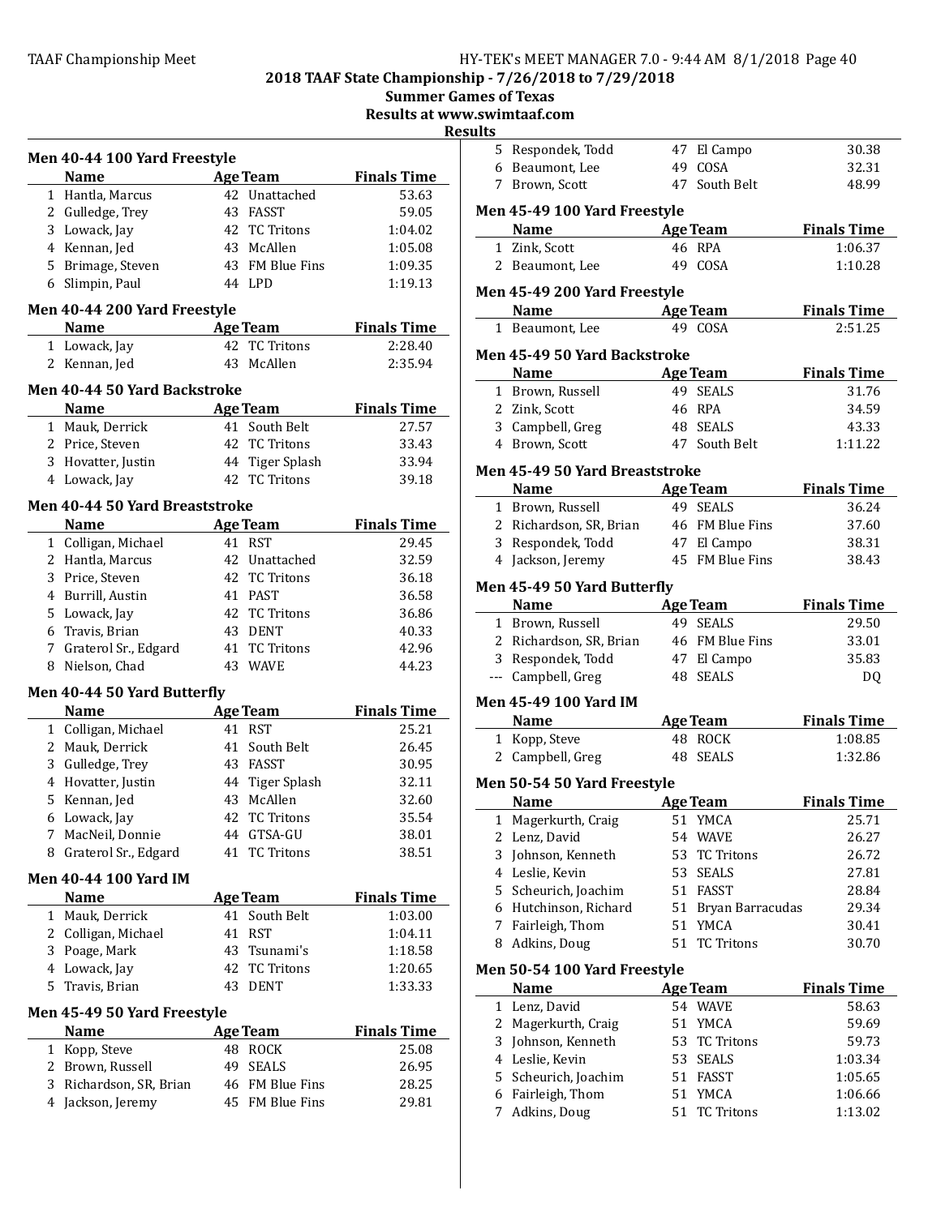## 2018 TAAF State Championship - 7/26/2018 to 7/29/2018

**Summer Games of Texas**

**Results at www.swimtaaf.com**

**Results**

### Men 40-44 100 Yard Freestyle

| | Name | Age | Team | Finals Time |
|---|---|---|---|---|
| 1 | Hantla, Marcus | 42 | Unattached | 53.63 |
| 2 | Gulledge, Trey | 43 | FASST | 59.05 |
| 3 | Lowack, Jay | 42 | TC Tritons | 1:04.02 |
| 4 | Kennan, Jed | 43 | McAllen | 1:05.08 |
| 5 | Brimage, Steven | 43 | FM Blue Fins | 1:09.35 |
| 6 | Slimpin, Paul | 44 | LPD | 1:19.13 |

### Men 40-44 200 Yard Freestyle

| | Name | Age | Team | Finals Time |
|---|---|---|---|---|
| 1 | Lowack, Jay | 42 | TC Tritons | 2:28.40 |
| 2 | Kennan, Jed | 43 | McAllen | 2:35.94 |

### Men 40-44 50 Yard Backstroke

| | Name | Age | Team | Finals Time |
|---|---|---|---|---|
| 1 | Mauk, Derrick | 41 | South Belt | 27.57 |
| 2 | Price, Steven | 42 | TC Tritons | 33.43 |
| 3 | Hovatter, Justin | 44 | Tiger Splash | 33.94 |
| 4 | Lowack, Jay | 42 | TC Tritons | 39.18 |

### Men 40-44 50 Yard Breaststroke

| | Name | Age | Team | Finals Time |
|---|---|---|---|---|
| 1 | Colligan, Michael | 41 | RST | 29.45 |
| 2 | Hantla, Marcus | 42 | Unattached | 32.59 |
| 3 | Price, Steven | 42 | TC Tritons | 36.18 |
| 4 | Burrill, Austin | 41 | PAST | 36.58 |
| 5 | Lowack, Jay | 42 | TC Tritons | 36.86 |
| 6 | Travis, Brian | 43 | DENT | 40.33 |
| 7 | Graterol Sr., Edgard | 41 | TC Tritons | 42.96 |
| 8 | Nielson, Chad | 43 | WAVE | 44.23 |

### Men 40-44 50 Yard Butterfly

| | Name | Age | Team | Finals Time |
|---|---|---|---|---|
| 1 | Colligan, Michael | 41 | RST | 25.21 |
| 2 | Mauk, Derrick | 41 | South Belt | 26.45 |
| 3 | Gulledge, Trey | 43 | FASST | 30.95 |
| 4 | Hovatter, Justin | 44 | Tiger Splash | 32.11 |
| 5 | Kennan, Jed | 43 | McAllen | 32.60 |
| 6 | Lowack, Jay | 42 | TC Tritons | 35.54 |
| 7 | MacNeil, Donnie | 44 | GTSA-GU | 38.01 |
| 8 | Graterol Sr., Edgard | 41 | TC Tritons | 38.51 |

### Men 40-44 100 Yard IM

| | Name | Age | Team | Finals Time |
|---|---|---|---|---|
| 1 | Mauk, Derrick | 41 | South Belt | 1:03.00 |
| 2 | Colligan, Michael | 41 | RST | 1:04.11 |
| 3 | Poage, Mark | 43 | Tsunami's | 1:18.58 |
| 4 | Lowack, Jay | 42 | TC Tritons | 1:20.65 |
| 5 | Travis, Brian | 43 | DENT | 1:33.33 |

### Men 45-49 50 Yard Freestyle

| | Name | Age | Team | Finals Time |
|---|---|---|---|---|
| 1 | Kopp, Steve | 48 | ROCK | 25.08 |
| 2 | Brown, Russell | 49 | SEALS | 26.95 |
| 3 | Richardson, SR, Brian | 46 | FM Blue Fins | 28.25 |
| 4 | Jackson, Jeremy | 45 | FM Blue Fins | 29.81 |
| 5 | Respondek, Todd | 47 | El Campo | 30.38 |
| 6 | Beaumont, Lee | 49 | COSA | 32.31 |
| 7 | Brown, Scott | 47 | South Belt | 48.99 |

### Men 45-49 100 Yard Freestyle

| | Name | Age | Team | Finals Time |
|---|---|---|---|---|
| 1 | Zink, Scott | 46 | RPA | 1:06.37 |
| 2 | Beaumont, Lee | 49 | COSA | 1:10.28 |

### Men 45-49 200 Yard Freestyle

| | Name | Age | Team | Finals Time |
|---|---|---|---|---|
| 1 | Beaumont, Lee | 49 | COSA | 2:51.25 |

### Men 45-49 50 Yard Backstroke

| | Name | Age | Team | Finals Time |
|---|---|---|---|---|
| 1 | Brown, Russell | 49 | SEALS | 31.76 |
| 2 | Zink, Scott | 46 | RPA | 34.59 |
| 3 | Campbell, Greg | 48 | SEALS | 43.33 |
| 4 | Brown, Scott | 47 | South Belt | 1:11.22 |

### Men 45-49 50 Yard Breaststroke

| | Name | Age | Team | Finals Time |
|---|---|---|---|---|
| 1 | Brown, Russell | 49 | SEALS | 36.24 |
| 2 | Richardson, SR, Brian | 46 | FM Blue Fins | 37.60 |
| 3 | Respondek, Todd | 47 | El Campo | 38.31 |
| 4 | Jackson, Jeremy | 45 | FM Blue Fins | 38.43 |

### Men 45-49 50 Yard Butterfly

| | Name | Age | Team | Finals Time |
|---|---|---|---|---|
| 1 | Brown, Russell | 49 | SEALS | 29.50 |
| 2 | Richardson, SR, Brian | 46 | FM Blue Fins | 33.01 |
| 3 | Respondek, Todd | 47 | El Campo | 35.83 |
| --- | Campbell, Greg | 48 | SEALS | DQ |

### Men 45-49 100 Yard IM

| | Name | Age | Team | Finals Time |
|---|---|---|---|---|
| 1 | Kopp, Steve | 48 | ROCK | 1:08.85 |
| 2 | Campbell, Greg | 48 | SEALS | 1:32.86 |

### Men 50-54 50 Yard Freestyle

| | Name | Age | Team | Finals Time |
|---|---|---|---|---|
| 1 | Magerkurth, Craig | 51 | YMCA | 25.71 |
| 2 | Lenz, David | 54 | WAVE | 26.27 |
| 3 | Johnson, Kenneth | 53 | TC Tritons | 26.72 |
| 4 | Leslie, Kevin | 53 | SEALS | 27.81 |
| 5 | Scheurich, Joachim | 51 | FASST | 28.84 |
| 6 | Hutchinson, Richard | 51 | Bryan Barracudas | 29.34 |
| 7 | Fairleigh, Thom | 51 | YMCA | 30.41 |
| 8 | Adkins, Doug | 51 | TC Tritons | 30.70 |

### Men 50-54 100 Yard Freestyle

| | Name | Age | Team | Finals Time |
|---|---|---|---|---|
| 1 | Lenz, David | 54 | WAVE | 58.63 |
| 2 | Magerkurth, Craig | 51 | YMCA | 59.69 |
| 3 | Johnson, Kenneth | 53 | TC Tritons | 59.73 |
| 4 | Leslie, Kevin | 53 | SEALS | 1:03.34 |
| 5 | Scheurich, Joachim | 51 | FASST | 1:05.65 |
| 6 | Fairleigh, Thom | 51 | YMCA | 1:06.66 |
| 7 | Adkins, Doug | 51 | TC Tritons | 1:13.02 |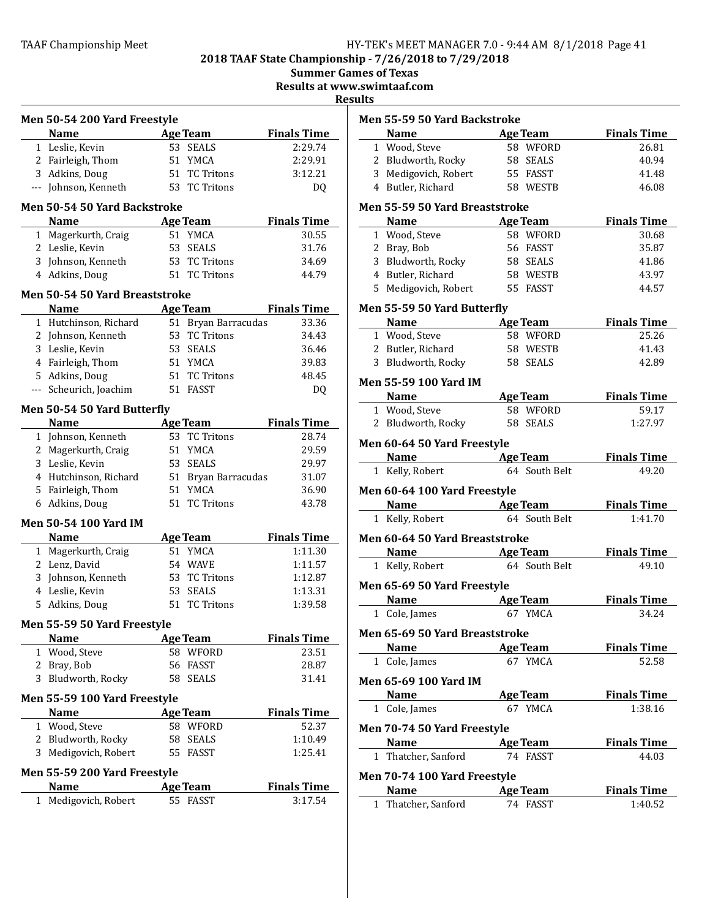# 2018 TAAF State Championship - 7/26/2018 to 7/29/2018

**Summer Games of Texas**

**Results at www.swimtaaf.com**

**Results**

### Men 50-54 200 Yard Freestyle

| | Name | Age | Team | Finals Time |
|---|---|---|---|---|
| 1 | Leslie, Kevin | 53 | SEALS | 2:29.74 |
| 2 | Fairleigh, Thom | 51 | YMCA | 2:29.91 |
| 3 | Adkins, Doug | 51 | TC Tritons | 3:12.21 |
| --- | Johnson, Kenneth | 53 | TC Tritons | DQ |

### Men 50-54 50 Yard Backstroke

| | Name | Age | Team | Finals Time |
|---|---|---|---|---|
| 1 | Magerkurth, Craig | 51 | YMCA | 30.55 |
| 2 | Leslie, Kevin | 53 | SEALS | 31.76 |
| 3 | Johnson, Kenneth | 53 | TC Tritons | 34.69 |
| 4 | Adkins, Doug | 51 | TC Tritons | 44.79 |

### Men 50-54 50 Yard Breaststroke

| | Name | Age | Team | Finals Time |
|---|---|---|---|---|
| 1 | Hutchinson, Richard | 51 | Bryan Barracudas | 33.36 |
| 2 | Johnson, Kenneth | 53 | TC Tritons | 34.43 |
| 3 | Leslie, Kevin | 53 | SEALS | 36.46 |
| 4 | Fairleigh, Thom | 51 | YMCA | 39.83 |
| 5 | Adkins, Doug | 51 | TC Tritons | 48.45 |
| --- | Scheurich, Joachim | 51 | FASST | DQ |

### Men 50-54 50 Yard Butterfly

| | Name | Age | Team | Finals Time |
|---|---|---|---|---|
| 1 | Johnson, Kenneth | 53 | TC Tritons | 28.74 |
| 2 | Magerkurth, Craig | 51 | YMCA | 29.59 |
| 3 | Leslie, Kevin | 53 | SEALS | 29.97 |
| 4 | Hutchinson, Richard | 51 | Bryan Barracudas | 31.07 |
| 5 | Fairleigh, Thom | 51 | YMCA | 36.90 |
| 6 | Adkins, Doug | 51 | TC Tritons | 43.78 |

### Men 50-54 100 Yard IM

| | Name | Age | Team | Finals Time |
|---|---|---|---|---|
| 1 | Magerkurth, Craig | 51 | YMCA | 1:11.30 |
| 2 | Lenz, David | 54 | WAVE | 1:11.57 |
| 3 | Johnson, Kenneth | 53 | TC Tritons | 1:12.87 |
| 4 | Leslie, Kevin | 53 | SEALS | 1:13.31 |
| 5 | Adkins, Doug | 51 | TC Tritons | 1:39.58 |

### Men 55-59 50 Yard Freestyle

| | Name | Age | Team | Finals Time |
|---|---|---|---|---|
| 1 | Wood, Steve | 58 | WFORD | 23.51 |
| 2 | Bray, Bob | 56 | FASST | 28.87 |
| 3 | Bludworth, Rocky | 58 | SEALS | 31.41 |

### Men 55-59 100 Yard Freestyle

| | Name | Age | Team | Finals Time |
|---|---|---|---|---|
| 1 | Wood, Steve | 58 | WFORD | 52.37 |
| 2 | Bludworth, Rocky | 58 | SEALS | 1:10.49 |
| 3 | Medigovich, Robert | 55 | FASST | 1:25.41 |

### Men 55-59 200 Yard Freestyle

| | Name | Age | Team | Finals Time |
|---|---|---|---|---|
| 1 | Medigovich, Robert | 55 | FASST | 3:17.54 |

### Men 55-59 50 Yard Backstroke

| | Name | Age | Team | Finals Time |
|---|---|---|---|---|
| 1 | Wood, Steve | 58 | WFORD | 26.81 |
| 2 | Bludworth, Rocky | 58 | SEALS | 40.94 |
| 3 | Medigovich, Robert | 55 | FASST | 41.48 |
| 4 | Butler, Richard | 58 | WESTB | 46.08 |

### Men 55-59 50 Yard Breaststroke

| | Name | Age | Team | Finals Time |
|---|---|---|---|---|
| 1 | Wood, Steve | 58 | WFORD | 30.68 |
| 2 | Bray, Bob | 56 | FASST | 35.87 |
| 3 | Bludworth, Rocky | 58 | SEALS | 41.86 |
| 4 | Butler, Richard | 58 | WESTB | 43.97 |
| 5 | Medigovich, Robert | 55 | FASST | 44.57 |

### Men 55-59 50 Yard Butterfly

| | Name | Age | Team | Finals Time |
|---|---|---|---|---|
| 1 | Wood, Steve | 58 | WFORD | 25.26 |
| 2 | Butler, Richard | 58 | WESTB | 41.43 |
| 3 | Bludworth, Rocky | 58 | SEALS | 42.89 |

### Men 55-59 100 Yard IM

| | Name | Age | Team | Finals Time |
|---|---|---|---|---|
| 1 | Wood, Steve | 58 | WFORD | 59.17 |
| 2 | Bludworth, Rocky | 58 | SEALS | 1:27.97 |

### Men 60-64 50 Yard Freestyle

| | Name | Age | Team | Finals Time |
|---|---|---|---|---|
| 1 | Kelly, Robert | 64 | South Belt | 49.20 |

### Men 60-64 100 Yard Freestyle

| | Name | Age | Team | Finals Time |
|---|---|---|---|---|
| 1 | Kelly, Robert | 64 | South Belt | 1:41.70 |

### Men 60-64 50 Yard Breaststroke

| | Name | Age | Team | Finals Time |
|---|---|---|---|---|
| 1 | Kelly, Robert | 64 | South Belt | 49.10 |

### Men 65-69 50 Yard Freestyle

| | Name | Age | Team | Finals Time |
|---|---|---|---|---|
| 1 | Cole, James | 67 | YMCA | 34.24 |

### Men 65-69 50 Yard Breaststroke

| | Name | Age | Team | Finals Time |
|---|---|---|---|---|
| 1 | Cole, James | 67 | YMCA | 52.58 |

### Men 65-69 100 Yard IM

| | Name | Age | Team | Finals Time |
|---|---|---|---|---|
| 1 | Cole, James | 67 | YMCA | 1:38.16 |

### Men 70-74 50 Yard Freestyle

| | Name | Age | Team | Finals Time |
|---|---|---|---|---|
| 1 | Thatcher, Sanford | 74 | FASST | 44.03 |

### Men 70-74 100 Yard Freestyle

| | Name | Age | Team | Finals Time |
|---|---|---|---|---|
| 1 | Thatcher, Sanford | 74 | FASST | 1:40.52 |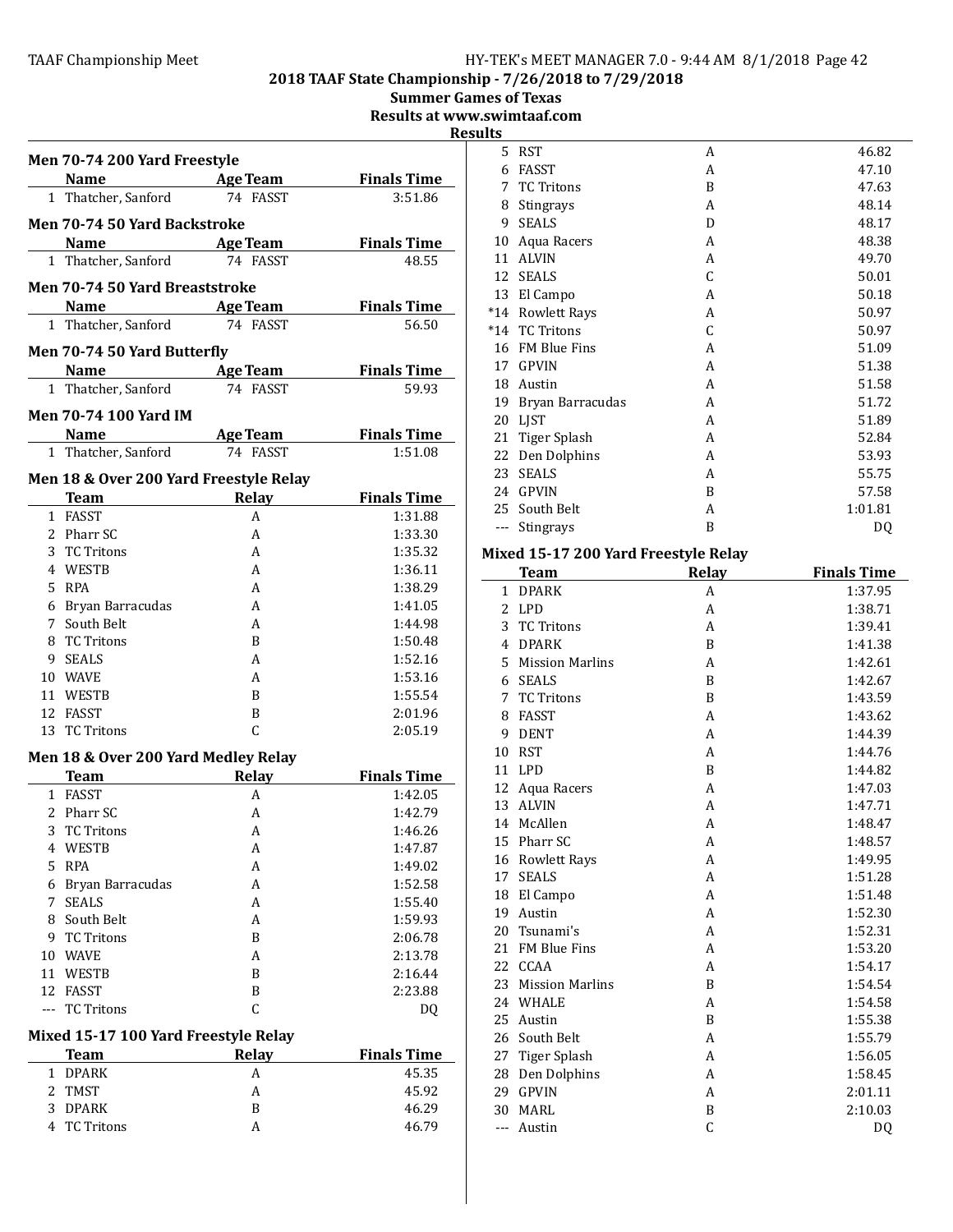## 2018 TAAF State Championship - 7/26/2018 to 7/29/2018

### Summer Games of Texas

### Results at www.swimtaaf.com

### Results

**Men 70-74 200 Yard Freestyle**

| | Name | Age | Team | Finals Time |
|---|---|---|---|---|
| 1 | Thatcher, Sanford | 74 | FASST | 3:51.86 |

**Men 70-74 50 Yard Backstroke**

| | Name | Age | Team | Finals Time |
|---|---|---|---|---|
| 1 | Thatcher, Sanford | 74 | FASST | 48.55 |

**Men 70-74 50 Yard Breaststroke**

| | Name | Age | Team | Finals Time |
|---|---|---|---|---|
| 1 | Thatcher, Sanford | 74 | FASST | 56.50 |

**Men 70-74 50 Yard Butterfly**

| | Name | Age | Team | Finals Time |
|---|---|---|---|---|
| 1 | Thatcher, Sanford | 74 | FASST | 59.93 |

**Men 70-74 100 Yard IM**

| | Name | Age | Team | Finals Time |
|---|---|---|---|---|
| 1 | Thatcher, Sanford | 74 | FASST | 1:51.08 |

**Men 18 & Over 200 Yard Freestyle Relay**

| | Team | Relay | Finals Time |
|---|---|---|---|
| 1 | FASST | A | 1:31.88 |
| 2 | Pharr SC | A | 1:33.30 |
| 3 | TC Tritons | A | 1:35.32 |
| 4 | WESTB | A | 1:36.11 |
| 5 | RPA | A | 1:38.29 |
| 6 | Bryan Barracudas | A | 1:41.05 |
| 7 | South Belt | A | 1:44.98 |
| 8 | TC Tritons | B | 1:50.48 |
| 9 | SEALS | A | 1:52.16 |
| 10 | WAVE | A | 1:53.16 |
| 11 | WESTB | B | 1:55.54 |
| 12 | FASST | B | 2:01.96 |
| 13 | TC Tritons | C | 2:05.19 |

**Men 18 & Over 200 Yard Medley Relay**

| | Team | Relay | Finals Time |
|---|---|---|---|
| 1 | FASST | A | 1:42.05 |
| 2 | Pharr SC | A | 1:42.79 |
| 3 | TC Tritons | A | 1:46.26 |
| 4 | WESTB | A | 1:47.87 |
| 5 | RPA | A | 1:49.02 |
| 6 | Bryan Barracudas | A | 1:52.58 |
| 7 | SEALS | A | 1:55.40 |
| 8 | South Belt | A | 1:59.93 |
| 9 | TC Tritons | B | 2:06.78 |
| 10 | WAVE | A | 2:13.78 |
| 11 | WESTB | B | 2:16.44 |
| 12 | FASST | B | 2:23.88 |
| --- | TC Tritons | C | DQ |

**Mixed 15-17 100 Yard Freestyle Relay**

| | Team | Relay | Finals Time |
|---|---|---|---|
| 1 | DPARK | A | 45.35 |
| 2 | TMST | A | 45.92 |
| 3 | DPARK | B | 46.29 |
| 4 | TC Tritons | A | 46.79 |
| 5 | RST | A | 46.82 |
| 6 | FASST | A | 47.10 |
| 7 | TC Tritons | B | 47.63 |
| 8 | Stingrays | A | 48.14 |
| 9 | SEALS | D | 48.17 |
| 10 | Aqua Racers | A | 48.38 |
| 11 | ALVIN | A | 49.70 |
| 12 | SEALS | C | 50.01 |
| 13 | El Campo | A | 50.18 |
| *14 | Rowlett Rays | A | 50.97 |
| *14 | TC Tritons | C | 50.97 |
| 16 | FM Blue Fins | A | 51.09 |
| 17 | GPVIN | A | 51.38 |
| 18 | Austin | A | 51.58 |
| 19 | Bryan Barracudas | A | 51.72 |
| 20 | LJST | A | 51.89 |
| 21 | Tiger Splash | A | 52.84 |
| 22 | Den Dolphins | A | 53.93 |
| 23 | SEALS | A | 55.75 |
| 24 | GPVIN | B | 57.58 |
| 25 | South Belt | A | 1:01.81 |
| --- | Stingrays | B | DQ |

**Mixed 15-17 200 Yard Freestyle Relay**

| | Team | Relay | Finals Time |
|---|---|---|---|
| 1 | DPARK | A | 1:37.95 |
| 2 | LPD | A | 1:38.71 |
| 3 | TC Tritons | A | 1:39.41 |
| 4 | DPARK | B | 1:41.38 |
| 5 | Mission Marlins | A | 1:42.61 |
| 6 | SEALS | B | 1:42.67 |
| 7 | TC Tritons | B | 1:43.59 |
| 8 | FASST | A | 1:43.62 |
| 9 | DENT | A | 1:44.39 |
| 10 | RST | A | 1:44.76 |
| 11 | LPD | B | 1:44.82 |
| 12 | Aqua Racers | A | 1:47.03 |
| 13 | ALVIN | A | 1:47.71 |
| 14 | McAllen | A | 1:48.47 |
| 15 | Pharr SC | A | 1:48.57 |
| 16 | Rowlett Rays | A | 1:49.95 |
| 17 | SEALS | A | 1:51.28 |
| 18 | El Campo | A | 1:51.48 |
| 19 | Austin | A | 1:52.30 |
| 20 | Tsunami's | A | 1:52.31 |
| 21 | FM Blue Fins | A | 1:53.20 |
| 22 | CCAA | A | 1:54.17 |
| 23 | Mission Marlins | B | 1:54.54 |
| 24 | WHALE | A | 1:54.58 |
| 25 | Austin | B | 1:55.38 |
| 26 | South Belt | A | 1:55.79 |
| 27 | Tiger Splash | A | 1:56.05 |
| 28 | Den Dolphins | A | 1:58.45 |
| 29 | GPVIN | A | 2:01.11 |
| 30 | MARL | B | 2:10.03 |
| --- | Austin | C | DQ |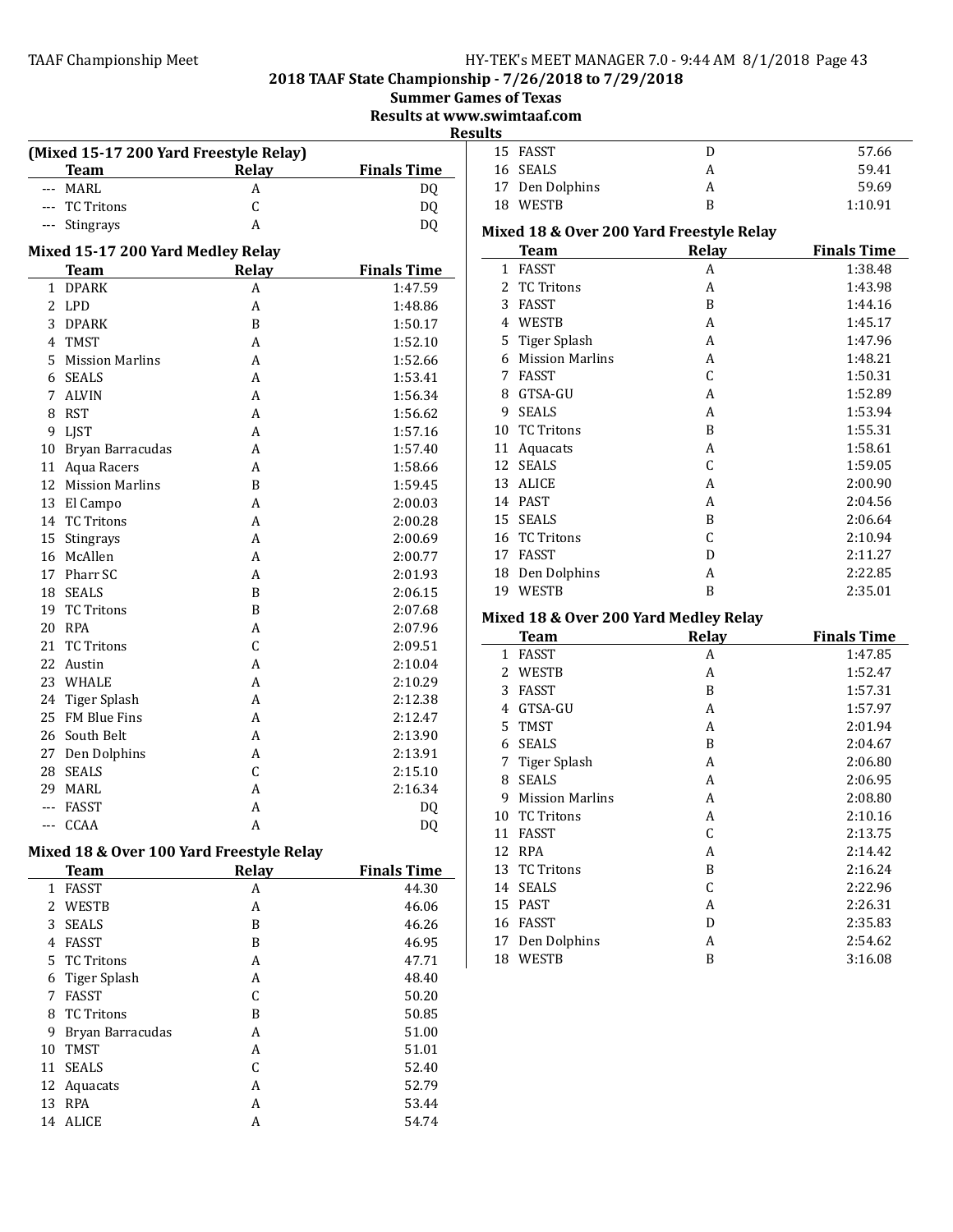## 2018 TAAF State Championship - 7/26/2018 to 7/29/2018
### Summer Games of Texas
### Results at www.swimtaaf.com
### Results

**(Mixed 15-17 200 Yard Freestyle Relay)**

| | Team | Relay | Finals Time |
|---|---|---|---|
| --- | MARL | A | DQ |
| --- | TC Tritons | C | DQ |
| --- | Stingrays | A | DQ |

**Mixed 15-17 200 Yard Medley Relay**

| | Team | Relay | Finals Time |
|---|---|---|---|
| 1 | DPARK | A | 1:47.59 |
| 2 | LPD | A | 1:48.86 |
| 3 | DPARK | B | 1:50.17 |
| 4 | TMST | A | 1:52.10 |
| 5 | Mission Marlins | A | 1:52.66 |
| 6 | SEALS | A | 1:53.41 |
| 7 | ALVIN | A | 1:56.34 |
| 8 | RST | A | 1:56.62 |
| 9 | LJST | A | 1:57.16 |
| 10 | Bryan Barracudas | A | 1:57.40 |
| 11 | Aqua Racers | A | 1:58.66 |
| 12 | Mission Marlins | B | 1:59.45 |
| 13 | El Campo | A | 2:00.03 |
| 14 | TC Tritons | A | 2:00.28 |
| 15 | Stingrays | A | 2:00.69 |
| 16 | McAllen | A | 2:00.77 |
| 17 | Pharr SC | A | 2:01.93 |
| 18 | SEALS | B | 2:06.15 |
| 19 | TC Tritons | B | 2:07.68 |
| 20 | RPA | A | 2:07.96 |
| 21 | TC Tritons | C | 2:09.51 |
| 22 | Austin | A | 2:10.04 |
| 23 | WHALE | A | 2:10.29 |
| 24 | Tiger Splash | A | 2:12.38 |
| 25 | FM Blue Fins | A | 2:12.47 |
| 26 | South Belt | A | 2:13.90 |
| 27 | Den Dolphins | A | 2:13.91 |
| 28 | SEALS | C | 2:15.10 |
| 29 | MARL | A | 2:16.34 |
| --- | FASST | A | DQ |
| --- | CCAA | A | DQ |

**Mixed 18 & Over 100 Yard Freestyle Relay**

| | Team | Relay | Finals Time |
|---|---|---|---|
| 1 | FASST | A | 44.30 |
| 2 | WESTB | A | 46.06 |
| 3 | SEALS | B | 46.26 |
| 4 | FASST | B | 46.95 |
| 5 | TC Tritons | A | 47.71 |
| 6 | Tiger Splash | A | 48.40 |
| 7 | FASST | C | 50.20 |
| 8 | TC Tritons | B | 50.85 |
| 9 | Bryan Barracudas | A | 51.00 |
| 10 | TMST | A | 51.01 |
| 11 | SEALS | C | 52.40 |
| 12 | Aquacats | A | 52.79 |
| 13 | RPA | A | 53.44 |
| 14 | ALICE | A | 54.74 |
| 15 | FASST | D | 57.66 |
| 16 | SEALS | A | 59.41 |
| 17 | Den Dolphins | A | 59.69 |
| 18 | WESTB | B | 1:10.91 |

**Mixed 18 & Over 200 Yard Freestyle Relay**

| | Team | Relay | Finals Time |
|---|---|---|---|
| 1 | FASST | A | 1:38.48 |
| 2 | TC Tritons | A | 1:43.98 |
| 3 | FASST | B | 1:44.16 |
| 4 | WESTB | A | 1:45.17 |
| 5 | Tiger Splash | A | 1:47.96 |
| 6 | Mission Marlins | A | 1:48.21 |
| 7 | FASST | C | 1:50.31 |
| 8 | GTSA-GU | A | 1:52.89 |
| 9 | SEALS | A | 1:53.94 |
| 10 | TC Tritons | B | 1:55.31 |
| 11 | Aquacats | A | 1:58.61 |
| 12 | SEALS | C | 1:59.05 |
| 13 | ALICE | A | 2:00.90 |
| 14 | PAST | A | 2:04.56 |
| 15 | SEALS | B | 2:06.64 |
| 16 | TC Tritons | C | 2:10.94 |
| 17 | FASST | D | 2:11.27 |
| 18 | Den Dolphins | A | 2:22.85 |
| 19 | WESTB | B | 2:35.01 |

**Mixed 18 & Over 200 Yard Medley Relay**

| | Team | Relay | Finals Time |
|---|---|---|---|
| 1 | FASST | A | 1:47.85 |
| 2 | WESTB | A | 1:52.47 |
| 3 | FASST | B | 1:57.31 |
| 4 | GTSA-GU | A | 1:57.97 |
| 5 | TMST | A | 2:01.94 |
| 6 | SEALS | B | 2:04.67 |
| 7 | Tiger Splash | A | 2:06.80 |
| 8 | SEALS | A | 2:06.95 |
| 9 | Mission Marlins | A | 2:08.80 |
| 10 | TC Tritons | A | 2:10.16 |
| 11 | FASST | C | 2:13.75 |
| 12 | RPA | A | 2:14.42 |
| 13 | TC Tritons | B | 2:16.24 |
| 14 | SEALS | C | 2:22.96 |
| 15 | PAST | A | 2:26.31 |
| 16 | FASST | D | 2:35.83 |
| 17 | Den Dolphins | A | 2:54.62 |
| 18 | WESTB | B | 3:16.08 |